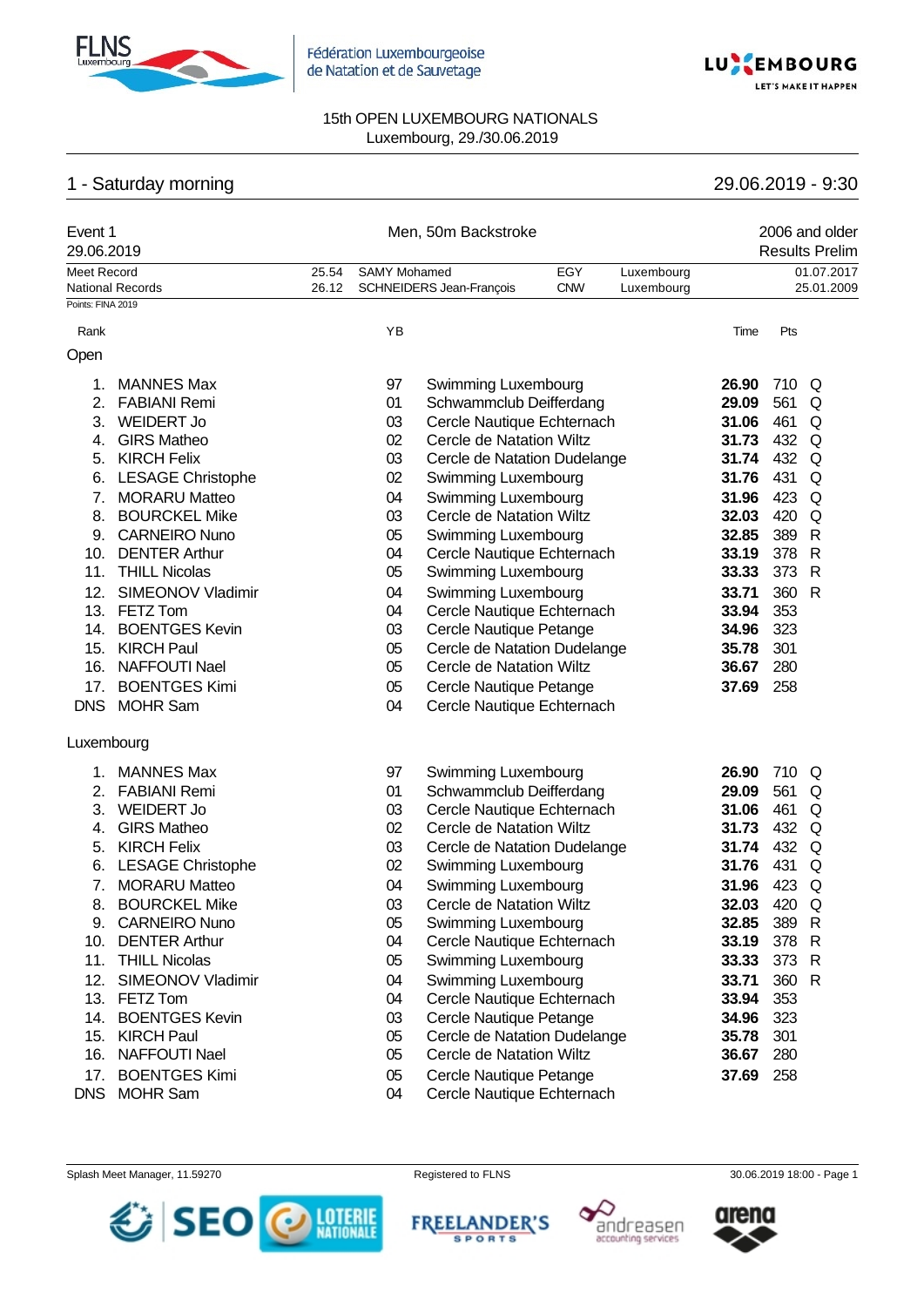Fédération Luxembourgeoise de Natation et de Sauvetage

15th OPEN LUXEMBOURG NATIONALS
Luxembourg, 29./30.06.2019

## 1 - Saturday morning

29.06.2019 - 9:30

### Event 1 — Men, 50m Backstroke

29.06.2019 — 2006 and older — Results Prelim

| | Time | Name | Nation | City | Date |
|---|---|---|---|---|---|
| Meet Record | 25.54 | SAMY Mohamed | EGY | Luxembourg | 01.07.2017 |
| National Records | 26.12 | SCHNEIDERS Jean-François | CNW | Luxembourg | 25.01.2009 |

Points: FINA 2019

#### Open

| Rank | Name | YB | Club | Time | Pts | |
|---|---|---|---|---|---|---|
| 1. | MANNES Max | 97 | Swimming Luxembourg | **26.90** | 710 | Q |
| 2. | FABIANI Remi | 01 | Schwammclub Deifferdang | **29.09** | 561 | Q |
| 3. | WEIDERT Jo | 03 | Cercle Nautique Echternach | **31.06** | 461 | Q |
| 4. | GIRS Matheo | 02 | Cercle de Natation Wiltz | **31.73** | 432 | Q |
| 5. | KIRCH Felix | 03 | Cercle de Natation Dudelange | **31.74** | 432 | Q |
| 6. | LESAGE Christophe | 02 | Swimming Luxembourg | **31.76** | 431 | Q |
| 7. | MORARU Matteo | 04 | Swimming Luxembourg | **31.96** | 423 | Q |
| 8. | BOURCKEL Mike | 03 | Cercle de Natation Wiltz | **32.03** | 420 | Q |
| 9. | CARNEIRO Nuno | 05 | Swimming Luxembourg | **32.85** | 389 | R |
| 10. | DENTER Arthur | 04 | Cercle Nautique Echternach | **33.19** | 378 | R |
| 11. | THILL Nicolas | 05 | Swimming Luxembourg | **33.33** | 373 | R |
| 12. | SIMEONOV Vladimir | 04 | Swimming Luxembourg | **33.71** | 360 | R |
| 13. | FETZ Tom | 04 | Cercle Nautique Echternach | **33.94** | 353 | |
| 14. | BOENTGES Kevin | 03 | Cercle Nautique Petange | **34.96** | 323 | |
| 15. | KIRCH Paul | 05 | Cercle de Natation Dudelange | **35.78** | 301 | |
| 16. | NAFFOUTI Nael | 05 | Cercle de Natation Wiltz | **36.67** | 280 | |
| 17. | BOENTGES Kimi | 05 | Cercle Nautique Petange | **37.69** | 258 | |
| DNS | MOHR Sam | 04 | Cercle Nautique Echternach | | | |

#### Luxembourg

| Rank | Name | YB | Club | Time | Pts | |
|---|---|---|---|---|---|---|
| 1. | MANNES Max | 97 | Swimming Luxembourg | **26.90** | 710 | Q |
| 2. | FABIANI Remi | 01 | Schwammclub Deifferdang | **29.09** | 561 | Q |
| 3. | WEIDERT Jo | 03 | Cercle Nautique Echternach | **31.06** | 461 | Q |
| 4. | GIRS Matheo | 02 | Cercle de Natation Wiltz | **31.73** | 432 | Q |
| 5. | KIRCH Felix | 03 | Cercle de Natation Dudelange | **31.74** | 432 | Q |
| 6. | LESAGE Christophe | 02 | Swimming Luxembourg | **31.76** | 431 | Q |
| 7. | MORARU Matteo | 04 | Swimming Luxembourg | **31.96** | 423 | Q |
| 8. | BOURCKEL Mike | 03 | Cercle de Natation Wiltz | **32.03** | 420 | Q |
| 9. | CARNEIRO Nuno | 05 | Swimming Luxembourg | **32.85** | 389 | R |
| 10. | DENTER Arthur | 04 | Cercle Nautique Echternach | **33.19** | 378 | R |
| 11. | THILL Nicolas | 05 | Swimming Luxembourg | **33.33** | 373 | R |
| 12. | SIMEONOV Vladimir | 04 | Swimming Luxembourg | **33.71** | 360 | R |
| 13. | FETZ Tom | 04 | Cercle Nautique Echternach | **33.94** | 353 | |
| 14. | BOENTGES Kevin | 03 | Cercle Nautique Petange | **34.96** | 323 | |
| 15. | KIRCH Paul | 05 | Cercle de Natation Dudelange | **35.78** | 301 | |
| 16. | NAFFOUTI Nael | 05 | Cercle de Natation Wiltz | **36.67** | 280 | |
| 17. | BOENTGES Kimi | 05 | Cercle Nautique Petange | **37.69** | 258 | |
| DNS | MOHR Sam | 04 | Cercle Nautique Echternach | | | |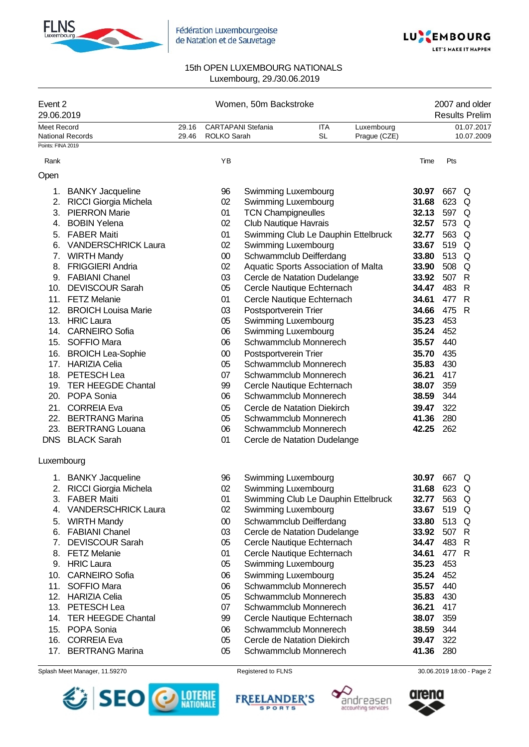15th OPEN LUXEMBOURG NATIONALS
Luxembourg, 29./30.06.2019

| Event 2 | Women, 50m Backstroke | 2007 and older |
|---|---|---|
| 29.06.2019 | | Results Prelim |

| | | | | | |
|---|---|---|---|---|---|
| Meet Record | 29.16 | CARTAPANI Stefania | ITA | Luxembourg | 01.07.2017 |
| National Records | 29.46 | ROLKO Sarah | SL | Prague (CZE) | 10.07.2009 |

Points: FINA 2019

## Open

| Rank | | YB | | Time | Pts | |
|---|---|---|---|---|---|---|
| 1. | BANKY Jacqueline | 96 | Swimming Luxembourg | **30.97** | 667 | Q |
| 2. | RICCI Giorgia Michela | 02 | Swimming Luxembourg | **31.68** | 623 | Q |
| 3. | PIERRON Marie | 01 | TCN Champigneulles | **32.13** | 597 | Q |
| 4. | BOBIN Yelena | 02 | Club Nautique Havrais | **32.57** | 573 | Q |
| 5. | FABER Maiti | 01 | Swimming Club Le Dauphin Ettelbruck | **32.77** | 563 | Q |
| 6. | VANDERSCHRICK Laura | 02 | Swimming Luxembourg | **33.67** | 519 | Q |
| 7. | WIRTH Mandy | 00 | Schwammclub Deifferdang | **33.80** | 513 | Q |
| 8. | FRIGGIERI Andria | 02 | Aquatic Sports Association of Malta | **33.90** | 508 | Q |
| 9. | FABIANI Chanel | 03 | Cercle de Natation Dudelange | **33.92** | 507 | R |
| 10. | DEVISCOUR Sarah | 05 | Cercle Nautique Echternach | **34.47** | 483 | R |
| 11. | FETZ Melanie | 01 | Cercle Nautique Echternach | **34.61** | 477 | R |
| 12. | BROICH Louisa Marie | 03 | Postsportverein Trier | **34.66** | 475 | R |
| 13. | HRIC Laura | 05 | Swimming Luxembourg | **35.23** | 453 | |
| 14. | CARNEIRO Sofia | 06 | Swimming Luxembourg | **35.24** | 452 | |
| 15. | SOFFIO Mara | 06 | Schwammclub Monnerech | **35.57** | 440 | |
| 16. | BROICH Lea-Sophie | 00 | Postsportverein Trier | **35.70** | 435 | |
| 17. | HARIZIA Celia | 05 | Schwammclub Monnerech | **35.83** | 430 | |
| 18. | PETESCH Lea | 07 | Schwammclub Monnerech | **36.21** | 417 | |
| 19. | TER HEEGDE Chantal | 99 | Cercle Nautique Echternach | **38.07** | 359 | |
| 20. | POPA Sonia | 06 | Schwammclub Monnerech | **38.59** | 344 | |
| 21. | CORREIA Eva | 05 | Cercle de Natation Diekirch | **39.47** | 322 | |
| 22. | BERTRANG Marina | 05 | Schwammclub Monnerech | **41.36** | 280 | |
| 23. | BERTRANG Louana | 06 | Schwammclub Monnerech | **42.25** | 262 | |
| DNS | BLACK Sarah | 01 | Cercle de Natation Dudelange | | | |

## Luxembourg

| Rank | | YB | | Time | Pts | |
|---|---|---|---|---|---|---|
| 1. | BANKY Jacqueline | 96 | Swimming Luxembourg | **30.97** | 667 | Q |
| 2. | RICCI Giorgia Michela | 02 | Swimming Luxembourg | **31.68** | 623 | Q |
| 3. | FABER Maiti | 01 | Swimming Club Le Dauphin Ettelbruck | **32.77** | 563 | Q |
| 4. | VANDERSCHRICK Laura | 02 | Swimming Luxembourg | **33.67** | 519 | Q |
| 5. | WIRTH Mandy | 00 | Schwammclub Deifferdang | **33.80** | 513 | Q |
| 6. | FABIANI Chanel | 03 | Cercle de Natation Dudelange | **33.92** | 507 | R |
| 7. | DEVISCOUR Sarah | 05 | Cercle Nautique Echternach | **34.47** | 483 | R |
| 8. | FETZ Melanie | 01 | Cercle Nautique Echternach | **34.61** | 477 | R |
| 9. | HRIC Laura | 05 | Swimming Luxembourg | **35.23** | 453 | |
| 10. | CARNEIRO Sofia | 06 | Swimming Luxembourg | **35.24** | 452 | |
| 11. | SOFFIO Mara | 06 | Schwammclub Monnerech | **35.57** | 440 | |
| 12. | HARIZIA Celia | 05 | Schwammclub Monnerech | **35.83** | 430 | |
| 13. | PETESCH Lea | 07 | Schwammclub Monnerech | **36.21** | 417 | |
| 14. | TER HEEGDE Chantal | 99 | Cercle Nautique Echternach | **38.07** | 359 | |
| 15. | POPA Sonia | 06 | Schwammclub Monnerech | **38.59** | 344 | |
| 16. | CORREIA Eva | 05 | Cercle de Natation Diekirch | **39.47** | 322 | |
| 17. | BERTRANG Marina | 05 | Schwammclub Monnerech | **41.36** | 280 | |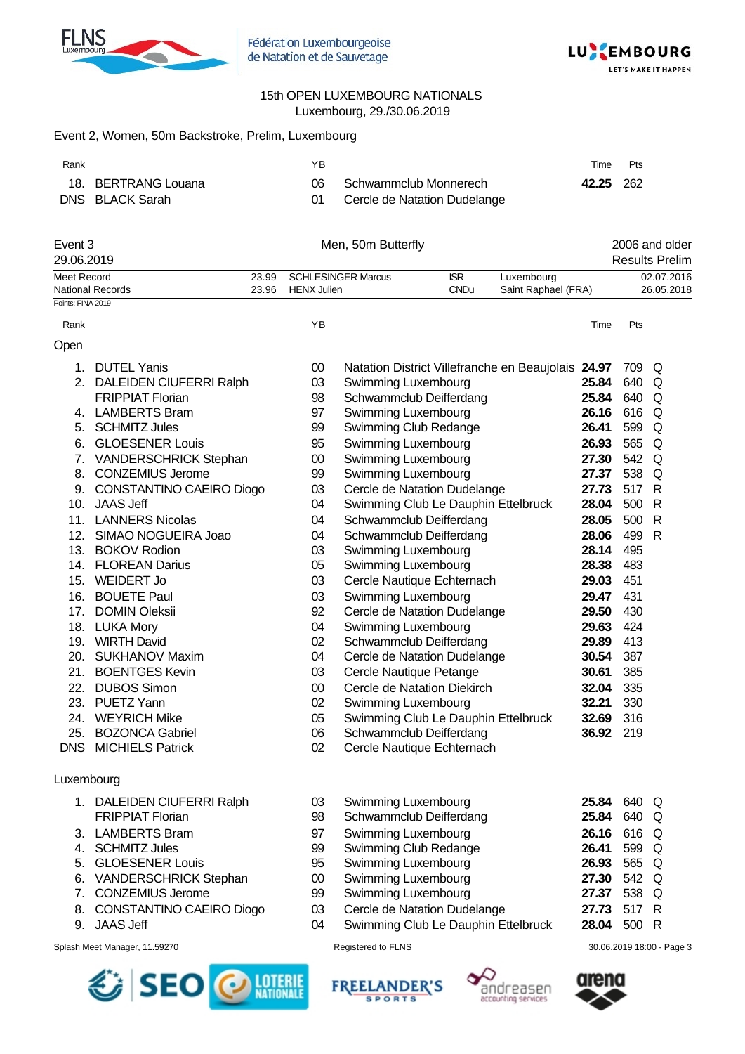15th OPEN LUXEMBOURG NATIONALS
Luxembourg, 29./30.06.2019

Event 2, Women, 50m Backstroke, Prelim, Luxembourg

| Rank | | YB | | Time | Pts |
|---|---|---|---|---|---|
| 18. | BERTRANG Louana | 06 | Schwammclub Monnerech | **42.25** | 262 |
| DNS | BLACK Sarah | 01 | Cercle de Natation Dudelange | | |

## Event 3 — Men, 50m Butterfly — 2006 and older

29.06.2019 — Results Prelim

| | | | | | |
|---|---|---|---|---|---|
| Meet Record | 23.99 | SCHLESINGER Marcus | ISR | Luxembourg | 02.07.2016 |
| National Records | 23.96 | HENX Julien | CNDu | Saint Raphael (FRA) | 26.05.2018 |

Points: FINA 2019

### Open

| Rank | | YB | | Time | Pts | |
|---|---|---|---|---|---|---|
| 1. | DUTEL Yanis | 00 | Natation District Villefranche en Beaujolais | **24.97** | 709 | Q |
| 2. | DALEIDEN CIUFERRI Ralph | 03 | Swimming Luxembourg | **25.84** | 640 | Q |
| | FRIPPIAT Florian | 98 | Schwammclub Deifferdang | **25.84** | 640 | Q |
| 4. | LAMBERTS Bram | 97 | Swimming Luxembourg | **26.16** | 616 | Q |
| 5. | SCHMITZ Jules | 99 | Swimming Club Redange | **26.41** | 599 | Q |
| 6. | GLOESENER Louis | 95 | Swimming Luxembourg | **26.93** | 565 | Q |
| 7. | VANDERSCHRICK Stephan | 00 | Swimming Luxembourg | **27.30** | 542 | Q |
| 8. | CONZEMIUS Jerome | 99 | Swimming Luxembourg | **27.37** | 538 | Q |
| 9. | CONSTANTINO CAEIRO Diogo | 03 | Cercle de Natation Dudelange | **27.73** | 517 | R |
| 10. | JAAS Jeff | 04 | Swimming Club Le Dauphin Ettelbruck | **28.04** | 500 | R |
| 11. | LANNERS Nicolas | 04 | Schwammclub Deifferdang | **28.05** | 500 | R |
| 12. | SIMAO NOGUEIRA Joao | 04 | Schwammclub Deifferdang | **28.06** | 499 | R |
| 13. | BOKOV Rodion | 03 | Swimming Luxembourg | **28.14** | 495 | |
| 14. | FLOREAN Darius | 05 | Swimming Luxembourg | **28.38** | 483 | |
| 15. | WEIDERT Jo | 03 | Cercle Nautique Echternach | **29.03** | 451 | |
| 16. | BOUETE Paul | 03 | Swimming Luxembourg | **29.47** | 431 | |
| 17. | DOMIN Oleksii | 92 | Cercle de Natation Dudelange | **29.50** | 430 | |
| 18. | LUKA Mory | 04 | Swimming Luxembourg | **29.63** | 424 | |
| 19. | WIRTH David | 02 | Schwammclub Deifferdang | **29.89** | 413 | |
| 20. | SUKHANOV Maxim | 04 | Cercle de Natation Dudelange | **30.54** | 387 | |
| 21. | BOENTGES Kevin | 03 | Cercle Nautique Petange | **30.61** | 385 | |
| 22. | DUBOS Simon | 00 | Cercle de Natation Diekirch | **32.04** | 335 | |
| 23. | PUETZ Yann | 02 | Swimming Luxembourg | **32.21** | 330 | |
| 24. | WEYRICH Mike | 05 | Swimming Club Le Dauphin Ettelbruck | **32.69** | 316 | |
| 25. | BOZONCA Gabriel | 06 | Schwammclub Deifferdang | **36.92** | 219 | |
| DNS | MICHIELS Patrick | 02 | Cercle Nautique Echternach | | | |

### Luxembourg

| Rank | | YB | | Time | Pts | |
|---|---|---|---|---|---|---|
| 1. | DALEIDEN CIUFERRI Ralph | 03 | Swimming Luxembourg | **25.84** | 640 | Q |
| | FRIPPIAT Florian | 98 | Schwammclub Deifferdang | **25.84** | 640 | Q |
| 3. | LAMBERTS Bram | 97 | Swimming Luxembourg | **26.16** | 616 | Q |
| 4. | SCHMITZ Jules | 99 | Swimming Club Redange | **26.41** | 599 | Q |
| 5. | GLOESENER Louis | 95 | Swimming Luxembourg | **26.93** | 565 | Q |
| 6. | VANDERSCHRICK Stephan | 00 | Swimming Luxembourg | **27.30** | 542 | Q |
| 7. | CONZEMIUS Jerome | 99 | Swimming Luxembourg | **27.37** | 538 | Q |
| 8. | CONSTANTINO CAEIRO Diogo | 03 | Cercle de Natation Dudelange | **27.73** | 517 | R |
| 9. | JAAS Jeff | 04 | Swimming Club Le Dauphin Ettelbruck | **28.04** | 500 | R |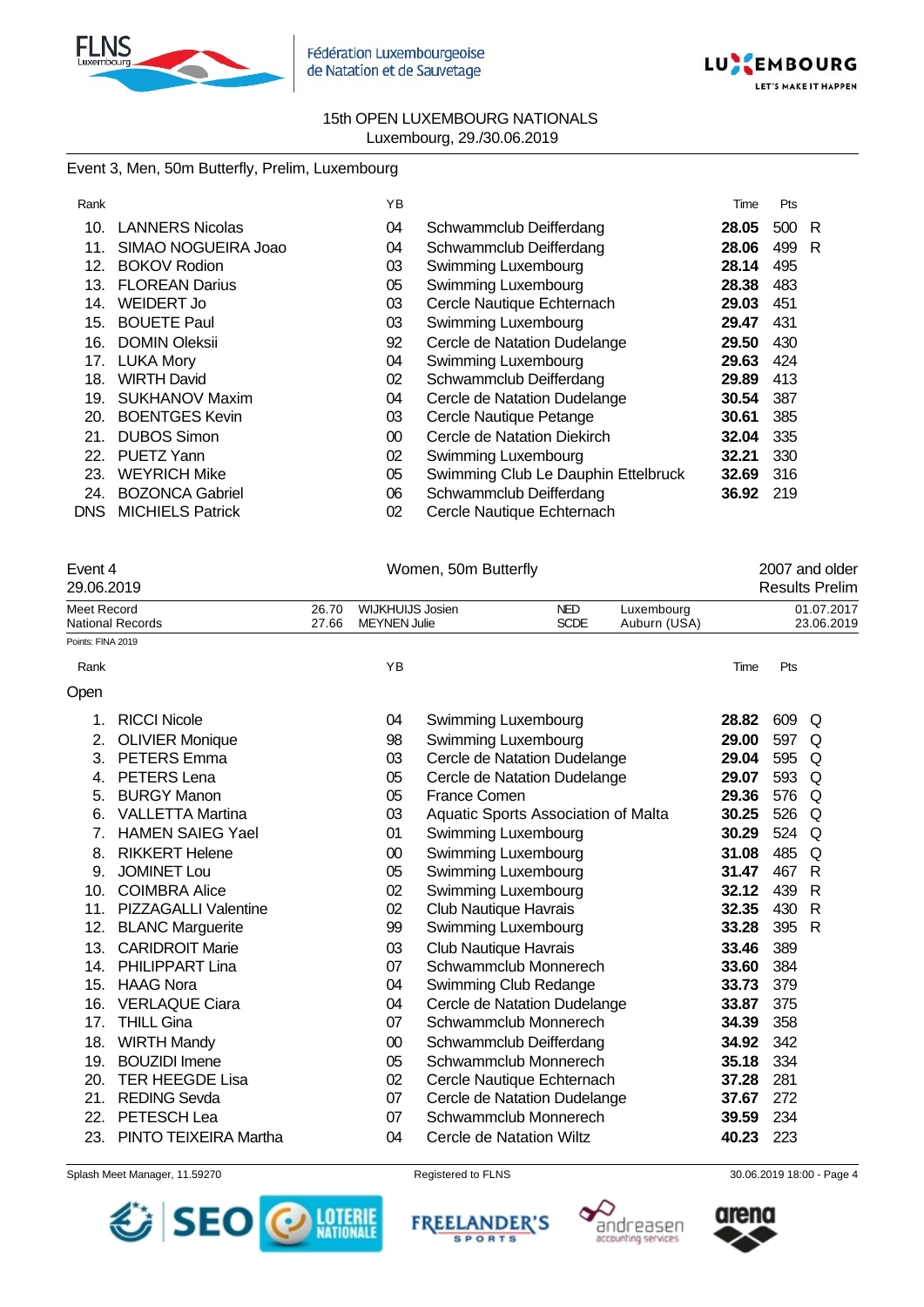15th OPEN LUXEMBOURG NATIONALS
Luxembourg, 29./30.06.2019

Event 3, Men, 50m Butterfly, Prelim, Luxembourg

| Rank | | YB | | Time | Pts | |
|---|---|---|---|---|---|---|
| 10. | LANNERS Nicolas | 04 | Schwammclub Deifferdang | **28.05** | 500 | R |
| 11. | SIMAO NOGUEIRA Joao | 04 | Schwammclub Deifferdang | **28.06** | 499 | R |
| 12. | BOKOV Rodion | 03 | Swimming Luxembourg | **28.14** | 495 | |
| 13. | FLOREAN Darius | 05 | Swimming Luxembourg | **28.38** | 483 | |
| 14. | WEIDERT Jo | 03 | Cercle Nautique Echternach | **29.03** | 451 | |
| 15. | BOUETE Paul | 03 | Swimming Luxembourg | **29.47** | 431 | |
| 16. | DOMIN Oleksii | 92 | Cercle de Natation Dudelange | **29.50** | 430 | |
| 17. | LUKA Mory | 04 | Swimming Luxembourg | **29.63** | 424 | |
| 18. | WIRTH David | 02 | Schwammclub Deifferdang | **29.89** | 413 | |
| 19. | SUKHANOV Maxim | 04 | Cercle de Natation Dudelange | **30.54** | 387 | |
| 20. | BOENTGES Kevin | 03 | Cercle Nautique Petange | **30.61** | 385 | |
| 21. | DUBOS Simon | 00 | Cercle de Natation Diekirch | **32.04** | 335 | |
| 22. | PUETZ Yann | 02 | Swimming Luxembourg | **32.21** | 330 | |
| 23. | WEYRICH Mike | 05 | Swimming Club Le Dauphin Ettelbruck | **32.69** | 316 | |
| 24. | BOZONCA Gabriel | 06 | Schwammclub Deifferdang | **36.92** | 219 | |
| DNS | MICHIELS Patrick | 02 | Cercle Nautique Echternach | | | |

Event 4 — Women, 50m Butterfly — 2007 and older
29.06.2019 — Results Prelim

| | | | | | |
|---|---|---|---|---|---|
| Meet Record | 26.70 | WIJKHUIJS Josien | NED | Luxembourg | 01.07.2017 |
| National Records | 27.66 | MEYNEN Julie | SCDE | Auburn (USA) | 23.06.2019 |

Points: FINA 2019

Open

| Rank | | YB | | Time | Pts | |
|---|---|---|---|---|---|---|
| 1. | RICCI Nicole | 04 | Swimming Luxembourg | **28.82** | 609 | Q |
| 2. | OLIVIER Monique | 98 | Swimming Luxembourg | **29.00** | 597 | Q |
| 3. | PETERS Emma | 03 | Cercle de Natation Dudelange | **29.04** | 595 | Q |
| 4. | PETERS Lena | 05 | Cercle de Natation Dudelange | **29.07** | 593 | Q |
| 5. | BURGY Manon | 05 | France Comen | **29.36** | 576 | Q |
| 6. | VALLETTA Martina | 03 | Aquatic Sports Association of Malta | **30.25** | 526 | Q |
| 7. | HAMEN SAIEG Yael | 01 | Swimming Luxembourg | **30.29** | 524 | Q |
| 8. | RIKKERT Helene | 00 | Swimming Luxembourg | **31.08** | 485 | Q |
| 9. | JOMINET Lou | 05 | Swimming Luxembourg | **31.47** | 467 | R |
| 10. | COIMBRA Alice | 02 | Swimming Luxembourg | **32.12** | 439 | R |
| 11. | PIZZAGALLI Valentine | 02 | Club Nautique Havrais | **32.35** | 430 | R |
| 12. | BLANC Marguerite | 99 | Swimming Luxembourg | **33.28** | 395 | R |
| 13. | CARIDROIT Marie | 03 | Club Nautique Havrais | **33.46** | 389 | |
| 14. | PHILIPPART Lina | 07 | Schwammclub Monnerech | **33.60** | 384 | |
| 15. | HAAG Nora | 04 | Swimming Club Redange | **33.73** | 379 | |
| 16. | VERLAQUE Ciara | 04 | Cercle de Natation Dudelange | **33.87** | 375 | |
| 17. | THILL Gina | 07 | Schwammclub Monnerech | **34.39** | 358 | |
| 18. | WIRTH Mandy | 00 | Schwammclub Deifferdang | **34.92** | 342 | |
| 19. | BOUZIDI Imene | 05 | Schwammclub Monnerech | **35.18** | 334 | |
| 20. | TER HEEGDE Lisa | 02 | Cercle Nautique Echternach | **37.28** | 281 | |
| 21. | REDING Sevda | 07 | Cercle de Natation Dudelange | **37.67** | 272 | |
| 22. | PETESCH Lea | 07 | Schwammclub Monnerech | **39.59** | 234 | |
| 23. | PINTO TEIXEIRA Martha | 04 | Cercle de Natation Wiltz | **40.23** | 223 | |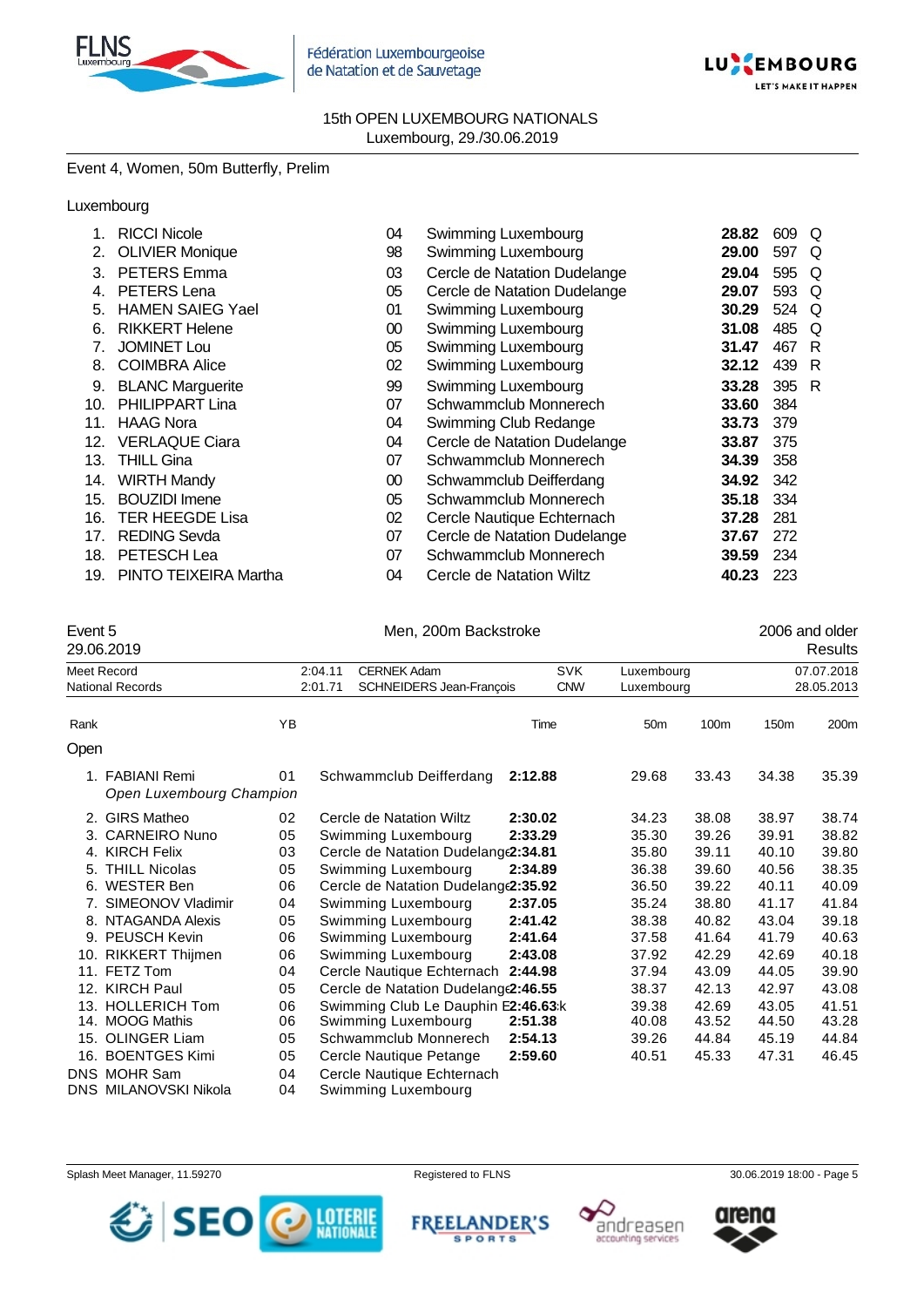Fédération Luxembourgeoise de Natation et de Sauvetage

15th OPEN LUXEMBOURG NATIONALS
Luxembourg, 29./30.06.2019

## Event 4, Women, 50m Butterfly, Prelim

Luxembourg

| Rank | Name | YB | Club | Time | Points | |
|---|---|---|---|---|---|---|
| 1. | RICCI Nicole | 04 | Swimming Luxembourg | **28.82** | 609 | Q |
| 2. | OLIVIER Monique | 98 | Swimming Luxembourg | **29.00** | 597 | Q |
| 3. | PETERS Emma | 03 | Cercle de Natation Dudelange | **29.04** | 595 | Q |
| 4. | PETERS Lena | 05 | Cercle de Natation Dudelange | **29.07** | 593 | Q |
| 5. | HAMEN SAIEG Yael | 01 | Swimming Luxembourg | **30.29** | 524 | Q |
| 6. | RIKKERT Helene | 00 | Swimming Luxembourg | **31.08** | 485 | Q |
| 7. | JOMINET Lou | 05 | Swimming Luxembourg | **31.47** | 467 | R |
| 8. | COIMBRA Alice | 02 | Swimming Luxembourg | **32.12** | 439 | R |
| 9. | BLANC Marguerite | 99 | Swimming Luxembourg | **33.28** | 395 | R |
| 10. | PHILIPPART Lina | 07 | Schwammclub Monnerech | **33.60** | 384 | |
| 11. | HAAG Nora | 04 | Swimming Club Redange | **33.73** | 379 | |
| 12. | VERLAQUE Ciara | 04 | Cercle de Natation Dudelange | **33.87** | 375 | |
| 13. | THILL Gina | 07 | Schwammclub Monnerech | **34.39** | 358 | |
| 14. | WIRTH Mandy | 00 | Schwammclub Deifferdang | **34.92** | 342 | |
| 15. | BOUZIDI Imene | 05 | Schwammclub Monnerech | **35.18** | 334 | |
| 16. | TER HEEGDE Lisa | 02 | Cercle Nautique Echternach | **37.28** | 281 | |
| 17. | REDING Sevda | 07 | Cercle de Natation Dudelange | **37.67** | 272 | |
| 18. | PETESCH Lea | 07 | Schwammclub Monnerech | **39.59** | 234 | |
| 19. | PINTO TEIXEIRA Martha | 04 | Cercle de Natation Wiltz | **40.23** | 223 | |

## Event 5 — Men, 200m Backstroke — 2006 and older

29.06.2019 — Results

| | | | | | |
|---|---|---|---|---|---|
| Meet Record | 2:04.11 | CERNEK Adam | SVK | Luxembourg | 07.07.2018 |
| National Records | 2:01.71 | SCHNEIDERS Jean-François | CNW | Luxembourg | 28.05.2013 |

Open

| Rank | Name | YB | Club | Time | 50m | 100m | 150m | 200m |
|---|---|---|---|---|---|---|---|---|
| 1. | FABIANI Remi *Open Luxembourg Champion* | 01 | Schwammclub Deifferdang | **2:12.88** | 29.68 | 33.43 | 34.38 | 35.39 |
| 2. | GIRS Matheo | 02 | Cercle de Natation Wiltz | **2:30.02** | 34.23 | 38.08 | 38.97 | 38.74 |
| 3. | CARNEIRO Nuno | 05 | Swimming Luxembourg | **2:33.29** | 35.30 | 39.26 | 39.91 | 38.82 |
| 4. | KIRCH Felix | 03 | Cercle de Natation Dudelange | **2:34.81** | 35.80 | 39.11 | 40.10 | 39.80 |
| 5. | THILL Nicolas | 05 | Swimming Luxembourg | **2:34.89** | 36.38 | 39.60 | 40.56 | 38.35 |
| 6. | WESTER Ben | 06 | Cercle de Natation Dudelange | **2:35.92** | 36.50 | 39.22 | 40.11 | 40.09 |
| 7. | SIMEONOV Vladimir | 04 | Swimming Luxembourg | **2:37.05** | 35.24 | 38.80 | 41.17 | 41.84 |
| 8. | NTAGANDA Alexis | 05 | Swimming Luxembourg | **2:41.42** | 38.38 | 40.82 | 43.04 | 39.18 |
| 9. | PEUSCH Kevin | 06 | Swimming Luxembourg | **2:41.64** | 37.58 | 41.64 | 41.79 | 40.63 |
| 10. | RIKKERT Thijmen | 06 | Swimming Luxembourg | **2:43.08** | 37.92 | 42.29 | 42.69 | 40.18 |
| 11. | FETZ Tom | 04 | Cercle Nautique Echternach | **2:44.98** | 37.94 | 43.09 | 44.05 | 39.90 |
| 12. | KIRCH Paul | 05 | Cercle de Natation Dudelange | **2:46.55** | 38.37 | 42.13 | 42.97 | 43.08 |
| 13. | HOLLERICH Tom | 06 | Swimming Club Le Dauphin Ettelbruck | **2:46.63** | 39.38 | 42.69 | 43.05 | 41.51 |
| 14. | MOOG Mathis | 06 | Swimming Luxembourg | **2:51.38** | 40.08 | 43.52 | 44.50 | 43.28 |
| 15. | OLINGER Liam | 05 | Schwammclub Monnerech | **2:54.13** | 39.26 | 44.84 | 45.19 | 44.84 |
| 16. | BOENTGES Kimi | 05 | Cercle Nautique Petange | **2:59.60** | 40.51 | 45.33 | 47.31 | 46.45 |
| DNS | MOHR Sam | 04 | Cercle Nautique Echternach | | | | | |
| DNS | MILANOVSKI Nikola | 04 | Swimming Luxembourg | | | | | |

Splash Meet Manager, 11.59270 — Registered to FLNS — 30.06.2019 18:00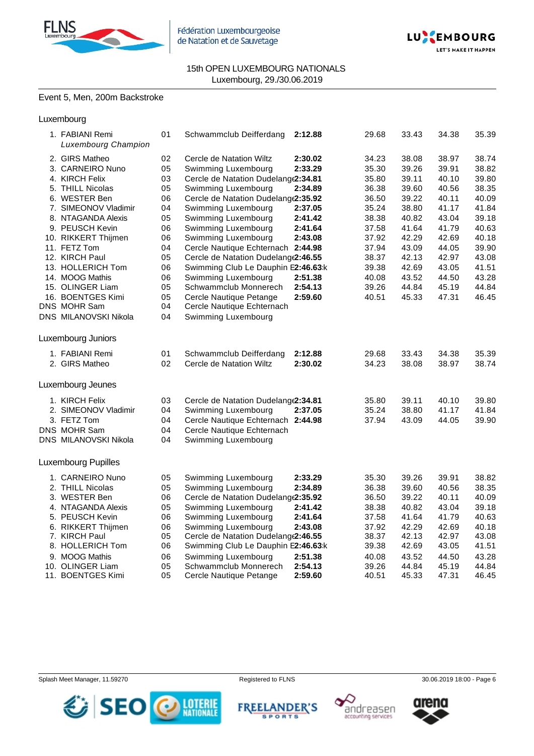15th OPEN LUXEMBOURG NATIONALS
Luxembourg, 29./30.06.2019

## Event 5, Men, 200m Backstroke

### Luxembourg

| Rank | Name | YoB | Club | Time | 50m | 100m | 150m | 200m |
|---|---|---|---|---|---|---|---|---|
| 1. | FABIANI Remi *Luxembourg Champion* | 01 | Schwammclub Deifferdang | **2:12.88** | 29.68 | 33.43 | 34.38 | 35.39 |
| 2. | GIRS Matheo | 02 | Cercle de Natation Wiltz | **2:30.02** | 34.23 | 38.08 | 38.97 | 38.74 |
| 3. | CARNEIRO Nuno | 05 | Swimming Luxembourg | **2:33.29** | 35.30 | 39.26 | 39.91 | 38.82 |
| 4. | KIRCH Felix | 03 | Cercle de Natation Dudelange | **2:34.81** | 35.80 | 39.11 | 40.10 | 39.80 |
| 5. | THILL Nicolas | 05 | Swimming Luxembourg | **2:34.89** | 36.38 | 39.60 | 40.56 | 38.35 |
| 6. | WESTER Ben | 06 | Cercle de Natation Dudelange | **2:35.92** | 36.50 | 39.22 | 40.11 | 40.09 |
| 7. | SIMEONOV Vladimir | 04 | Swimming Luxembourg | **2:37.05** | 35.24 | 38.80 | 41.17 | 41.84 |
| 8. | NTAGANDA Alexis | 05 | Swimming Luxembourg | **2:41.42** | 38.38 | 40.82 | 43.04 | 39.18 |
| 9. | PEUSCH Kevin | 06 | Swimming Luxembourg | **2:41.64** | 37.58 | 41.64 | 41.79 | 40.63 |
| 10. | RIKKERT Thijmen | 06 | Swimming Luxembourg | **2:43.08** | 37.92 | 42.29 | 42.69 | 40.18 |
| 11. | FETZ Tom | 04 | Cercle Nautique Echternach | **2:44.98** | 37.94 | 43.09 | 44.05 | 39.90 |
| 12. | KIRCH Paul | 05 | Cercle de Natation Dudelange | **2:46.55** | 38.37 | 42.13 | 42.97 | 43.08 |
| 13. | HOLLERICH Tom | 06 | Swimming Club Le Dauphin Ettelbruck | **2:46.63** | 39.38 | 42.69 | 43.05 | 41.51 |
| 14. | MOOG Mathis | 06 | Swimming Luxembourg | **2:51.38** | 40.08 | 43.52 | 44.50 | 43.28 |
| 15. | OLINGER Liam | 05 | Schwammclub Monnerech | **2:54.13** | 39.26 | 44.84 | 45.19 | 44.84 |
| 16. | BOENTGES Kimi | 05 | Cercle Nautique Petange | **2:59.60** | 40.51 | 45.33 | 47.31 | 46.45 |
| DNS | MOHR Sam | 04 | Cercle Nautique Echternach | | | | | |
| DNS | MILANOVSKI Nikola | 04 | Swimming Luxembourg | | | | | |

### Luxembourg Juniors

| Rank | Name | YoB | Club | Time | 50m | 100m | 150m | 200m |
|---|---|---|---|---|---|---|---|---|
| 1. | FABIANI Remi | 01 | Schwammclub Deifferdang | **2:12.88** | 29.68 | 33.43 | 34.38 | 35.39 |
| 2. | GIRS Matheo | 02 | Cercle de Natation Wiltz | **2:30.02** | 34.23 | 38.08 | 38.97 | 38.74 |

### Luxembourg Jeunes

| Rank | Name | YoB | Club | Time | 50m | 100m | 150m | 200m |
|---|---|---|---|---|---|---|---|---|
| 1. | KIRCH Felix | 03 | Cercle de Natation Dudelange | **2:34.81** | 35.80 | 39.11 | 40.10 | 39.80 |
| 2. | SIMEONOV Vladimir | 04 | Swimming Luxembourg | **2:37.05** | 35.24 | 38.80 | 41.17 | 41.84 |
| 3. | FETZ Tom | 04 | Cercle Nautique Echternach | **2:44.98** | 37.94 | 43.09 | 44.05 | 39.90 |
| DNS | MOHR Sam | 04 | Cercle Nautique Echternach | | | | | |
| DNS | MILANOVSKI Nikola | 04 | Swimming Luxembourg | | | | | |

### Luxembourg Pupilles

| Rank | Name | YoB | Club | Time | 50m | 100m | 150m | 200m |
|---|---|---|---|---|---|---|---|---|
| 1. | CARNEIRO Nuno | 05 | Swimming Luxembourg | **2:33.29** | 35.30 | 39.26 | 39.91 | 38.82 |
| 2. | THILL Nicolas | 05 | Swimming Luxembourg | **2:34.89** | 36.38 | 39.60 | 40.56 | 38.35 |
| 3. | WESTER Ben | 06 | Cercle de Natation Dudelange | **2:35.92** | 36.50 | 39.22 | 40.11 | 40.09 |
| 4. | NTAGANDA Alexis | 05 | Swimming Luxembourg | **2:41.42** | 38.38 | 40.82 | 43.04 | 39.18 |
| 5. | PEUSCH Kevin | 06 | Swimming Luxembourg | **2:41.64** | 37.58 | 41.64 | 41.79 | 40.63 |
| 6. | RIKKERT Thijmen | 06 | Swimming Luxembourg | **2:43.08** | 37.92 | 42.29 | 42.69 | 40.18 |
| 7. | KIRCH Paul | 05 | Cercle de Natation Dudelange | **2:46.55** | 38.37 | 42.13 | 42.97 | 43.08 |
| 8. | HOLLERICH Tom | 06 | Swimming Club Le Dauphin Ettelbruck | **2:46.63** | 39.38 | 42.69 | 43.05 | 41.51 |
| 9. | MOOG Mathis | 06 | Swimming Luxembourg | **2:51.38** | 40.08 | 43.52 | 44.50 | 43.28 |
| 10. | OLINGER Liam | 05 | Schwammclub Monnerech | **2:54.13** | 39.26 | 44.84 | 45.19 | 44.84 |
| 11. | BOENTGES Kimi | 05 | Cercle Nautique Petange | **2:59.60** | 40.51 | 45.33 | 47.31 | 46.45 |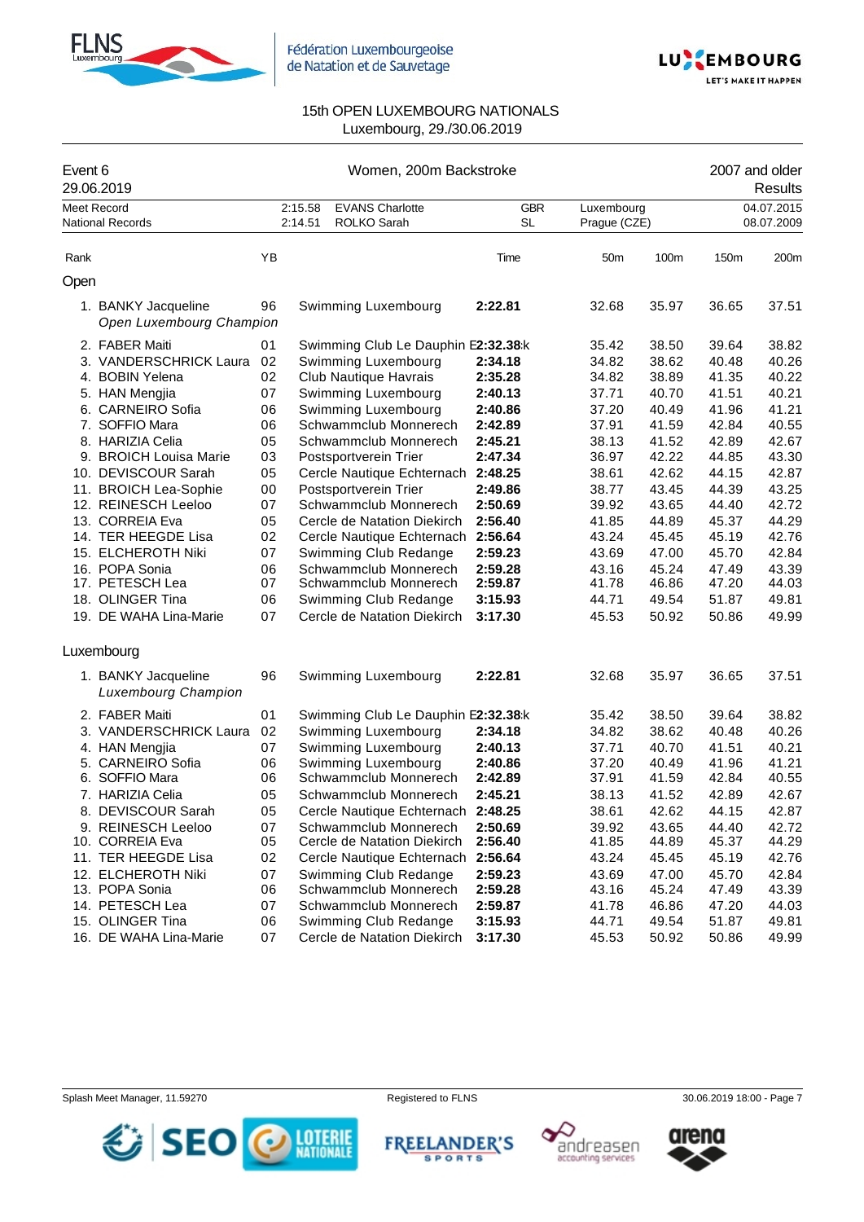15th OPEN LUXEMBOURG NATIONALS
Luxembourg, 29./30.06.2019

| Event 6 | Women, 200m Backstroke | 2007 and older |
|---|---|---|
| 29.06.2019 | | Results |

| | | | | | |
|---|---|---|---|---|---|
| Meet Record | 2:15.58 | EVANS Charlotte | GBR | Luxembourg | 04.07.2015 |
| National Records | 2:14.51 | ROLKO Sarah | SL | Prague (CZE) | 08.07.2009 |

## Open

| Rank | | YB | | Time | 50m | 100m | 150m | 200m |
|---|---|---|---|---|---|---|---|---|
| 1. | BANKY Jacqueline *Open Luxembourg Champion* | 96 | Swimming Luxembourg | **2:22.81** | 32.68 | 35.97 | 36.65 | 37.51 |
| 2. | FABER Maiti | 01 | Swimming Club Le Dauphin E | **2:32.38** k | 35.42 | 38.50 | 39.64 | 38.82 |
| 3. | VANDERSCHRICK Laura | 02 | Swimming Luxembourg | **2:34.18** | 34.82 | 38.62 | 40.48 | 40.26 |
| 4. | BOBIN Yelena | 02 | Club Nautique Havrais | **2:35.28** | 34.82 | 38.89 | 41.35 | 40.22 |
| 5. | HAN Mengjia | 07 | Swimming Luxembourg | **2:40.13** | 37.71 | 40.70 | 41.51 | 40.21 |
| 6. | CARNEIRO Sofia | 06 | Swimming Luxembourg | **2:40.86** | 37.20 | 40.49 | 41.96 | 41.21 |
| 7. | SOFFIO Mara | 06 | Schwammclub Monnerech | **2:42.89** | 37.91 | 41.59 | 42.84 | 40.55 |
| 8. | HARIZIA Celia | 05 | Schwammclub Monnerech | **2:45.21** | 38.13 | 41.52 | 42.89 | 42.67 |
| 9. | BROICH Louisa Marie | 03 | Postsportverein Trier | **2:47.34** | 36.97 | 42.22 | 44.85 | 43.30 |
| 10. | DEVISCOUR Sarah | 05 | Cercle Nautique Echternach | **2:48.25** | 38.61 | 42.62 | 44.15 | 42.87 |
| 11. | BROICH Lea-Sophie | 00 | Postsportverein Trier | **2:49.86** | 38.77 | 43.45 | 44.39 | 43.25 |
| 12. | REINESCH Leeloo | 07 | Schwammclub Monnerech | **2:50.69** | 39.92 | 43.65 | 44.40 | 42.72 |
| 13. | CORREIA Eva | 05 | Cercle de Natation Diekirch | **2:56.40** | 41.85 | 44.89 | 45.37 | 44.29 |
| 14. | TER HEEGDE Lisa | 02 | Cercle Nautique Echternach | **2:56.64** | 43.24 | 45.45 | 45.19 | 42.76 |
| 15. | ELCHEROTH Niki | 07 | Swimming Club Redange | **2:59.23** | 43.69 | 47.00 | 45.70 | 42.84 |
| 16. | POPA Sonia | 06 | Schwammclub Monnerech | **2:59.28** | 43.16 | 45.24 | 47.49 | 43.39 |
| 17. | PETESCH Lea | 07 | Schwammclub Monnerech | **2:59.87** | 41.78 | 46.86 | 47.20 | 44.03 |
| 18. | OLINGER Tina | 06 | Swimming Club Redange | **3:15.93** | 44.71 | 49.54 | 51.87 | 49.81 |
| 19. | DE WAHA Lina-Marie | 07 | Cercle de Natation Diekirch | **3:17.30** | 45.53 | 50.92 | 50.86 | 49.99 |

## Luxembourg

| Rank | | YB | | Time | 50m | 100m | 150m | 200m |
|---|---|---|---|---|---|---|---|---|
| 1. | BANKY Jacqueline *Luxembourg Champion* | 96 | Swimming Luxembourg | **2:22.81** | 32.68 | 35.97 | 36.65 | 37.51 |
| 2. | FABER Maiti | 01 | Swimming Club Le Dauphin E | **2:32.38** k | 35.42 | 38.50 | 39.64 | 38.82 |
| 3. | VANDERSCHRICK Laura | 02 | Swimming Luxembourg | **2:34.18** | 34.82 | 38.62 | 40.48 | 40.26 |
| 4. | HAN Mengjia | 07 | Swimming Luxembourg | **2:40.13** | 37.71 | 40.70 | 41.51 | 40.21 |
| 5. | CARNEIRO Sofia | 06 | Swimming Luxembourg | **2:40.86** | 37.20 | 40.49 | 41.96 | 41.21 |
| 6. | SOFFIO Mara | 06 | Schwammclub Monnerech | **2:42.89** | 37.91 | 41.59 | 42.84 | 40.55 |
| 7. | HARIZIA Celia | 05 | Schwammclub Monnerech | **2:45.21** | 38.13 | 41.52 | 42.89 | 42.67 |
| 8. | DEVISCOUR Sarah | 05 | Cercle Nautique Echternach | **2:48.25** | 38.61 | 42.62 | 44.15 | 42.87 |
| 9. | REINESCH Leeloo | 07 | Schwammclub Monnerech | **2:50.69** | 39.92 | 43.65 | 44.40 | 42.72 |
| 10. | CORREIA Eva | 05 | Cercle de Natation Diekirch | **2:56.40** | 41.85 | 44.89 | 45.37 | 44.29 |
| 11. | TER HEEGDE Lisa | 02 | Cercle Nautique Echternach | **2:56.64** | 43.24 | 45.45 | 45.19 | 42.76 |
| 12. | ELCHEROTH Niki | 07 | Swimming Club Redange | **2:59.23** | 43.69 | 47.00 | 45.70 | 42.84 |
| 13. | POPA Sonia | 06 | Schwammclub Monnerech | **2:59.28** | 43.16 | 45.24 | 47.49 | 43.39 |
| 14. | PETESCH Lea | 07 | Schwammclub Monnerech | **2:59.87** | 41.78 | 46.86 | 47.20 | 44.03 |
| 15. | OLINGER Tina | 06 | Swimming Club Redange | **3:15.93** | 44.71 | 49.54 | 51.87 | 49.81 |
| 16. | DE WAHA Lina-Marie | 07 | Cercle de Natation Diekirch | **3:17.30** | 45.53 | 50.92 | 50.86 | 49.99 |

Splash Meet Manager, 11.59270 — Registered to FLNS — 30.06.2019 18:00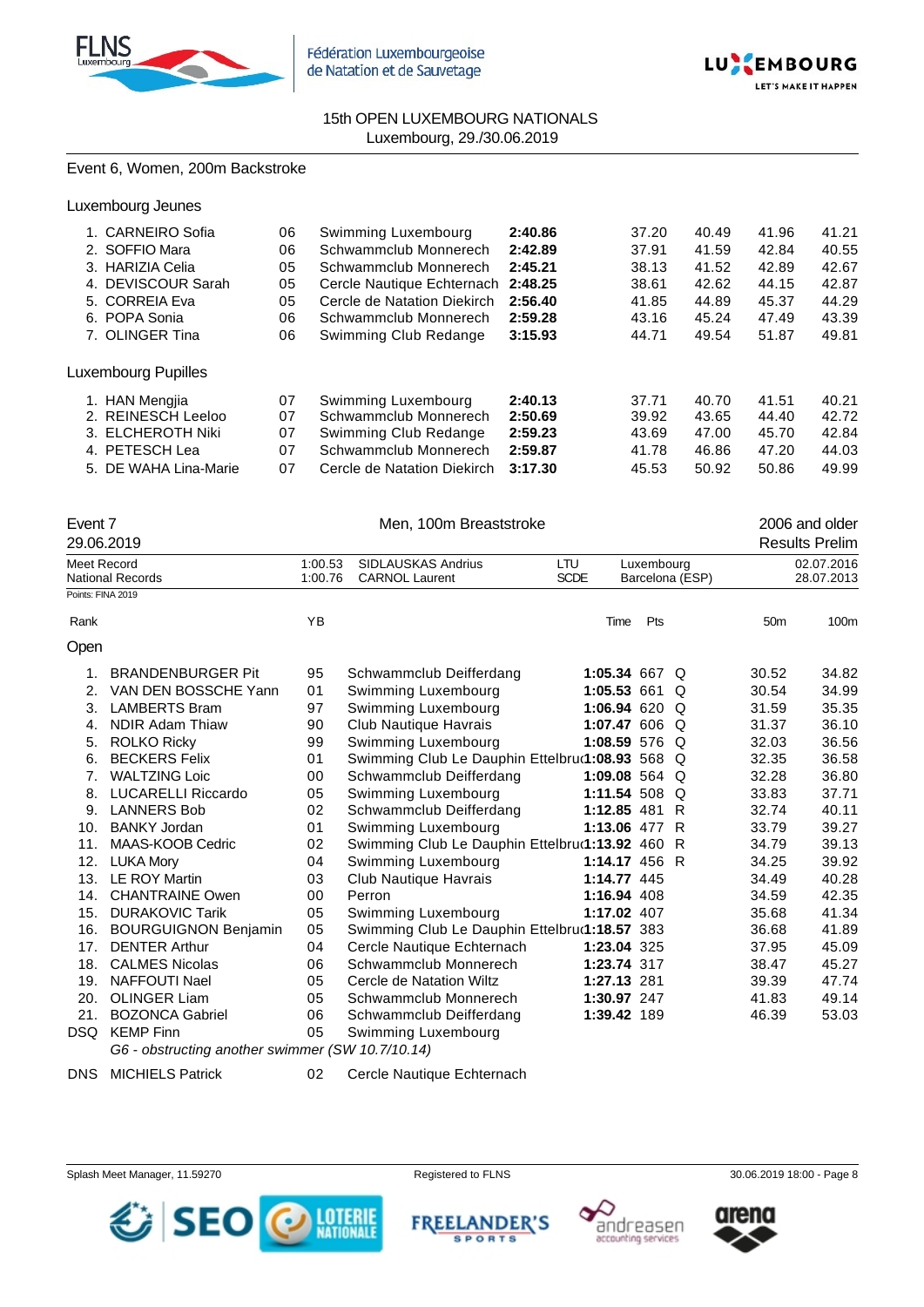15th OPEN LUXEMBOURG NATIONALS
Luxembourg, 29./30.06.2019

## Event 6, Women, 200m Backstroke

### Luxembourg Jeunes

| Rank | Name | YB | Club | Time | 50m | 100m | 150m | 200m |
|---|---|---|---|---|---|---|---|---|
| 1. | CARNEIRO Sofia | 06 | Swimming Luxembourg | **2:40.86** | 37.20 | 40.49 | 41.96 | 41.21 |
| 2. | SOFFIO Mara | 06 | Schwammclub Monnerech | **2:42.89** | 37.91 | 41.59 | 42.84 | 40.55 |
| 3. | HARIZIA Celia | 05 | Schwammclub Monnerech | **2:45.21** | 38.13 | 41.52 | 42.89 | 42.67 |
| 4. | DEVISCOUR Sarah | 05 | Cercle Nautique Echternach | **2:48.25** | 38.61 | 42.62 | 44.15 | 42.87 |
| 5. | CORREIA Eva | 05 | Cercle de Natation Diekirch | **2:56.40** | 41.85 | 44.89 | 45.37 | 44.29 |
| 6. | POPA Sonia | 06 | Schwammclub Monnerech | **2:59.28** | 43.16 | 45.24 | 47.49 | 43.39 |
| 7. | OLINGER Tina | 06 | Swimming Club Redange | **3:15.93** | 44.71 | 49.54 | 51.87 | 49.81 |

### Luxembourg Pupilles

| Rank | Name | YB | Club | Time | 50m | 100m | 150m | 200m |
|---|---|---|---|---|---|---|---|---|
| 1. | HAN Mengjia | 07 | Swimming Luxembourg | **2:40.13** | 37.71 | 40.70 | 41.51 | 40.21 |
| 2. | REINESCH Leeloo | 07 | Schwammclub Monnerech | **2:50.69** | 39.92 | 43.65 | 44.40 | 42.72 |
| 3. | ELCHEROTH Niki | 07 | Swimming Club Redange | **2:59.23** | 43.69 | 47.00 | 45.70 | 42.84 |
| 4. | PETESCH Lea | 07 | Schwammclub Monnerech | **2:59.87** | 41.78 | 46.86 | 47.20 | 44.03 |
| 5. | DE WAHA Lina-Marie | 07 | Cercle de Natation Diekirch | **3:17.30** | 45.53 | 50.92 | 50.86 | 49.99 |

## Event 7 — Men, 100m Breaststroke — 2006 and older

29.06.2019 — Results Prelim

| | Time | Name | Nat | Place | Date |
|---|---|---|---|---|---|
| Meet Record | 1:00.53 | SIDLAUSKAS Andrius | LTU | Luxembourg | 02.07.2016 |
| National Records | 1:00.76 | CARNOL Laurent | SCDE | Barcelona (ESP) | 28.07.2013 |

Points: FINA 2019

### Open

| Rank | Name | YB | Club | Time | Pts | | 50m | 100m |
|---|---|---|---|---|---|---|---|---|
| 1. | BRANDENBURGER Pit | 95 | Schwammclub Deifferdang | **1:05.34** | 667 | Q | 30.52 | 34.82 |
| 2. | VAN DEN BOSSCHE Yann | 01 | Swimming Luxembourg | **1:05.53** | 661 | Q | 30.54 | 34.99 |
| 3. | LAMBERTS Bram | 97 | Swimming Luxembourg | **1:06.94** | 620 | Q | 31.59 | 35.35 |
| 4. | NDIR Adam Thiaw | 90 | Club Nautique Havrais | **1:07.47** | 606 | Q | 31.37 | 36.10 |
| 5. | ROLKO Ricky | 99 | Swimming Luxembourg | **1:08.59** | 576 | Q | 32.03 | 36.56 |
| 6. | BECKERS Felix | 01 | Swimming Club Le Dauphin Ettelbruck | **1:08.93** | 568 | Q | 32.35 | 36.58 |
| 7. | WALTZING Loic | 00 | Schwammclub Deifferdang | **1:09.08** | 564 | Q | 32.28 | 36.80 |
| 8. | LUCARELLI Riccardo | 05 | Swimming Luxembourg | **1:11.54** | 508 | Q | 33.83 | 37.71 |
| 9. | LANNERS Bob | 02 | Schwammclub Deifferdang | **1:12.85** | 481 | R | 32.74 | 40.11 |
| 10. | BANKY Jordan | 01 | Swimming Luxembourg | **1:13.06** | 477 | R | 33.79 | 39.27 |
| 11. | MAAS-KOOB Cedric | 02 | Swimming Club Le Dauphin Ettelbruck | **1:13.92** | 460 | R | 34.79 | 39.13 |
| 12. | LUKA Mory | 04 | Swimming Luxembourg | **1:14.17** | 456 | R | 34.25 | 39.92 |
| 13. | LE ROY Martin | 03 | Club Nautique Havrais | **1:14.77** | 445 | | 34.49 | 40.28 |
| 14. | CHANTRAINE Owen | 00 | Perron | **1:16.94** | 408 | | 34.59 | 42.35 |
| 15. | DURAKOVIC Tarik | 05 | Swimming Luxembourg | **1:17.02** | 407 | | 35.68 | 41.34 |
| 16. | BOURGUIGNON Benjamin | 05 | Swimming Club Le Dauphin Ettelbruck | **1:18.57** | 383 | | 36.68 | 41.89 |
| 17. | DENTER Arthur | 04 | Cercle Nautique Echternach | **1:23.04** | 325 | | 37.95 | 45.09 |
| 18. | CALMES Nicolas | 06 | Schwammclub Monnerech | **1:23.74** | 317 | | 38.47 | 45.27 |
| 19. | NAFFOUTI Nael | 05 | Cercle de Natation Wiltz | **1:27.13** | 281 | | 39.39 | 47.74 |
| 20. | OLINGER Liam | 05 | Schwammclub Monnerech | **1:30.97** | 247 | | 41.83 | 49.14 |
| 21. | BOZONCA Gabriel | 06 | Schwammclub Deifferdang | **1:39.42** | 189 | | 46.39 | 53.03 |
| DSQ | KEMP Finn | 05 | Swimming Luxembourg | | | | | |
| | *G6 - obstructing another swimmer (SW 10.7/10.14)* | | | | | | | |
| DNS | MICHIELS Patrick | 02 | Cercle Nautique Echternach | | | | | |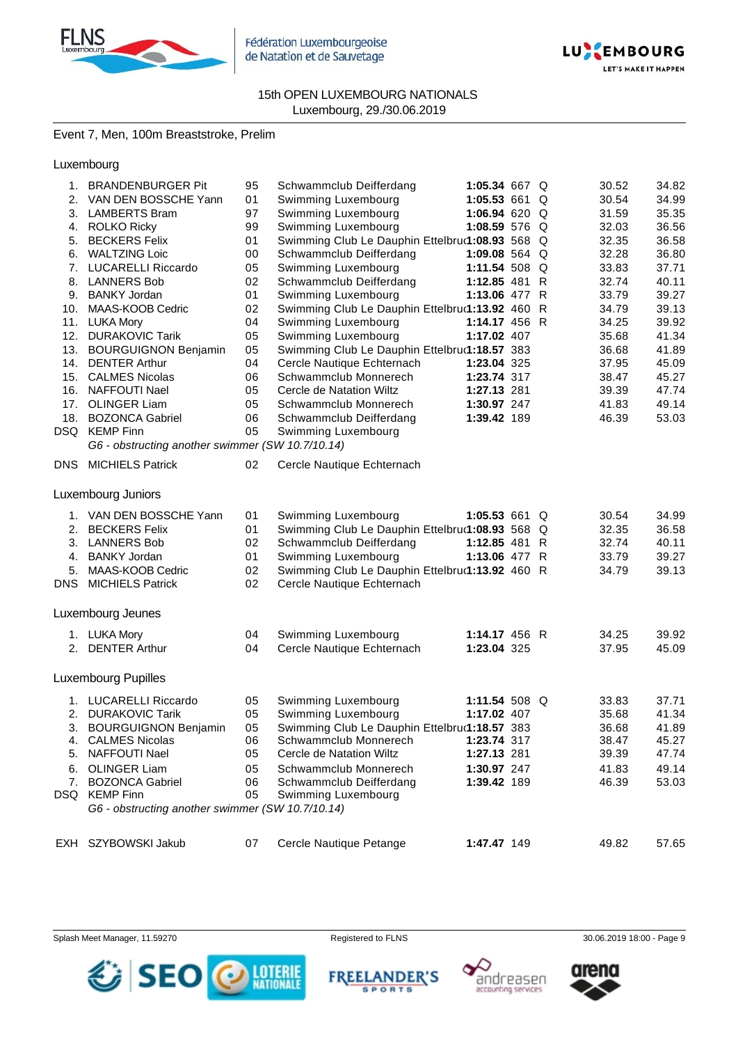15th OPEN LUXEMBOURG NATIONALS
Luxembourg, 29./30.06.2019

Event 7, Men, 100m Breaststroke, Prelim

## Luxembourg

| Rank | Name | YoB | Club | Time | Pts | | 50m | 100m |
|---|---|---|---|---|---|---|---|---|
| 1. | BRANDENBURGER Pit | 95 | Schwammclub Deifferdang | **1:05.34** | 667 | Q | 30.52 | 34.82 |
| 2. | VAN DEN BOSSCHE Yann | 01 | Swimming Luxembourg | **1:05.53** | 661 | Q | 30.54 | 34.99 |
| 3. | LAMBERTS Bram | 97 | Swimming Luxembourg | **1:06.94** | 620 | Q | 31.59 | 35.35 |
| 4. | ROLKO Ricky | 99 | Swimming Luxembourg | **1:08.59** | 576 | Q | 32.03 | 36.56 |
| 5. | BECKERS Felix | 01 | Swimming Club Le Dauphin Ettelbruck | **1:08.93** | 568 | Q | 32.35 | 36.58 |
| 6. | WALTZING Loic | 00 | Schwammclub Deifferdang | **1:09.08** | 564 | Q | 32.28 | 36.80 |
| 7. | LUCARELLI Riccardo | 05 | Swimming Luxembourg | **1:11.54** | 508 | Q | 33.83 | 37.71 |
| 8. | LANNERS Bob | 02 | Schwammclub Deifferdang | **1:12.85** | 481 | R | 32.74 | 40.11 |
| 9. | BANKY Jordan | 01 | Swimming Luxembourg | **1:13.06** | 477 | R | 33.79 | 39.27 |
| 10. | MAAS-KOOB Cedric | 02 | Swimming Club Le Dauphin Ettelbruck | **1:13.92** | 460 | R | 34.79 | 39.13 |
| 11. | LUKA Mory | 04 | Swimming Luxembourg | **1:14.17** | 456 | R | 34.25 | 39.92 |
| 12. | DURAKOVIC Tarik | 05 | Swimming Luxembourg | **1:17.02** | 407 | | 35.68 | 41.34 |
| 13. | BOURGUIGNON Benjamin | 05 | Swimming Club Le Dauphin Ettelbruck | **1:18.57** | 383 | | 36.68 | 41.89 |
| 14. | DENTER Arthur | 04 | Cercle Nautique Echternach | **1:23.04** | 325 | | 37.95 | 45.09 |
| 15. | CALMES Nicolas | 06 | Schwammclub Monnerech | **1:23.74** | 317 | | 38.47 | 45.27 |
| 16. | NAFFOUTI Nael | 05 | Cercle de Natation Wiltz | **1:27.13** | 281 | | 39.39 | 47.74 |
| 17. | OLINGER Liam | 05 | Schwammclub Monnerech | **1:30.97** | 247 | | 41.83 | 49.14 |
| 18. | BOZONCA Gabriel | 06 | Schwammclub Deifferdang | **1:39.42** | 189 | | 46.39 | 53.03 |
| DSQ | KEMP Finn | 05 | Swimming Luxembourg | | | | | |
| | *G6 - obstructing another swimmer (SW 10.7/10.14)* | | | | | | | |
| DNS | MICHIELS Patrick | 02 | Cercle Nautique Echternach | | | | | |

## Luxembourg Juniors

| Rank | Name | YoB | Club | Time | Pts | | 50m | 100m |
|---|---|---|---|---|---|---|---|---|
| 1. | VAN DEN BOSSCHE Yann | 01 | Swimming Luxembourg | **1:05.53** | 661 | Q | 30.54 | 34.99 |
| 2. | BECKERS Felix | 01 | Swimming Club Le Dauphin Ettelbruck | **1:08.93** | 568 | Q | 32.35 | 36.58 |
| 3. | LANNERS Bob | 02 | Schwammclub Deifferdang | **1:12.85** | 481 | R | 32.74 | 40.11 |
| 4. | BANKY Jordan | 01 | Swimming Luxembourg | **1:13.06** | 477 | R | 33.79 | 39.27 |
| 5. | MAAS-KOOB Cedric | 02 | Swimming Club Le Dauphin Ettelbruck | **1:13.92** | 460 | R | 34.79 | 39.13 |
| DNS | MICHIELS Patrick | 02 | Cercle Nautique Echternach | | | | | |

## Luxembourg Jeunes

| Rank | Name | YoB | Club | Time | Pts | | 50m | 100m |
|---|---|---|---|---|---|---|---|---|
| 1. | LUKA Mory | 04 | Swimming Luxembourg | **1:14.17** | 456 | R | 34.25 | 39.92 |
| 2. | DENTER Arthur | 04 | Cercle Nautique Echternach | **1:23.04** | 325 | | 37.95 | 45.09 |

## Luxembourg Pupilles

| Rank | Name | YoB | Club | Time | Pts | | 50m | 100m |
|---|---|---|---|---|---|---|---|---|
| 1. | LUCARELLI Riccardo | 05 | Swimming Luxembourg | **1:11.54** | 508 | Q | 33.83 | 37.71 |
| 2. | DURAKOVIC Tarik | 05 | Swimming Luxembourg | **1:17.02** | 407 | | 35.68 | 41.34 |
| 3. | BOURGUIGNON Benjamin | 05 | Swimming Club Le Dauphin Ettelbruck | **1:18.57** | 383 | | 36.68 | 41.89 |
| 4. | CALMES Nicolas | 06 | Schwammclub Monnerech | **1:23.74** | 317 | | 38.47 | 45.27 |
| 5. | NAFFOUTI Nael | 05 | Cercle de Natation Wiltz | **1:27.13** | 281 | | 39.39 | 47.74 |
| 6. | OLINGER Liam | 05 | Schwammclub Monnerech | **1:30.97** | 247 | | 41.83 | 49.14 |
| 7. | BOZONCA Gabriel | 06 | Schwammclub Deifferdang | **1:39.42** | 189 | | 46.39 | 53.03 |
| DSQ | KEMP Finn | 05 | Swimming Luxembourg | | | | | |
| | *G6 - obstructing another swimmer (SW 10.7/10.14)* | | | | | | | |

| Rank | Name | YoB | Club | Time | Pts | | 50m | 100m |
|---|---|---|---|---|---|---|---|---|
| EXH | SZYBOWSKI Jakub | 07 | Cercle Nautique Petange | **1:47.47** | 149 | | 49.82 | 57.65 |

Splash Meet Manager, 11.59270 — Registered to FLNS — 30.06.2019 18:00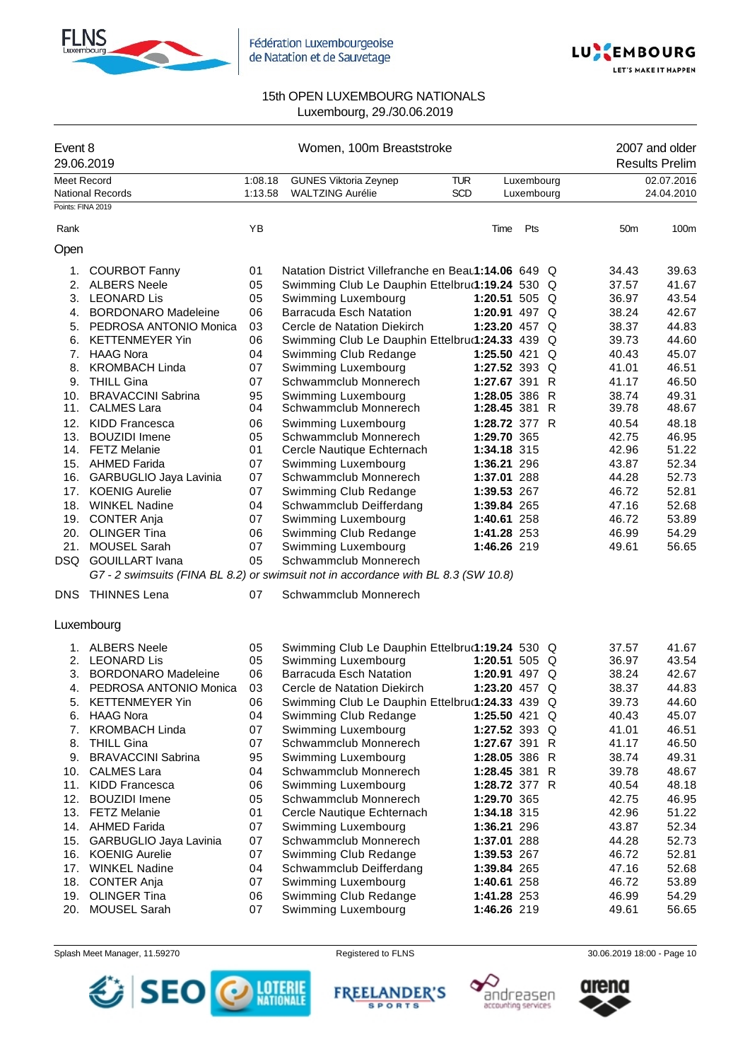Fédération Luxembourgeoise de Natation et de Sauvetage

15th OPEN LUXEMBOURG NATIONALS
Luxembourg, 29./30.06.2019

| Event 8 | Women, 100m Breaststroke | 2007 and older |
|---|---|---|
| 29.06.2019 | | Results Prelim |

| | | | | | |
|---|---|---|---|---|---|
| Meet Record | 1:08.18 | GUNES Viktoria Zeynep | TUR | Luxembourg | 02.07.2016 |
| National Records | 1:13.58 | WALTZING Aurélie | SCD | Luxembourg | 24.04.2010 |

Points: FINA 2019

## Open

| Rank | | YB | | Time | Pts | | 50m | 100m |
|---|---|---|---|---|---|---|---|---|
| 1. | COURBOT Fanny | 01 | Natation District Villefranche en Beau | **1:14.06** | 649 | Q | 34.43 | 39.63 |
| 2. | ALBERS Neele | 05 | Swimming Club Le Dauphin Ettelbruck | **1:19.24** | 530 | Q | 37.57 | 41.67 |
| 3. | LEONARD Lis | 05 | Swimming Luxembourg | **1:20.51** | 505 | Q | 36.97 | 43.54 |
| 4. | BORDONARO Madeleine | 06 | Barracuda Esch Natation | **1:20.91** | 497 | Q | 38.24 | 42.67 |
| 5. | PEDROSA ANTONIO Monica | 03 | Cercle de Natation Diekirch | **1:23.20** | 457 | Q | 38.37 | 44.83 |
| 6. | KETTENMEYER Yin | 06 | Swimming Club Le Dauphin Ettelbruck | **1:24.33** | 439 | Q | 39.73 | 44.60 |
| 7. | HAAG Nora | 04 | Swimming Club Redange | **1:25.50** | 421 | Q | 40.43 | 45.07 |
| 8. | KROMBACH Linda | 07 | Swimming Luxembourg | **1:27.52** | 393 | Q | 41.01 | 46.51 |
| 9. | THILL Gina | 07 | Schwammclub Monnerech | **1:27.67** | 391 | R | 41.17 | 46.50 |
| 10. | BRAVACCINI Sabrina | 95 | Swimming Luxembourg | **1:28.05** | 386 | R | 38.74 | 49.31 |
| 11. | CALMES Lara | 04 | Schwammclub Monnerech | **1:28.45** | 381 | R | 39.78 | 48.67 |
| 12. | KIDD Francesca | 06 | Swimming Luxembourg | **1:28.72** | 377 | R | 40.54 | 48.18 |
| 13. | BOUZIDI Imene | 05 | Schwammclub Monnerech | **1:29.70** | 365 | | 42.75 | 46.95 |
| 14. | FETZ Melanie | 01 | Cercle Nautique Echternach | **1:34.18** | 315 | | 42.96 | 51.22 |
| 15. | AHMED Farida | 07 | Swimming Luxembourg | **1:36.21** | 296 | | 43.87 | 52.34 |
| 16. | GARBUGLIO Jaya Lavinia | 07 | Schwammclub Monnerech | **1:37.01** | 288 | | 44.28 | 52.73 |
| 17. | KOENIG Aurelie | 07 | Swimming Club Redange | **1:39.53** | 267 | | 46.72 | 52.81 |
| 18. | WINKEL Nadine | 04 | Schwammclub Deifferdang | **1:39.84** | 265 | | 47.16 | 52.68 |
| 19. | CONTER Anja | 07 | Swimming Luxembourg | **1:40.61** | 258 | | 46.72 | 53.89 |
| 20. | OLINGER Tina | 06 | Swimming Club Redange | **1:41.28** | 253 | | 46.99 | 54.29 |
| 21. | MOUSEL Sarah | 07 | Swimming Luxembourg | **1:46.26** | 219 | | 49.61 | 56.65 |
| DSQ | GOUILLART Ivana | 05 | Schwammclub Monnerech | | | | | |
| | *G7 - 2 swimsuits (FINA BL 8.2) or swimsuit not in accordance with BL 8.3 (SW 10.8)* | | | | | | | |
| DNS | THINNES Lena | 07 | Schwammclub Monnerech | | | | | |

## Luxembourg

| Rank | | YB | | Time | Pts | | 50m | 100m |
|---|---|---|---|---|---|---|---|---|
| 1. | ALBERS Neele | 05 | Swimming Club Le Dauphin Ettelbruck | **1:19.24** | 530 | Q | 37.57 | 41.67 |
| 2. | LEONARD Lis | 05 | Swimming Luxembourg | **1:20.51** | 505 | Q | 36.97 | 43.54 |
| 3. | BORDONARO Madeleine | 06 | Barracuda Esch Natation | **1:20.91** | 497 | Q | 38.24 | 42.67 |
| 4. | PEDROSA ANTONIO Monica | 03 | Cercle de Natation Diekirch | **1:23.20** | 457 | Q | 38.37 | 44.83 |
| 5. | KETTENMEYER Yin | 06 | Swimming Club Le Dauphin Ettelbruck | **1:24.33** | 439 | Q | 39.73 | 44.60 |
| 6. | HAAG Nora | 04 | Swimming Club Redange | **1:25.50** | 421 | Q | 40.43 | 45.07 |
| 7. | KROMBACH Linda | 07 | Swimming Luxembourg | **1:27.52** | 393 | Q | 41.01 | 46.51 |
| 8. | THILL Gina | 07 | Schwammclub Monnerech | **1:27.67** | 391 | R | 41.17 | 46.50 |
| 9. | BRAVACCINI Sabrina | 95 | Swimming Luxembourg | **1:28.05** | 386 | R | 38.74 | 49.31 |
| 10. | CALMES Lara | 04 | Schwammclub Monnerech | **1:28.45** | 381 | R | 39.78 | 48.67 |
| 11. | KIDD Francesca | 06 | Swimming Luxembourg | **1:28.72** | 377 | R | 40.54 | 48.18 |
| 12. | BOUZIDI Imene | 05 | Schwammclub Monnerech | **1:29.70** | 365 | | 42.75 | 46.95 |
| 13. | FETZ Melanie | 01 | Cercle Nautique Echternach | **1:34.18** | 315 | | 42.96 | 51.22 |
| 14. | AHMED Farida | 07 | Swimming Luxembourg | **1:36.21** | 296 | | 43.87 | 52.34 |
| 15. | GARBUGLIO Jaya Lavinia | 07 | Schwammclub Monnerech | **1:37.01** | 288 | | 44.28 | 52.73 |
| 16. | KOENIG Aurelie | 07 | Swimming Club Redange | **1:39.53** | 267 | | 46.72 | 52.81 |
| 17. | WINKEL Nadine | 04 | Schwammclub Deifferdang | **1:39.84** | 265 | | 47.16 | 52.68 |
| 18. | CONTER Anja | 07 | Swimming Luxembourg | **1:40.61** | 258 | | 46.72 | 53.89 |
| 19. | OLINGER Tina | 06 | Swimming Club Redange | **1:41.28** | 253 | | 46.99 | 54.29 |
| 20. | MOUSEL Sarah | 07 | Swimming Luxembourg | **1:46.26** | 219 | | 49.61 | 56.65 |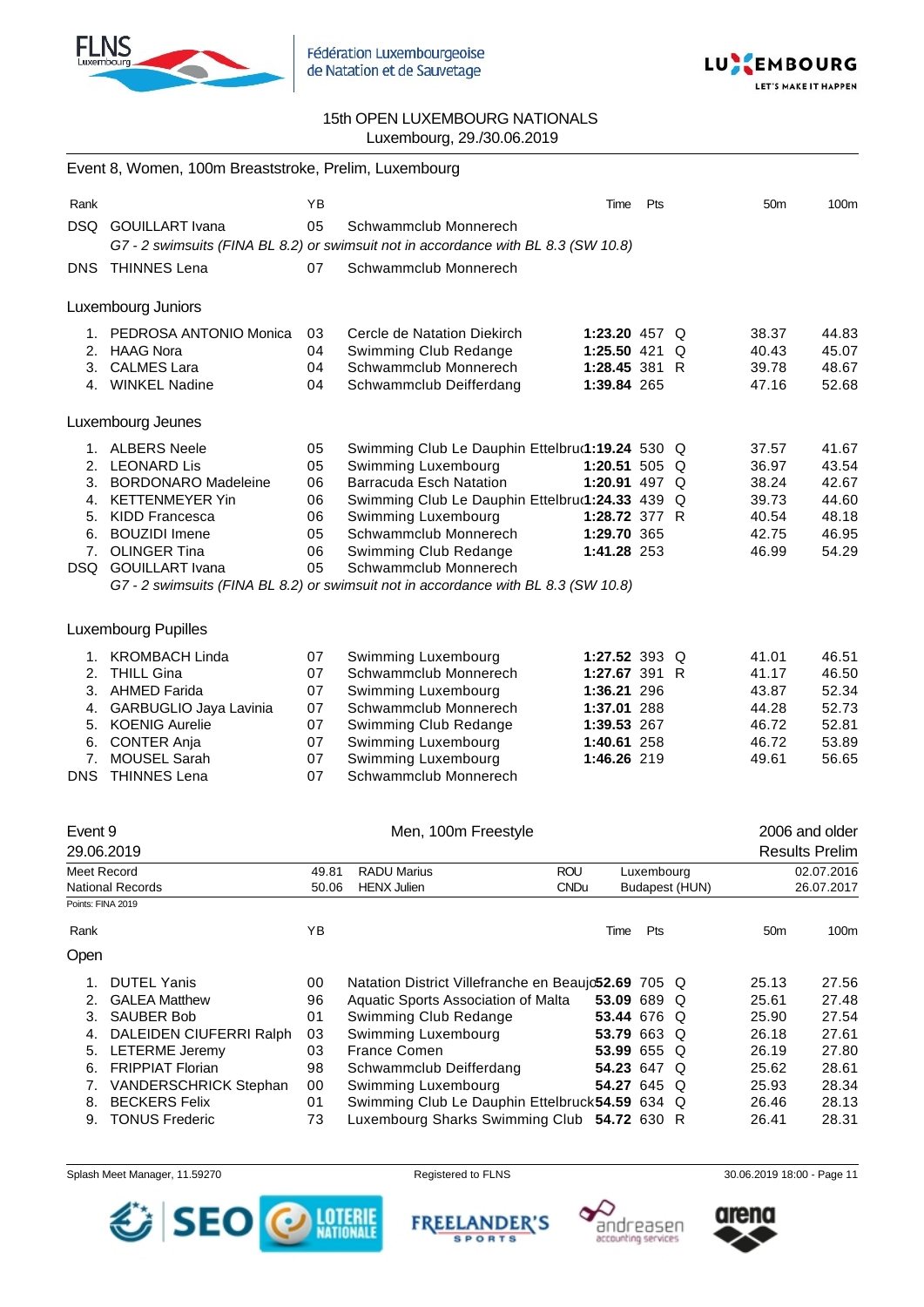15th OPEN LUXEMBOURG NATIONALS
Luxembourg, 29./30.06.2019

## Event 8, Women, 100m Breaststroke, Prelim, Luxembourg

| Rank | | YB | | Time | Pts | | 50m | 100m |
|---|---|---|---|---|---|---|---|---|
| DSQ | GOUILLART Ivana | 05 | Schwammclub Monnerech | | | | | |
| | *G7 - 2 swimsuits (FINA BL 8.2) or swimsuit not in accordance with BL 8.3 (SW 10.8)* | | | | | | | |
| DNS | THINNES Lena | 07 | Schwammclub Monnerech | | | | | |

### Luxembourg Juniors

| Rank | | YB | | Time | Pts | | 50m | 100m |
|---|---|---|---|---|---|---|---|---|
| 1. | PEDROSA ANTONIO Monica | 03 | Cercle de Natation Diekirch | **1:23.20** | 457 | Q | 38.37 | 44.83 |
| 2. | HAAG Nora | 04 | Swimming Club Redange | **1:25.50** | 421 | Q | 40.43 | 45.07 |
| 3. | CALMES Lara | 04 | Schwammclub Monnerech | **1:28.45** | 381 | R | 39.78 | 48.67 |
| 4. | WINKEL Nadine | 04 | Schwammclub Deifferdang | **1:39.84** | 265 | | 47.16 | 52.68 |

### Luxembourg Jeunes

| Rank | | YB | | Time | Pts | | 50m | 100m |
|---|---|---|---|---|---|---|---|---|
| 1. | ALBERS Neele | 05 | Swimming Club Le Dauphin Ettelbruck | **1:19.24** | 530 | Q | 37.57 | 41.67 |
| 2. | LEONARD Lis | 05 | Swimming Luxembourg | **1:20.51** | 505 | Q | 36.97 | 43.54 |
| 3. | BORDONARO Madeleine | 06 | Barracuda Esch Natation | **1:20.91** | 497 | Q | 38.24 | 42.67 |
| 4. | KETTENMEYER Yin | 06 | Swimming Club Le Dauphin Ettelbruck | **1:24.33** | 439 | Q | 39.73 | 44.60 |
| 5. | KIDD Francesca | 06 | Swimming Luxembourg | **1:28.72** | 377 | R | 40.54 | 48.18 |
| 6. | BOUZIDI Imene | 05 | Schwammclub Monnerech | **1:29.70** | 365 | | 42.75 | 46.95 |
| 7. | OLINGER Tina | 06 | Swimming Club Redange | **1:41.28** | 253 | | 46.99 | 54.29 |
| DSQ | GOUILLART Ivana | 05 | Schwammclub Monnerech | | | | | |
| | *G7 - 2 swimsuits (FINA BL 8.2) or swimsuit not in accordance with BL 8.3 (SW 10.8)* | | | | | | | |

### Luxembourg Pupilles

| Rank | | YB | | Time | Pts | | 50m | 100m |
|---|---|---|---|---|---|---|---|---|
| 1. | KROMBACH Linda | 07 | Swimming Luxembourg | **1:27.52** | 393 | Q | 41.01 | 46.51 |
| 2. | THILL Gina | 07 | Schwammclub Monnerech | **1:27.67** | 391 | R | 41.17 | 46.50 |
| 3. | AHMED Farida | 07 | Swimming Luxembourg | **1:36.21** | 296 | | 43.87 | 52.34 |
| 4. | GARBUGLIO Jaya Lavinia | 07 | Schwammclub Monnerech | **1:37.01** | 288 | | 44.28 | 52.73 |
| 5. | KOENIG Aurelie | 07 | Swimming Club Redange | **1:39.53** | 267 | | 46.72 | 52.81 |
| 6. | CONTER Anja | 07 | Swimming Luxembourg | **1:40.61** | 258 | | 46.72 | 53.89 |
| 7. | MOUSEL Sarah | 07 | Swimming Luxembourg | **1:46.26** | 219 | | 49.61 | 56.65 |
| DNS | THINNES Lena | 07 | Schwammclub Monnerech | | | | | |

## Event 9 — Men, 100m Freestyle — 2006 and older

29.06.2019 — Results Prelim

| | | | | | | |
|---|---|---|---|---|---|---|
| Meet Record | 49.81 | RADU Marius | ROU | Luxembourg | | 02.07.2016 |
| National Records | 50.06 | HENX Julien | CNDu | Budapest (HUN) | | 26.07.2017 |

Points: FINA 2019

### Open

| Rank | | YB | | Time | Pts | | 50m | 100m |
|---|---|---|---|---|---|---|---|---|
| 1. | DUTEL Yanis | 00 | Natation District Villefranche en Beaujolais | **52.69** | 705 | Q | 25.13 | 27.56 |
| 2. | GALEA Matthew | 96 | Aquatic Sports Association of Malta | **53.09** | 689 | Q | 25.61 | 27.48 |
| 3. | SAUBER Bob | 01 | Swimming Club Redange | **53.44** | 676 | Q | 25.90 | 27.54 |
| 4. | DALEIDEN CIUFERRI Ralph | 03 | Swimming Luxembourg | **53.79** | 663 | Q | 26.18 | 27.61 |
| 5. | LETERME Jeremy | 03 | France Comen | **53.99** | 655 | Q | 26.19 | 27.80 |
| 6. | FRIPPIAT Florian | 98 | Schwammclub Deifferdang | **54.23** | 647 | Q | 25.62 | 28.61 |
| 7. | VANDERSCHRICK Stephan | 00 | Swimming Luxembourg | **54.27** | 645 | Q | 25.93 | 28.34 |
| 8. | BECKERS Felix | 01 | Swimming Club Le Dauphin Ettelbruck | **54.59** | 634 | Q | 26.46 | 28.13 |
| 9. | TONUS Frederic | 73 | Luxembourg Sharks Swimming Club | **54.72** | 630 | R | 26.41 | 28.31 |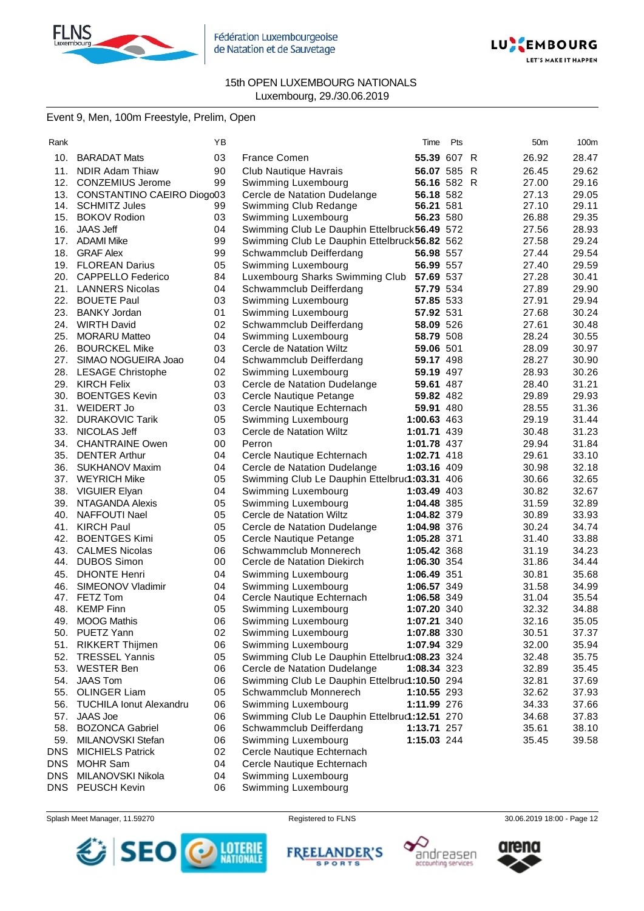15th OPEN LUXEMBOURG NATIONALS
Luxembourg, 29./30.06.2019

Event 9, Men, 100m Freestyle, Prelim, Open

| Rank | | YB | | Time | Pts | | 50m | 100m |
|---|---|---|---|---|---|---|---|---|
| 10. | BARADAT Mats | 03 | France Comen | **55.39** | 607 | R | 26.92 | 28.47 |
| 11. | NDIR Adam Thiaw | 90 | Club Nautique Havrais | **56.07** | 585 | R | 26.45 | 29.62 |
| 12. | CONZEMIUS Jerome | 99 | Swimming Luxembourg | **56.16** | 582 | R | 27.00 | 29.16 |
| 13. | CONSTANTINO CAEIRO Diogo | 03 | Cercle de Natation Dudelange | **56.18** | 582 | | 27.13 | 29.05 |
| 14. | SCHMITZ Jules | 99 | Swimming Club Redange | **56.21** | 581 | | 27.10 | 29.11 |
| 15. | BOKOV Rodion | 03 | Swimming Luxembourg | **56.23** | 580 | | 26.88 | 29.35 |
| 16. | JAAS Jeff | 04 | Swimming Club Le Dauphin Ettelbruck | **56.49** | 572 | | 27.56 | 28.93 |
| 17. | ADAMI Mike | 99 | Swimming Club Le Dauphin Ettelbruck | **56.82** | 562 | | 27.58 | 29.24 |
| 18. | GRAF Alex | 99 | Schwammclub Deifferdang | **56.98** | 557 | | 27.44 | 29.54 |
| 19. | FLOREAN Darius | 05 | Swimming Luxembourg | **56.99** | 557 | | 27.40 | 29.59 |
| 20. | CAPPELLO Federico | 84 | Luxembourg Sharks Swimming Club | **57.69** | 537 | | 27.28 | 30.41 |
| 21. | LANNERS Nicolas | 04 | Schwammclub Deifferdang | **57.79** | 534 | | 27.89 | 29.90 |
| 22. | BOUETE Paul | 03 | Swimming Luxembourg | **57.85** | 533 | | 27.91 | 29.94 |
| 23. | BANKY Jordan | 01 | Swimming Luxembourg | **57.92** | 531 | | 27.68 | 30.24 |
| 24. | WIRTH David | 02 | Schwammclub Deifferdang | **58.09** | 526 | | 27.61 | 30.48 |
| 25. | MORARU Matteo | 04 | Swimming Luxembourg | **58.79** | 508 | | 28.24 | 30.55 |
| 26. | BOURCKEL Mike | 03 | Cercle de Natation Wiltz | **59.06** | 501 | | 28.09 | 30.97 |
| 27. | SIMAO NOGUEIRA Joao | 04 | Schwammclub Deifferdang | **59.17** | 498 | | 28.27 | 30.90 |
| 28. | LESAGE Christophe | 02 | Swimming Luxembourg | **59.19** | 497 | | 28.93 | 30.26 |
| 29. | KIRCH Felix | 03 | Cercle de Natation Dudelange | **59.61** | 487 | | 28.40 | 31.21 |
| 30. | BOENTGES Kevin | 03 | Cercle Nautique Petange | **59.82** | 482 | | 29.89 | 29.93 |
| 31. | WEIDERT Jo | 03 | Cercle Nautique Echternach | **59.91** | 480 | | 28.55 | 31.36 |
| 32. | DURAKOVIC Tarik | 05 | Swimming Luxembourg | **1:00.63** | 463 | | 29.19 | 31.44 |
| 33. | NICOLAS Jeff | 03 | Cercle de Natation Wiltz | **1:01.71** | 439 | | 30.48 | 31.23 |
| 34. | CHANTRAINE Owen | 00 | Perron | **1:01.78** | 437 | | 29.94 | 31.84 |
| 35. | DENTER Arthur | 04 | Cercle Nautique Echternach | **1:02.71** | 418 | | 29.61 | 33.10 |
| 36. | SUKHANOV Maxim | 04 | Cercle de Natation Dudelange | **1:03.16** | 409 | | 30.98 | 32.18 |
| 37. | WEYRICH Mike | 05 | Swimming Club Le Dauphin Ettelbruck | **1:03.31** | 406 | | 30.66 | 32.65 |
| 38. | VIGUIER Elyan | 04 | Swimming Luxembourg | **1:03.49** | 403 | | 30.82 | 32.67 |
| 39. | NTAGANDA Alexis | 05 | Swimming Luxembourg | **1:04.48** | 385 | | 31.59 | 32.89 |
| 40. | NAFFOUTI Nael | 05 | Cercle de Natation Wiltz | **1:04.82** | 379 | | 30.89 | 33.93 |
| 41. | KIRCH Paul | 05 | Cercle de Natation Dudelange | **1:04.98** | 376 | | 30.24 | 34.74 |
| 42. | BOENTGES Kimi | 05 | Cercle Nautique Petange | **1:05.28** | 371 | | 31.40 | 33.88 |
| 43. | CALMES Nicolas | 06 | Schwammclub Monnerech | **1:05.42** | 368 | | 31.19 | 34.23 |
| 44. | DUBOS Simon | 00 | Cercle de Natation Diekirch | **1:06.30** | 354 | | 31.86 | 34.44 |
| 45. | DHONTE Henri | 04 | Swimming Luxembourg | **1:06.49** | 351 | | 30.81 | 35.68 |
| 46. | SIMEONOV Vladimir | 04 | Swimming Luxembourg | **1:06.57** | 349 | | 31.58 | 34.99 |
| 47. | FETZ Tom | 04 | Cercle Nautique Echternach | **1:06.58** | 349 | | 31.04 | 35.54 |
| 48. | KEMP Finn | 05 | Swimming Luxembourg | **1:07.20** | 340 | | 32.32 | 34.88 |
| 49. | MOOG Mathis | 06 | Swimming Luxembourg | **1:07.21** | 340 | | 32.16 | 35.05 |
| 50. | PUETZ Yann | 02 | Swimming Luxembourg | **1:07.88** | 330 | | 30.51 | 37.37 |
| 51. | RIKKERT Thijmen | 06 | Swimming Luxembourg | **1:07.94** | 329 | | 32.00 | 35.94 |
| 52. | TRESSEL Yannis | 05 | Swimming Club Le Dauphin Ettelbruck | **1:08.23** | 324 | | 32.48 | 35.75 |
| 53. | WESTER Ben | 06 | Cercle de Natation Dudelange | **1:08.34** | 323 | | 32.89 | 35.45 |
| 54. | JAAS Tom | 06 | Swimming Club Le Dauphin Ettelbruck | **1:10.50** | 294 | | 32.81 | 37.69 |
| 55. | OLINGER Liam | 05 | Schwammclub Monnerech | **1:10.55** | 293 | | 32.62 | 37.93 |
| 56. | TUCHILA Ionut Alexandru | 06 | Swimming Luxembourg | **1:11.99** | 276 | | 34.33 | 37.66 |
| 57. | JAAS Joe | 06 | Swimming Club Le Dauphin Ettelbruck | **1:12.51** | 270 | | 34.68 | 37.83 |
| 58. | BOZONA Gabriel | 06 | Schwammclub Deifferdang | **1:13.71** | 257 | | 35.61 | 38.10 |
| 59. | MILANOVSKI Stefan | 06 | Swimming Luxembourg | **1:15.03** | 244 | | 35.45 | 39.58 |
| DNS | MICHIELS Patrick | 02 | Cercle Nautique Echternach | | | | | |
| DNS | MOHR Sam | 04 | Cercle Nautique Echternach | | | | | |
| DNS | MILANOVSKI Nikola | 04 | Swimming Luxembourg | | | | | |
| DNS | PEUSCH Kevin | 06 | Swimming Luxembourg | | | | | |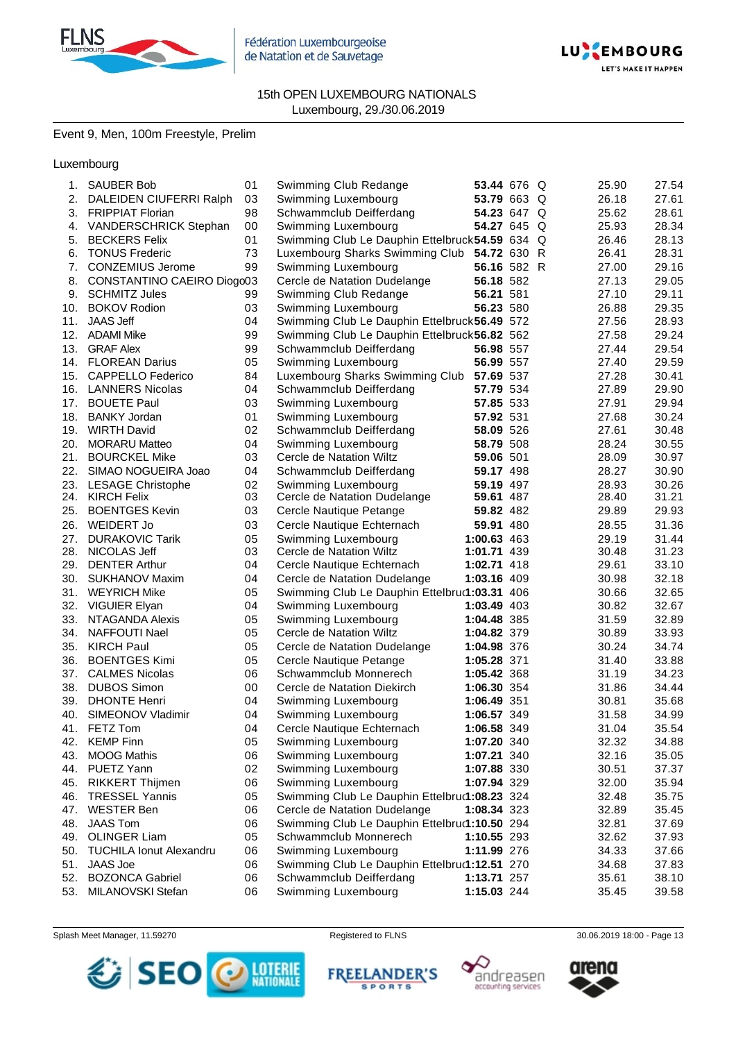15th OPEN LUXEMBOURG NATIONALS
Luxembourg, 29./30.06.2019

Event 9, Men, 100m Freestyle, Prelim

Luxembourg

| Rank | Name | YOB | Club | Time | Points | | 50m | 100m |
|---|---|---|---|---|---|---|---|---|
| 1. | SAUBER Bob | 01 | Swimming Club Redange | **53.44** | 676 | Q | 25.90 | 27.54 |
| 2. | DALEIDEN CIUFERRI Ralph | 03 | Swimming Luxembourg | **53.79** | 663 | Q | 26.18 | 27.61 |
| 3. | FRIPPIAT Florian | 98 | Schwammclub Deifferdang | **54.23** | 647 | Q | 25.62 | 28.61 |
| 4. | VANDERSCHRICK Stephan | 00 | Swimming Luxembourg | **54.27** | 645 | Q | 25.93 | 28.34 |
| 5. | BECKERS Felix | 01 | Swimming Club Le Dauphin Ettelbruck | **54.59** | 634 | Q | 26.46 | 28.13 |
| 6. | TONUS Frederic | 73 | Luxembourg Sharks Swimming Club | **54.72** | 630 | R | 26.41 | 28.31 |
| 7. | CONZEMIUS Jerome | 99 | Swimming Luxembourg | **56.16** | 582 | R | 27.00 | 29.16 |
| 8. | CONSTANTINO CAEIRO Diogo | 03 | Cercle de Natation Dudelange | **56.18** | 582 | | 27.13 | 29.05 |
| 9. | SCHMITZ Jules | 99 | Swimming Club Redange | **56.21** | 581 | | 27.10 | 29.11 |
| 10. | BOKOV Rodion | 03 | Swimming Luxembourg | **56.23** | 580 | | 26.88 | 29.35 |
| 11. | JAAS Jeff | 04 | Swimming Club Le Dauphin Ettelbruck | **56.49** | 572 | | 27.56 | 28.93 |
| 12. | ADAMI Mike | 99 | Swimming Club Le Dauphin Ettelbruck | **56.82** | 562 | | 27.58 | 29.24 |
| 13. | GRAF Alex | 99 | Schwammclub Deifferdang | **56.98** | 557 | | 27.44 | 29.54 |
| 14. | FLOREAN Darius | 05 | Swimming Luxembourg | **56.99** | 557 | | 27.40 | 29.59 |
| 15. | CAPPELLO Federico | 84 | Luxembourg Sharks Swimming Club | **57.69** | 537 | | 27.28 | 30.41 |
| 16. | LANNERS Nicolas | 04 | Schwammclub Deifferdang | **57.79** | 534 | | 27.89 | 29.90 |
| 17. | BOUETE Paul | 03 | Swimming Luxembourg | **57.85** | 533 | | 27.91 | 29.94 |
| 18. | BANKY Jordan | 01 | Swimming Luxembourg | **57.92** | 531 | | 27.68 | 30.24 |
| 19. | WIRTH David | 02 | Schwammclub Deifferdang | **58.09** | 526 | | 27.61 | 30.48 |
| 20. | MORARU Matteo | 04 | Swimming Luxembourg | **58.79** | 508 | | 28.24 | 30.55 |
| 21. | BOURCKEL Mike | 03 | Cercle de Natation Wiltz | **59.06** | 501 | | 28.09 | 30.97 |
| 22. | SIMAO NOGUEIRA Joao | 04 | Schwammclub Deifferdang | **59.17** | 498 | | 28.27 | 30.90 |
| 23. | LESAGE Christophe | 02 | Swimming Luxembourg | **59.19** | 497 | | 28.93 | 30.26 |
| 24. | KIRCH Felix | 03 | Cercle de Natation Dudelange | **59.61** | 487 | | 28.40 | 31.21 |
| 25. | BOENTGES Kevin | 03 | Cercle Nautique Petange | **59.82** | 482 | | 29.89 | 29.93 |
| 26. | WEIDERT Jo | 03 | Cercle Nautique Echternach | **59.91** | 480 | | 28.55 | 31.36 |
| 27. | DURAKOVIC Tarik | 05 | Swimming Luxembourg | **1:00.63** | 463 | | 29.19 | 31.44 |
| 28. | NICOLAS Jeff | 03 | Cercle de Natation Wiltz | **1:01.71** | 439 | | 30.48 | 31.23 |
| 29. | DENTER Arthur | 04 | Cercle Nautique Echternach | **1:02.71** | 418 | | 29.61 | 33.10 |
| 30. | SUKHANOV Maxim | 04 | Cercle de Natation Dudelange | **1:03.16** | 409 | | 30.98 | 32.18 |
| 31. | WEYRICH Mike | 05 | Swimming Club Le Dauphin Ettelbruck | **1:03.31** | 406 | | 30.66 | 32.65 |
| 32. | VIGUIER Elyan | 04 | Swimming Luxembourg | **1:03.49** | 403 | | 30.82 | 32.67 |
| 33. | NTAGANDA Alexis | 05 | Swimming Luxembourg | **1:04.48** | 385 | | 31.59 | 32.89 |
| 34. | NAFFOUTI Nael | 05 | Cercle de Natation Wiltz | **1:04.82** | 379 | | 30.89 | 33.93 |
| 35. | KIRCH Paul | 05 | Cercle de Natation Dudelange | **1:04.98** | 376 | | 30.24 | 34.74 |
| 36. | BOENTGES Kimi | 05 | Cercle Nautique Petange | **1:05.28** | 371 | | 31.40 | 33.88 |
| 37. | CALMES Nicolas | 06 | Schwammclub Monnerech | **1:05.42** | 368 | | 31.19 | 34.23 |
| 38. | DUBOS Simon | 00 | Cercle de Natation Diekirch | **1:06.30** | 354 | | 31.86 | 34.44 |
| 39. | DHONTE Henri | 04 | Swimming Luxembourg | **1:06.49** | 351 | | 30.81 | 35.68 |
| 40. | SIMEONOV Vladimir | 04 | Swimming Luxembourg | **1:06.57** | 349 | | 31.58 | 34.99 |
| 41. | FETZ Tom | 04 | Cercle Nautique Echternach | **1:06.58** | 349 | | 31.04 | 35.54 |
| 42. | KEMP Finn | 05 | Swimming Luxembourg | **1:07.20** | 340 | | 32.32 | 34.88 |
| 43. | MOOG Mathis | 06 | Swimming Luxembourg | **1:07.21** | 340 | | 32.16 | 35.05 |
| 44. | PUETZ Yann | 02 | Swimming Luxembourg | **1:07.88** | 330 | | 30.51 | 37.37 |
| 45. | RIKKERT Thijmen | 06 | Swimming Luxembourg | **1:07.94** | 329 | | 32.00 | 35.94 |
| 46. | TRESSEL Yannis | 05 | Swimming Club Le Dauphin Ettelbruck | **1:08.23** | 324 | | 32.48 | 35.75 |
| 47. | WESTER Ben | 06 | Cercle de Natation Dudelange | **1:08.34** | 323 | | 32.89 | 35.45 |
| 48. | JAAS Tom | 06 | Swimming Club Le Dauphin Ettelbruck | **1:10.50** | 294 | | 32.81 | 37.69 |
| 49. | OLINGER Liam | 05 | Schwammclub Monnerech | **1:10.55** | 293 | | 32.62 | 37.93 |
| 50. | TUCHILA Ionut Alexandru | 06 | Swimming Luxembourg | **1:11.99** | 276 | | 34.33 | 37.66 |
| 51. | JAAS Joe | 06 | Swimming Club Le Dauphin Ettelbruck | **1:12.51** | 270 | | 34.68 | 37.83 |
| 52. | BOZONCA Gabriel | 06 | Schwammclub Deifferdang | **1:13.71** | 257 | | 35.61 | 38.10 |
| 53. | MILANOVSKI Stefan | 06 | Swimming Luxembourg | **1:15.03** | 244 | | 35.45 | 39.58 |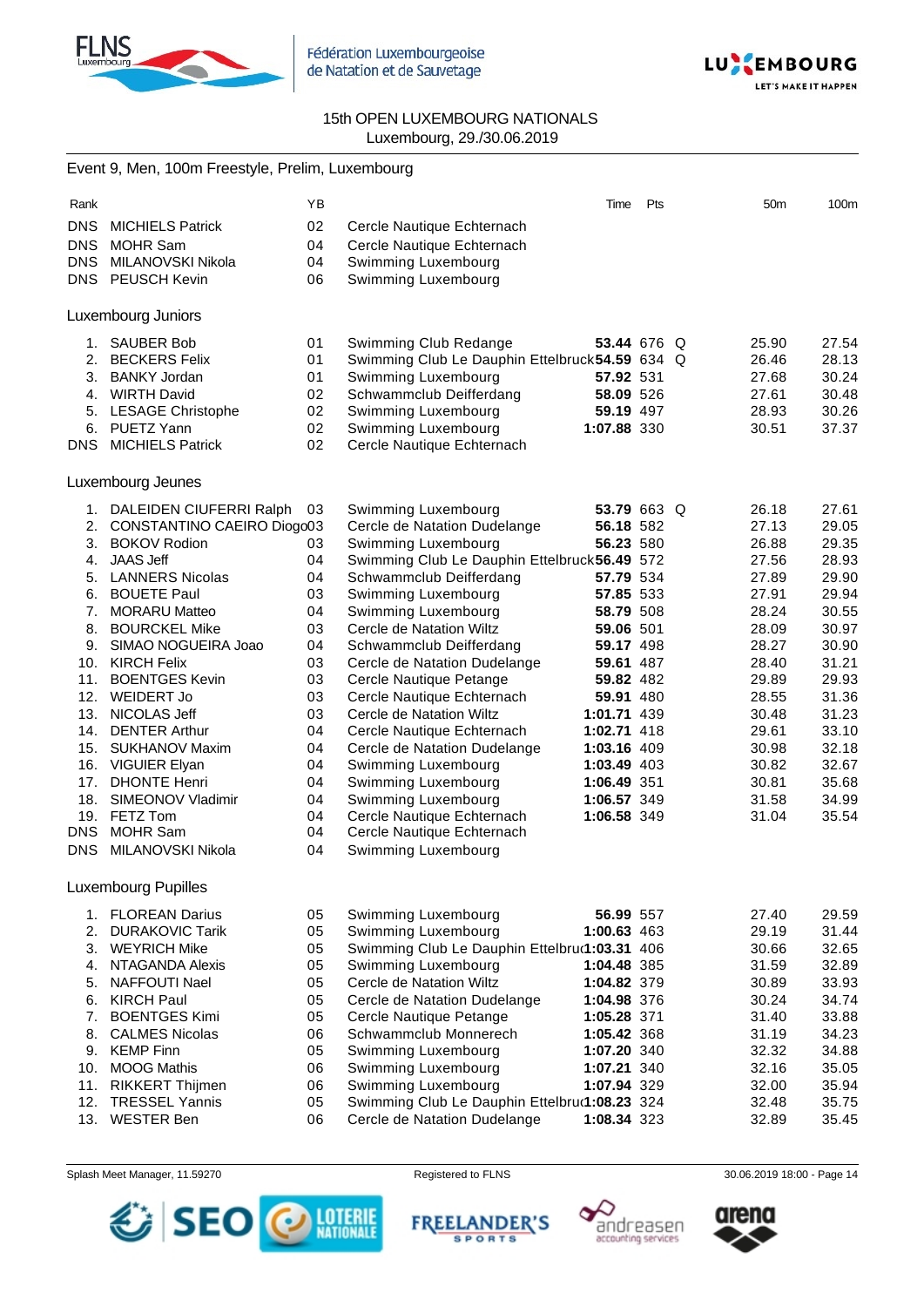15th OPEN LUXEMBOURG NATIONALS
Luxembourg, 29./30.06.2019

## Event 9, Men, 100m Freestyle, Prelim, Luxembourg

| Rank | | YB | | Time | Pts | | 50m | 100m |
|---|---|---|---|---|---|---|---|---|
| DNS | MICHIELS Patrick | 02 | Cercle Nautique Echternach | | | | | |
| DNS | MOHR Sam | 04 | Cercle Nautique Echternach | | | | | |
| DNS | MILANOVSKI Nikola | 04 | Swimming Luxembourg | | | | | |
| DNS | PEUSCH Kevin | 06 | Swimming Luxembourg | | | | | |

### Luxembourg Juniors

| Rank | | YB | | Time | Pts | | 50m | 100m |
|---|---|---|---|---|---|---|---|---|
| 1. | SAUBER Bob | 01 | Swimming Club Redange | **53.44** | 676 | Q | 25.90 | 27.54 |
| 2. | BECKERS Felix | 01 | Swimming Club Le Dauphin Ettelbruck | **54.59** | 634 | Q | 26.46 | 28.13 |
| 3. | BANKY Jordan | 01 | Swimming Luxembourg | **57.92** | 531 | | 27.68 | 30.24 |
| 4. | WIRTH David | 02 | Schwammclub Deifferdang | **58.09** | 526 | | 27.61 | 30.48 |
| 5. | LESAGE Christophe | 02 | Swimming Luxembourg | **59.19** | 497 | | 28.93 | 30.26 |
| 6. | PUETZ Yann | 02 | Swimming Luxembourg | **1:07.88** | 330 | | 30.51 | 37.37 |
| DNS | MICHIELS Patrick | 02 | Cercle Nautique Echternach | | | | | |

### Luxembourg Jeunes

| Rank | | YB | | Time | Pts | | 50m | 100m |
|---|---|---|---|---|---|---|---|---|
| 1. | DALEIDEN CIUFERRI Ralph | 03 | Swimming Luxembourg | **53.79** | 663 | Q | 26.18 | 27.61 |
| 2. | CONSTANTINO CAEIRO Diogo | 03 | Cercle de Natation Dudelange | **56.18** | 582 | | 27.13 | 29.05 |
| 3. | BOKOV Rodion | 03 | Swimming Luxembourg | **56.23** | 580 | | 26.88 | 29.35 |
| 4. | JAAS Jeff | 04 | Swimming Club Le Dauphin Ettelbruck | **56.49** | 572 | | 27.56 | 28.93 |
| 5. | LANNERS Nicolas | 04 | Schwammclub Deifferdang | **57.79** | 534 | | 27.89 | 29.90 |
| 6. | BOUETE Paul | 03 | Swimming Luxembourg | **57.85** | 533 | | 27.91 | 29.94 |
| 7. | MORARU Matteo | 04 | Swimming Luxembourg | **58.79** | 508 | | 28.24 | 30.55 |
| 8. | BOURCKEL Mike | 03 | Cercle de Natation Wiltz | **59.06** | 501 | | 28.09 | 30.97 |
| 9. | SIMAO NOGUEIRA Joao | 04 | Schwammclub Deifferdang | **59.17** | 498 | | 28.27 | 30.90 |
| 10. | KIRCH Felix | 03 | Cercle de Natation Dudelange | **59.61** | 487 | | 28.40 | 31.21 |
| 11. | BOENTGES Kevin | 03 | Cercle Nautique Petange | **59.82** | 482 | | 29.89 | 29.93 |
| 12. | WEIDERT Jo | 03 | Cercle Nautique Echternach | **59.91** | 480 | | 28.55 | 31.36 |
| 13. | NICOLAS Jeff | 03 | Cercle de Natation Wiltz | **1:01.71** | 439 | | 30.48 | 31.23 |
| 14. | DENTER Arthur | 04 | Cercle Nautique Echternach | **1:02.71** | 418 | | 29.61 | 33.10 |
| 15. | SUKHANOV Maxim | 04 | Cercle de Natation Dudelange | **1:03.16** | 409 | | 30.98 | 32.18 |
| 16. | VIGUIER Elyan | 04 | Swimming Luxembourg | **1:03.49** | 403 | | 30.82 | 32.67 |
| 17. | DHONTE Henri | 04 | Swimming Luxembourg | **1:06.49** | 351 | | 30.81 | 35.68 |
| 18. | SIMEONOV Vladimir | 04 | Swimming Luxembourg | **1:06.57** | 349 | | 31.58 | 34.99 |
| 19. | FETZ Tom | 04 | Cercle Nautique Echternach | **1:06.58** | 349 | | 31.04 | 35.54 |
| DNS | MOHR Sam | 04 | Cercle Nautique Echternach | | | | | |
| DNS | MILANOVSKI Nikola | 04 | Swimming Luxembourg | | | | | |

### Luxembourg Pupilles

| Rank | | YB | | Time | Pts | | 50m | 100m |
|---|---|---|---|---|---|---|---|---|
| 1. | FLOREAN Darius | 05 | Swimming Luxembourg | **56.99** | 557 | | 27.40 | 29.59 |
| 2. | DURAKOVIC Tarik | 05 | Swimming Luxembourg | **1:00.63** | 463 | | 29.19 | 31.44 |
| 3. | WEYRICH Mike | 05 | Swimming Club Le Dauphin Ettelbruck | **1:03.31** | 406 | | 30.66 | 32.65 |
| 4. | NTAGANDA Alexis | 05 | Swimming Luxembourg | **1:04.48** | 385 | | 31.59 | 32.89 |
| 5. | NAFFOUTI Nael | 05 | Cercle de Natation Wiltz | **1:04.82** | 379 | | 30.89 | 33.93 |
| 6. | KIRCH Paul | 05 | Cercle de Natation Dudelange | **1:04.98** | 376 | | 30.24 | 34.74 |
| 7. | BOENTGES Kimi | 05 | Cercle Nautique Petange | **1:05.28** | 371 | | 31.40 | 33.88 |
| 8. | CALMES Nicolas | 06 | Schwammclub Monnerech | **1:05.42** | 368 | | 31.19 | 34.23 |
| 9. | KEMP Finn | 05 | Swimming Luxembourg | **1:07.20** | 340 | | 32.32 | 34.88 |
| 10. | MOOG Mathis | 06 | Swimming Luxembourg | **1:07.21** | 340 | | 32.16 | 35.05 |
| 11. | RIKKERT Thijmen | 06 | Swimming Luxembourg | **1:07.94** | 329 | | 32.00 | 35.94 |
| 12. | TRESSEL Yannis | 05 | Swimming Club Le Dauphin Ettelbruck | **1:08.23** | 324 | | 32.48 | 35.75 |
| 13. | WESTER Ben | 06 | Cercle de Natation Dudelange | **1:08.34** | 323 | | 32.89 | 35.45 |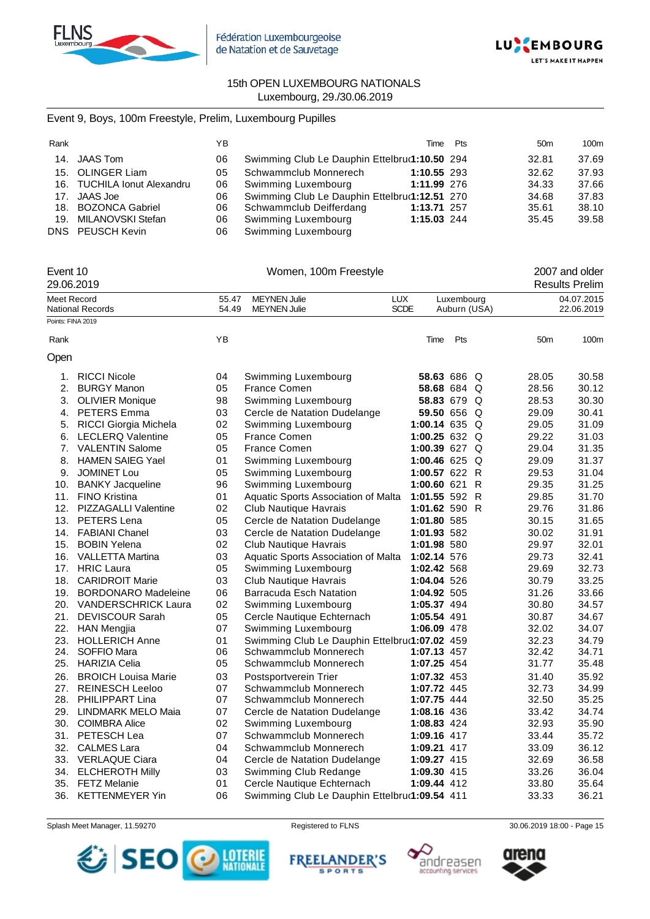15th OPEN LUXEMBOURG NATIONALS
Luxembourg, 29./30.06.2019

Event 9, Boys, 100m Freestyle, Prelim, Luxembourg Pupilles

| Rank | | YB | | Time | Pts | | 50m | 100m |
|---|---|---|---|---|---|---|---|---|
| 14. | JAAS Tom | 06 | Swimming Club Le Dauphin Ettelbruck | **1:10.50** | 294 | | 32.81 | 37.69 |
| 15. | OLINGER Liam | 05 | Schwammclub Monnerech | **1:10.55** | 293 | | 32.62 | 37.93 |
| 16. | TUCHILA Ionut Alexandru | 06 | Swimming Luxembourg | **1:11.99** | 276 | | 34.33 | 37.66 |
| 17. | JAAS Joe | 06 | Swimming Club Le Dauphin Ettelbruck | **1:12.51** | 270 | | 34.68 | 37.83 |
| 18. | BOZONCA Gabriel | 06 | Schwammclub Deifferdang | **1:13.71** | 257 | | 35.61 | 38.10 |
| 19. | MILANOVSKI Stefan | 06 | Swimming Luxembourg | **1:15.03** | 244 | | 35.45 | 39.58 |
| DNS | PEUSCH Kevin | 06 | Swimming Luxembourg | | | | | |

Event 10 — Women, 100m Freestyle — 2007 and older
29.06.2019 — Results Prelim

| | | | | | | |
|---|---|---|---|---|---|---|
| Meet Record | 55.47 | MEYNEN Julie | LUX | Luxembourg | 04.07.2015 |
| National Records | 54.49 | MEYNEN Julie | SCDE | Auburn (USA) | 22.06.2019 |

Points: FINA 2019

Open

| Rank | | YB | | Time | Pts | | 50m | 100m |
|---|---|---|---|---|---|---|---|---|
| 1. | RICCI Nicole | 04 | Swimming Luxembourg | **58.63** | 686 | Q | 28.05 | 30.58 |
| 2. | BURGY Manon | 05 | France Comen | **58.68** | 684 | Q | 28.56 | 30.12 |
| 3. | OLIVIER Monique | 98 | Swimming Luxembourg | **58.83** | 679 | Q | 28.53 | 30.30 |
| 4. | PETERS Emma | 03 | Cercle de Natation Dudelange | **59.50** | 656 | Q | 29.09 | 30.41 |
| 5. | RICCI Giorgia Michela | 02 | Swimming Luxembourg | **1:00.14** | 635 | Q | 29.05 | 31.09 |
| 6. | LECLERQ Valentine | 05 | France Comen | **1:00.25** | 632 | Q | 29.22 | 31.03 |
| 7. | VALENTIN Salome | 05 | France Comen | **1:00.39** | 627 | Q | 29.04 | 31.35 |
| 8. | HAMEN SAIEG Yael | 01 | Swimming Luxembourg | **1:00.46** | 625 | Q | 29.09 | 31.37 |
| 9. | JOMINET Lou | 05 | Swimming Luxembourg | **1:00.57** | 622 | R | 29.53 | 31.04 |
| 10. | BANKY Jacqueline | 96 | Swimming Luxembourg | **1:00.60** | 621 | R | 29.35 | 31.25 |
| 11. | FINO Kristina | 01 | Aquatic Sports Association of Malta | **1:01.55** | 592 | R | 29.85 | 31.70 |
| 12. | PIZZAGALLI Valentine | 02 | Club Nautique Havrais | **1:01.62** | 590 | R | 29.76 | 31.86 |
| 13. | PETERS Lena | 05 | Cercle de Natation Dudelange | **1:01.80** | 585 | | 30.15 | 31.65 |
| 14. | FABIANI Chanel | 03 | Cercle de Natation Dudelange | **1:01.93** | 582 | | 30.02 | 31.91 |
| 15. | BOBIN Yelena | 02 | Club Nautique Havrais | **1:01.98** | 580 | | 29.97 | 32.01 |
| 16. | VALLETTA Martina | 03 | Aquatic Sports Association of Malta | **1:02.14** | 576 | | 29.73 | 32.41 |
| 17. | HRIC Laura | 05 | Swimming Luxembourg | **1:02.42** | 568 | | 29.69 | 32.73 |
| 18. | CARIDROIT Marie | 03 | Club Nautique Havrais | **1:04.04** | 526 | | 30.79 | 33.25 |
| 19. | BORDONARO Madeleine | 06 | Barracuda Esch Natation | **1:04.92** | 505 | | 31.26 | 33.66 |
| 20. | VANDERSCHRICK Laura | 02 | Swimming Luxembourg | **1:05.37** | 494 | | 30.80 | 34.57 |
| 21. | DEVISCOUR Sarah | 05 | Cercle Nautique Echternach | **1:05.54** | 491 | | 30.87 | 34.67 |
| 22. | HAN Mengjia | 07 | Swimming Luxembourg | **1:06.09** | 478 | | 32.02 | 34.07 |
| 23. | HOLLERICH Anne | 01 | Swimming Club Le Dauphin Ettelbruck | **1:07.02** | 459 | | 32.23 | 34.79 |
| 24. | SOFFIO Mara | 06 | Schwammclub Monnerech | **1:07.13** | 457 | | 32.42 | 34.71 |
| 25. | HARIZIA Celia | 05 | Schwammclub Monnerech | **1:07.25** | 454 | | 31.77 | 35.48 |
| 26. | BROICH Louisa Marie | 03 | Postsportverein Trier | **1:07.32** | 453 | | 31.40 | 35.92 |
| 27. | REINESCH Leeloo | 07 | Schwammclub Monnerech | **1:07.72** | 445 | | 32.73 | 34.99 |
| 28. | PHILIPPART Lina | 07 | Schwammclub Monnerech | **1:07.75** | 444 | | 32.50 | 35.25 |
| 29. | LINDMARK MELO Maia | 07 | Cercle de Natation Dudelange | **1:08.16** | 436 | | 33.42 | 34.74 |
| 30. | COIMBRA Alice | 02 | Swimming Luxembourg | **1:08.83** | 424 | | 32.93 | 35.90 |
| 31. | PETESCH Lea | 07 | Schwammclub Monnerech | **1:09.16** | 417 | | 33.44 | 35.72 |
| 32. | CALMES Lara | 04 | Schwammclub Monnerech | **1:09.21** | 417 | | 33.09 | 36.12 |
| 33. | VERLAQUE Ciara | 04 | Cercle de Natation Dudelange | **1:09.27** | 415 | | 32.69 | 36.58 |
| 34. | ELCHEROTH Milly | 03 | Swimming Club Redange | **1:09.30** | 415 | | 33.26 | 36.04 |
| 35. | FETZ Melanie | 01 | Cercle Nautique Echternach | **1:09.44** | 412 | | 33.80 | 35.64 |
| 36. | KETTENMEYER Yin | 06 | Swimming Club Le Dauphin Ettelbruck | **1:09.54** | 411 | | 33.33 | 36.21 |

Splash Meet Manager, 11.59270 — Registered to FLNS — 30.06.2019 18:00 - Page 15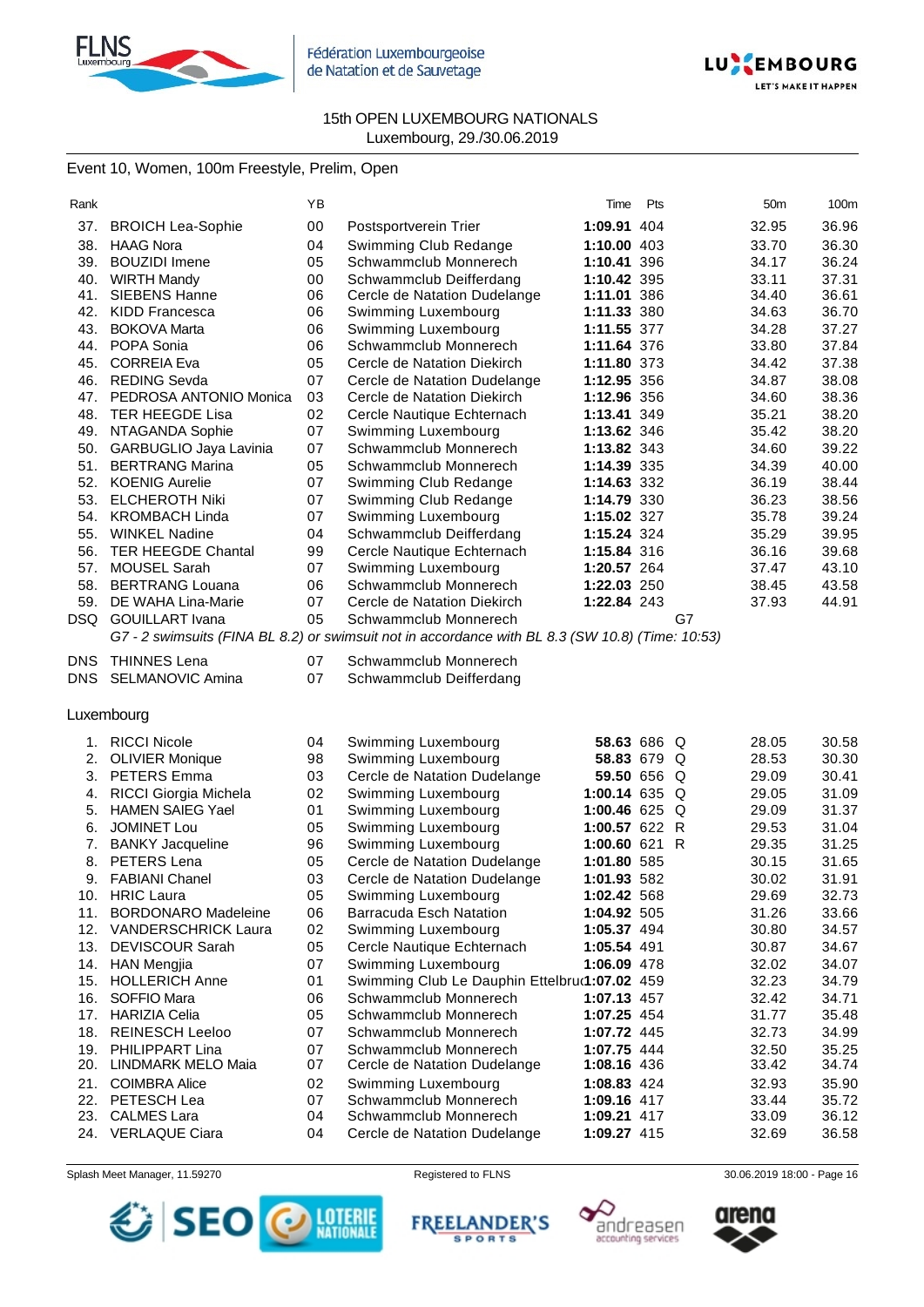15th OPEN LUXEMBOURG NATIONALS
Luxembourg, 29./30.06.2019

Event 10, Women, 100m Freestyle, Prelim, Open

| Rank | | YB | | Time | Pts | | 50m | 100m |
|---|---|---|---|---|---|---|---|---|
| 37. | BROICH Lea-Sophie | 00 | Postsportverein Trier | **1:09.91** | 404 | | 32.95 | 36.96 |
| 38. | HAAG Nora | 04 | Swimming Club Redange | **1:10.00** | 403 | | 33.70 | 36.30 |
| 39. | BOUZIDI Imene | 05 | Schwammclub Monnerech | **1:10.41** | 396 | | 34.17 | 36.24 |
| 40. | WIRTH Mandy | 00 | Schwammclub Deifferdang | **1:10.42** | 395 | | 33.11 | 37.31 |
| 41. | SIEBENS Hanne | 06 | Cercle de Natation Dudelange | **1:11.01** | 386 | | 34.40 | 36.61 |
| 42. | KIDD Francesca | 06 | Swimming Luxembourg | **1:11.33** | 380 | | 34.63 | 36.70 |
| 43. | BOKOVA Marta | 06 | Swimming Luxembourg | **1:11.55** | 377 | | 34.28 | 37.27 |
| 44. | POPA Sonia | 06 | Schwammclub Monnerech | **1:11.64** | 376 | | 33.80 | 37.84 |
| 45. | CORREIA Eva | 05 | Cercle de Natation Diekirch | **1:11.80** | 373 | | 34.42 | 37.38 |
| 46. | REDING Sevda | 07 | Cercle de Natation Dudelange | **1:12.95** | 356 | | 34.87 | 38.08 |
| 47. | PEDROSA ANTONIO Monica | 03 | Cercle de Natation Diekirch | **1:12.96** | 356 | | 34.60 | 38.36 |
| 48. | TER HEEGDE Lisa | 02 | Cercle Nautique Echternach | **1:13.41** | 349 | | 35.21 | 38.20 |
| 49. | NTAGANDA Sophie | 07 | Swimming Luxembourg | **1:13.62** | 346 | | 35.42 | 38.20 |
| 50. | GARBUGLIO Jaya Lavinia | 07 | Schwammclub Monnerech | **1:13.82** | 343 | | 34.60 | 39.22 |
| 51. | BERTRANG Marina | 05 | Schwammclub Monnerech | **1:14.39** | 335 | | 34.39 | 40.00 |
| 52. | KOENIG Aurelie | 07 | Swimming Club Redange | **1:14.63** | 332 | | 36.19 | 38.44 |
| 53. | ELCHEROTH Niki | 07 | Swimming Club Redange | **1:14.79** | 330 | | 36.23 | 38.56 |
| 54. | KROMBACH Linda | 07 | Swimming Luxembourg | **1:15.02** | 327 | | 35.78 | 39.24 |
| 55. | WINKEL Nadine | 04 | Schwammclub Deifferdang | **1:15.24** | 324 | | 35.29 | 39.95 |
| 56. | TER HEEGDE Chantal | 99 | Cercle Nautique Echternach | **1:15.84** | 316 | | 36.16 | 39.68 |
| 57. | MOUSEL Sarah | 07 | Swimming Luxembourg | **1:20.57** | 264 | | 37.47 | 43.10 |
| 58. | BERTRANG Louana | 06 | Schwammclub Monnerech | **1:22.03** | 250 | | 38.45 | 43.58 |
| 59. | DE WAHA Lina-Marie | 07 | Cercle de Natation Diekirch | **1:22.84** | 243 | | 37.93 | 44.91 |
| DSQ | GOUILLART Ivana | 05 | Schwammclub Monnerech | | | G7 | | |
| | *G7 - 2 swimsuits (FINA BL 8.2) or swimsuit not in accordance with BL 8.3 (SW 10.8) (Time: 10:53)* | | | | | | | |
| DNS | THINNES Lena | 07 | Schwammclub Monnerech | | | | | |
| DNS | SELMANOVIC Amina | 07 | Schwammclub Deifferdang | | | | | |

Luxembourg

| Rank | | YB | | Time | Pts | | 50m | 100m |
|---|---|---|---|---|---|---|---|---|
| 1. | RICCI Nicole | 04 | Swimming Luxembourg | **58.63** | 686 | Q | 28.05 | 30.58 |
| 2. | OLIVIER Monique | 98 | Swimming Luxembourg | **58.83** | 679 | Q | 28.53 | 30.30 |
| 3. | PETERS Emma | 03 | Cercle de Natation Dudelange | **59.50** | 656 | Q | 29.09 | 30.41 |
| 4. | RICCI Giorgia Michela | 02 | Swimming Luxembourg | **1:00.14** | 635 | Q | 29.05 | 31.09 |
| 5. | HAMEN SAIEG Yael | 01 | Swimming Luxembourg | **1:00.46** | 625 | Q | 29.09 | 31.37 |
| 6. | JOMINET Lou | 05 | Swimming Luxembourg | **1:00.57** | 622 | R | 29.53 | 31.04 |
| 7. | BANKY Jacqueline | 96 | Swimming Luxembourg | **1:00.60** | 621 | R | 29.35 | 31.25 |
| 8. | PETERS Lena | 05 | Cercle de Natation Dudelange | **1:01.80** | 585 | | 30.15 | 31.65 |
| 9. | FABIANI Chanel | 03 | Cercle de Natation Dudelange | **1:01.93** | 582 | | 30.02 | 31.91 |
| 10. | HRIC Laura | 05 | Swimming Luxembourg | **1:02.42** | 568 | | 29.69 | 32.73 |
| 11. | BORDONARO Madeleine | 06 | Barracuda Esch Natation | **1:04.92** | 505 | | 31.26 | 33.66 |
| 12. | VANDERSCHRICK Laura | 02 | Swimming Luxembourg | **1:05.37** | 494 | | 30.80 | 34.57 |
| 13. | DEVISCOUR Sarah | 05 | Cercle Nautique Echternach | **1:05.54** | 491 | | 30.87 | 34.67 |
| 14. | HAN Mengjia | 07 | Swimming Luxembourg | **1:06.09** | 478 | | 32.02 | 34.07 |
| 15. | HOLLERICH Anne | 01 | Swimming Club Le Dauphin Ettelbruck | **1:07.02** | 459 | | 32.23 | 34.79 |
| 16. | SOFFIO Mara | 06 | Schwammclub Monnerech | **1:07.13** | 457 | | 32.42 | 34.71 |
| 17. | HARIZIA Celia | 05 | Schwammclub Monnerech | **1:07.25** | 454 | | 31.77 | 35.48 |
| 18. | REINESCH Leeloo | 07 | Schwammclub Monnerech | **1:07.72** | 445 | | 32.73 | 34.99 |
| 19. | PHILIPPART Lina | 07 | Schwammclub Monnerech | **1:07.75** | 444 | | 32.50 | 35.25 |
| 20. | LINDMARK MELO Maia | 07 | Cercle de Natation Dudelange | **1:08.16** | 436 | | 33.42 | 34.74 |
| 21. | COIMBRA Alice | 02 | Swimming Luxembourg | **1:08.83** | 424 | | 32.93 | 35.90 |
| 22. | PETESCH Lea | 07 | Schwammclub Monnerech | **1:09.16** | 417 | | 33.44 | 35.72 |
| 23. | CALMES Lara | 04 | Schwammclub Monnerech | **1:09.21** | 417 | | 33.09 | 36.12 |
| 24. | VERLAQUE Ciara | 04 | Cercle de Natation Dudelange | **1:09.27** | 415 | | 32.69 | 36.58 |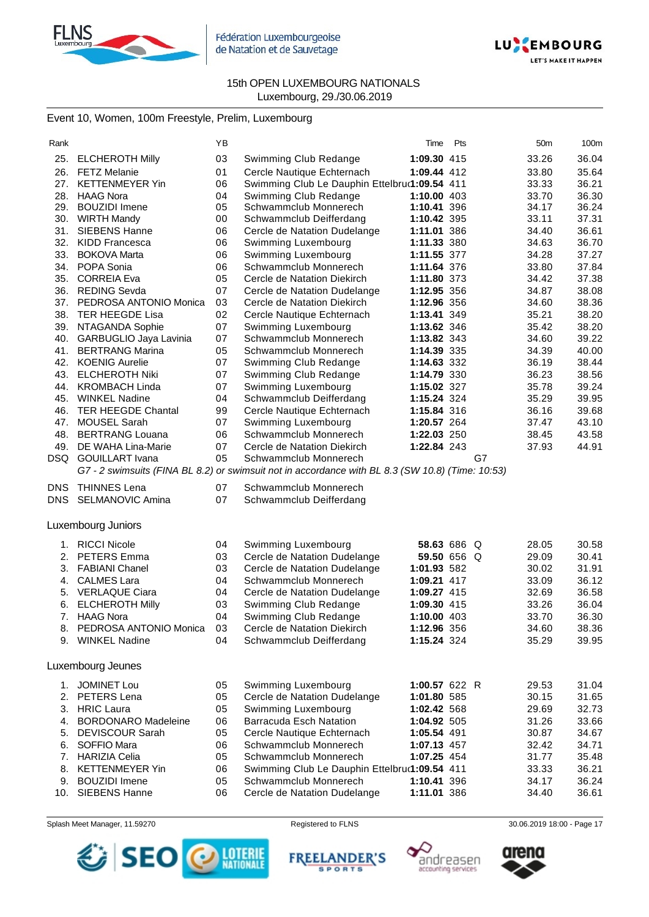15th OPEN LUXEMBOURG NATIONALS
Luxembourg, 29./30.06.2019

## Event 10, Women, 100m Freestyle, Prelim, Luxembourg

| Rank | | YB | | Time | Pts | | 50m | 100m |
|---|---|---|---|---|---|---|---|---|
| 25. | ELCHEROTH Milly | 03 | Swimming Club Redange | **1:09.30** | 415 | | 33.26 | 36.04 |
| 26. | FETZ Melanie | 01 | Cercle Nautique Echternach | **1:09.44** | 412 | | 33.80 | 35.64 |
| 27. | KETTENMEYER Yin | 06 | Swimming Club Le Dauphin Ettelbruck | **1:09.54** | 411 | | 33.33 | 36.21 |
| 28. | HAAG Nora | 04 | Swimming Club Redange | **1:10.00** | 403 | | 33.70 | 36.30 |
| 29. | BOUZIDI Imene | 05 | Schwammclub Monnerech | **1:10.41** | 396 | | 34.17 | 36.24 |
| 30. | WIRTH Mandy | 00 | Schwammclub Deifferdang | **1:10.42** | 395 | | 33.11 | 37.31 |
| 31. | SIEBENS Hanne | 06 | Cercle de Natation Dudelange | **1:11.01** | 386 | | 34.40 | 36.61 |
| 32. | KIDD Francesca | 06 | Swimming Luxembourg | **1:11.33** | 380 | | 34.63 | 36.70 |
| 33. | BOKOVA Marta | 06 | Swimming Luxembourg | **1:11.55** | 377 | | 34.28 | 37.27 |
| 34. | POPA Sonia | 06 | Schwammclub Monnerech | **1:11.64** | 376 | | 33.80 | 37.84 |
| 35. | CORREIA Eva | 05 | Cercle de Natation Diekirch | **1:11.80** | 373 | | 34.42 | 37.38 |
| 36. | REDING Sevda | 07 | Cercle de Natation Dudelange | **1:12.95** | 356 | | 34.87 | 38.08 |
| 37. | PEDROSA ANTONIO Monica | 03 | Cercle de Natation Diekirch | **1:12.96** | 356 | | 34.60 | 38.36 |
| 38. | TER HEEGDE Lisa | 02 | Cercle Nautique Echternach | **1:13.41** | 349 | | 35.21 | 38.20 |
| 39. | NTAGANDA Sophie | 07 | Swimming Luxembourg | **1:13.62** | 346 | | 35.42 | 38.20 |
| 40. | GARBUGLIO Jaya Lavinia | 07 | Schwammclub Monnerech | **1:13.82** | 343 | | 34.60 | 39.22 |
| 41. | BERTRANG Marina | 05 | Schwammclub Monnerech | **1:14.39** | 335 | | 34.39 | 40.00 |
| 42. | KOENIG Aurelie | 07 | Swimming Club Redange | **1:14.63** | 332 | | 36.19 | 38.44 |
| 43. | ELCHEROTH Niki | 07 | Swimming Club Redange | **1:14.79** | 330 | | 36.23 | 38.56 |
| 44. | KROMBACH Linda | 07 | Swimming Luxembourg | **1:15.02** | 327 | | 35.78 | 39.24 |
| 45. | WINKEL Nadine | 04 | Schwammclub Deifferdang | **1:15.24** | 324 | | 35.29 | 39.95 |
| 46. | TER HEEGDE Chantal | 99 | Cercle Nautique Echternach | **1:15.84** | 316 | | 36.16 | 39.68 |
| 47. | MOUSEL Sarah | 07 | Swimming Luxembourg | **1:20.57** | 264 | | 37.47 | 43.10 |
| 48. | BERTRANG Louana | 06 | Schwammclub Monnerech | **1:22.03** | 250 | | 38.45 | 43.58 |
| 49. | DE WAHA Lina-Marie | 07 | Cercle de Natation Diekirch | **1:22.84** | 243 | | 37.93 | 44.91 |
| DSQ | GOUILLART Ivana | 05 | Schwammclub Monnerech | | | G7 | | |

*G7 - 2 swimsuits (FINA BL 8.2) or swimsuit not in accordance with BL 8.3 (SW 10.8) (Time: 10:53)*

| Rank | | YB | |
|---|---|---|---|
| DNS | THINNES Lena | 07 | Schwammclub Monnerech |
| DNS | SELMANOVIC Amina | 07 | Schwammclub Deifferdang |

### Luxembourg Juniors

| Rank | | YB | | Time | Pts | | 50m | 100m |
|---|---|---|---|---|---|---|---|---|
| 1. | RICCI Nicole | 04 | Swimming Luxembourg | **58.63** | 686 | Q | 28.05 | 30.58 |
| 2. | PETERS Emma | 03 | Cercle de Natation Dudelange | **59.50** | 656 | Q | 29.09 | 30.41 |
| 3. | FABIANI Chanel | 03 | Cercle de Natation Dudelange | **1:01.93** | 582 | | 30.02 | 31.91 |
| 4. | CALMES Lara | 04 | Schwammclub Monnerech | **1:09.21** | 417 | | 33.09 | 36.12 |
| 5. | VERLAQUE Ciara | 04 | Cercle de Natation Dudelange | **1:09.27** | 415 | | 32.69 | 36.58 |
| 6. | ELCHEROTH Milly | 03 | Swimming Club Redange | **1:09.30** | 415 | | 33.26 | 36.04 |
| 7. | HAAG Nora | 04 | Swimming Club Redange | **1:10.00** | 403 | | 33.70 | 36.30 |
| 8. | PEDROSA ANTONIO Monica | 03 | Cercle de Natation Diekirch | **1:12.96** | 356 | | 34.60 | 38.36 |
| 9. | WINKEL Nadine | 04 | Schwammclub Deifferdang | **1:15.24** | 324 | | 35.29 | 39.95 |

### Luxembourg Jeunes

| Rank | | YB | | Time | Pts | | 50m | 100m |
|---|---|---|---|---|---|---|---|---|
| 1. | JOMINET Lou | 05 | Swimming Luxembourg | **1:00.57** | 622 | R | 29.53 | 31.04 |
| 2. | PETERS Lena | 05 | Cercle de Natation Dudelange | **1:01.80** | 585 | | 30.15 | 31.65 |
| 3. | HRIC Laura | 05 | Swimming Luxembourg | **1:02.42** | 568 | | 29.69 | 32.73 |
| 4. | BORDONARO Madeleine | 06 | Barracuda Esch Natation | **1:04.92** | 505 | | 31.26 | 33.66 |
| 5. | DEVISCOUR Sarah | 05 | Cercle Nautique Echternach | **1:05.54** | 491 | | 30.87 | 34.67 |
| 6. | SOFFIO Mara | 06 | Schwammclub Monnerech | **1:07.13** | 457 | | 32.42 | 34.71 |
| 7. | HARIZIA Celia | 05 | Schwammclub Monnerech | **1:07.25** | 454 | | 31.77 | 35.48 |
| 8. | KETTENMEYER Yin | 06 | Swimming Club Le Dauphin Ettelbruck | **1:09.54** | 411 | | 33.33 | 36.21 |
| 9. | BOUZIDI Imene | 05 | Schwammclub Monnerech | **1:10.41** | 396 | | 34.17 | 36.24 |
| 10. | SIEBENS Hanne | 06 | Cercle de Natation Dudelange | **1:11.01** | 386 | | 34.40 | 36.61 |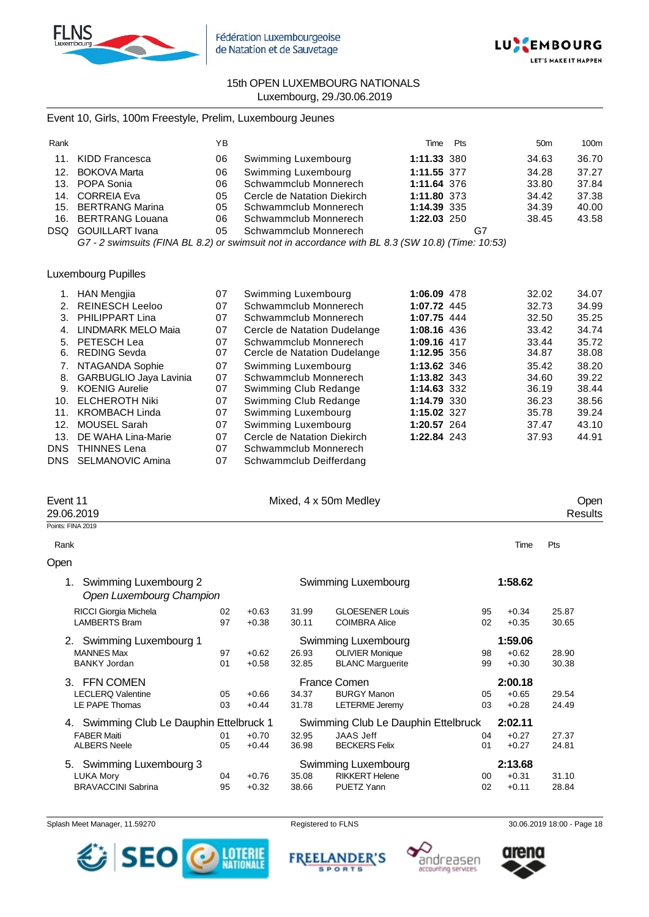15th OPEN LUXEMBOURG NATIONALS
Luxembourg, 29./30.06.2019

Event 10, Girls, 100m Freestyle, Prelim, Luxembourg Jeunes

| Rank | | YB | | Time | Pts | | 50m | 100m |
|---|---|---|---|---|---|---|---|---|
| 11. | KIDD Francesca | 06 | Swimming Luxembourg | **1:11.33** | 380 | | 34.63 | 36.70 |
| 12. | BOKOVA Marta | 06 | Swimming Luxembourg | **1:11.55** | 377 | | 34.28 | 37.27 |
| 13. | POPA Sonia | 06 | Schwammclub Monnerech | **1:11.64** | 376 | | 33.80 | 37.84 |
| 14. | CORREIA Eva | 05 | Cercle de Natation Diekirch | **1:11.80** | 373 | | 34.42 | 37.38 |
| 15. | BERTRANG Marina | 05 | Schwammclub Monnerech | **1:14.39** | 335 | | 34.39 | 40.00 |
| 16. | BERTRANG Louana | 06 | Schwammclub Monnerech | **1:22.03** | 250 | | 38.45 | 43.58 |
| DSQ | GOUILLART Ivana | 05 | Schwammclub Monnerech | | | G7 | | |

*G7 - 2 swimsuits (FINA BL 8.2) or swimsuit not in accordance with BL 8.3 (SW 10.8) (Time: 10:53)*

Luxembourg Pupilles

| Rank | | YB | | Time | Pts | 50m | 100m |
|---|---|---|---|---|---|---|---|
| 1. | HAN Mengjia | 07 | Swimming Luxembourg | **1:06.09** | 478 | 32.02 | 34.07 |
| 2. | REINESCH Leeloo | 07 | Schwammclub Monnerech | **1:07.72** | 445 | 32.73 | 34.99 |
| 3. | PHILIPPART Lina | 07 | Schwammclub Monnerech | **1:07.75** | 444 | 32.50 | 35.25 |
| 4. | LINDMARK MELO Maia | 07 | Cercle de Natation Dudelange | **1:08.16** | 436 | 33.42 | 34.74 |
| 5. | PETESCH Lea | 07 | Schwammclub Monnerech | **1:09.16** | 417 | 33.44 | 35.72 |
| 6. | REDING Sevda | 07 | Cercle de Natation Dudelange | **1:12.95** | 356 | 34.87 | 38.08 |
| 7. | NTAGANDA Sophie | 07 | Swimming Luxembourg | **1:13.62** | 346 | 35.42 | 38.20 |
| 8. | GARBUGLIO Jaya Lavinia | 07 | Schwammclub Monnerech | **1:13.82** | 343 | 34.60 | 39.22 |
| 9. | KOENIG Aurelie | 07 | Swimming Club Redange | **1:14.63** | 332 | 36.19 | 38.44 |
| 10. | ELCHEROTH Niki | 07 | Swimming Club Redange | **1:14.79** | 330 | 36.23 | 38.56 |
| 11. | KROMBACH Linda | 07 | Swimming Luxembourg | **1:15.02** | 327 | 35.78 | 39.24 |
| 12. | MOUSEL Sarah | 07 | Swimming Luxembourg | **1:20.57** | 264 | 37.47 | 43.10 |
| 13. | DE WAHA Lina-Marie | 07 | Cercle de Natation Diekirch | **1:22.84** | 243 | 37.93 | 44.91 |
| DNS | THINNES Lena | 07 | Schwammclub Monnerech | | | | |
| DNS | SELMANOVIC Amina | 07 | Schwammclub Deifferdang | | | | |

Event 11 — Mixed, 4 x 50m Medley — Open
29.06.2019 — Results
Points: FINA 2019

Open

| Rank | Team | | | | Club / Swimmer | | | Time | Pts |
|---|---|---|---|---|---|---|---|---|---|
| 1. | Swimming Luxembourg 2 *Open Luxembourg Champion* | | | | Swimming Luxembourg | | | **1:58.62** | |
| | RICCI Giorgia Michela | 02 | +0.63 | 31.99 | GLOESENER Louis | 95 | +0.34 | 25.87 | |
| | LAMBERTS Bram | 97 | +0.38 | 30.11 | COIMBRA Alice | 02 | +0.35 | 30.65 | |
| 2. | Swimming Luxembourg 1 | | | | Swimming Luxembourg | | | **1:59.06** | |
| | MANNES Max | 97 | +0.62 | 26.93 | OLIVIER Monique | 98 | +0.62 | 28.90 | |
| | BANKY Jordan | 01 | +0.58 | 32.85 | BLANC Marguerite | 99 | +0.30 | 30.38 | |
| 3. | FFN COMEN | | | | France Comen | | | **2:00.18** | |
| | LECLERQ Valentine | 05 | +0.66 | 34.37 | BURGY Manon | 05 | +0.65 | 29.54 | |
| | LE PAPE Thomas | 03 | +0.44 | 31.78 | LETERME Jeremy | 03 | +0.28 | 24.49 | |
| 4. | Swimming Club Le Dauphin Ettelbruck 1 | | | | Swimming Club Le Dauphin Ettelbruck | | | **2:02.11** | |
| | FABER Maiti | 01 | +0.70 | 32.95 | JAAS Jeff | 04 | +0.27 | 27.37 | |
| | ALBERS Neele | 05 | +0.44 | 36.98 | BECKERS Felix | 01 | +0.27 | 24.81 | |
| 5. | Swimming Luxembourg 3 | | | | Swimming Luxembourg | | | **2:13.68** | |
| | LUKA Mory | 04 | +0.76 | 35.08 | RIKKERT Helene | 00 | +0.31 | 31.10 | |
| | BRAVACCINI Sabrina | 95 | +0.32 | 38.66 | PUETZ Yann | 02 | +0.11 | 28.84 | |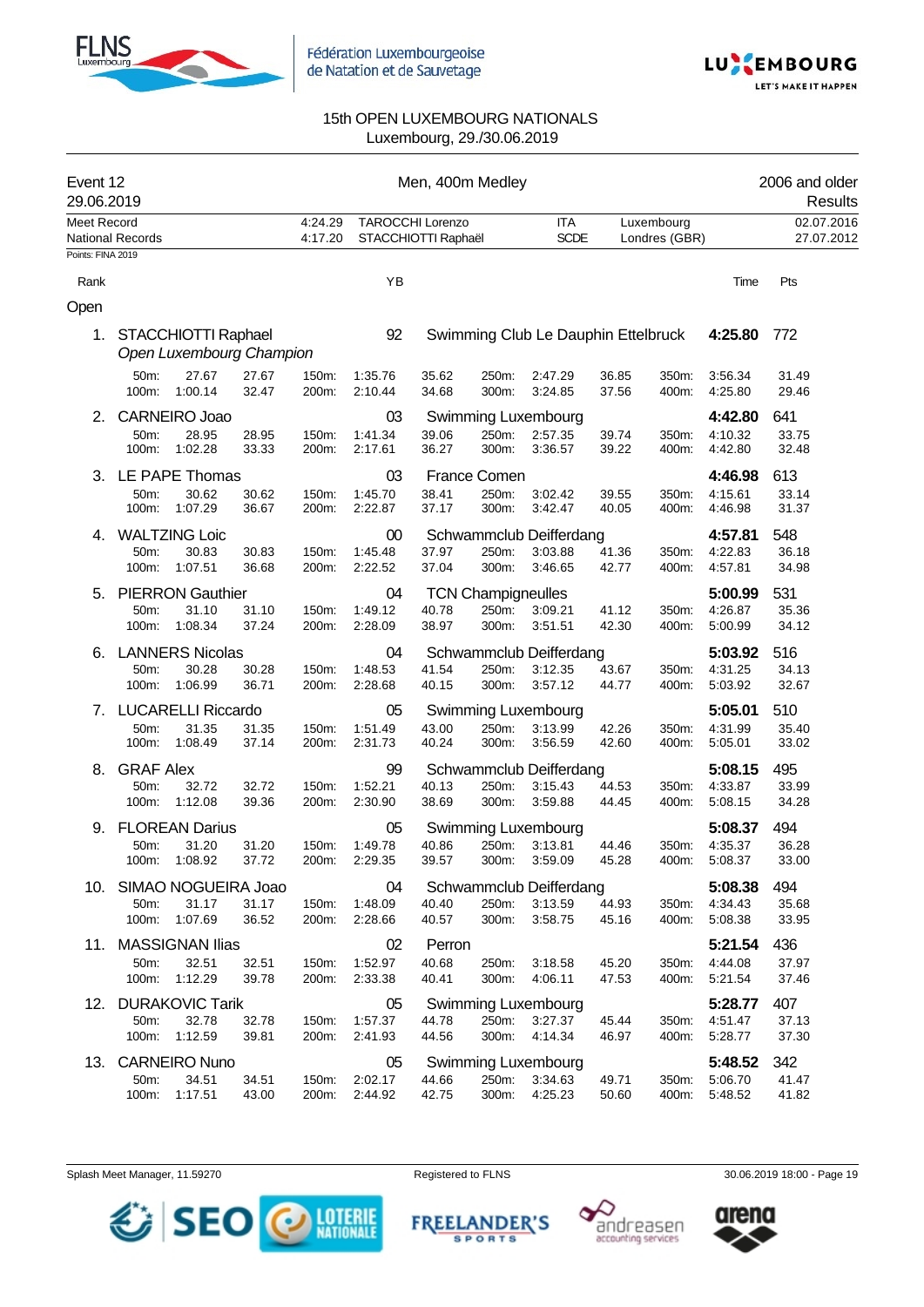15th OPEN LUXEMBOURG NATIONALS
Luxembourg, 29./30.06.2019

| Event 12 | Men, 400m Medley | 2006 and older |
|---|---|---|
| 29.06.2019 | | Results |

| | | | | | |
|---|---|---|---|---|---|
| Meet Record | 4:24.29 | TAROCCHI Lorenzo | ITA | Luxembourg | 02.07.2016 |
| National Records | 4:17.20 | STACCHIOTTI Raphaël | SCDE | Londres (GBR) | 27.07.2012 |

Points: FINA 2019

| Rank | | YB | | Time | Pts |
|---|---|---|---|---|---|

**Open**

| Rank | Name | YB | Club | Time | Pts |
|---|---|---|---|---|---|
| 1. | STACCHIOTTI Raphael *Open Luxembourg Champion* | 92 | Swimming Club Le Dauphin Ettelbruck | 4:25.80 | 772 |
| | 50m: 27.67 27.67 / 100m: 1:00.14 32.47 | | 150m: 1:35.76 35.62 / 200m: 2:10.44 34.68 / 250m: 2:47.29 36.85 / 300m: 3:24.85 37.56 | 350m: 3:56.34 31.49 / 400m: 4:25.80 29.46 | |
| 2. | CARNEIRO Joao | 03 | Swimming Luxembourg | 4:42.80 | 641 |
| | 50m: 28.95 28.95 / 100m: 1:02.28 33.33 | | 150m: 1:41.34 39.06 / 200m: 2:17.61 36.27 / 250m: 2:57.35 39.74 / 300m: 3:36.57 39.22 | 350m: 4:10.32 33.75 / 400m: 4:42.80 32.48 | |
| 3. | LE PAPE Thomas | 03 | France Comen | 4:46.98 | 613 |
| | 50m: 30.62 30.62 / 100m: 1:07.29 36.67 | | 150m: 1:45.70 38.41 / 200m: 2:22.87 37.17 / 250m: 3:02.42 39.55 / 300m: 3:42.47 40.05 | 350m: 4:15.61 33.14 / 400m: 4:46.98 31.37 | |
| 4. | WALTZING Loic | 00 | Schwammclub Deifferdang | 4:57.81 | 548 |
| | 50m: 30.83 30.83 / 100m: 1:07.51 36.68 | | 150m: 1:45.48 37.97 / 200m: 2:22.52 37.04 / 250m: 3:03.88 41.36 / 300m: 3:46.65 42.77 | 350m: 4:22.83 36.18 / 400m: 4:57.81 34.98 | |
| 5. | PIERRON Gauthier | 04 | TCN Champigneulles | 5:00.99 | 531 |
| | 50m: 31.10 31.10 / 100m: 1:08.34 37.24 | | 150m: 1:49.12 40.78 / 200m: 2:28.09 38.97 / 250m: 3:09.21 41.12 / 300m: 3:51.51 42.30 | 350m: 4:26.87 35.36 / 400m: 5:00.99 34.12 | |
| 6. | LANNERS Nicolas | 04 | Schwammclub Deifferdang | 5:03.92 | 516 |
| | 50m: 30.28 30.28 / 100m: 1:06.99 36.71 | | 150m: 1:48.53 41.54 / 200m: 2:28.68 40.15 / 250m: 3:12.35 43.67 / 300m: 3:57.12 44.77 | 350m: 4:31.25 34.13 / 400m: 5:03.92 32.67 | |
| 7. | LUCARELLI Riccardo | 05 | Swimming Luxembourg | 5:05.01 | 510 |
| | 50m: 31.35 31.35 / 100m: 1:08.49 37.14 | | 150m: 1:51.49 43.00 / 200m: 2:31.73 40.24 / 250m: 3:13.99 42.26 / 300m: 3:56.59 42.60 | 350m: 4:31.99 35.40 / 400m: 5:05.01 33.02 | |
| 8. | GRAF Alex | 99 | Schwammclub Deifferdang | 5:08.15 | 495 |
| | 50m: 32.72 32.72 / 100m: 1:12.08 39.36 | | 150m: 1:52.21 40.13 / 200m: 2:30.90 38.69 / 250m: 3:15.43 44.53 / 300m: 3:59.88 44.45 | 350m: 4:33.87 33.99 / 400m: 5:08.15 34.28 | |
| 9. | FLOREAN Darius | 05 | Swimming Luxembourg | 5:08.37 | 494 |
| | 50m: 31.20 31.20 / 100m: 1:08.92 37.72 | | 150m: 1:49.78 40.86 / 200m: 2:29.35 39.57 / 250m: 3:13.81 44.46 / 300m: 3:59.09 45.28 | 350m: 4:35.37 36.28 / 400m: 5:08.37 33.00 | |
| 10. | SIMAO NOGUEIRA Joao | 04 | Schwammclub Deifferdang | 5:08.38 | 494 |
| | 50m: 31.17 31.17 / 100m: 1:07.69 36.52 | | 150m: 1:48.09 40.40 / 200m: 2:28.66 40.57 / 250m: 3:13.59 44.93 / 300m: 3:58.75 45.16 | 350m: 4:34.43 35.68 / 400m: 5:08.38 33.95 | |
| 11. | MASSIGNAN Ilias | 02 | Perron | 5:21.54 | 436 |
| | 50m: 32.51 32.51 / 100m: 1:12.29 39.78 | | 150m: 1:52.97 40.68 / 200m: 2:33.38 40.41 / 250m: 3:18.58 45.20 / 300m: 4:06.11 47.53 | 350m: 4:44.08 37.97 / 400m: 5:21.54 37.46 | |
| 12. | DURAKOVIC Tarik | 05 | Swimming Luxembourg | 5:28.77 | 407 |
| | 50m: 32.78 32.78 / 100m: 1:12.59 39.81 | | 150m: 1:57.37 44.78 / 200m: 2:41.93 44.56 / 250m: 3:27.37 45.44 / 300m: 4:14.34 46.97 | 350m: 4:51.47 37.13 / 400m: 5:28.77 37.30 | |
| 13. | CARNEIRO Nuno | 05 | Swimming Luxembourg | 5:48.52 | 342 |
| | 50m: 34.51 34.51 / 100m: 1:17.51 43.00 | | 150m: 2:02.17 44.66 / 200m: 2:44.92 42.75 / 250m: 3:34.63 49.71 / 300m: 4:25.23 50.60 | 350m: 5:06.70 41.47 / 400m: 5:48.52 41.82 | |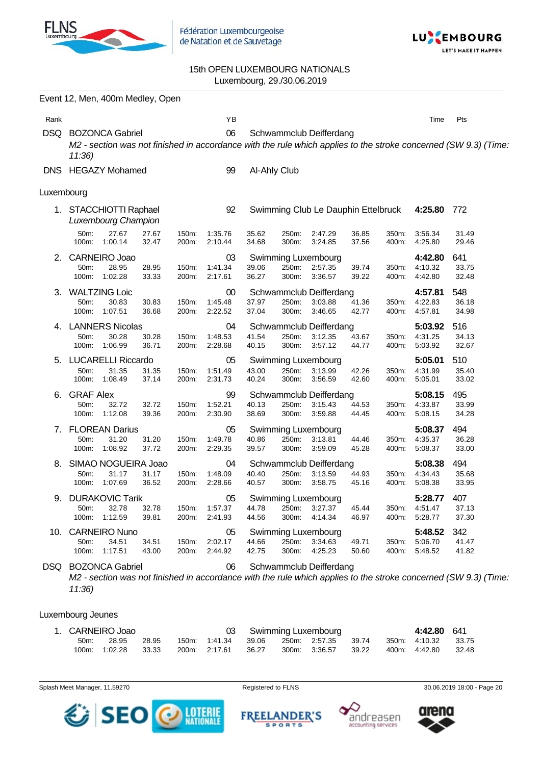15th OPEN LUXEMBOURG NATIONALS
Luxembourg, 29./30.06.2019

## Event 12, Men, 400m Medley, Open

| Rank | Name | YB | Club | Time | Pts |
|---|---|---|---|---|---|
| DSQ | BOZONCA Gabriel | 06 | Schwammclub Deifferdang | | |
| | *M2 - section was not finished in accordance with the rule which applies to the stroke concerned (SW 9.3) (Time: 11:36)* | | | | |
| DNS | HEGAZY Mohamed | 99 | Al-Ahly Club | | |

### Luxembourg

| Rank | Name | YB | Club | Time | Pts |
|---|---|---|---|---|---|
| 1. | STACCHIOTTI Raphael *Luxembourg Champion* | 92 | Swimming Club Le Dauphin Ettelbruck | 4:25.80 | 772 |
| | 50m: 27.67 27.67 / 100m: 1:00.14 32.47 / 150m: 1:35.76 35.62 / 200m: 2:10.44 34.68 / 250m: 2:47.29 36.85 / 300m: 3:24.85 37.56 / 350m: 3:56.34 31.49 / 400m: 4:25.80 29.46 | | | | |
| 2. | CARNEIRO Joao | 03 | Swimming Luxembourg | 4:42.80 | 641 |
| | 50m: 28.95 28.95 / 100m: 1:02.28 33.33 / 150m: 1:41.34 39.06 / 200m: 2:17.61 36.27 / 250m: 2:57.35 39.74 / 300m: 3:36.57 39.22 / 350m: 4:10.32 33.75 / 400m: 4:42.80 32.48 | | | | |
| 3. | WALTZING Loic | 00 | Schwammclub Deifferdang | 4:57.81 | 548 |
| | 50m: 30.83 30.83 / 100m: 1:07.51 36.68 / 150m: 1:45.48 37.97 / 200m: 2:22.52 37.04 / 250m: 3:03.88 41.36 / 300m: 3:46.65 42.77 / 350m: 4:22.83 36.18 / 400m: 4:57.81 34.98 | | | | |
| 4. | LANNERS Nicolas | 04 | Schwammclub Deifferdang | 5:03.92 | 516 |
| | 50m: 30.28 30.28 / 100m: 1:06.99 36.71 / 150m: 1:48.53 41.54 / 200m: 2:28.68 40.15 / 250m: 3:12.35 43.67 / 300m: 3:57.12 44.77 / 350m: 4:31.25 34.13 / 400m: 5:03.92 32.67 | | | | |
| 5. | LUCARELLI Riccardo | 05 | Swimming Luxembourg | 5:05.01 | 510 |
| | 50m: 31.35 31.35 / 100m: 1:08.49 37.14 / 150m: 1:51.49 43.00 / 200m: 2:31.73 40.24 / 250m: 3:13.99 42.26 / 300m: 3:56.59 42.60 / 350m: 4:31.99 35.40 / 400m: 5:05.01 33.02 | | | | |
| 6. | GRAF Alex | 99 | Schwammclub Deifferdang | 5:08.15 | 495 |
| | 50m: 32.72 32.72 / 100m: 1:12.08 39.36 / 150m: 1:52.21 40.13 / 200m: 2:30.90 38.69 / 250m: 3:15.43 44.53 / 300m: 3:59.88 44.45 / 350m: 4:33.87 33.99 / 400m: 5:08.15 34.28 | | | | |
| 7. | FLOREAN Darius | 05 | Swimming Luxembourg | 5:08.37 | 494 |
| | 50m: 31.20 31.20 / 100m: 1:08.92 37.72 / 150m: 1:49.78 40.86 / 200m: 2:29.35 39.57 / 250m: 3:13.81 44.46 / 300m: 3:59.09 45.28 / 350m: 4:35.37 36.28 / 400m: 5:08.37 33.00 | | | | |
| 8. | SIMAO NOGUEIRA Joao | 04 | Schwammclub Deifferdang | 5:08.38 | 494 |
| | 50m: 31.17 31.17 / 100m: 1:07.69 36.52 / 150m: 1:48.09 40.40 / 200m: 2:28.66 40.57 / 250m: 3:13.59 44.93 / 300m: 3:58.75 45.16 / 350m: 4:34.43 35.68 / 400m: 5:08.38 33.95 | | | | |
| 9. | DURAKOVIC Tarik | 05 | Swimming Luxembourg | 5:28.77 | 407 |
| | 50m: 32.78 32.78 / 100m: 1:12.59 39.81 / 150m: 1:57.37 44.78 / 200m: 2:41.93 44.56 / 250m: 3:27.37 45.44 / 300m: 4:14.34 46.97 / 350m: 4:51.47 37.13 / 400m: 5:28.77 37.30 | | | | |
| 10. | CARNEIRO Nuno | 05 | Swimming Luxembourg | 5:48.52 | 342 |
| | 50m: 34.51 34.51 / 100m: 1:17.51 43.00 / 150m: 2:02.17 44.66 / 200m: 2:44.92 42.75 / 250m: 3:34.63 49.71 / 300m: 4:25.23 50.60 / 350m: 5:06.70 41.47 / 400m: 5:48.52 41.82 | | | | |
| DSQ | BOZONCA Gabriel | 06 | Schwammclub Deifferdang | | |
| | *M2 - section was not finished in accordance with the rule which applies to the stroke concerned (SW 9.3) (Time: 11:36)* | | | | |

### Luxembourg Jeunes

| Rank | Name | YB | Club | Time | Pts |
|---|---|---|---|---|---|
| 1. | CARNEIRO Joao | 03 | Swimming Luxembourg | 4:42.80 | 641 |
| | 50m: 28.95 28.95 / 100m: 1:02.28 33.33 / 150m: 1:41.34 39.06 / 200m: 2:17.61 36.27 / 250m: 2:57.35 39.74 / 300m: 3:36.57 39.22 / 350m: 4:10.32 33.75 / 400m: 4:42.80 32.48 | | | | |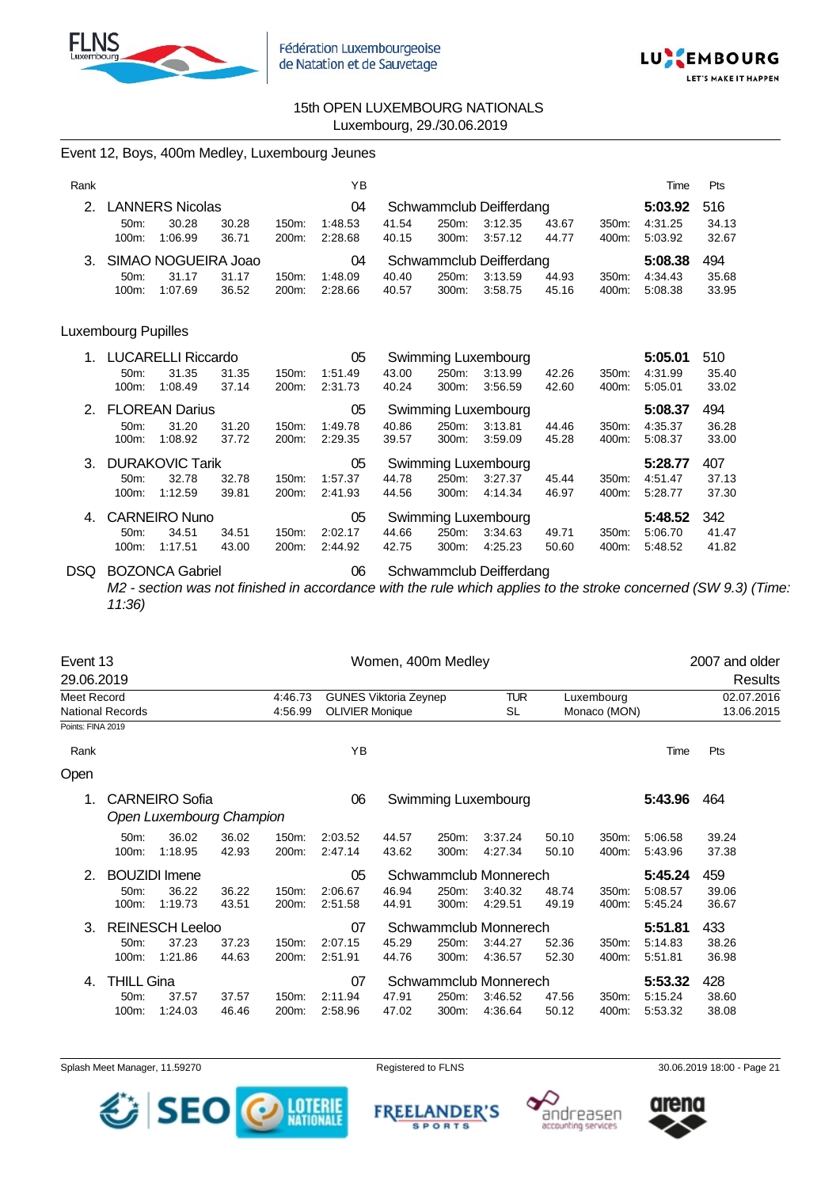15th OPEN LUXEMBOURG NATIONALS
Luxembourg, 29./30.06.2019

## Event 12, Boys, 400m Medley, Luxembourg Jeunes

| Rank | | | | | YB | | | | | | | Time | Pts |
|---|---|---|---|---|---|---|---|---|---|---|---|---|---|
| 2. | LANNERS Nicolas | | | | 04 | Schwammclub Deifferdang | | | | | | **5:03.92** | 516 |
| | 50m: | 30.28 | 30.28 | 150m: | 1:48.53 | 41.54 | 250m: | 3:12.35 | 43.67 | 350m: | 4:31.25 | | 34.13 |
| | 100m: | 1:06.99 | 36.71 | 200m: | 2:28.68 | 40.15 | 300m: | 3:57.12 | 44.77 | 400m: | 5:03.92 | | 32.67 |
| 3. | SIMAO NOGUEIRA Joao | | | | 04 | Schwammclub Deifferdang | | | | | | **5:08.38** | 494 |
| | 50m: | 31.17 | 31.17 | 150m: | 1:48.09 | 40.40 | 250m: | 3:13.59 | 44.93 | 350m: | 4:34.43 | | 35.68 |
| | 100m: | 1:07.69 | 36.52 | 200m: | 2:28.66 | 40.57 | 300m: | 3:58.75 | 45.16 | 400m: | 5:08.38 | | 33.95 |

### Luxembourg Pupilles

| Rank | | | | | YB | | | | | | | Time | Pts |
|---|---|---|---|---|---|---|---|---|---|---|---|---|---|
| 1. | LUCARELLI Riccardo | | | | 05 | Swimming Luxembourg | | | | | | **5:05.01** | 510 |
| | 50m: | 31.35 | 31.35 | 150m: | 1:51.49 | 43.00 | 250m: | 3:13.99 | 42.26 | 350m: | 4:31.99 | | 35.40 |
| | 100m: | 1:08.49 | 37.14 | 200m: | 2:31.73 | 40.24 | 300m: | 3:56.59 | 42.60 | 400m: | 5:05.01 | | 33.02 |
| 2. | FLOREAN Darius | | | | 05 | Swimming Luxembourg | | | | | | **5:08.37** | 494 |
| | 50m: | 31.20 | 31.20 | 150m: | 1:49.78 | 40.86 | 250m: | 3:13.81 | 44.46 | 350m: | 4:35.37 | | 36.28 |
| | 100m: | 1:08.92 | 37.72 | 200m: | 2:29.35 | 39.57 | 300m: | 3:59.09 | 45.28 | 400m: | 5:08.37 | | 33.00 |
| 3. | DURAKOVIC Tarik | | | | 05 | Swimming Luxembourg | | | | | | **5:28.77** | 407 |
| | 50m: | 32.78 | 32.78 | 150m: | 1:57.37 | 44.78 | 250m: | 3:27.37 | 45.44 | 350m: | 4:51.47 | | 37.13 |
| | 100m: | 1:12.59 | 39.81 | 200m: | 2:41.93 | 44.56 | 300m: | 4:14.34 | 46.97 | 400m: | 5:28.77 | | 37.30 |
| 4. | CARNEIRO Nuno | | | | 05 | Swimming Luxembourg | | | | | | **5:48.52** | 342 |
| | 50m: | 34.51 | 34.51 | 150m: | 2:02.17 | 44.66 | 250m: | 3:34.63 | 49.71 | 350m: | 5:06.70 | | 41.47 |
| | 100m: | 1:17.51 | 43.00 | 200m: | 2:44.92 | 42.75 | 300m: | 4:25.23 | 50.60 | 400m: | 5:48.52 | | 41.82 |
| DSQ | BOZONCA Gabriel | | | | 06 | Schwammclub Deifferdang | | | | | | | |

*M2 - section was not finished in accordance with the rule which applies to the stroke concerned (SW 9.3) (Time: 11:36)*

## Event 13 — Women, 400m Medley — 2007 and older

29.06.2019 — Results

| | | | | | |
|---|---|---|---|---|---|
| Meet Record | 4:46.73 | GUNES Viktoria Zeynep | TUR | Luxembourg | 02.07.2016 |
| National Records | 4:56.99 | OLIVIER Monique | SL | Monaco (MON) | 13.06.2015 |

Points: FINA 2019

### Open

| Rank | | | | | YB | | | | | | | Time | Pts |
|---|---|---|---|---|---|---|---|---|---|---|---|---|---|
| 1. | CARNEIRO Sofia *Open Luxembourg Champion* | | | | 06 | Swimming Luxembourg | | | | | | **5:43.96** | 464 |
| | 50m: | 36.02 | 36.02 | 150m: | 2:03.52 | 44.57 | 250m: | 3:37.24 | 50.10 | 350m: | 5:06.58 | | 39.24 |
| | 100m: | 1:18.95 | 42.93 | 200m: | 2:47.14 | 43.62 | 300m: | 4:27.34 | 50.10 | 400m: | 5:43.96 | | 37.38 |
| 2. | BOUZIDI Imene | | | | 05 | Schwammclub Monnerech | | | | | | **5:45.24** | 459 |
| | 50m: | 36.22 | 36.22 | 150m: | 2:06.67 | 46.94 | 250m: | 3:40.32 | 48.74 | 350m: | 5:08.57 | | 39.06 |
| | 100m: | 1:19.73 | 43.51 | 200m: | 2:51.58 | 44.91 | 300m: | 4:29.51 | 49.19 | 400m: | 5:45.24 | | 36.67 |
| 3. | REINESCH Leeloo | | | | 07 | Schwammclub Monnerech | | | | | | **5:51.81** | 433 |
| | 50m: | 37.23 | 37.23 | 150m: | 2:07.15 | 45.29 | 250m: | 3:44.27 | 52.36 | 350m: | 5:14.83 | | 38.26 |
| | 100m: | 1:21.86 | 44.63 | 200m: | 2:51.91 | 44.76 | 300m: | 4:36.57 | 52.30 | 400m: | 5:51.81 | | 36.98 |
| 4. | THILL Gina | | | | 07 | Schwammclub Monnerech | | | | | | **5:53.32** | 428 |
| | 50m: | 37.57 | 37.57 | 150m: | 2:11.94 | 47.91 | 250m: | 3:46.52 | 47.56 | 350m: | 5:15.24 | | 38.60 |
| | 100m: | 1:24.03 | 46.46 | 200m: | 2:58.96 | 47.02 | 300m: | 4:36.64 | 50.12 | 400m: | 5:53.32 | | 38.08 |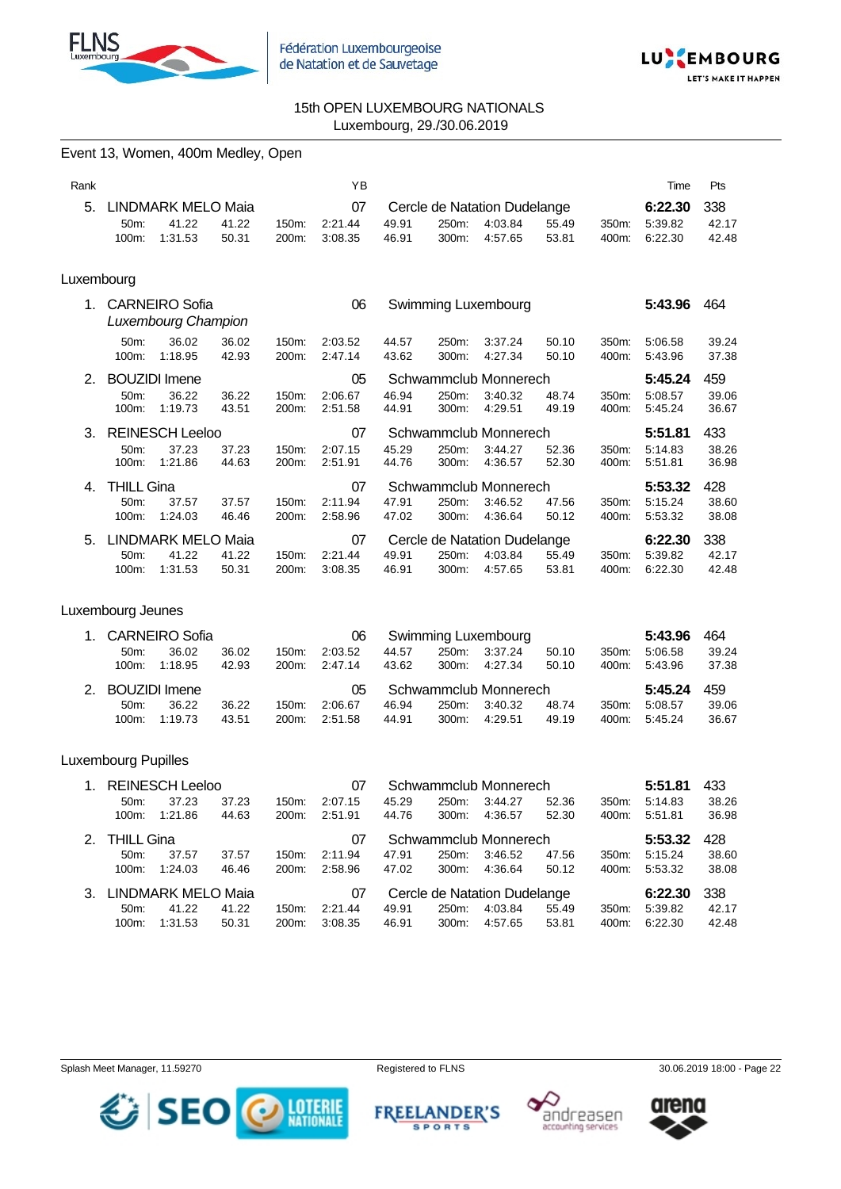15th OPEN LUXEMBOURG NATIONALS
Luxembourg, 29./30.06.2019

## Event 13, Women, 400m Medley, Open

| Rank | | | YB | | Time | Pts |
|---|---|---|---|---|---|---|
| 5. | LINDMARK MELO Maia | | 07 | Cercle de Natation Dudelange | **6:22.30** | 338 |

| | | | | | | | | | | | | |
|---|---|---|---|---|---|---|---|---|---|---|---|---|
| 50m: | 41.22 | 41.22 | 150m: | 2:21.44 | 49.91 | 250m: | 4:03.84 | 55.49 | 350m: | 5:39.82 | 42.17 |
| 100m: | 1:31.53 | 50.31 | 200m: | 3:08.35 | 46.91 | 300m: | 4:57.65 | 53.81 | 400m: | 6:22.30 | 42.48 |

### Luxembourg

| Rank | Name | YB | Club | Time | Pts |
|---|---|---|---|---|---|
| 1. | CARNEIRO Sofia *Luxembourg Champion* | 06 | Swimming Luxembourg | **5:43.96** | 464 |

| | | | | | | | | | | | |
|---|---|---|---|---|---|---|---|---|---|---|---|
| 50m: | 36.02 | 36.02 | 150m: | 2:03.52 | 44.57 | 250m: | 3:37.24 | 50.10 | 350m: | 5:06.58 | 39.24 |
| 100m: | 1:18.95 | 42.93 | 200m: | 2:47.14 | 43.62 | 300m: | 4:27.34 | 50.10 | 400m: | 5:43.96 | 37.38 |

| Rank | Name | YB | Club | Time | Pts |
|---|---|---|---|---|---|
| 2. | BOUZIDI Imene | 05 | Schwammclub Monnerech | **5:45.24** | 459 |

| | | | | | | | | | | | |
|---|---|---|---|---|---|---|---|---|---|---|---|
| 50m: | 36.22 | 36.22 | 150m: | 2:06.67 | 46.94 | 250m: | 3:40.32 | 48.74 | 350m: | 5:08.57 | 39.06 |
| 100m: | 1:19.73 | 43.51 | 200m: | 2:51.58 | 44.91 | 300m: | 4:29.51 | 49.19 | 400m: | 5:45.24 | 36.67 |

| Rank | Name | YB | Club | Time | Pts |
|---|---|---|---|---|---|
| 3. | REINESCH Leeloo | 07 | Schwammclub Monnerech | **5:51.81** | 433 |

| | | | | | | | | | | | |
|---|---|---|---|---|---|---|---|---|---|---|---|
| 50m: | 37.23 | 37.23 | 150m: | 2:07.15 | 45.29 | 250m: | 3:44.27 | 52.36 | 350m: | 5:14.83 | 38.26 |
| 100m: | 1:21.86 | 44.63 | 200m: | 2:51.91 | 44.76 | 300m: | 4:36.57 | 52.30 | 400m: | 5:51.81 | 36.98 |

| Rank | Name | YB | Club | Time | Pts |
|---|---|---|---|---|---|
| 4. | THILL Gina | 07 | Schwammclub Monnerech | **5:53.32** | 428 |

| | | | | | | | | | | | |
|---|---|---|---|---|---|---|---|---|---|---|---|
| 50m: | 37.57 | 37.57 | 150m: | 2:11.94 | 47.91 | 250m: | 3:46.52 | 47.56 | 350m: | 5:15.24 | 38.60 |
| 100m: | 1:24.03 | 46.46 | 200m: | 2:58.96 | 47.02 | 300m: | 4:36.64 | 50.12 | 400m: | 5:53.32 | 38.08 |

| Rank | Name | YB | Club | Time | Pts |
|---|---|---|---|---|---|
| 5. | LINDMARK MELO Maia | 07 | Cercle de Natation Dudelange | **6:22.30** | 338 |

| | | | | | | | | | | | |
|---|---|---|---|---|---|---|---|---|---|---|---|
| 50m: | 41.22 | 41.22 | 150m: | 2:21.44 | 49.91 | 250m: | 4:03.84 | 55.49 | 350m: | 5:39.82 | 42.17 |
| 100m: | 1:31.53 | 50.31 | 200m: | 3:08.35 | 46.91 | 300m: | 4:57.65 | 53.81 | 400m: | 6:22.30 | 42.48 |

### Luxembourg Jeunes

| Rank | Name | YB | Club | Time | Pts |
|---|---|---|---|---|---|
| 1. | CARNEIRO Sofia | 06 | Swimming Luxembourg | **5:43.96** | 464 |

| | | | | | | | | | | | |
|---|---|---|---|---|---|---|---|---|---|---|---|
| 50m: | 36.02 | 36.02 | 150m: | 2:03.52 | 44.57 | 250m: | 3:37.24 | 50.10 | 350m: | 5:06.58 | 39.24 |
| 100m: | 1:18.95 | 42.93 | 200m: | 2:47.14 | 43.62 | 300m: | 4:27.34 | 50.10 | 400m: | 5:43.96 | 37.38 |

| Rank | Name | YB | Club | Time | Pts |
|---|---|---|---|---|---|
| 2. | BOUZIDI Imene | 05 | Schwammclub Monnerech | **5:45.24** | 459 |

| | | | | | | | | | | | |
|---|---|---|---|---|---|---|---|---|---|---|---|
| 50m: | 36.22 | 36.22 | 150m: | 2:06.67 | 46.94 | 250m: | 3:40.32 | 48.74 | 350m: | 5:08.57 | 39.06 |
| 100m: | 1:19.73 | 43.51 | 200m: | 2:51.58 | 44.91 | 300m: | 4:29.51 | 49.19 | 400m: | 5:45.24 | 36.67 |

### Luxembourg Pupilles

| Rank | Name | YB | Club | Time | Pts |
|---|---|---|---|---|---|
| 1. | REINESCH Leeloo | 07 | Schwammclub Monnerech | **5:51.81** | 433 |

| | | | | | | | | | | | |
|---|---|---|---|---|---|---|---|---|---|---|---|
| 50m: | 37.23 | 37.23 | 150m: | 2:07.15 | 45.29 | 250m: | 3:44.27 | 52.36 | 350m: | 5:14.83 | 38.26 |
| 100m: | 1:21.86 | 44.63 | 200m: | 2:51.91 | 44.76 | 300m: | 4:36.57 | 52.30 | 400m: | 5:51.81 | 36.98 |

| Rank | Name | YB | Club | Time | Pts |
|---|---|---|---|---|---|
| 2. | THILL Gina | 07 | Schwammclub Monnerech | **5:53.32** | 428 |

| | | | | | | | | | | | |
|---|---|---|---|---|---|---|---|---|---|---|---|
| 50m: | 37.57 | 37.57 | 150m: | 2:11.94 | 47.91 | 250m: | 3:46.52 | 47.56 | 350m: | 5:15.24 | 38.60 |
| 100m: | 1:24.03 | 46.46 | 200m: | 2:58.96 | 47.02 | 300m: | 4:36.64 | 50.12 | 400m: | 5:53.32 | 38.08 |

| Rank | Name | YB | Club | Time | Pts |
|---|---|---|---|---|---|
| 3. | LINDMARK MELO Maia | 07 | Cercle de Natation Dudelange | **6:22.30** | 338 |

| | | | | | | | | | | | |
|---|---|---|---|---|---|---|---|---|---|---|---|
| 50m: | 41.22 | 41.22 | 150m: | 2:21.44 | 49.91 | 250m: | 4:03.84 | 55.49 | 350m: | 5:39.82 | 42.17 |
| 100m: | 1:31.53 | 50.31 | 200m: | 3:08.35 | 46.91 | 300m: | 4:57.65 | 53.81 | 400m: | 6:22.30 | 42.48 |

Splash Meet Manager, 11.59270 — Registered to FLNS — 30.06.2019 18:00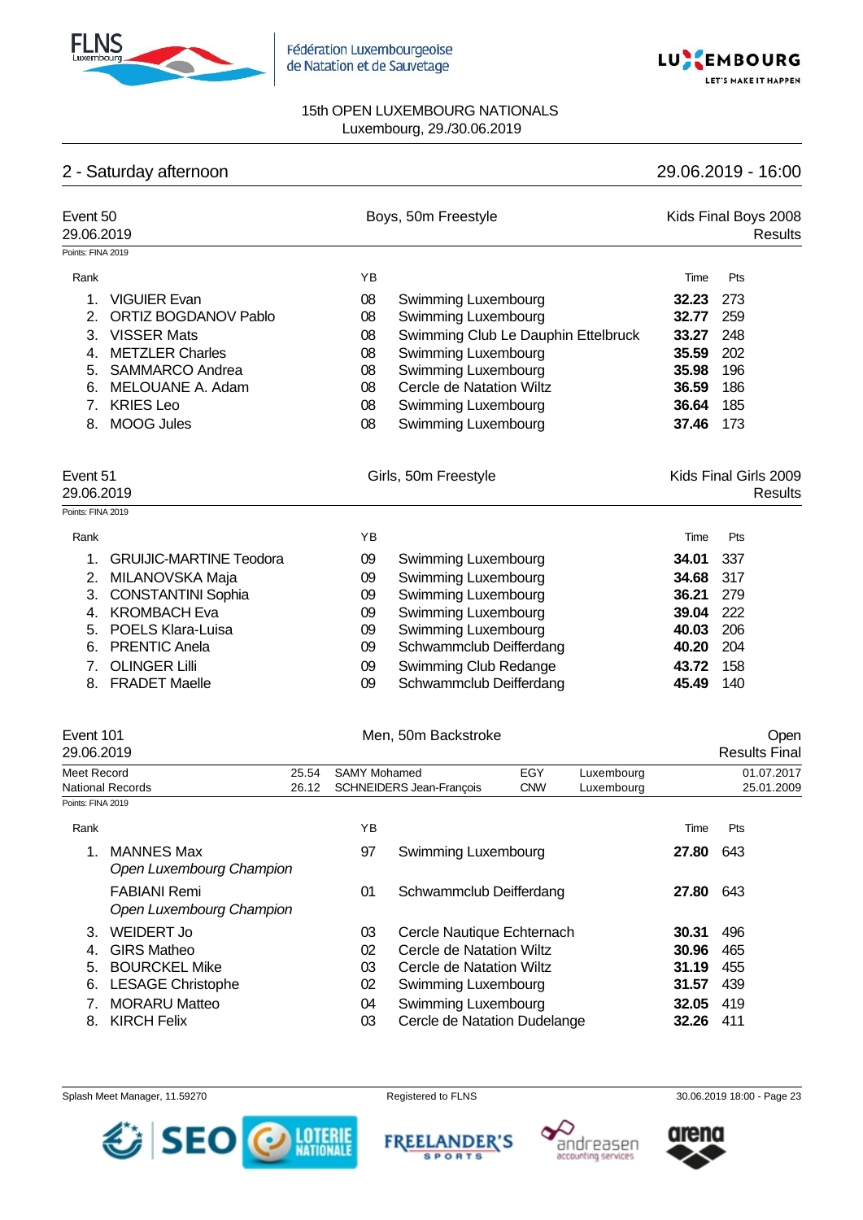15th OPEN LUXEMBOURG NATIONALS
Luxembourg, 29./30.06.2019

## 2 - Saturday afternoon — 29.06.2019 - 16:00

### Event 50 — Boys, 50m Freestyle — Kids Final Boys 2008

29.06.2019 — Results

Points: FINA 2019

| Rank | | YB | | Time | Pts |
|---|---|---|---|---|---|
| 1. | VIGUIER Evan | 08 | Swimming Luxembourg | **32.23** | 273 |
| 2. | ORTIZ BOGDANOV Pablo | 08 | Swimming Luxembourg | **32.77** | 259 |
| 3. | VISSER Mats | 08 | Swimming Club Le Dauphin Ettelbruck | **33.27** | 248 |
| 4. | METZLER Charles | 08 | Swimming Luxembourg | **35.59** | 202 |
| 5. | SAMMARCO Andrea | 08 | Swimming Luxembourg | **35.98** | 196 |
| 6. | MELOUANE A. Adam | 08 | Cercle de Natation Wiltz | **36.59** | 186 |
| 7. | KRIES Leo | 08 | Swimming Luxembourg | **36.64** | 185 |
| 8. | MOOG Jules | 08 | Swimming Luxembourg | **37.46** | 173 |

### Event 51 — Girls, 50m Freestyle — Kids Final Girls 2009

29.06.2019 — Results

Points: FINA 2019

| Rank | | YB | | Time | Pts |
|---|---|---|---|---|---|
| 1. | GRUIJIC-MARTINE Teodora | 09 | Swimming Luxembourg | **34.01** | 337 |
| 2. | MILANOVSKA Maja | 09 | Swimming Luxembourg | **34.68** | 317 |
| 3. | CONSTANTINI Sophia | 09 | Swimming Luxembourg | **36.21** | 279 |
| 4. | KROMBACH Eva | 09 | Swimming Luxembourg | **39.04** | 222 |
| 5. | POELS Klara-Luisa | 09 | Swimming Luxembourg | **40.03** | 206 |
| 6. | PRENTIC Anela | 09 | Schwammclub Deifferdang | **40.20** | 204 |
| 7. | OLINGER Lilli | 09 | Swimming Club Redange | **43.72** | 158 |
| 8. | FRADET Maelle | 09 | Schwammclub Deifferdang | **45.49** | 140 |

### Event 101 — Men, 50m Backstroke — Open

29.06.2019 — Results Final

| | | | | | |
|---|---|---|---|---|---|
| Meet Record | 25.54 | SAMY Mohamed | EGY | Luxembourg | 01.07.2017 |
| National Records | 26.12 | SCHNEIDERS Jean-François | CNW | Luxembourg | 25.01.2009 |

Points: FINA 2019

| Rank | | YB | | Time | Pts |
|---|---|---|---|---|---|
| 1. | MANNES Max<br>*Open Luxembourg Champion* | 97 | Swimming Luxembourg | **27.80** | 643 |
| | FABIANI Remi<br>*Open Luxembourg Champion* | 01 | Schwammclub Deifferdang | **27.80** | 643 |
| 3. | WEIDERT Jo | 03 | Cercle Nautique Echternach | **30.31** | 496 |
| 4. | GIRS Matheo | 02 | Cercle de Natation Wiltz | **30.96** | 465 |
| 5. | BOURCKEL Mike | 03 | Cercle de Natation Wiltz | **31.19** | 455 |
| 6. | LESAGE Christophe | 02 | Swimming Luxembourg | **31.57** | 439 |
| 7. | MORARU Matteo | 04 | Swimming Luxembourg | **32.05** | 419 |
| 8. | KIRCH Felix | 03 | Cercle de Natation Dudelange | **32.26** | 411 |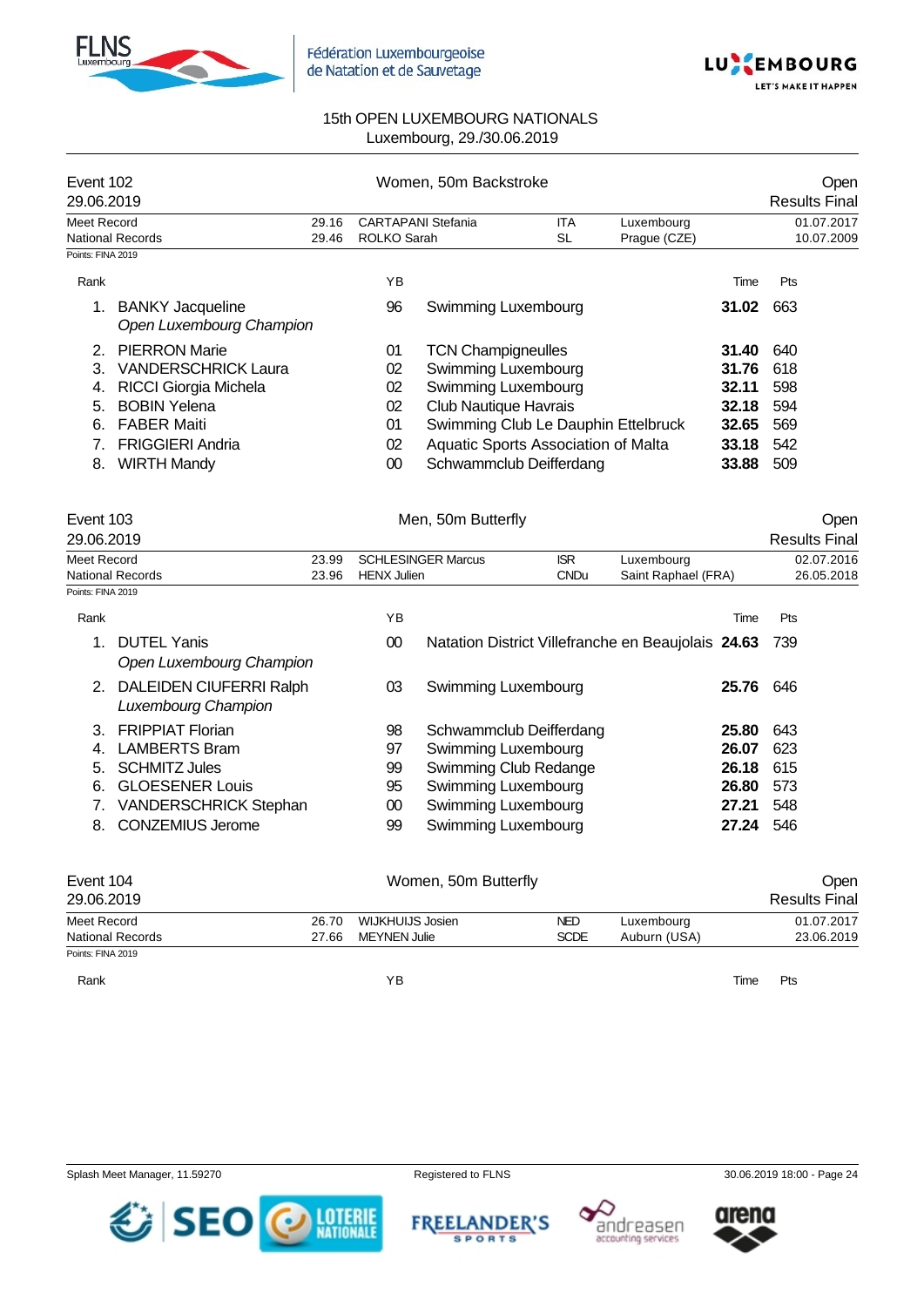15th OPEN LUXEMBOURG NATIONALS
Luxembourg, 29./30.06.2019

## Event 102 — Women, 50m Backstroke

29.06.2019 — Open — Results Final

| | | | | | |
|---|---|---|---|---|---|
| Meet Record | 29.16 | CARTAPANI Stefania | ITA | Luxembourg | 01.07.2017 |
| National Records | 29.46 | ROLKO Sarah | SL | Prague (CZE) | 10.07.2009 |

Points: FINA 2019

| Rank | Name | YB | Club | Time | Pts |
|---|---|---|---|---|---|
| 1. | BANKY Jacqueline *Open Luxembourg Champion* | 96 | Swimming Luxembourg | **31.02** | 663 |
| 2. | PIERRON Marie | 01 | TCN Champigneulles | **31.40** | 640 |
| 3. | VANDERSCHRICK Laura | 02 | Swimming Luxembourg | **31.76** | 618 |
| 4. | RICCI Giorgia Michela | 02 | Swimming Luxembourg | **32.11** | 598 |
| 5. | BOBIN Yelena | 02 | Club Nautique Havrais | **32.18** | 594 |
| 6. | FABER Maiti | 01 | Swimming Club Le Dauphin Ettelbruck | **32.65** | 569 |
| 7. | FRIGGIERI Andria | 02 | Aquatic Sports Association of Malta | **33.18** | 542 |
| 8. | WIRTH Mandy | 00 | Schwammclub Deifferdang | **33.88** | 509 |

## Event 103 — Men, 50m Butterfly

29.06.2019 — Open — Results Final

| | | | | | |
|---|---|---|---|---|---|
| Meet Record | 23.99 | SCHLESINGER Marcus | ISR | Luxembourg | 02.07.2016 |
| National Records | 23.96 | HENX Julien | CNDu | Saint Raphael (FRA) | 26.05.2018 |

Points: FINA 2019

| Rank | Name | YB | Club | Time | Pts |
|---|---|---|---|---|---|
| 1. | DUTEL Yanis *Open Luxembourg Champion* | 00 | Natation District Villefranche en Beaujolais | **24.63** | 739 |
| 2. | DALEIDEN CIUFERRI Ralph *Luxembourg Champion* | 03 | Swimming Luxembourg | **25.76** | 646 |
| 3. | FRIPPIAT Florian | 98 | Schwammclub Deifferdang | **25.80** | 643 |
| 4. | LAMBERTS Bram | 97 | Swimming Luxembourg | **26.07** | 623 |
| 5. | SCHMITZ Jules | 99 | Swimming Club Redange | **26.18** | 615 |
| 6. | GLOESENER Louis | 95 | Swimming Luxembourg | **26.80** | 573 |
| 7. | VANDERSCHRICK Stephan | 00 | Swimming Luxembourg | **27.21** | 548 |
| 8. | CONZEMIUS Jerome | 99 | Swimming Luxembourg | **27.24** | 546 |

## Event 104 — Women, 50m Butterfly

29.06.2019 — Open — Results Final

| | | | | | |
|---|---|---|---|---|---|
| Meet Record | 26.70 | WIJKHUIJS Josien | NED | Luxembourg | 01.07.2017 |
| National Records | 27.66 | MEYNEN Julie | SCDE | Auburn (USA) | 23.06.2019 |

Points: FINA 2019

| Rank | Name | YB | Club | Time | Pts |
|---|---|---|---|---|---|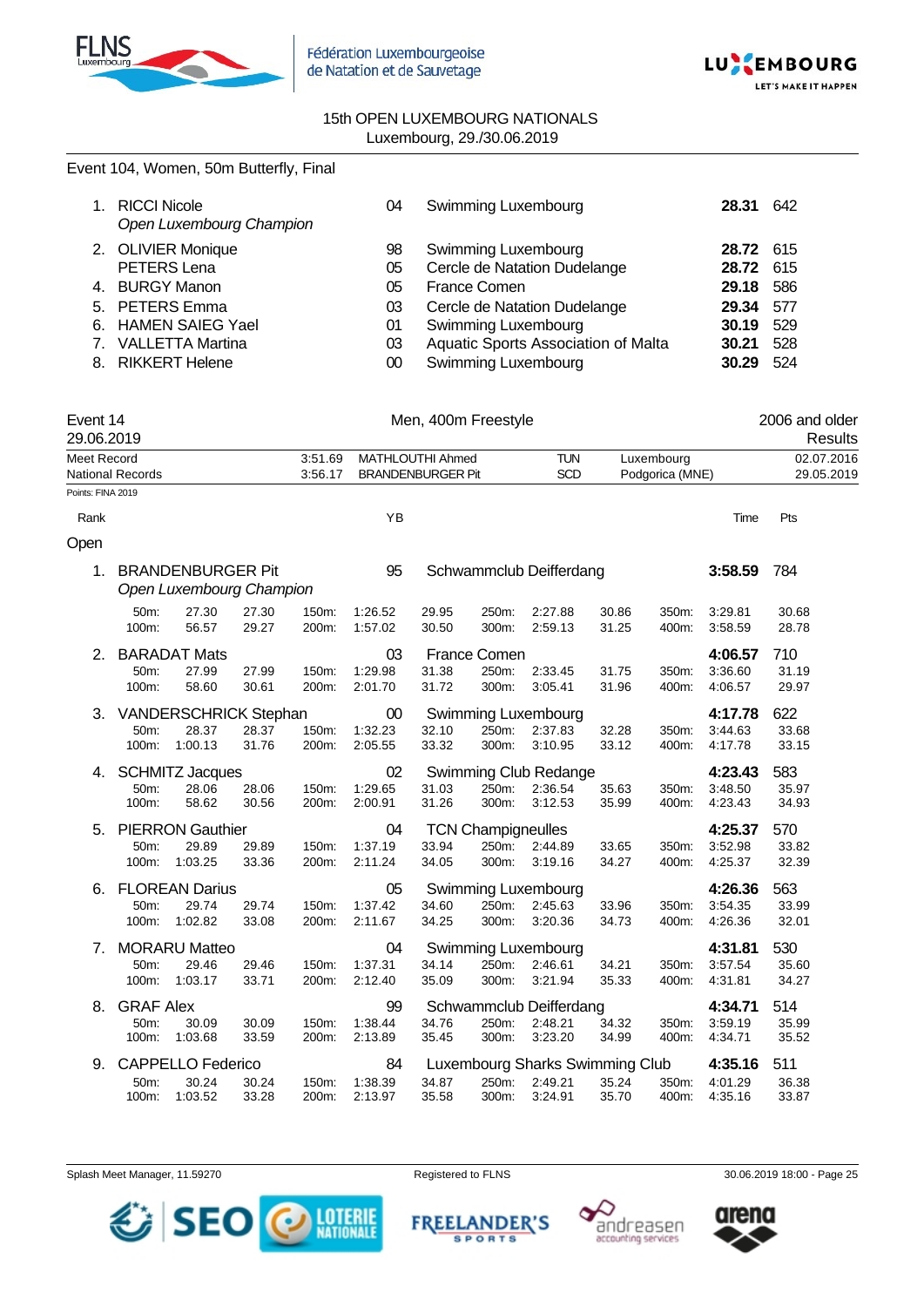15th OPEN LUXEMBOURG NATIONALS
Luxembourg, 29./30.06.2019

## Event 104, Women, 50m Butterfly, Final

| Rank | Name | YB | Club | Time | Pts |
|---|---|---|---|---|---|
| 1. | RICCI Nicole *Open Luxembourg Champion* | 04 | Swimming Luxembourg | **28.31** | 642 |
| 2. | OLIVIER Monique | 98 | Swimming Luxembourg | **28.72** | 615 |
| | PETERS Lena | 05 | Cercle de Natation Dudelange | **28.72** | 615 |
| 4. | BURGY Manon | 05 | France Comen | **29.18** | 586 |
| 5. | PETERS Emma | 03 | Cercle de Natation Dudelange | **29.34** | 577 |
| 6. | HAMEN SAIEG Yael | 01 | Swimming Luxembourg | **30.19** | 529 |
| 7. | VALLETTA Martina | 03 | Aquatic Sports Association of Malta | **30.21** | 528 |
| 8. | RIKKERT Helene | 00 | Swimming Luxembourg | **30.29** | 524 |

## Event 14 — Men, 400m Freestyle — 2006 and older

29.06.2019 — Results

| | | | | | |
|---|---|---|---|---|---|
| Meet Record | 3:51.69 | MATHLOUTHI Ahmed | TUN | Luxembourg | 02.07.2016 |
| National Records | 3:56.17 | BRANDENBURGER Pit | SCD | Podgorica (MNE) | 29.05.2019 |

Points: FINA 2019

### Open

| Rank | Name | YB | Club | Time | Pts |
|---|---|---|---|---|---|
| 1. | BRANDENBURGER Pit *Open Luxembourg Champion* | 95 | Schwammclub Deifferdang | **3:58.59** | 784 |
| 2. | BARADAT Mats | 03 | France Comen | **4:06.57** | 710 |
| 3. | VANDERSCHRICK Stephan | 00 | Swimming Luxembourg | **4:17.78** | 622 |
| 4. | SCHMITZ Jacques | 02 | Swimming Club Redange | **4:23.43** | 583 |
| 5. | PIERRON Gauthier | 04 | TCN Champigneulles | **4:25.37** | 570 |
| 6. | FLOREAN Darius | 05 | Swimming Luxembourg | **4:26.36** | 563 |
| 7. | MORARU Matteo | 04 | Swimming Luxembourg | **4:31.81** | 530 |
| 8. | GRAF Alex | 99 | Schwammclub Deifferdang | **4:34.71** | 514 |
| 9. | CAPPELLO Federico | 84 | Luxembourg Sharks Swimming Club | **4:35.16** | 511 |

Splits:

| Rank | Name | 50m | 100m | 150m | 200m | 250m | 300m | 350m | 400m |
|---|---|---|---|---|---|---|---|---|---|
| 1. | BRANDENBURGER Pit | 27.30 (27.30) | 56.57 (29.27) | 1:26.52 (29.95) | 1:57.02 (30.50) | 2:27.88 (30.86) | 2:59.13 (31.25) | 3:29.81 (30.68) | 3:58.59 (28.78) |
| 2. | BARADAT Mats | 27.99 (27.99) | 58.60 (30.61) | 1:29.98 (31.38) | 2:01.70 (31.72) | 2:33.45 (31.75) | 3:05.41 (31.96) | 3:36.60 (31.19) | 4:06.57 (29.97) |
| 3. | VANDERSCHRICK Stephan | 28.37 (28.37) | 1:00.13 (31.76) | 1:32.23 (32.10) | 2:05.55 (33.32) | 2:37.83 (32.28) | 3:10.95 (33.12) | 3:44.63 (33.68) | 4:17.78 (33.15) |
| 4. | SCHMITZ Jacques | 28.06 (28.06) | 58.62 (30.56) | 1:29.65 (31.03) | 2:00.91 (31.26) | 2:36.54 (35.63) | 3:12.53 (35.99) | 3:48.50 (35.97) | 4:23.43 (34.93) |
| 5. | PIERRON Gauthier | 29.89 (29.89) | 1:03.25 (33.36) | 1:37.19 (33.94) | 2:11.24 (34.05) | 2:44.89 (33.65) | 3:19.16 (34.27) | 3:52.98 (33.82) | 4:25.37 (32.39) |
| 6. | FLOREAN Darius | 29.74 (29.74) | 1:02.82 (33.08) | 1:37.42 (34.60) | 2:11.67 (34.25) | 2:45.63 (33.96) | 3:20.36 (34.73) | 3:54.35 (33.99) | 4:26.36 (32.01) |
| 7. | MORARU Matteo | 29.46 (29.46) | 1:03.17 (33.71) | 1:37.31 (34.14) | 2:12.40 (35.09) | 2:46.61 (34.21) | 3:21.94 (35.33) | 3:57.54 (35.60) | 4:31.81 (34.27) |
| 8. | GRAF Alex | 30.09 (30.09) | 1:03.68 (33.59) | 1:38.44 (34.76) | 2:13.89 (35.45) | 2:48.21 (34.32) | 3:23.20 (34.99) | 3:59.19 (35.99) | 4:34.71 (35.52) |
| 9. | CAPPELLO Federico | 30.24 (30.24) | 1:03.52 (33.28) | 1:38.39 (34.87) | 2:13.97 (35.58) | 2:49.21 (35.24) | 3:24.91 (35.70) | 4:01.29 (36.38) | 4:35.16 (33.87) |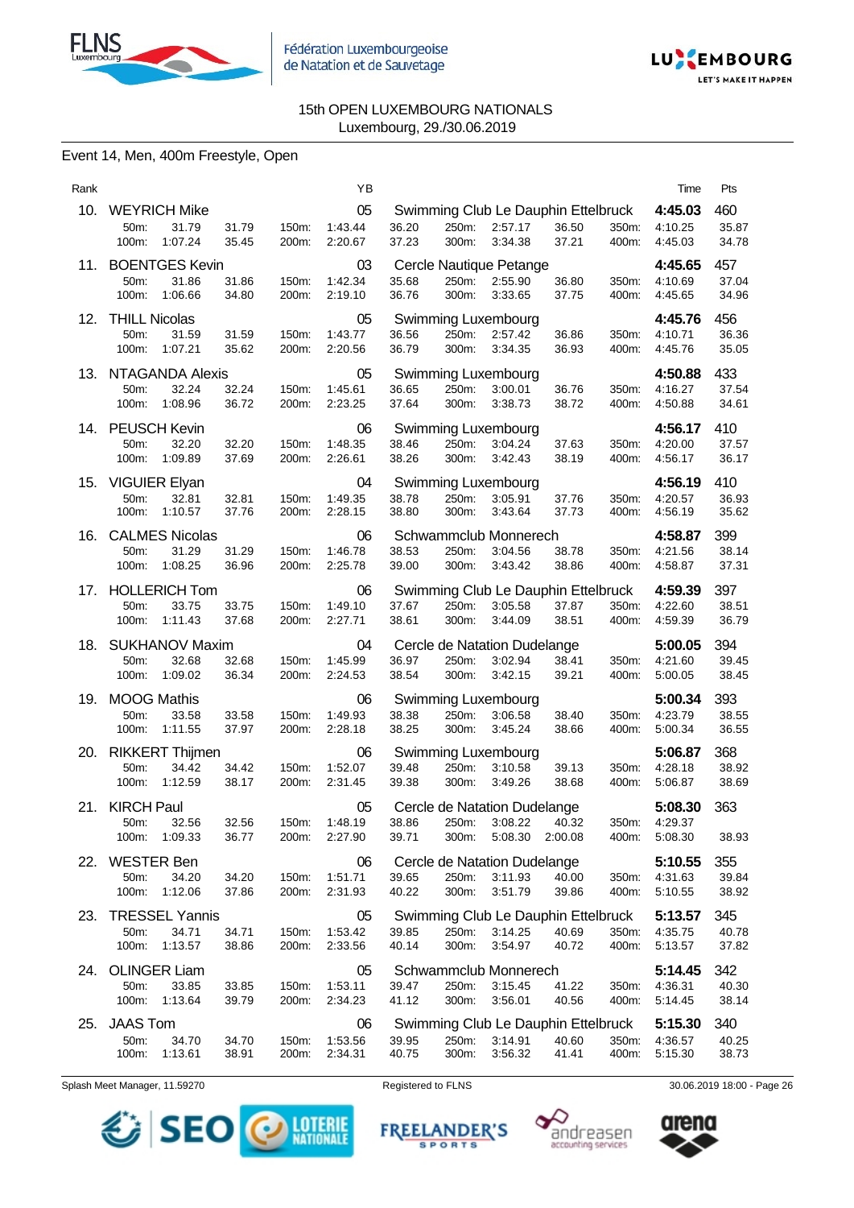15th OPEN LUXEMBOURG NATIONALS
Luxembourg, 29./30.06.2019

## Event 14, Men, 400m Freestyle, Open

| Rank | Name | YB | Club | Time | Pts |
|---|---|---|---|---|---|
| 10. | WEYRICH Mike | 05 | Swimming Club Le Dauphin Ettelbruck | 4:45.03 | 460 |
| | 50m: 31.79 31.79 / 100m: 1:07.24 35.45 | | 150m: 1:43.44 36.20 / 200m: 2:20.67 37.23 / 250m: 2:57.17 36.50 / 300m: 3:34.38 37.21 | 350m: 4:10.25 35.87 / 400m: 4:45.03 34.78 | |
| 11. | BOENTGES Kevin | 03 | Cercle Nautique Petange | 4:45.65 | 457 |
| | 50m: 31.86 31.86 / 100m: 1:06.66 34.80 | | 150m: 1:42.34 35.68 / 200m: 2:19.10 36.76 / 250m: 2:55.90 36.80 / 300m: 3:33.65 37.75 | 350m: 4:10.69 37.04 / 400m: 4:45.65 34.96 | |
| 12. | THILL Nicolas | 05 | Swimming Luxembourg | 4:45.76 | 456 |
| | 50m: 31.59 31.59 / 100m: 1:07.21 35.62 | | 150m: 1:43.77 36.56 / 200m: 2:20.56 36.79 / 250m: 2:57.42 36.86 / 300m: 3:34.35 36.93 | 350m: 4:10.71 36.36 / 400m: 4:45.76 35.05 | |
| 13. | NTAGANDA Alexis | 05 | Swimming Luxembourg | 4:50.88 | 433 |
| | 50m: 32.24 32.24 / 100m: 1:08.96 36.72 | | 150m: 1:45.61 36.65 / 200m: 2:23.25 37.64 / 250m: 3:00.01 36.76 / 300m: 3:38.73 38.72 | 350m: 4:16.27 37.54 / 400m: 4:50.88 34.61 | |
| 14. | PEUSCH Kevin | 06 | Swimming Luxembourg | 4:56.17 | 410 |
| | 50m: 32.20 32.20 / 100m: 1:09.89 37.69 | | 150m: 1:48.35 38.46 / 200m: 2:26.61 38.26 / 250m: 3:04.24 37.63 / 300m: 3:42.43 38.19 | 350m: 4:20.00 37.57 / 400m: 4:56.17 36.17 | |
| 15. | VIGUIER Elyan | 04 | Swimming Luxembourg | 4:56.19 | 410 |
| | 50m: 32.81 32.81 / 100m: 1:10.57 37.76 | | 150m: 1:49.35 38.78 / 200m: 2:28.15 38.80 / 250m: 3:05.91 37.76 / 300m: 3:43.64 37.73 | 350m: 4:20.57 36.93 / 400m: 4:56.19 35.62 | |
| 16. | CALMES Nicolas | 06 | Schwammclub Monnerech | 4:58.87 | 399 |
| | 50m: 31.29 31.29 / 100m: 1:08.25 36.96 | | 150m: 1:46.78 38.53 / 200m: 2:25.78 39.00 / 250m: 3:04.56 38.78 / 300m: 3:43.42 38.86 | 350m: 4:21.56 38.14 / 400m: 4:58.87 37.31 | |
| 17. | HOLLERICH Tom | 06 | Swimming Club Le Dauphin Ettelbruck | 4:59.39 | 397 |
| | 50m: 33.75 33.75 / 100m: 1:11.43 37.68 | | 150m: 1:49.10 37.67 / 200m: 2:27.71 38.61 / 250m: 3:05.58 37.87 / 300m: 3:44.09 38.51 | 350m: 4:22.60 38.51 / 400m: 4:59.39 36.79 | |
| 18. | SUKHANOV Maxim | 04 | Cercle de Natation Dudelange | 5:00.05 | 394 |
| | 50m: 32.68 32.68 / 100m: 1:09.02 36.34 | | 150m: 1:45.99 36.97 / 200m: 2:24.53 38.54 / 250m: 3:02.94 38.41 / 300m: 3:42.15 39.21 | 350m: 4:21.60 39.45 / 400m: 5:00.05 38.45 | |
| 19. | MOOG Mathis | 06 | Swimming Luxembourg | 5:00.34 | 393 |
| | 50m: 33.58 33.58 / 100m: 1:11.55 37.97 | | 150m: 1:49.93 38.38 / 200m: 2:28.18 38.25 / 250m: 3:06.58 38.40 / 300m: 3:45.24 38.66 | 350m: 4:23.79 38.55 / 400m: 5:00.34 36.55 | |
| 20. | RIKKERT Thijmen | 06 | Swimming Luxembourg | 5:06.87 | 368 |
| | 50m: 34.42 34.42 / 100m: 1:12.59 38.17 | | 150m: 1:52.07 39.48 / 200m: 2:31.45 39.38 / 250m: 3:10.58 39.13 / 300m: 3:49.26 38.68 | 350m: 4:28.18 38.92 / 400m: 5:06.87 38.69 | |
| 21. | KIRCH Paul | 05 | Cercle de Natation Dudelange | 5:08.30 | 363 |
| | 50m: 32.56 32.56 / 100m: 1:09.33 36.77 | | 150m: 1:48.19 38.86 / 200m: 2:27.90 39.71 / 250m: 3:08.22 40.32 / 300m: 5:08.30 2:00.08 | 350m: 4:29.37 / 400m: 5:08.30 38.93 | |
| 22. | WESTER Ben | 06 | Cercle de Natation Dudelange | 5:10.55 | 355 |
| | 50m: 34.20 34.20 / 100m: 1:12.06 37.86 | | 150m: 1:51.71 39.65 / 200m: 2:31.93 40.22 / 250m: 3:11.93 40.00 / 300m: 3:51.79 39.86 | 350m: 4:31.63 39.84 / 400m: 5:10.55 38.92 | |
| 23. | TRESSEL Yannis | 05 | Swimming Club Le Dauphin Ettelbruck | 5:13.57 | 345 |
| | 50m: 34.71 34.71 / 100m: 1:13.57 38.86 | | 150m: 1:53.42 39.85 / 200m: 2:33.56 40.14 / 250m: 3:14.25 40.69 / 300m: 3:54.97 40.72 | 350m: 4:35.75 40.78 / 400m: 5:13.57 37.82 | |
| 24. | OLINGER Liam | 05 | Schwammclub Monnerech | 5:14.45 | 342 |
| | 50m: 33.85 33.85 / 100m: 1:13.64 39.79 | | 150m: 1:53.11 39.47 / 200m: 2:34.23 41.12 / 250m: 3:15.45 41.22 / 300m: 3:56.01 40.56 | 350m: 4:36.31 40.30 / 400m: 5:14.45 38.14 | |
| 25. | JAAS Tom | 06 | Swimming Club Le Dauphin Ettelbruck | 5:15.30 | 340 |
| | 50m: 34.70 34.70 / 100m: 1:13.61 38.91 | | 150m: 1:53.56 39.95 / 200m: 2:34.31 40.75 / 250m: 3:14.91 40.60 / 300m: 3:56.32 41.41 | 350m: 4:36.57 40.25 / 400m: 5:15.30 38.73 | |

Splash Meet Manager, 11.59270 — Registered to FLNS — 30.06.2019 18:00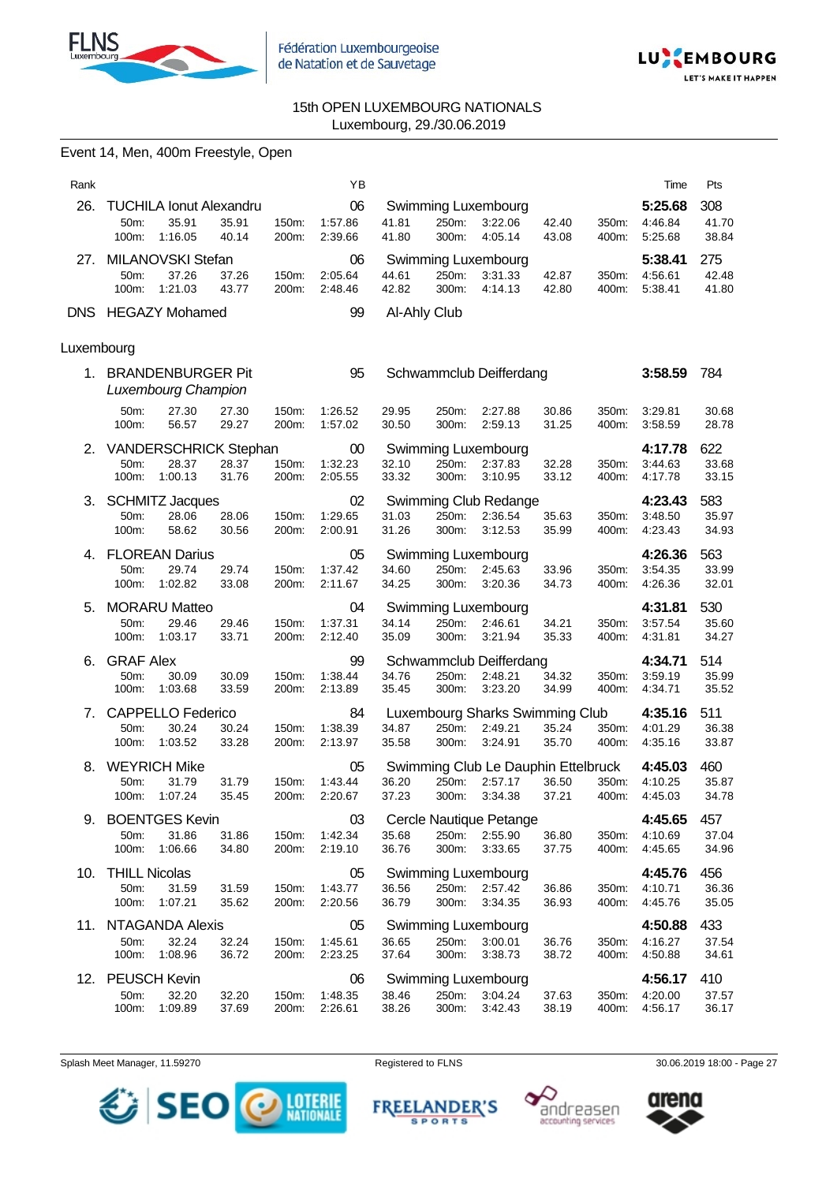15th OPEN LUXEMBOURG NATIONALS
Luxembourg, 29./30.06.2019

## Event 14, Men, 400m Freestyle, Open

| Rank | Name | YB | Club | Time | Pts |
|---|---|---|---|---|---|
| 26. | TUCHILA Ionut Alexandru | 06 | Swimming Luxembourg | **5:25.68** | 308 |
| | 50m: 35.91 35.91 / 100m: 1:16.05 40.14 / 150m: 1:57.86 41.81 / 200m: 2:39.66 41.80 / 250m: 3:22.06 42.40 / 300m: 4:05.14 43.08 / 350m: 4:46.84 41.70 / 400m: 5:25.68 38.84 | | | | |
| 27. | MILANOVSKI Stefan | 06 | Swimming Luxembourg | **5:38.41** | 275 |
| | 50m: 37.26 37.26 / 100m: 1:21.03 43.77 / 150m: 2:05.64 44.61 / 200m: 2:48.46 42.82 / 250m: 3:31.33 42.87 / 300m: 4:14.13 42.80 / 350m: 4:56.61 42.48 / 400m: 5:38.41 41.80 | | | | |
| DNS | HEGAZY Mohamed | 99 | Al-Ahly Club | | |

### Luxembourg

| Rank | Name | YB | Club | Time | Pts |
|---|---|---|---|---|---|
| 1. | BRANDENBURGER Pit *Luxembourg Champion* | 95 | Schwammclub Deifferdang | **3:58.59** | 784 |
| | 50m: 27.30 27.30 / 100m: 56.57 29.27 / 150m: 1:26.52 29.95 / 200m: 1:57.02 30.50 / 250m: 2:27.88 30.86 / 300m: 2:59.13 31.25 / 350m: 3:29.81 30.68 / 400m: 3:58.59 28.78 | | | | |
| 2. | VANDERSCHRICK Stephan | 00 | Swimming Luxembourg | **4:17.78** | 622 |
| | 50m: 28.37 28.37 / 100m: 1:00.13 31.76 / 150m: 1:32.23 32.10 / 200m: 2:05.55 33.32 / 250m: 2:37.83 32.28 / 300m: 3:10.95 33.12 / 350m: 3:44.63 33.68 / 400m: 4:17.78 33.15 | | | | |
| 3. | SCHMITZ Jacques | 02 | Swimming Club Redange | **4:23.43** | 583 |
| | 50m: 28.06 28.06 / 100m: 58.62 30.56 / 150m: 1:29.65 31.03 / 200m: 2:00.91 31.26 / 250m: 2:36.54 35.63 / 300m: 3:12.53 35.99 / 350m: 3:48.50 35.97 / 400m: 4:23.43 34.93 | | | | |
| 4. | FLOREAN Darius | 05 | Swimming Luxembourg | **4:26.36** | 563 |
| | 50m: 29.74 29.74 / 100m: 1:02.82 33.08 / 150m: 1:37.42 34.60 / 200m: 2:11.67 34.25 / 250m: 2:45.63 33.96 / 300m: 3:20.36 34.73 / 350m: 3:54.35 33.99 / 400m: 4:26.36 32.01 | | | | |
| 5. | MORARU Matteo | 04 | Swimming Luxembourg | **4:31.81** | 530 |
| | 50m: 29.46 29.46 / 100m: 1:03.17 33.71 / 150m: 1:37.31 34.14 / 200m: 2:12.40 35.09 / 250m: 2:46.61 34.21 / 300m: 3:21.94 35.33 / 350m: 3:57.54 35.60 / 400m: 4:31.81 34.27 | | | | |
| 6. | GRAF Alex | 99 | Schwammclub Deifferdang | **4:34.71** | 514 |
| | 50m: 30.09 30.09 / 100m: 1:03.68 33.59 / 150m: 1:38.44 34.76 / 200m: 2:13.89 35.45 / 250m: 2:48.21 34.32 / 300m: 3:23.20 34.99 / 350m: 3:59.19 35.99 / 400m: 4:34.71 35.52 | | | | |
| 7. | CAPPELLO Federico | 84 | Luxembourg Sharks Swimming Club | **4:35.16** | 511 |
| | 50m: 30.24 30.24 / 100m: 1:03.52 33.28 / 150m: 1:38.39 34.87 / 200m: 2:13.97 35.58 / 250m: 2:49.21 35.24 / 300m: 3:24.91 35.70 / 350m: 4:01.29 36.38 / 400m: 4:35.16 33.87 | | | | |
| 8. | WEYRICH Mike | 05 | Swimming Club Le Dauphin Ettelbruck | **4:45.03** | 460 |
| | 50m: 31.79 31.79 / 100m: 1:07.24 35.45 / 150m: 1:43.44 36.20 / 200m: 2:20.67 37.23 / 250m: 2:57.17 36.50 / 300m: 3:34.38 37.21 / 350m: 4:10.25 35.87 / 400m: 4:45.03 34.78 | | | | |
| 9. | BOENTGES Kevin | 03 | Cercle Nautique Petange | **4:45.65** | 457 |
| | 50m: 31.86 31.86 / 100m: 1:06.66 34.80 / 150m: 1:42.34 35.68 / 200m: 2:19.10 36.76 / 250m: 2:55.90 36.80 / 300m: 3:33.65 37.75 / 350m: 4:10.69 37.04 / 400m: 4:45.65 34.96 | | | | |
| 10. | THILL Nicolas | 05 | Swimming Luxembourg | **4:45.76** | 456 |
| | 50m: 31.59 31.59 / 100m: 1:07.21 35.62 / 150m: 1:43.77 36.56 / 200m: 2:20.56 36.79 / 250m: 2:57.42 36.86 / 300m: 3:34.35 36.93 / 350m: 4:10.71 36.36 / 400m: 4:45.76 35.05 | | | | |
| 11. | NTAGANDA Alexis | 05 | Swimming Luxembourg | **4:50.88** | 433 |
| | 50m: 32.24 32.24 / 100m: 1:08.96 36.72 / 150m: 1:45.61 36.65 / 200m: 2:23.25 37.64 / 250m: 3:00.01 36.76 / 300m: 3:38.73 38.72 / 350m: 4:16.27 37.54 / 400m: 4:50.88 34.61 | | | | |
| 12. | PEUSCH Kevin | 06 | Swimming Luxembourg | **4:56.17** | 410 |
| | 50m: 32.20 32.20 / 100m: 1:09.89 37.69 / 150m: 1:48.35 38.46 / 200m: 2:26.61 38.26 / 250m: 3:04.24 37.63 / 300m: 3:42.43 38.19 / 350m: 4:20.00 37.57 / 400m: 4:56.17 36.17 | | | | |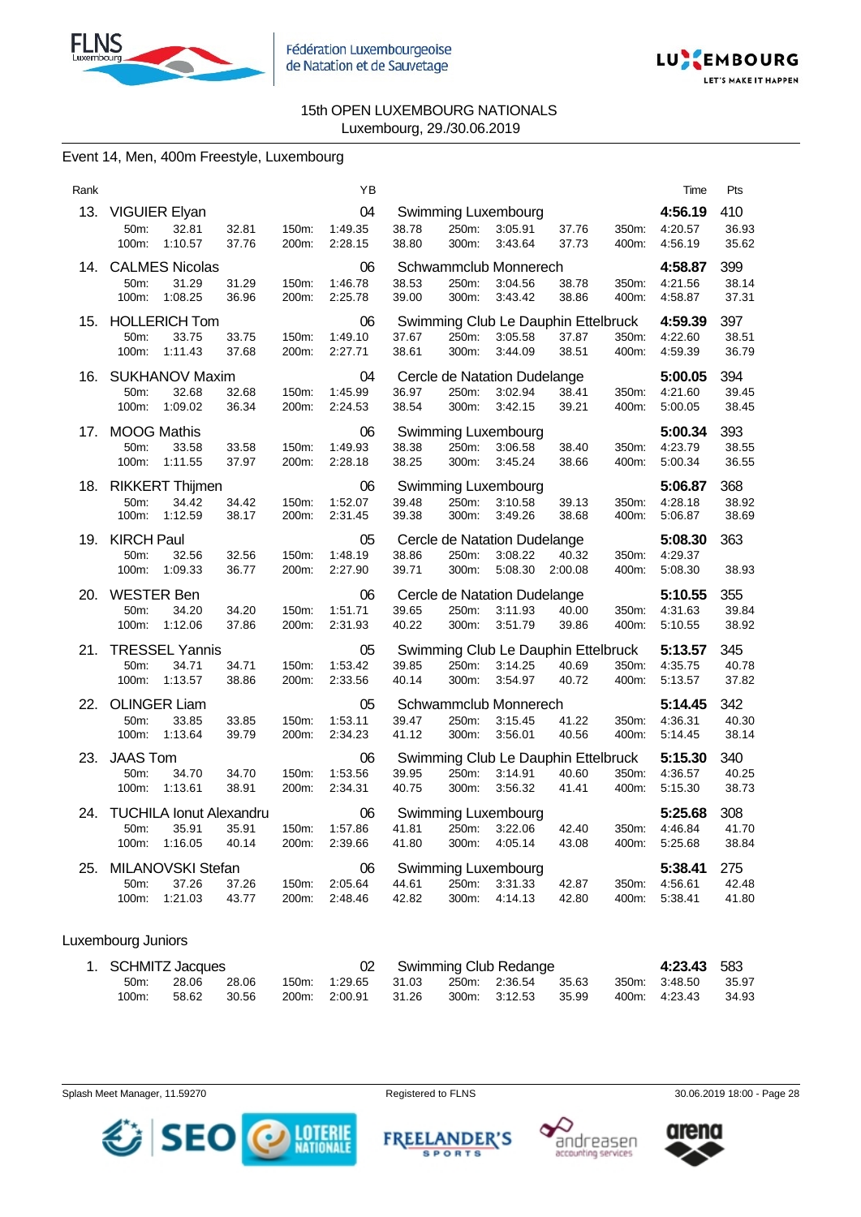15th OPEN LUXEMBOURG NATIONALS
Luxembourg, 29./30.06.2019

## Event 14, Men, 400m Freestyle, Luxembourg

| Rank | Name | YB | Club | Time | Pts |
|---|---|---|---|---|---|
| 13. | VIGUIER Elyan | 04 | Swimming Luxembourg | **4:56.19** | 410 |
| | 50m: 32.81 32.81 / 100m: 1:10.57 37.76 / 150m: 1:49.35 38.78 / 200m: 2:28.15 38.80 / 250m: 3:05.91 37.76 / 300m: 3:43.64 37.73 / 350m: 4:20.57 36.93 / 400m: 4:56.19 35.62 | | | | |
| 14. | CALMES Nicolas | 06 | Schwammclub Monnerech | **4:58.87** | 399 |
| | 50m: 31.29 31.29 / 100m: 1:08.25 36.96 / 150m: 1:46.78 38.53 / 200m: 2:25.78 39.00 / 250m: 3:04.56 38.78 / 300m: 3:43.42 38.86 / 350m: 4:21.56 38.14 / 400m: 4:58.87 37.31 | | | | |
| 15. | HOLLERICH Tom | 06 | Swimming Club Le Dauphin Ettelbruck | **4:59.39** | 397 |
| | 50m: 33.75 33.75 / 100m: 1:11.43 37.68 / 150m: 1:49.10 37.67 / 200m: 2:27.71 38.61 / 250m: 3:05.58 37.87 / 300m: 3:44.09 38.51 / 350m: 4:22.60 38.51 / 400m: 4:59.39 36.79 | | | | |
| 16. | SUKHANOV Maxim | 04 | Cercle de Natation Dudelange | **5:00.05** | 394 |
| | 50m: 32.68 32.68 / 100m: 1:09.02 36.34 / 150m: 1:45.99 36.97 / 200m: 2:24.53 38.54 / 250m: 3:02.94 38.41 / 300m: 3:42.15 39.21 / 350m: 4:21.60 39.45 / 400m: 5:00.05 38.45 | | | | |
| 17. | MOOG Mathis | 06 | Swimming Luxembourg | **5:00.34** | 393 |
| | 50m: 33.58 33.58 / 100m: 1:11.55 37.97 / 150m: 1:49.93 38.38 / 200m: 2:28.18 38.25 / 250m: 3:06.58 38.40 / 300m: 3:45.24 38.66 / 350m: 4:23.79 38.55 / 400m: 5:00.34 36.55 | | | | |
| 18. | RIKKERT Thijmen | 06 | Swimming Luxembourg | **5:06.87** | 368 |
| | 50m: 34.42 34.42 / 100m: 1:12.59 38.17 / 150m: 1:52.07 39.48 / 200m: 2:31.45 39.38 / 250m: 3:10.58 39.13 / 300m: 3:49.26 38.68 / 350m: 4:28.18 38.92 / 400m: 5:06.87 38.69 | | | | |
| 19. | KIRCH Paul | 05 | Cercle de Natation Dudelange | **5:08.30** | 363 |
| | 50m: 32.56 32.56 / 100m: 1:09.33 36.77 / 150m: 1:48.19 38.86 / 200m: 2:27.90 39.71 / 250m: 3:08.22 40.32 / 300m: 5:08.30 2:00.08 / 350m: 4:29.37 / 400m: 5:08.30 38.93 | | | | |
| 20. | WESTER Ben | 06 | Cercle de Natation Dudelange | **5:10.55** | 355 |
| | 50m: 34.20 34.20 / 100m: 1:12.06 37.86 / 150m: 1:51.71 39.65 / 200m: 2:31.93 40.22 / 250m: 3:11.93 40.00 / 300m: 3:51.79 39.86 / 350m: 4:31.63 39.84 / 400m: 5:10.55 38.92 | | | | |
| 21. | TRESSEL Yannis | 05 | Swimming Club Le Dauphin Ettelbruck | **5:13.57** | 345 |
| | 50m: 34.71 34.71 / 100m: 1:13.57 38.86 / 150m: 1:53.42 39.85 / 200m: 2:33.56 40.14 / 250m: 3:14.25 40.69 / 300m: 3:54.97 40.72 / 350m: 4:35.75 40.78 / 400m: 5:13.57 37.82 | | | | |
| 22. | OLINGER Liam | 05 | Schwammclub Monnerech | **5:14.45** | 342 |
| | 50m: 33.85 33.85 / 100m: 1:13.64 39.79 / 150m: 1:53.11 39.47 / 200m: 2:34.23 41.12 / 250m: 3:15.45 41.22 / 300m: 3:56.01 40.56 / 350m: 4:36.31 40.30 / 400m: 5:14.45 38.14 | | | | |
| 23. | JAAS Tom | 06 | Swimming Club Le Dauphin Ettelbruck | **5:15.30** | 340 |
| | 50m: 34.70 34.70 / 100m: 1:13.61 38.91 / 150m: 1:53.56 39.95 / 200m: 2:34.31 40.75 / 250m: 3:14.91 40.60 / 300m: 3:56.32 41.41 / 350m: 4:36.57 40.25 / 400m: 5:15.30 38.73 | | | | |
| 24. | TUCHILA Ionut Alexandru | 06 | Swimming Luxembourg | **5:25.68** | 308 |
| | 50m: 35.91 35.91 / 100m: 1:16.05 40.14 / 150m: 1:57.86 41.81 / 200m: 2:39.66 41.80 / 250m: 3:22.06 42.40 / 300m: 4:05.14 43.08 / 350m: 4:46.84 41.70 / 400m: 5:25.68 38.84 | | | | |
| 25. | MILANOVSKI Stefan | 06 | Swimming Luxembourg | **5:38.41** | 275 |
| | 50m: 37.26 37.26 / 100m: 1:21.03 43.77 / 150m: 2:05.64 44.61 / 200m: 2:48.46 42.82 / 250m: 3:31.33 42.87 / 300m: 4:14.13 42.80 / 350m: 4:56.61 42.48 / 400m: 5:38.41 41.80 | | | | |

### Luxembourg Juniors

| Rank | Name | YB | Club | Time | Pts |
|---|---|---|---|---|---|
| 1. | SCHMITZ Jacques | 02 | Swimming Club Redange | **4:23.43** | 583 |
| | 50m: 28.06 28.06 / 100m: 58.62 30.56 / 150m: 1:29.65 31.03 / 200m: 2:00.91 31.26 / 250m: 2:36.54 35.63 / 300m: 3:12.53 35.99 / 350m: 3:48.50 35.97 / 400m: 4:23.43 34.93 | | | | |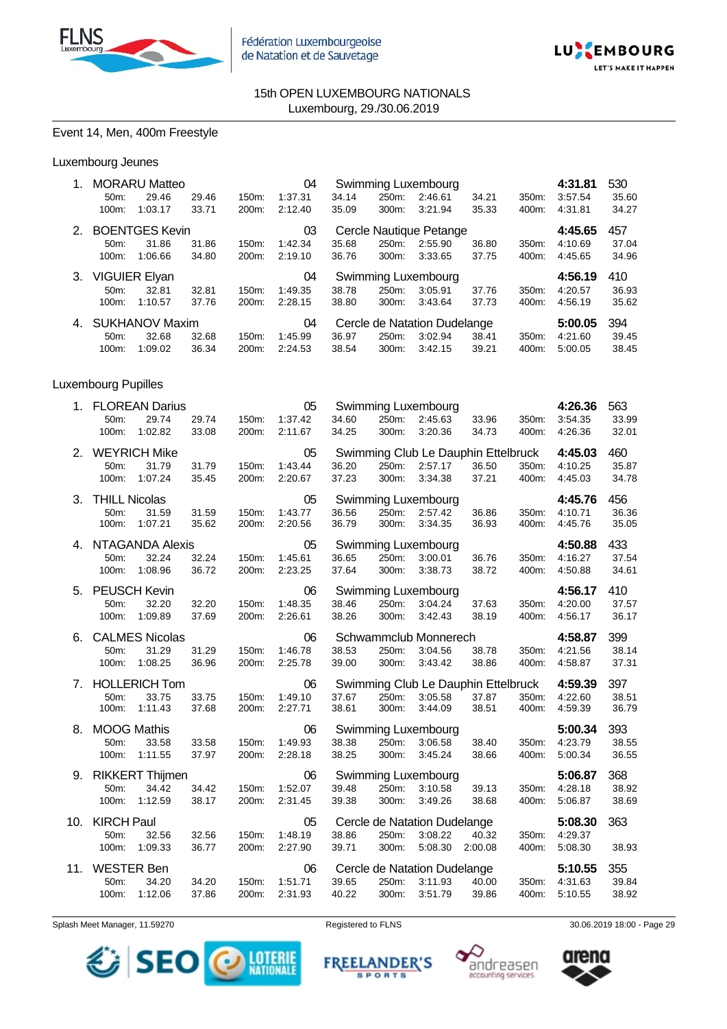15th OPEN LUXEMBOURG NATIONALS
Luxembourg, 29./30.06.2019

Event 14, Men, 400m Freestyle

Luxembourg Jeunes

| Rank | Name | YOB | Club | Time | Points |
|---|---|---|---|---|---|
| 1. | MORARU Matteo | 04 | Swimming Luxembourg | 4:31.81 | 530 |
| | 50m: 29.46 29.46 / 100m: 1:03.17 33.71 | 150m: 1:37.31 34.14 / 200m: 2:12.40 35.09 | 250m: 2:46.61 34.21 / 300m: 3:21.94 35.33 | 350m: 3:57.54 35.60 / 400m: 4:31.81 34.27 | |
| 2. | BOENTGES Kevin | 03 | Cercle Nautique Petange | 4:45.65 | 457 |
| | 50m: 31.86 31.86 / 100m: 1:06.66 34.80 | 150m: 1:42.34 35.68 / 200m: 2:19.10 36.76 | 250m: 2:55.90 36.80 / 300m: 3:33.65 37.75 | 350m: 4:10.69 37.04 / 400m: 4:45.65 34.96 | |
| 3. | VIGUIER Elyan | 04 | Swimming Luxembourg | 4:56.19 | 410 |
| | 50m: 32.81 32.81 / 100m: 1:10.57 37.76 | 150m: 1:49.35 38.78 / 200m: 2:28.15 38.80 | 250m: 3:05.91 37.76 / 300m: 3:43.64 37.73 | 350m: 4:20.57 36.93 / 400m: 4:56.19 35.62 | |
| 4. | SUKHANOV Maxim | 04 | Cercle de Natation Dudelange | 5:00.05 | 394 |
| | 50m: 32.68 32.68 / 100m: 1:09.02 36.34 | 150m: 1:45.99 36.97 / 200m: 2:24.53 38.54 | 250m: 3:02.94 38.41 / 300m: 3:42.15 39.21 | 350m: 4:21.60 39.45 / 400m: 5:00.05 38.45 | |

Luxembourg Pupilles

| Rank | Name | YOB | Club | Time | Points |
|---|---|---|---|---|---|
| 1. | FLOREAN Darius | 05 | Swimming Luxembourg | 4:26.36 | 563 |
| | 50m: 29.74 29.74 / 100m: 1:02.82 33.08 | 150m: 1:37.42 34.60 / 200m: 2:11.67 34.25 | 250m: 2:45.63 33.96 / 300m: 3:20.36 34.73 | 350m: 3:54.35 33.99 / 400m: 4:26.36 32.01 | |
| 2. | WEYRICH Mike | 05 | Swimming Club Le Dauphin Ettelbruck | 4:45.03 | 460 |
| | 50m: 31.79 31.79 / 100m: 1:07.24 35.45 | 150m: 1:43.44 36.20 / 200m: 2:20.67 37.23 | 250m: 2:57.17 36.50 / 300m: 3:34.38 37.21 | 350m: 4:10.25 35.87 / 400m: 4:45.03 34.78 | |
| 3. | THILL Nicolas | 05 | Swimming Luxembourg | 4:45.76 | 456 |
| | 50m: 31.59 31.59 / 100m: 1:07.21 35.62 | 150m: 1:43.77 36.56 / 200m: 2:20.56 36.79 | 250m: 2:57.42 36.86 / 300m: 3:34.35 36.93 | 350m: 4:10.71 36.36 / 400m: 4:45.76 35.05 | |
| 4. | NTAGANDA Alexis | 05 | Swimming Luxembourg | 4:50.88 | 433 |
| | 50m: 32.24 32.24 / 100m: 1:08.96 36.72 | 150m: 1:45.61 36.65 / 200m: 2:23.25 37.64 | 250m: 3:00.01 36.76 / 300m: 3:38.73 38.72 | 350m: 4:16.27 37.54 / 400m: 4:50.88 34.61 | |
| 5. | PEUSCH Kevin | 06 | Swimming Luxembourg | 4:56.17 | 410 |
| | 50m: 32.20 32.20 / 100m: 1:09.89 37.69 | 150m: 1:48.35 38.46 / 200m: 2:26.61 38.26 | 250m: 3:04.24 37.63 / 300m: 3:42.43 38.19 | 350m: 4:20.00 37.57 / 400m: 4:56.17 36.17 | |
| 6. | CALMES Nicolas | 06 | Schwammclub Monnerech | 4:58.87 | 399 |
| | 50m: 31.29 31.29 / 100m: 1:08.25 36.96 | 150m: 1:46.78 38.53 / 200m: 2:25.78 39.00 | 250m: 3:04.56 38.78 / 300m: 3:43.42 38.86 | 350m: 4:21.56 38.14 / 400m: 4:58.87 37.31 | |
| 7. | HOLLERICH Tom | 06 | Swimming Club Le Dauphin Ettelbruck | 4:59.39 | 397 |
| | 50m: 33.75 33.75 / 100m: 1:11.43 37.68 | 150m: 1:49.10 37.67 / 200m: 2:27.71 38.61 | 250m: 3:05.58 37.87 / 300m: 3:44.09 38.51 | 350m: 4:22.60 38.51 / 400m: 4:59.39 36.79 | |
| 8. | MOOG Mathis | 06 | Swimming Luxembourg | 5:00.34 | 393 |
| | 50m: 33.58 33.58 / 100m: 1:11.55 37.97 | 150m: 1:49.93 38.38 / 200m: 2:28.18 38.25 | 250m: 3:06.58 38.40 / 300m: 3:45.24 38.66 | 350m: 4:23.79 38.55 / 400m: 5:00.34 36.55 | |
| 9. | RIKKERT Thijmen | 06 | Swimming Luxembourg | 5:06.87 | 368 |
| | 50m: 34.42 34.42 / 100m: 1:12.59 38.17 | 150m: 1:52.07 39.48 / 200m: 2:31.45 39.38 | 250m: 3:10.58 39.13 / 300m: 3:49.26 38.68 | 350m: 4:28.18 38.92 / 400m: 5:06.87 38.69 | |
| 10. | KIRCH Paul | 05 | Cercle de Natation Dudelange | 5:08.30 | 363 |
| | 50m: 32.56 32.56 / 100m: 1:09.33 36.77 | 150m: 1:48.19 38.86 / 200m: 2:27.90 39.71 | 250m: 3:08.22 40.32 / 300m: 5:08.30 2:00.08 | 350m: 4:29.37 / 400m: 5:08.30 38.93 | |
| 11. | WESTER Ben | 06 | Cercle de Natation Dudelange | 5:10.55 | 355 |
| | 50m: 34.20 34.20 / 100m: 1:12.06 37.86 | 150m: 1:51.71 39.65 / 200m: 2:31.93 40.22 | 250m: 3:11.93 40.00 / 300m: 3:51.79 39.86 | 350m: 4:31.63 39.84 / 400m: 5:10.55 38.92 | |

Splash Meet Manager, 11.59270 — Registered to FLNS — 30.06.2019 18:00 - Page 29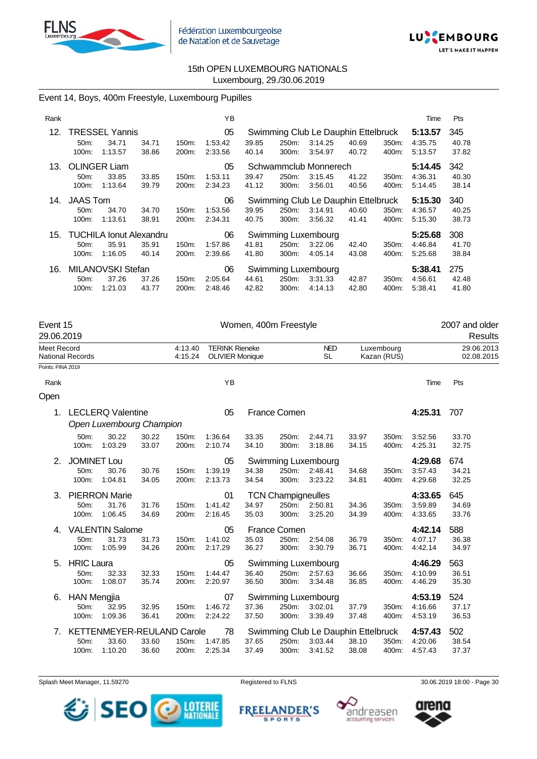15th OPEN LUXEMBOURG NATIONALS
Luxembourg, 29./30.06.2019

## Event 14, Boys, 400m Freestyle, Luxembourg Pupilles

| Rank | Name | YB | Club | Time | Pts |
|---|---|---|---|---|---|
| 12. | TRESSEL Yannis | 05 | Swimming Club Le Dauphin Ettelbruck | **5:13.57** | 345 |
| | 50m: 34.71 (34.71) · 100m: 1:13.57 (38.86) · 150m: 1:53.42 (39.85) · 200m: 2:33.56 (40.14) · 250m: 3:14.25 (40.69) · 300m: 3:54.97 (40.72) · 350m: 4:35.75 (40.78) · 400m: 5:13.57 (37.82) | | | | |
| 13. | OLINGER Liam | 05 | Schwammclub Monnerech | **5:14.45** | 342 |
| | 50m: 33.85 (33.85) · 100m: 1:13.64 (39.79) · 150m: 1:53.11 (39.47) · 200m: 2:34.23 (41.12) · 250m: 3:15.45 (41.22) · 300m: 3:56.01 (40.56) · 350m: 4:36.31 (40.30) · 400m: 5:14.45 (38.14) | | | | |
| 14. | JAAS Tom | 06 | Swimming Club Le Dauphin Ettelbruck | **5:15.30** | 340 |
| | 50m: 34.70 (34.70) · 100m: 1:13.61 (38.91) · 150m: 1:53.56 (39.95) · 200m: 2:34.31 (40.75) · 250m: 3:14.91 (40.60) · 300m: 3:56.32 (41.41) · 350m: 4:36.57 (40.25) · 400m: 5:15.30 (38.73) | | | | |
| 15. | TUCHILA Ionut Alexandru | 06 | Swimming Luxembourg | **5:25.68** | 308 |
| | 50m: 35.91 (35.91) · 100m: 1:16.05 (40.14) · 150m: 1:57.86 (41.81) · 200m: 2:39.66 (41.80) · 250m: 3:22.06 (42.40) · 300m: 4:05.14 (43.08) · 350m: 4:46.84 (41.70) · 400m: 5:25.68 (38.84) | | | | |
| 16. | MILANOVSKI Stefan | 06 | Swimming Luxembourg | **5:38.41** | 275 |
| | 50m: 37.26 (37.26) · 100m: 1:21.03 (43.77) · 150m: 2:05.64 (44.61) · 200m: 2:48.46 (42.82) · 250m: 3:31.33 (42.87) · 300m: 4:14.13 (42.80) · 350m: 4:56.61 (42.48) · 400m: 5:38.41 (41.80) | | | | |

## Event 15 — Women, 400m Freestyle — 2007 and older

29.06.2019 — Results

| | Time | Name | Nat | Place | Date |
|---|---|---|---|---|---|
| Meet Record | 4:13.40 | TERINK Rieneke | NED | Luxembourg | 29.06.2013 |
| National Records | 4:15.24 | OLIVIER Monique | SL | Kazan (RUS) | 02.08.2015 |

Points: FINA 2019

### Open

| Rank | Name | YB | Club | Time | Pts |
|---|---|---|---|---|---|
| 1. | LECLERQ Valentine | 05 | France Comen | **4:25.31** | 707 |
| | *Open Luxembourg Champion* | | | | |
| | 50m: 30.22 (30.22) · 100m: 1:03.29 (33.07) · 150m: 1:36.64 (33.35) · 200m: 2:10.74 (34.10) · 250m: 2:44.71 (33.97) · 300m: 3:18.86 (34.15) · 350m: 3:52.56 (33.70) · 400m: 4:25.31 (32.75) | | | | |
| 2. | JOMINET Lou | 05 | Swimming Luxembourg | **4:29.68** | 674 |
| | 50m: 30.76 (30.76) · 100m: 1:04.81 (34.05) · 150m: 1:39.19 (34.38) · 200m: 2:13.73 (34.54) · 250m: 2:48.41 (34.68) · 300m: 3:23.22 (34.81) · 350m: 3:57.43 (34.21) · 400m: 4:29.68 (32.25) | | | | |
| 3. | PIERRON Marie | 01 | TCN Champigneulles | **4:33.65** | 645 |
| | 50m: 31.76 (31.76) · 100m: 1:06.45 (34.69) · 150m: 1:41.42 (34.97) · 200m: 2:16.45 (35.03) · 250m: 2:50.81 (34.36) · 300m: 3:25.20 (34.39) · 350m: 3:59.89 (34.69) · 400m: 4:33.65 (33.76) | | | | |
| 4. | VALENTIN Salome | 05 | France Comen | **4:42.14** | 588 |
| | 50m: 31.73 (31.73) · 100m: 1:05.99 (34.26) · 150m: 1:41.02 (35.03) · 200m: 2:17.29 (36.27) · 250m: 2:54.08 (36.79) · 300m: 3:30.79 (36.71) · 350m: 4:07.17 (36.38) · 400m: 4:42.14 (34.97) | | | | |
| 5. | HRIC Laura | 05 | Swimming Luxembourg | **4:46.29** | 563 |
| | 50m: 32.33 (32.33) · 100m: 1:08.07 (35.74) · 150m: 1:44.47 (36.40) · 200m: 2:20.97 (36.50) · 250m: 2:57.63 (36.66) · 300m: 3:34.48 (36.85) · 350m: 4:10.99 (36.51) · 400m: 4:46.29 (35.30) | | | | |
| 6. | HAN Mengjia | 07 | Swimming Luxembourg | **4:53.19** | 524 |
| | 50m: 32.95 (32.95) · 100m: 1:09.36 (36.41) · 150m: 1:46.72 (37.36) · 200m: 2:24.22 (37.50) · 250m: 3:02.01 (37.79) · 300m: 3:39.49 (37.48) · 350m: 4:16.66 (37.17) · 400m: 4:53.19 (36.53) | | | | |
| 7. | KETTENMEYER-REULAND Carole | 78 | Swimming Club Le Dauphin Ettelbruck | **4:57.43** | 502 |
| | 50m: 33.60 (33.60) · 100m: 1:10.20 (36.60) · 150m: 1:47.85 (37.65) · 200m: 2:25.34 (37.49) · 250m: 3:03.44 (38.10) · 300m: 3:41.52 (38.08) · 350m: 4:20.06 (38.54) · 400m: 4:57.43 (37.37) | | | | |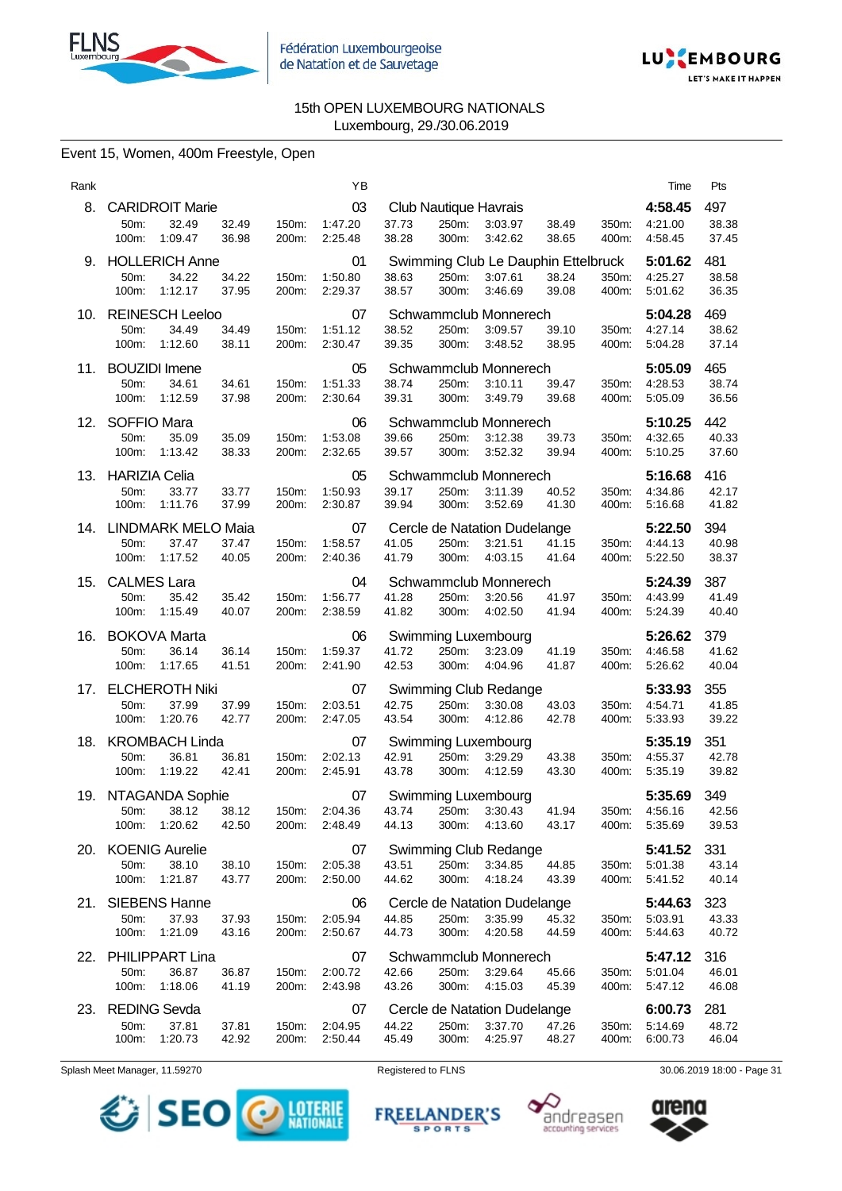15th OPEN LUXEMBOURG NATIONALS
Luxembourg, 29./30.06.2019

Event 15, Women, 400m Freestyle, Open

| Rank | Name | YB | Club | Time | Pts |
|---|---|---|---|---|---|
| 8. | CARIDROIT Marie | 03 | Club Nautique Havrais | 4:58.45 | 497 |
| | 50m: 32.49 32.49 / 100m: 1:09.47 36.98 / 150m: 1:47.20 37.73 / 200m: 2:25.48 38.28 / 250m: 3:03.97 38.49 / 300m: 3:42.62 38.65 / 350m: 4:21.00 38.38 / 400m: 4:58.45 37.45 | | | | |
| 9. | HOLLERICH Anne | 01 | Swimming Club Le Dauphin Ettelbruck | 5:01.62 | 481 |
| | 50m: 34.22 34.22 / 100m: 1:12.17 37.95 / 150m: 1:50.80 38.63 / 200m: 2:29.37 38.57 / 250m: 3:07.61 38.24 / 300m: 3:46.69 39.08 / 350m: 4:25.27 38.58 / 400m: 5:01.62 36.35 | | | | |
| 10. | REINESCH Leeloo | 07 | Schwammclub Monnerech | 5:04.28 | 469 |
| | 50m: 34.49 34.49 / 100m: 1:12.60 38.11 / 150m: 1:51.12 38.52 / 200m: 2:30.47 39.35 / 250m: 3:09.57 39.10 / 300m: 3:48.52 38.95 / 350m: 4:27.14 38.62 / 400m: 5:04.28 37.14 | | | | |
| 11. | BOUZIDI Imene | 05 | Schwammclub Monnerech | 5:05.09 | 465 |
| | 50m: 34.61 34.61 / 100m: 1:12.59 37.98 / 150m: 1:51.33 38.74 / 200m: 2:30.64 39.31 / 250m: 3:10.11 39.47 / 300m: 3:49.79 39.68 / 350m: 4:28.53 38.74 / 400m: 5:05.09 36.56 | | | | |
| 12. | SOFFIO Mara | 06 | Schwammclub Monnerech | 5:10.25 | 442 |
| | 50m: 35.09 35.09 / 100m: 1:13.42 38.33 / 150m: 1:53.08 39.66 / 200m: 2:32.65 39.57 / 250m: 3:12.38 39.73 / 300m: 3:52.32 39.94 / 350m: 4:32.65 40.33 / 400m: 5:10.25 37.60 | | | | |
| 13. | HARIZIA Celia | 05 | Schwammclub Monnerech | 5:16.68 | 416 |
| | 50m: 33.77 33.77 / 100m: 1:11.76 37.99 / 150m: 1:50.93 39.17 / 200m: 2:30.87 39.94 / 250m: 3:11.39 40.52 / 300m: 3:52.69 41.30 / 350m: 4:34.86 42.17 / 400m: 5:16.68 41.82 | | | | |
| 14. | LINDMARK MELO Maia | 07 | Cercle de Natation Dudelange | 5:22.50 | 394 |
| | 50m: 37.47 37.47 / 100m: 1:17.52 40.05 / 150m: 1:58.57 41.05 / 200m: 2:40.36 41.79 / 250m: 3:21.51 41.15 / 300m: 4:03.15 41.64 / 350m: 4:44.13 40.98 / 400m: 5:22.50 38.37 | | | | |
| 15. | CALMES Lara | 04 | Schwammclub Monnerech | 5:24.39 | 387 |
| | 50m: 35.42 35.42 / 100m: 1:15.49 40.07 / 150m: 1:56.77 41.28 / 200m: 2:38.59 41.82 / 250m: 3:20.56 41.97 / 300m: 4:02.50 41.94 / 350m: 4:43.99 41.49 / 400m: 5:24.39 40.40 | | | | |
| 16. | BOKOVA Marta | 06 | Swimming Luxembourg | 5:26.62 | 379 |
| | 50m: 36.14 36.14 / 100m: 1:17.65 41.51 / 150m: 1:59.37 41.72 / 200m: 2:41.90 42.53 / 250m: 3:23.09 41.19 / 300m: 4:04.96 41.87 / 350m: 4:46.58 41.62 / 400m: 5:26.62 40.04 | | | | |
| 17. | ELCHEROTH Niki | 07 | Swimming Club Redange | 5:33.93 | 355 |
| | 50m: 37.99 37.99 / 100m: 1:20.76 42.77 / 150m: 2:03.51 42.75 / 200m: 2:47.05 43.54 / 250m: 3:30.08 43.03 / 300m: 4:12.86 42.78 / 350m: 4:54.71 41.85 / 400m: 5:33.93 39.22 | | | | |
| 18. | KROMBACH Linda | 07 | Swimming Luxembourg | 5:35.19 | 351 |
| | 50m: 36.81 36.81 / 100m: 1:19.22 42.41 / 150m: 2:02.13 42.91 / 200m: 2:45.91 43.78 / 250m: 3:29.29 43.38 / 300m: 4:12.59 43.30 / 350m: 4:55.37 42.78 / 400m: 5:35.19 39.82 | | | | |
| 19. | NTAGANDA Sophie | 07 | Swimming Luxembourg | 5:35.69 | 349 |
| | 50m: 38.12 38.12 / 100m: 1:20.62 42.50 / 150m: 2:04.36 43.74 / 200m: 2:48.49 44.13 / 250m: 3:30.43 41.94 / 300m: 4:13.60 43.17 / 350m: 4:56.16 42.56 / 400m: 5:35.69 39.53 | | | | |
| 20. | KOENIG Aurelie | 07 | Swimming Club Redange | 5:41.52 | 331 |
| | 50m: 38.10 38.10 / 100m: 1:21.87 43.77 / 150m: 2:05.38 43.51 / 200m: 2:50.00 44.62 / 250m: 3:34.85 44.85 / 300m: 4:18.24 43.39 / 350m: 5:01.38 43.14 / 400m: 5:41.52 40.14 | | | | |
| 21. | SIEBENS Hanne | 06 | Cercle de Natation Dudelange | 5:44.63 | 323 |
| | 50m: 37.93 37.93 / 100m: 1:21.09 43.16 / 150m: 2:05.94 44.85 / 200m: 2:50.67 44.73 / 250m: 3:35.99 45.32 / 300m: 4:20.58 44.59 / 350m: 5:03.91 43.33 / 400m: 5:44.63 40.72 | | | | |
| 22. | PHILIPPART Lina | 07 | Schwammclub Monnerech | 5:47.12 | 316 |
| | 50m: 36.87 36.87 / 100m: 1:18.06 41.19 / 150m: 2:00.72 42.66 / 200m: 2:43.98 43.26 / 250m: 3:29.64 45.66 / 300m: 4:15.03 45.39 / 350m: 5:01.04 46.01 / 400m: 5:47.12 46.08 | | | | |
| 23. | REDING Sevda | 07 | Cercle de Natation Dudelange | 6:00.73 | 281 |
| | 50m: 37.81 37.81 / 100m: 1:20.73 42.92 / 150m: 2:04.95 44.22 / 200m: 2:50.44 45.49 / 250m: 3:37.70 47.26 / 300m: 4:25.97 48.27 / 350m: 5:14.69 48.72 / 400m: 6:00.73 46.04 | | | | |

Splash Meet Manager, 11.59270 — Registered to FLNS — 30.06.2019 18:00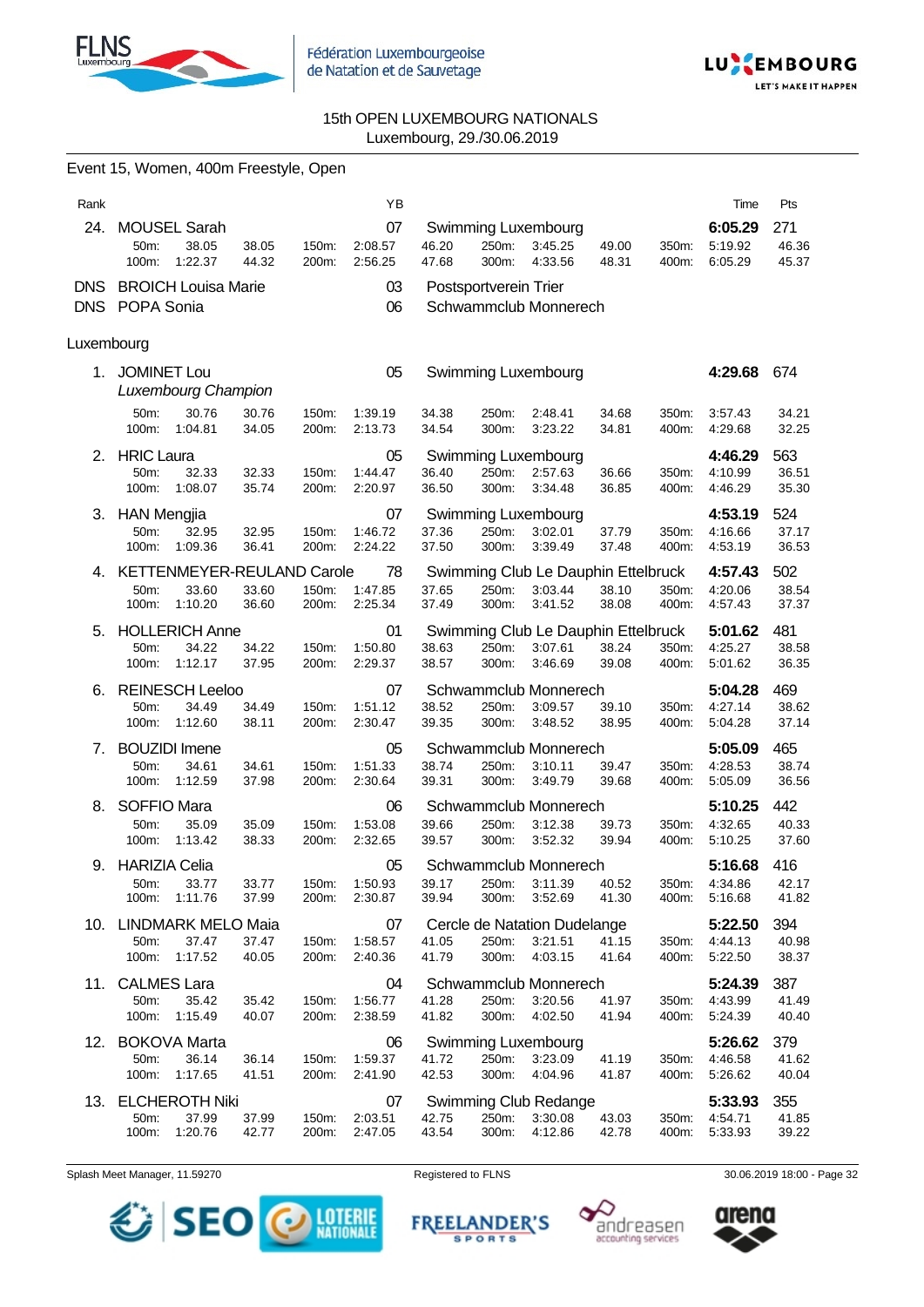15th OPEN LUXEMBOURG NATIONALS
Luxembourg, 29./30.06.2019

## Event 15, Women, 400m Freestyle, Open

| Rank | Name | YB | Club | Time | Pts |
|---|---|---|---|---|---|
| 24. | MOUSEL Sarah | 07 | Swimming Luxembourg | 6:05.29 | 271 |
| | 50m: 38.05 38.05 / 100m: 1:22.37 44.32 / 150m: 2:08.57 46.20 / 200m: 2:56.25 47.68 / 250m: 3:45.25 49.00 / 300m: 4:33.56 48.31 / 350m: 5:19.92 46.36 / 400m: 6:05.29 45.37 | | | | |
| DNS | BROICH Louisa Marie | 03 | Postsportverein Trier | | |
| DNS | POPA Sonia | 06 | Schwammclub Monnerech | | |

### Luxembourg

| Rank | Name | YB | Club | Time | Pts |
|---|---|---|---|---|---|
| 1. | JOMINET Lou *Luxembourg Champion* | 05 | Swimming Luxembourg | 4:29.68 | 674 |
| | 50m: 30.76 30.76 / 100m: 1:04.81 34.05 / 150m: 1:39.19 34.38 / 200m: 2:13.73 34.54 / 250m: 2:48.41 34.68 / 300m: 3:23.22 34.81 / 350m: 3:57.43 34.21 / 400m: 4:29.68 32.25 | | | | |
| 2. | HRIC Laura | 05 | Swimming Luxembourg | 4:46.29 | 563 |
| | 50m: 32.33 32.33 / 100m: 1:08.07 35.74 / 150m: 1:44.47 36.40 / 200m: 2:20.97 36.50 / 250m: 2:57.63 36.66 / 300m: 3:34.48 36.85 / 350m: 4:10.99 36.51 / 400m: 4:46.29 35.30 | | | | |
| 3. | HAN Mengjia | 07 | Swimming Luxembourg | 4:53.19 | 524 |
| | 50m: 32.95 32.95 / 100m: 1:09.36 36.41 / 150m: 1:46.72 37.36 / 200m: 2:24.22 37.50 / 250m: 3:02.01 37.79 / 300m: 3:39.49 37.48 / 350m: 4:16.66 37.17 / 400m: 4:53.19 36.53 | | | | |
| 4. | KETTENMEYER-REULAND Carole | 78 | Swimming Club Le Dauphin Ettelbruck | 4:57.43 | 502 |
| | 50m: 33.60 33.60 / 100m: 1:10.20 36.60 / 150m: 1:47.85 37.65 / 200m: 2:25.34 37.49 / 250m: 3:03.44 38.10 / 300m: 3:41.52 38.08 / 350m: 4:20.06 38.54 / 400m: 4:57.43 37.37 | | | | |
| 5. | HOLLERICH Anne | 01 | Swimming Club Le Dauphin Ettelbruck | 5:01.62 | 481 |
| | 50m: 34.22 34.22 / 100m: 1:12.17 37.95 / 150m: 1:50.80 38.63 / 200m: 2:29.37 38.57 / 250m: 3:07.61 38.24 / 300m: 3:46.69 39.08 / 350m: 4:25.27 38.58 / 400m: 5:01.62 36.35 | | | | |
| 6. | REINESCH Leeloo | 07 | Schwammclub Monnerech | 5:04.28 | 469 |
| | 50m: 34.49 34.49 / 100m: 1:12.60 38.11 / 150m: 1:51.12 38.52 / 200m: 2:30.47 39.35 / 250m: 3:09.57 39.10 / 300m: 3:48.52 38.95 / 350m: 4:27.14 38.62 / 400m: 5:04.28 37.14 | | | | |
| 7. | BOUZIDI Imene | 05 | Schwammclub Monnerech | 5:05.09 | 465 |
| | 50m: 34.61 34.61 / 100m: 1:12.59 37.98 / 150m: 1:51.33 38.74 / 200m: 2:30.64 39.31 / 250m: 3:10.11 39.47 / 300m: 3:49.79 39.68 / 350m: 4:28.53 38.74 / 400m: 5:05.09 36.56 | | | | |
| 8. | SOFFIO Mara | 06 | Schwammclub Monnerech | 5:10.25 | 442 |
| | 50m: 35.09 35.09 / 100m: 1:13.42 38.33 / 150m: 1:53.08 39.66 / 200m: 2:32.65 39.57 / 250m: 3:12.38 39.73 / 300m: 3:52.32 39.94 / 350m: 4:32.65 40.33 / 400m: 5:10.25 37.60 | | | | |
| 9. | HARIZIA Celia | 05 | Schwammclub Monnerech | 5:16.68 | 416 |
| | 50m: 33.77 33.77 / 100m: 1:11.76 37.99 / 150m: 1:50.93 39.17 / 200m: 2:30.87 39.94 / 250m: 3:11.39 40.52 / 300m: 3:52.69 41.30 / 350m: 4:34.86 42.17 / 400m: 5:16.68 41.82 | | | | |
| 10. | LINDMARK MELO Maia | 07 | Cercle de Natation Dudelange | 5:22.50 | 394 |
| | 50m: 37.47 37.47 / 100m: 1:17.52 40.05 / 150m: 1:58.57 41.05 / 200m: 2:40.36 41.79 / 250m: 3:21.51 41.15 / 300m: 4:03.15 41.64 / 350m: 4:44.13 40.98 / 400m: 5:22.50 38.37 | | | | |
| 11. | CALMES Lara | 04 | Schwammclub Monnerech | 5:24.39 | 387 |
| | 50m: 35.42 35.42 / 100m: 1:15.49 40.07 / 150m: 1:56.77 41.28 / 200m: 2:38.59 41.82 / 250m: 3:20.56 41.97 / 300m: 4:02.50 41.94 / 350m: 4:43.99 41.49 / 400m: 5:24.39 40.40 | | | | |
| 12. | BOKOVA Marta | 06 | Swimming Luxembourg | 5:26.62 | 379 |
| | 50m: 36.14 36.14 / 100m: 1:17.65 41.51 / 150m: 1:59.37 41.72 / 200m: 2:41.90 42.53 / 250m: 3:23.09 41.19 / 300m: 4:04.96 41.87 / 350m: 4:46.58 41.62 / 400m: 5:26.62 40.04 | | | | |
| 13. | ELCHEROTH Niki | 07 | Swimming Club Redange | 5:33.93 | 355 |
| | 50m: 37.99 37.99 / 100m: 1:20.76 42.77 / 150m: 2:03.51 42.75 / 200m: 2:47.05 43.54 / 250m: 3:30.08 43.03 / 300m: 4:12.86 42.78 / 350m: 4:54.71 41.85 / 400m: 5:33.93 39.22 | | | | |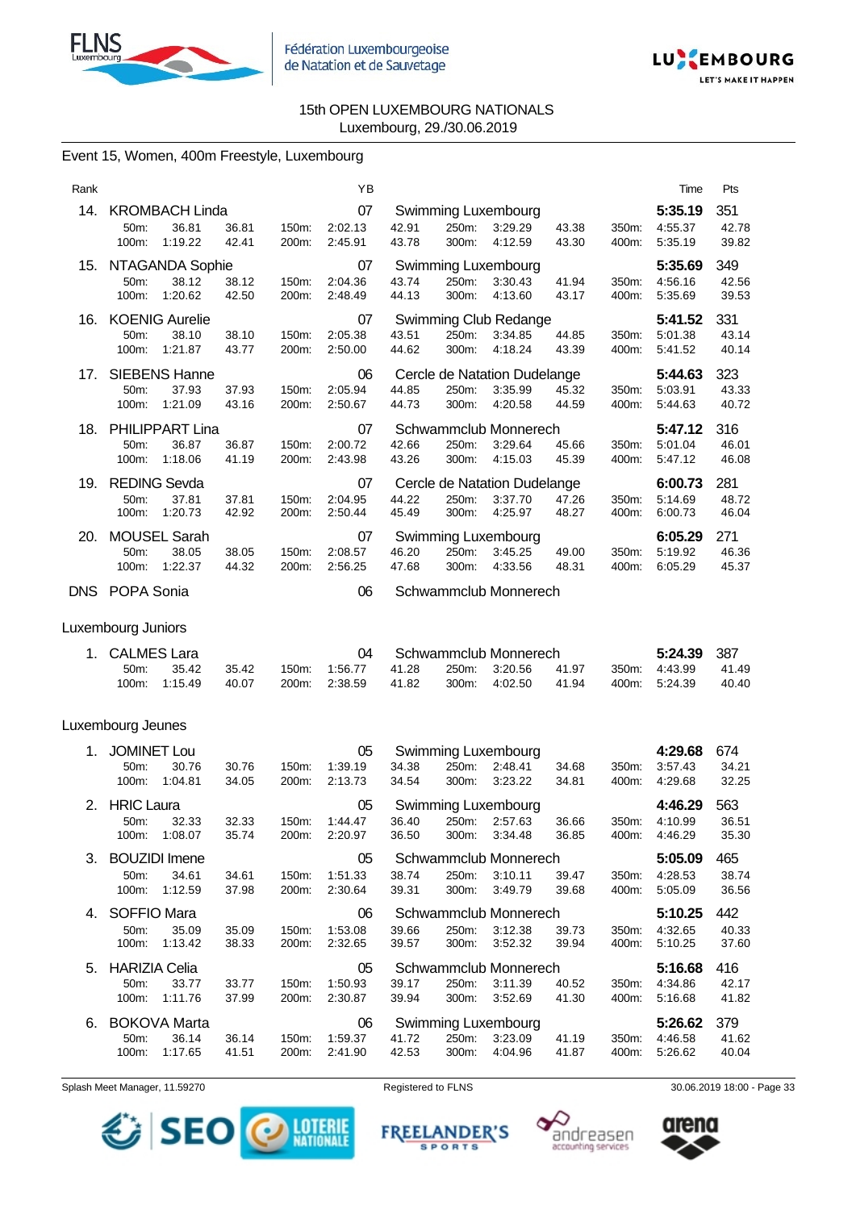15th OPEN LUXEMBOURG NATIONALS
Luxembourg, 29./30.06.2019

## Event 15, Women, 400m Freestyle, Luxembourg

| Rank | Name | YB | Club | Time | Pts |
|---|---|---|---|---|---|
| 14. | KROMBACH Linda | 07 | Swimming Luxembourg | 5:35.19 | 351 |
| | 50m: 36.81 36.81 / 100m: 1:19.22 42.41 / 150m: 2:02.13 42.91 / 200m: 2:45.91 43.78 / 250m: 3:29.29 43.38 / 300m: 4:12.59 43.30 / 350m: 4:55.37 42.78 / 400m: 5:35.19 39.82 | | | | |
| 15. | NTAGANDA Sophie | 07 | Swimming Luxembourg | 5:35.69 | 349 |
| | 50m: 38.12 38.12 / 100m: 1:20.62 42.50 / 150m: 2:04.36 43.74 / 200m: 2:48.49 44.13 / 250m: 3:30.43 41.94 / 300m: 4:13.60 43.17 / 350m: 4:56.16 42.56 / 400m: 5:35.69 39.53 | | | | |
| 16. | KOENIG Aurelie | 07 | Swimming Club Redange | 5:41.52 | 331 |
| | 50m: 38.10 38.10 / 100m: 1:21.87 43.77 / 150m: 2:05.38 43.51 / 200m: 2:50.00 44.62 / 250m: 3:34.85 44.85 / 300m: 4:18.24 43.39 / 350m: 5:01.38 43.14 / 400m: 5:41.52 40.14 | | | | |
| 17. | SIEBENS Hanne | 06 | Cercle de Natation Dudelange | 5:44.63 | 323 |
| | 50m: 37.93 37.93 / 100m: 1:21.09 43.16 / 150m: 2:05.94 44.85 / 200m: 2:50.67 44.73 / 250m: 3:35.99 45.32 / 300m: 4:20.58 44.59 / 350m: 5:03.91 43.33 / 400m: 5:44.63 40.72 | | | | |
| 18. | PHILIPPART Lina | 07 | Schwammclub Monnerech | 5:47.12 | 316 |
| | 50m: 36.87 36.87 / 100m: 1:18.06 41.19 / 150m: 2:00.72 42.66 / 200m: 2:43.98 43.26 / 250m: 3:29.64 45.66 / 300m: 4:15.03 45.39 / 350m: 5:01.04 46.01 / 400m: 5:47.12 46.08 | | | | |
| 19. | REDING Sevda | 07 | Cercle de Natation Dudelange | 6:00.73 | 281 |
| | 50m: 37.81 37.81 / 100m: 1:20.73 42.92 / 150m: 2:04.95 44.22 / 200m: 2:50.44 45.49 / 250m: 3:37.70 47.26 / 300m: 4:25.97 48.27 / 350m: 5:14.69 48.72 / 400m: 6:00.73 46.04 | | | | |
| 20. | MOUSEL Sarah | 07 | Swimming Luxembourg | 6:05.29 | 271 |
| | 50m: 38.05 38.05 / 100m: 1:22.37 44.32 / 150m: 2:08.57 46.20 / 200m: 2:56.25 47.68 / 250m: 3:45.25 49.00 / 300m: 4:33.56 48.31 / 350m: 5:19.92 46.36 / 400m: 6:05.29 45.37 | | | | |
| DNS | POPA Sonia | 06 | Schwammclub Monnerech | | |

### Luxembourg Juniors

| Rank | Name | YB | Club | Time | Pts |
|---|---|---|---|---|---|
| 1. | CALMES Lara | 04 | Schwammclub Monnerech | 5:24.39 | 387 |
| | 50m: 35.42 35.42 / 100m: 1:15.49 40.07 / 150m: 1:56.77 41.28 / 200m: 2:38.59 41.82 / 250m: 3:20.56 41.97 / 300m: 4:02.50 41.94 / 350m: 4:43.99 41.49 / 400m: 5:24.39 40.40 | | | | |

### Luxembourg Jeunes

| Rank | Name | YB | Club | Time | Pts |
|---|---|---|---|---|---|
| 1. | JOMINET Lou | 05 | Swimming Luxembourg | 4:29.68 | 674 |
| | 50m: 30.76 30.76 / 100m: 1:04.81 34.05 / 150m: 1:39.19 34.38 / 200m: 2:13.73 34.54 / 250m: 2:48.41 34.68 / 300m: 3:23.22 34.81 / 350m: 3:57.43 34.21 / 400m: 4:29.68 32.25 | | | | |
| 2. | HRIC Laura | 05 | Swimming Luxembourg | 4:46.29 | 563 |
| | 50m: 32.33 32.33 / 100m: 1:08.07 35.74 / 150m: 1:44.47 36.40 / 200m: 2:20.97 36.50 / 250m: 2:57.63 36.66 / 300m: 3:34.48 36.85 / 350m: 4:10.99 36.51 / 400m: 4:46.29 35.30 | | | | |
| 3. | BOUZIDI Imene | 05 | Schwammclub Monnerech | 5:05.09 | 465 |
| | 50m: 34.61 34.61 / 100m: 1:12.59 37.98 / 150m: 1:51.33 38.74 / 200m: 2:30.64 39.31 / 250m: 3:10.11 39.47 / 300m: 3:49.79 39.68 / 350m: 4:28.53 38.74 / 400m: 5:05.09 36.56 | | | | |
| 4. | SOFFIO Mara | 06 | Schwammclub Monnerech | 5:10.25 | 442 |
| | 50m: 35.09 35.09 / 100m: 1:13.42 38.33 / 150m: 1:53.08 39.66 / 200m: 2:32.65 39.57 / 250m: 3:12.38 39.73 / 300m: 3:52.32 39.94 / 350m: 4:32.65 40.33 / 400m: 5:10.25 37.60 | | | | |
| 5. | HARIZIA Celia | 05 | Schwammclub Monnerech | 5:16.68 | 416 |
| | 50m: 33.77 33.77 / 100m: 1:11.76 37.99 / 150m: 1:50.93 39.17 / 200m: 2:30.87 39.94 / 250m: 3:11.39 40.52 / 300m: 3:52.69 41.30 / 350m: 4:34.86 42.17 / 400m: 5:16.68 41.82 | | | | |
| 6. | BOKOVA Marta | 06 | Swimming Luxembourg | 5:26.62 | 379 |
| | 50m: 36.14 36.14 / 100m: 1:17.65 41.51 / 150m: 1:59.37 41.72 / 200m: 2:41.90 42.53 / 250m: 3:23.09 41.19 / 300m: 4:04.96 41.87 / 350m: 4:46.58 41.62 / 400m: 5:26.62 40.04 | | | | |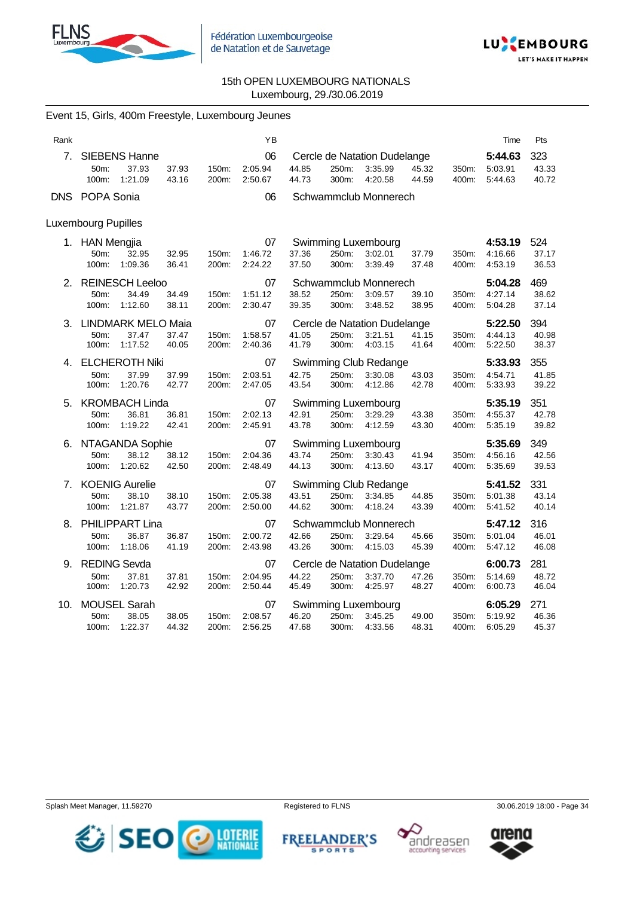15th OPEN LUXEMBOURG NATIONALS
Luxembourg, 29./30.06.2019

## Event 15, Girls, 400m Freestyle, Luxembourg Jeunes

| Rank | Name | YB | Club | Time | Pts |
|---|---|---|---|---|---|
| 7. | SIEBENS Hanne | 06 | Cercle de Natation Dudelange | **5:44.63** | 323 |
| | 50m: 37.93 37.93 / 100m: 1:21.09 43.16 / 150m: 2:05.94 44.85 / 200m: 2:50.67 44.73 / 250m: 3:35.99 45.32 / 300m: 4:20.58 44.59 / 350m: 5:03.91 43.33 / 400m: 5:44.63 40.72 | | | | |
| DNS | POPA Sonia | 06 | Schwammclub Monnerech | | |

### Luxembourg Pupilles

| Rank | Name | YB | Club | Time | Pts |
|---|---|---|---|---|---|
| 1. | HAN Mengjia | 07 | Swimming Luxembourg | **4:53.19** | 524 |
| | 50m: 32.95 32.95 / 100m: 1:09.36 36.41 / 150m: 1:46.72 37.36 / 200m: 2:24.22 37.50 / 250m: 3:02.01 37.79 / 300m: 3:39.49 37.48 / 350m: 4:16.66 37.17 / 400m: 4:53.19 36.53 | | | | |
| 2. | REINESCH Leeloo | 07 | Schwammclub Monnerech | **5:04.28** | 469 |
| | 50m: 34.49 34.49 / 100m: 1:12.60 38.11 / 150m: 1:51.12 38.52 / 200m: 2:30.47 39.35 / 250m: 3:09.57 39.10 / 300m: 3:48.52 38.95 / 350m: 4:27.14 38.62 / 400m: 5:04.28 37.14 | | | | |
| 3. | LINDMARK MELO Maia | 07 | Cercle de Natation Dudelange | **5:22.50** | 394 |
| | 50m: 37.47 37.47 / 100m: 1:17.52 40.05 / 150m: 1:58.57 41.05 / 200m: 2:40.36 41.79 / 250m: 3:21.51 41.15 / 300m: 4:03.15 41.64 / 350m: 4:44.13 40.98 / 400m: 5:22.50 38.37 | | | | |
| 4. | ELCHEROTH Niki | 07 | Swimming Club Redange | **5:33.93** | 355 |
| | 50m: 37.99 37.99 / 100m: 1:20.76 42.77 / 150m: 2:03.51 42.75 / 200m: 2:47.05 43.54 / 250m: 3:30.08 43.03 / 300m: 4:12.86 42.78 / 350m: 4:54.71 41.85 / 400m: 5:33.93 39.22 | | | | |
| 5. | KROMBACH Linda | 07 | Swimming Luxembourg | **5:35.19** | 351 |
| | 50m: 36.81 36.81 / 100m: 1:19.22 42.41 / 150m: 2:02.13 42.91 / 200m: 2:45.91 43.78 / 250m: 3:29.29 43.38 / 300m: 4:12.59 43.30 / 350m: 4:55.37 42.78 / 400m: 5:35.19 39.82 | | | | |
| 6. | NTAGANDA Sophie | 07 | Swimming Luxembourg | **5:35.69** | 349 |
| | 50m: 38.12 38.12 / 100m: 1:20.62 42.50 / 150m: 2:04.36 43.74 / 200m: 2:48.49 44.13 / 250m: 3:30.43 41.94 / 300m: 4:13.60 43.17 / 350m: 4:56.16 42.56 / 400m: 5:35.69 39.53 | | | | |
| 7. | KOENIG Aurelie | 07 | Swimming Club Redange | **5:41.52** | 331 |
| | 50m: 38.10 38.10 / 100m: 1:21.87 43.77 / 150m: 2:05.38 43.51 / 200m: 2:50.00 44.62 / 250m: 3:34.85 44.85 / 300m: 4:18.24 43.39 / 350m: 5:01.38 43.14 / 400m: 5:41.52 40.14 | | | | |
| 8. | PHILIPPART Lina | 07 | Schwammclub Monnerech | **5:47.12** | 316 |
| | 50m: 36.87 36.87 / 100m: 1:18.06 41.19 / 150m: 2:00.72 42.66 / 200m: 2:43.98 43.26 / 250m: 3:29.64 45.66 / 300m: 4:15.03 45.39 / 350m: 5:01.04 46.01 / 400m: 5:47.12 46.08 | | | | |
| 9. | REDING Sevda | 07 | Cercle de Natation Dudelange | **6:00.73** | 281 |
| | 50m: 37.81 37.81 / 100m: 1:20.73 42.92 / 150m: 2:04.95 44.22 / 200m: 2:50.44 45.49 / 250m: 3:37.70 47.26 / 300m: 4:25.97 48.27 / 350m: 5:14.69 48.72 / 400m: 6:00.73 46.04 | | | | |
| 10. | MOUSEL Sarah | 07 | Swimming Luxembourg | **6:05.29** | 271 |
| | 50m: 38.05 38.05 / 100m: 1:22.37 44.32 / 150m: 2:08.57 46.20 / 200m: 2:56.25 47.68 / 250m: 3:45.25 49.00 / 300m: 4:33.56 48.31 / 350m: 5:19.92 46.36 / 400m: 6:05.29 45.37 | | | | |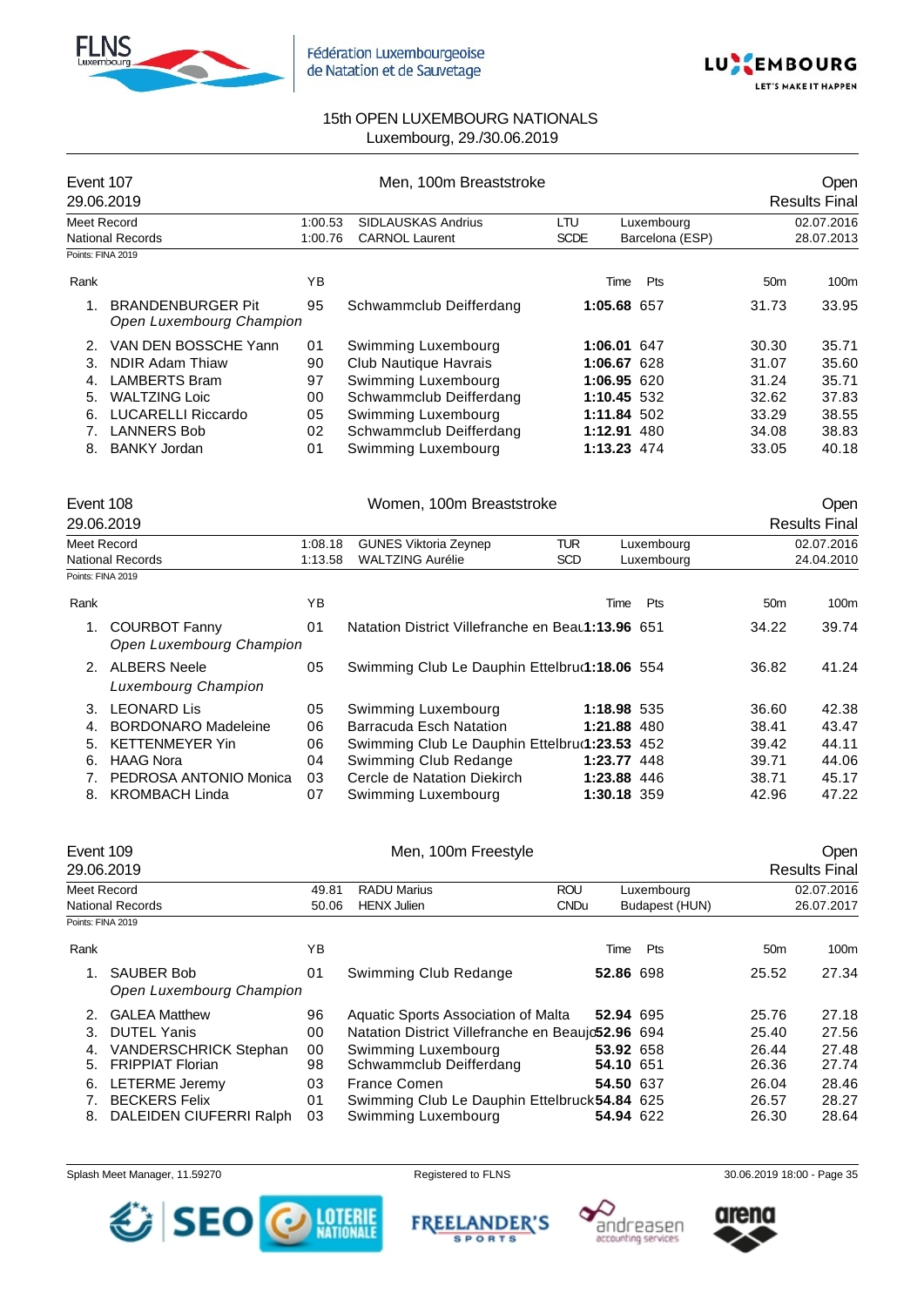# 15th OPEN LUXEMBOURG NATIONALS

Luxembourg, 29./30.06.2019

## Event 107 — Men, 100m Breaststroke

29.06.2019 — Open — Results Final

| | Time | Name | Nation | Place | Date |
|---|---|---|---|---|---|
| Meet Record | 1:00.53 | SIDLAUSKAS Andrius | LTU | Luxembourg | 02.07.2016 |
| National Records | 1:00.76 | CARNOL Laurent | SCDE | Barcelona (ESP) | 28.07.2013 |

Points: FINA 2019

| Rank | Name | YB | Club | Time | Pts | 50m | 100m |
|---|---|---|---|---|---|---|---|
| 1. | BRANDENBURGER Pit *Open Luxembourg Champion* | 95 | Schwammclub Deifferdang | **1:05.68** | 657 | 31.73 | 33.95 |
| 2. | VAN DEN BOSSCHE Yann | 01 | Swimming Luxembourg | **1:06.01** | 647 | 30.30 | 35.71 |
| 3. | NDIR Adam Thiaw | 90 | Club Nautique Havrais | **1:06.67** | 628 | 31.07 | 35.60 |
| 4. | LAMBERTS Bram | 97 | Swimming Luxembourg | **1:06.95** | 620 | 31.24 | 35.71 |
| 5. | WALTZING Loic | 00 | Schwammclub Deifferdang | **1:10.45** | 532 | 32.62 | 37.83 |
| 6. | LUCARELLI Riccardo | 05 | Swimming Luxembourg | **1:11.84** | 502 | 33.29 | 38.55 |
| 7. | LANNERS Bob | 02 | Schwammclub Deifferdang | **1:12.91** | 480 | 34.08 | 38.83 |
| 8. | BANKY Jordan | 01 | Swimming Luxembourg | **1:13.23** | 474 | 33.05 | 40.18 |

## Event 108 — Women, 100m Breaststroke

29.06.2019 — Open — Results Final

| | Time | Name | Nation | Place | Date |
|---|---|---|---|---|---|
| Meet Record | 1:08.18 | GUNES Viktoria Zeynep | TUR | Luxembourg | 02.07.2016 |
| National Records | 1:13.58 | WALTZING Aurélie | SCD | Luxembourg | 24.04.2010 |

Points: FINA 2019

| Rank | Name | YB | Club | Time | Pts | 50m | 100m |
|---|---|---|---|---|---|---|---|
| 1. | COURBOT Fanny *Open Luxembourg Champion* | 01 | Natation District Villefranche en Beau | **1:13.96** | 651 | 34.22 | 39.74 |
| 2. | ALBERS Neele *Luxembourg Champion* | 05 | Swimming Club Le Dauphin Ettelbruck | **1:18.06** | 554 | 36.82 | 41.24 |
| 3. | LEONARD Lis | 05 | Swimming Luxembourg | **1:18.98** | 535 | 36.60 | 42.38 |
| 4. | BORDONARO Madeleine | 06 | Barracuda Esch Natation | **1:21.88** | 480 | 38.41 | 43.47 |
| 5. | KETTENMEYER Yin | 06 | Swimming Club Le Dauphin Ettelbruck | **1:23.53** | 452 | 39.42 | 44.11 |
| 6. | HAAG Nora | 04 | Swimming Club Redange | **1:23.77** | 448 | 39.71 | 44.06 |
| 7. | PEDROSA ANTONIO Monica | 03 | Cercle de Natation Diekirch | **1:23.88** | 446 | 38.71 | 45.17 |
| 8. | KROMBACH Linda | 07 | Swimming Luxembourg | **1:30.18** | 359 | 42.96 | 47.22 |

## Event 109 — Men, 100m Freestyle

29.06.2019 — Open — Results Final

| | Time | Name | Nation | Place | Date |
|---|---|---|---|---|---|
| Meet Record | 49.81 | RADU Marius | ROU | Luxembourg | 02.07.2016 |
| National Records | 50.06 | HENX Julien | CNDu | Budapest (HUN) | 26.07.2017 |

Points: FINA 2019

| Rank | Name | YB | Club | Time | Pts | 50m | 100m |
|---|---|---|---|---|---|---|---|
| 1. | SAUBER Bob *Open Luxembourg Champion* | 01 | Swimming Club Redange | **52.86** | 698 | 25.52 | 27.34 |
| 2. | GALEA Matthew | 96 | Aquatic Sports Association of Malta | **52.94** | 695 | 25.76 | 27.18 |
| 3. | DUTEL Yanis | 00 | Natation District Villefranche en Beaujo | **52.96** | 694 | 25.40 | 27.56 |
| 4. | VANDERSCHRICK Stephan | 00 | Swimming Luxembourg | **53.92** | 658 | 26.44 | 27.48 |
| 5. | FRIPPIAT Florian | 98 | Schwammclub Deifferdang | **54.10** | 651 | 26.36 | 27.74 |
| 6. | LETERME Jeremy | 03 | France Comen | **54.50** | 637 | 26.04 | 28.46 |
| 7. | BECKERS Felix | 01 | Swimming Club Le Dauphin Ettelbruck | **54.84** | 625 | 26.57 | 28.27 |
| 8. | DALEIDEN CIUFERRI Ralph | 03 | Swimming Luxembourg | **54.94** | 622 | 26.30 | 28.64 |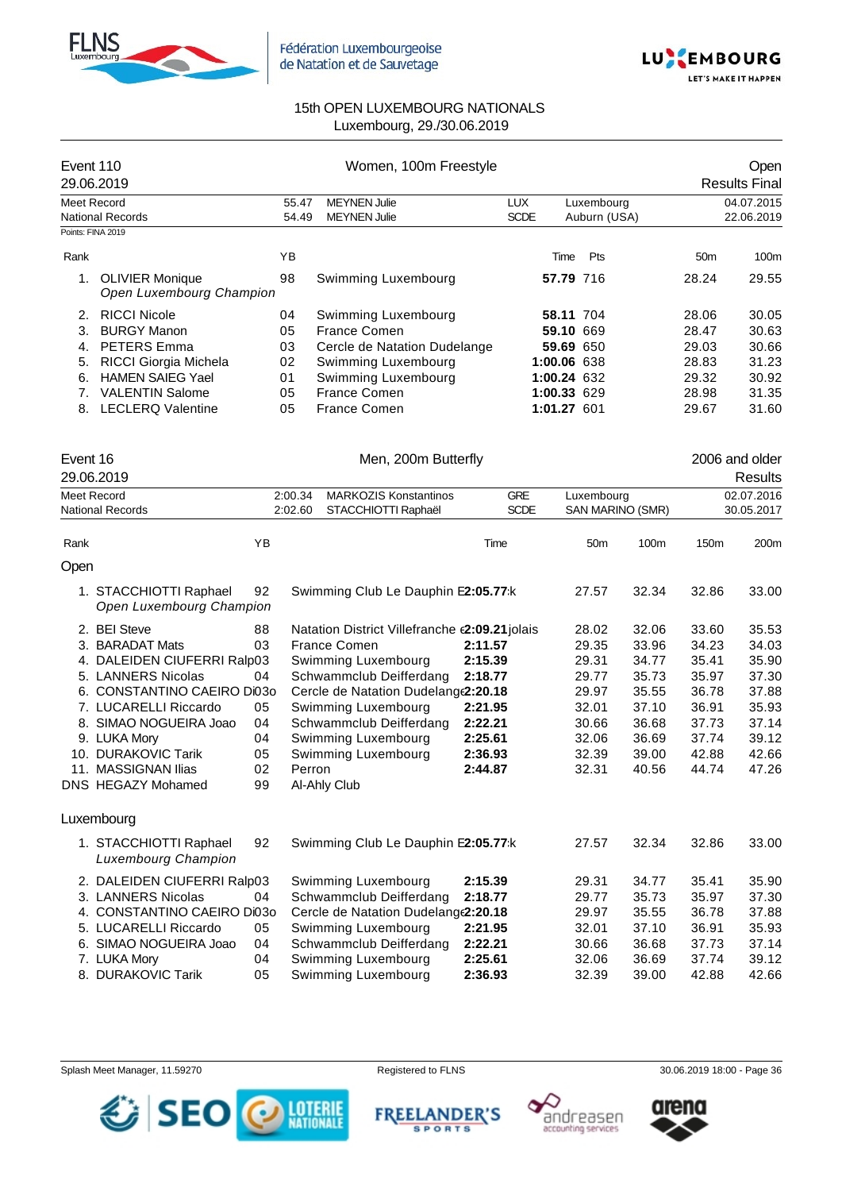Fédération Luxembourgeoise de Natation et de Sauvetage

## 15th OPEN LUXEMBOURG NATIONALS
Luxembourg, 29./30.06.2019

### Event 110 — Women, 100m Freestyle — Open
29.06.2019 — Results Final

| | | | | | |
|---|---|---|---|---|---|
| Meet Record | 55.47 | MEYNEN Julie | LUX | Luxembourg | 04.07.2015 |
| National Records | 54.49 | MEYNEN Julie | SCDE | Auburn (USA) | 22.06.2019 |

Points: FINA 2019

| Rank | Name | YB | Club | Time | Pts | 50m | 100m |
|---|---|---|---|---|---|---|---|
| 1. | OLIVIER Monique *Open Luxembourg Champion* | 98 | Swimming Luxembourg | **57.79** | 716 | 28.24 | 29.55 |
| 2. | RICCI Nicole | 04 | Swimming Luxembourg | **58.11** | 704 | 28.06 | 30.05 |
| 3. | BURGY Manon | 05 | France Comen | **59.10** | 669 | 28.47 | 30.63 |
| 4. | PETERS Emma | 03 | Cercle de Natation Dudelange | **59.69** | 650 | 29.03 | 30.66 |
| 5. | RICCI Giorgia Michela | 02 | Swimming Luxembourg | **1:00.06** | 638 | 28.83 | 31.23 |
| 6. | HAMEN SAIEG Yael | 01 | Swimming Luxembourg | **1:00.24** | 632 | 29.32 | 30.92 |
| 7. | VALENTIN Salome | 05 | France Comen | **1:00.33** | 629 | 28.98 | 31.35 |
| 8. | LECLERQ Valentine | 05 | France Comen | **1:01.27** | 601 | 29.67 | 31.60 |

### Event 16 — Men, 200m Butterfly — 2006 and older
29.06.2019 — Results

| | | | | | |
|---|---|---|---|---|---|
| Meet Record | 2:00.34 | MARKOZIS Konstantinos | GRE | Luxembourg | 02.07.2016 |
| National Records | 2:02.60 | STACCHIOTTI Raphaël | SCDE | SAN MARINO (SMR) | 30.05.2017 |

**Open**

| Rank | Name | YB | Club | Time | 50m | 100m | 150m | 200m |
|---|---|---|---|---|---|---|---|---|
| 1. | STACCHIOTTI Raphael *Open Luxembourg Champion* | 92 | Swimming Club Le Dauphin E | **2:05.77** k | 27.57 | 32.34 | 32.86 | 33.00 |
| 2. | BEI Steve | 88 | Natation District Villefranche e jolais | **2:09.21** | 28.02 | 32.06 | 33.60 | 35.53 |
| 3. | BARADAT Mats | 03 | France Comen | **2:11.57** | 29.35 | 33.96 | 34.23 | 34.03 |
| 4. | DALEIDEN CIUFERRI Ralph | 03 | Swimming Luxembourg | **2:15.39** | 29.31 | 34.77 | 35.41 | 35.90 |
| 5. | LANNERS Nicolas | 04 | Schwammclub Deifferdang | **2:18.77** | 29.77 | 35.73 | 35.97 | 37.30 |
| 6. | CONSTANTINO CAEIRO Dio | 03 | Cercle de Natation Dudelange | **2:20.18** | 29.97 | 35.55 | 36.78 | 37.88 |
| 7. | LUCARELLI Riccardo | 05 | Swimming Luxembourg | **2:21.95** | 32.01 | 37.10 | 36.91 | 35.93 |
| 8. | SIMAO NOGUEIRA Joao | 04 | Schwammclub Deifferdang | **2:22.21** | 30.66 | 36.68 | 37.73 | 37.14 |
| 9. | LUKA Mory | 04 | Swimming Luxembourg | **2:25.61** | 32.06 | 36.69 | 37.74 | 39.12 |
| 10. | DURAKOVIC Tarik | 05 | Swimming Luxembourg | **2:36.93** | 32.39 | 39.00 | 42.88 | 42.66 |
| 11. | MASSIGNAN Ilias | 02 | Perron | **2:44.87** | 32.31 | 40.56 | 44.74 | 47.26 |
| DNS | HEGAZY Mohamed | 99 | Al-Ahly Club | | | | | |

**Luxembourg**

| Rank | Name | YB | Club | Time | 50m | 100m | 150m | 200m |
|---|---|---|---|---|---|---|---|---|
| 1. | STACCHIOTTI Raphael *Luxembourg Champion* | 92 | Swimming Club Le Dauphin E | **2:05.77** k | 27.57 | 32.34 | 32.86 | 33.00 |
| 2. | DALEIDEN CIUFERRI Ralph | 03 | Swimming Luxembourg | **2:15.39** | 29.31 | 34.77 | 35.41 | 35.90 |
| 3. | LANNERS Nicolas | 04 | Schwammclub Deifferdang | **2:18.77** | 29.77 | 35.73 | 35.97 | 37.30 |
| 4. | CONSTANTINO CAEIRO Dio | 03 | Cercle de Natation Dudelange | **2:20.18** | 29.97 | 35.55 | 36.78 | 37.88 |
| 5. | LUCARELLI Riccardo | 05 | Swimming Luxembourg | **2:21.95** | 32.01 | 37.10 | 36.91 | 35.93 |
| 6. | SIMAO NOGUEIRA Joao | 04 | Schwammclub Deifferdang | **2:22.21** | 30.66 | 36.68 | 37.73 | 37.14 |
| 7. | LUKA Mory | 04 | Swimming Luxembourg | **2:25.61** | 32.06 | 36.69 | 37.74 | 39.12 |
| 8. | DURAKOVIC Tarik | 05 | Swimming Luxembourg | **2:36.93** | 32.39 | 39.00 | 42.88 | 42.66 |

Splash Meet Manager, 11.59270 — Registered to FLNS — 30.06.2019 18:00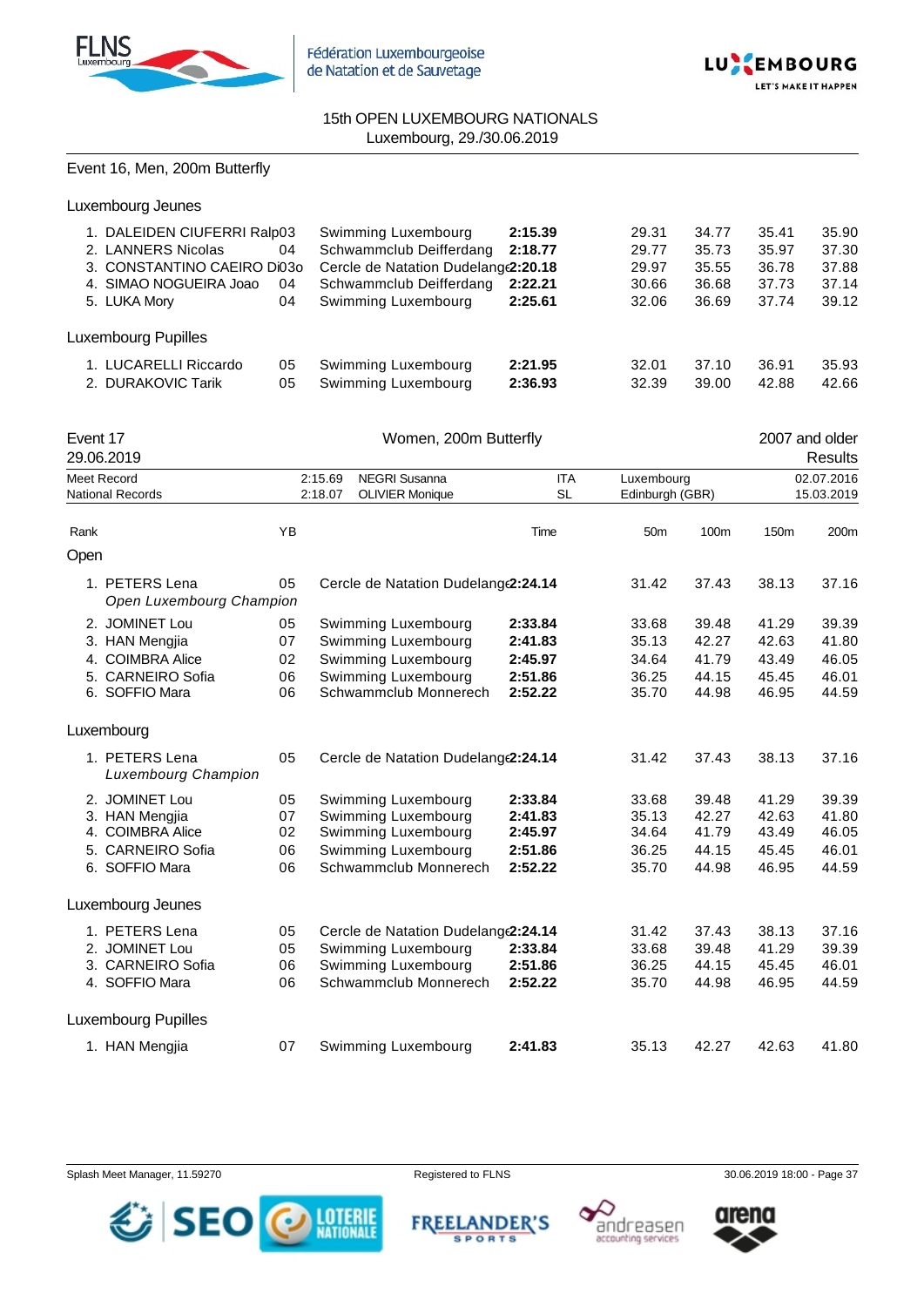15th OPEN LUXEMBOURG NATIONALS
Luxembourg, 29./30.06.2019

## Event 16, Men, 200m Butterfly

### Luxembourg Jeunes

| Rank | Name | YB | Club | Time | 50m | 100m | 150m | 200m |
|---|---|---|---|---|---|---|---|---|
| 1. | DALEIDEN CIUFERRI Ralp | 03 | Swimming Luxembourg | **2:15.39** | 29.31 | 34.77 | 35.41 | 35.90 |
| 2. | LANNERS Nicolas | 04 | Schwammclub Deifferdang | **2:18.77** | 29.77 | 35.73 | 35.97 | 37.30 |
| 3. | CONSTANTINO CAEIRO Di | 03 | Cercle de Natation Dudelange | **2:20.18** | 29.97 | 35.55 | 36.78 | 37.88 |
| 4. | SIMAO NOGUEIRA Joao | 04 | Schwammclub Deifferdang | **2:22.21** | 30.66 | 36.68 | 37.73 | 37.14 |
| 5. | LUKA Mory | 04 | Swimming Luxembourg | **2:25.61** | 32.06 | 36.69 | 37.74 | 39.12 |

### Luxembourg Pupilles

| Rank | Name | YB | Club | Time | 50m | 100m | 150m | 200m |
|---|---|---|---|---|---|---|---|---|
| 1. | LUCARELLI Riccardo | 05 | Swimming Luxembourg | **2:21.95** | 32.01 | 37.10 | 36.91 | 35.93 |
| 2. | DURAKOVIC Tarik | 05 | Swimming Luxembourg | **2:36.93** | 32.39 | 39.00 | 42.88 | 42.66 |

## Event 17 — Women, 200m Butterfly — 2007 and older

29.06.2019 — Results

| | | | | | | |
|---|---|---|---|---|---|---|
| Meet Record | 2:15.69 | NEGRI Susanna | ITA | Luxembourg | 02.07.2016 |
| National Records | 2:18.07 | OLIVIER Monique | SL | Edinburgh (GBR) | 15.03.2019 |

### Open

| Rank | Name | YB | Club | Time | 50m | 100m | 150m | 200m |
|---|---|---|---|---|---|---|---|---|
| 1. | PETERS Lena<br>*Open Luxembourg Champion* | 05 | Cercle de Natation Dudelange | **2:24.14** | 31.42 | 37.43 | 38.13 | 37.16 |
| 2. | JOMINET Lou | 05 | Swimming Luxembourg | **2:33.84** | 33.68 | 39.48 | 41.29 | 39.39 |
| 3. | HAN Mengjia | 07 | Swimming Luxembourg | **2:41.83** | 35.13 | 42.27 | 42.63 | 41.80 |
| 4. | COIMBRA Alice | 02 | Swimming Luxembourg | **2:45.97** | 34.64 | 41.79 | 43.49 | 46.05 |
| 5. | CARNEIRO Sofia | 06 | Swimming Luxembourg | **2:51.86** | 36.25 | 44.15 | 45.45 | 46.01 |
| 6. | SOFFIO Mara | 06 | Schwammclub Monnerech | **2:52.22** | 35.70 | 44.98 | 46.95 | 44.59 |

### Luxembourg

| Rank | Name | YB | Club | Time | 50m | 100m | 150m | 200m |
|---|---|---|---|---|---|---|---|---|
| 1. | PETERS Lena<br>*Luxembourg Champion* | 05 | Cercle de Natation Dudelange | **2:24.14** | 31.42 | 37.43 | 38.13 | 37.16 |
| 2. | JOMINET Lou | 05 | Swimming Luxembourg | **2:33.84** | 33.68 | 39.48 | 41.29 | 39.39 |
| 3. | HAN Mengjia | 07 | Swimming Luxembourg | **2:41.83** | 35.13 | 42.27 | 42.63 | 41.80 |
| 4. | COIMBRA Alice | 02 | Swimming Luxembourg | **2:45.97** | 34.64 | 41.79 | 43.49 | 46.05 |
| 5. | CARNEIRO Sofia | 06 | Swimming Luxembourg | **2:51.86** | 36.25 | 44.15 | 45.45 | 46.01 |
| 6. | SOFFIO Mara | 06 | Schwammclub Monnerech | **2:52.22** | 35.70 | 44.98 | 46.95 | 44.59 |

### Luxembourg Jeunes

| Rank | Name | YB | Club | Time | 50m | 100m | 150m | 200m |
|---|---|---|---|---|---|---|---|---|
| 1. | PETERS Lena | 05 | Cercle de Natation Dudelange | **2:24.14** | 31.42 | 37.43 | 38.13 | 37.16 |
| 2. | JOMINET Lou | 05 | Swimming Luxembourg | **2:33.84** | 33.68 | 39.48 | 41.29 | 39.39 |
| 3. | CARNEIRO Sofia | 06 | Swimming Luxembourg | **2:51.86** | 36.25 | 44.15 | 45.45 | 46.01 |
| 4. | SOFFIO Mara | 06 | Schwammclub Monnerech | **2:52.22** | 35.70 | 44.98 | 46.95 | 44.59 |

### Luxembourg Pupilles

| Rank | Name | YB | Club | Time | 50m | 100m | 150m | 200m |
|---|---|---|---|---|---|---|---|---|
| 1. | HAN Mengjia | 07 | Swimming Luxembourg | **2:41.83** | 35.13 | 42.27 | 42.63 | 41.80 |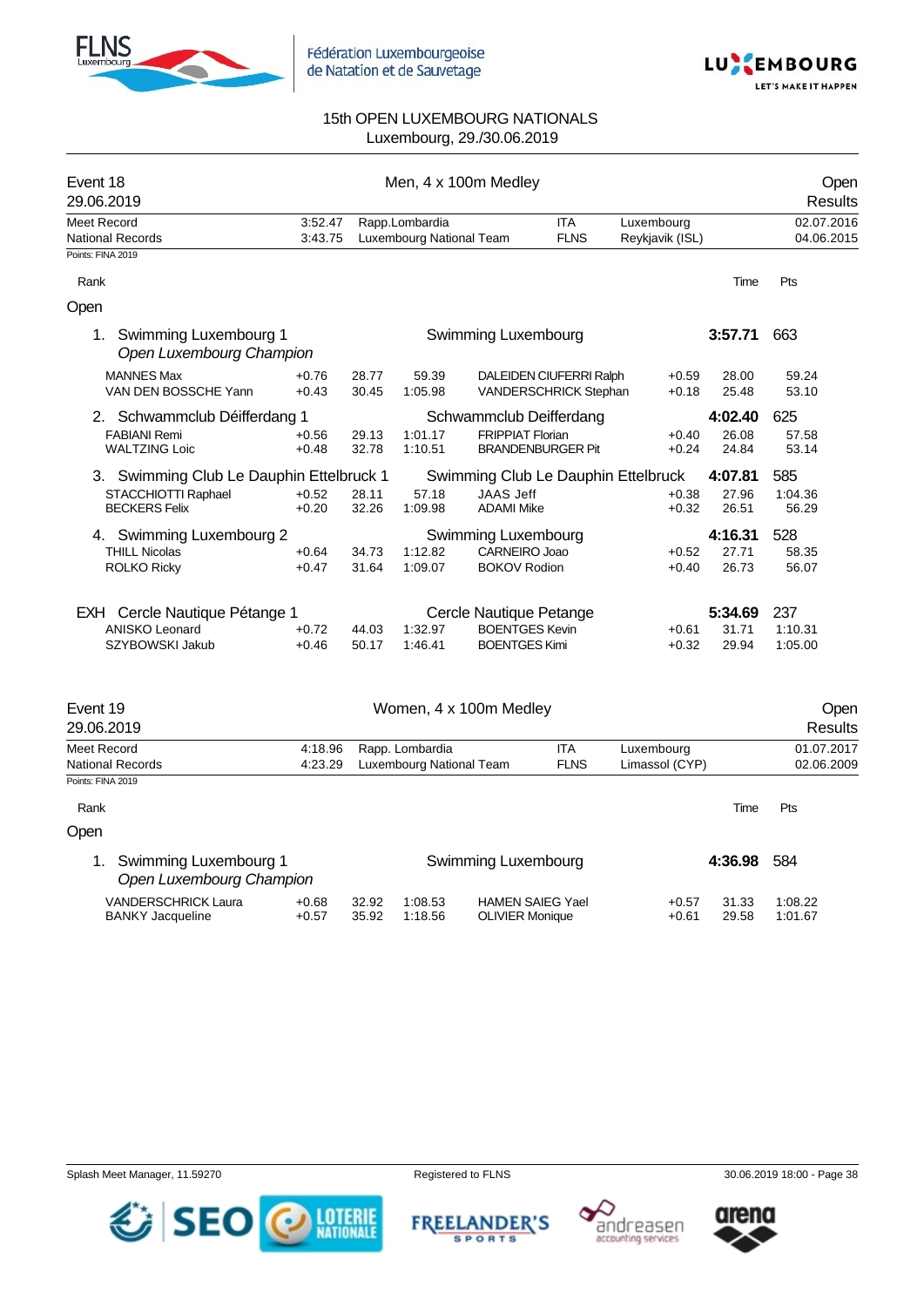15th OPEN LUXEMBOURG NATIONALS
Luxembourg, 29./30.06.2019

## Event 18 — Men, 4 x 100m Medley — Open — Results

29.06.2019

| | | | | | |
|---|---|---|---|---|---|
| Meet Record | 3:52.47 | Rapp.Lombardia | ITA | Luxembourg | 02.07.2016 |
| National Records | 3:43.75 | Luxembourg National Team | FLNS | Reykjavik (ISL) | 04.06.2015 |

Points: FINA 2019

### Open

| Rank | Team | Club | Time | Pts |
|---|---|---|---|---|
| 1. | Swimming Luxembourg 1 — *Open Luxembourg Champion* | Swimming Luxembourg | **3:57.71** | 663 |
| | MANNES Max +0.76 28.77 59.39 | DALEIDEN CIUFERRI Ralph +0.59 28.00 59.24 | | |
| | VAN DEN BOSSCHE Yann +0.43 30.45 1:05.98 | VANDERSCHRICK Stephan +0.18 25.48 53.10 | | |
| 2. | Schwammclub Déifferdang 1 | Schwammclub Deifferdang | **4:02.40** | 625 |
| | FABIANI Remi +0.56 29.13 1:01.17 | FRIPPIAT Florian +0.40 26.08 57.58 | | |
| | WALTZING Loic +0.48 32.78 1:10.51 | BRANDENBURGER Pit +0.24 24.84 53.14 | | |
| 3. | Swimming Club Le Dauphin Ettelbruck 1 | Swimming Club Le Dauphin Ettelbruck | **4:07.81** | 585 |
| | STACCHIOTTI Raphael +0.52 28.11 57.18 | JAAS Jeff +0.38 27.96 1:04.36 | | |
| | BECKERS Felix +0.20 32.26 1:09.98 | ADAMI Mike +0.32 26.51 56.29 | | |
| 4. | Swimming Luxembourg 2 | Swimming Luxembourg | **4:16.31** | 528 |
| | THILL Nicolas +0.64 34.73 1:12.82 | CARNEIRO Joao +0.52 27.71 58.35 | | |
| | ROLKO Ricky +0.47 31.64 1:09.07 | BOKOV Rodion +0.40 26.73 56.07 | | |
| EXH | Cercle Nautique Pétange 1 | Cercle Nautique Petange | **5:34.69** | 237 |
| | ANISKO Leonard +0.72 44.03 1:32.97 | BOENTGES Kevin +0.61 31.71 1:10.31 | | |
| | SZYBOWSKI Jakub +0.46 50.17 1:46.41 | BOENTGES Kimi +0.32 29.94 1:05.00 | | |

## Event 19 — Women, 4 x 100m Medley — Open — Results

29.06.2019

| | | | | | |
|---|---|---|---|---|---|
| Meet Record | 4:18.96 | Rapp. Lombardia | ITA | Luxembourg | 01.07.2017 |
| National Records | 4:23.29 | Luxembourg National Team | FLNS | Limassol (CYP) | 02.06.2009 |

Points: FINA 2019

### Open

| Rank | Team | Club | Time | Pts |
|---|---|---|---|---|
| 1. | Swimming Luxembourg 1 — *Open Luxembourg Champion* | Swimming Luxembourg | **4:36.98** | 584 |
| | VANDERSCHRICK Laura +0.68 32.92 1:08.53 | HAMEN SAIEG Yael +0.57 31.33 1:08.22 | | |
| | BANKY Jacqueline +0.57 35.92 1:18.56 | OLIVIER Monique +0.61 29.58 1:01.67 | | |

Splash Meet Manager, 11.59270 — Registered to FLNS — 30.06.2019 18:00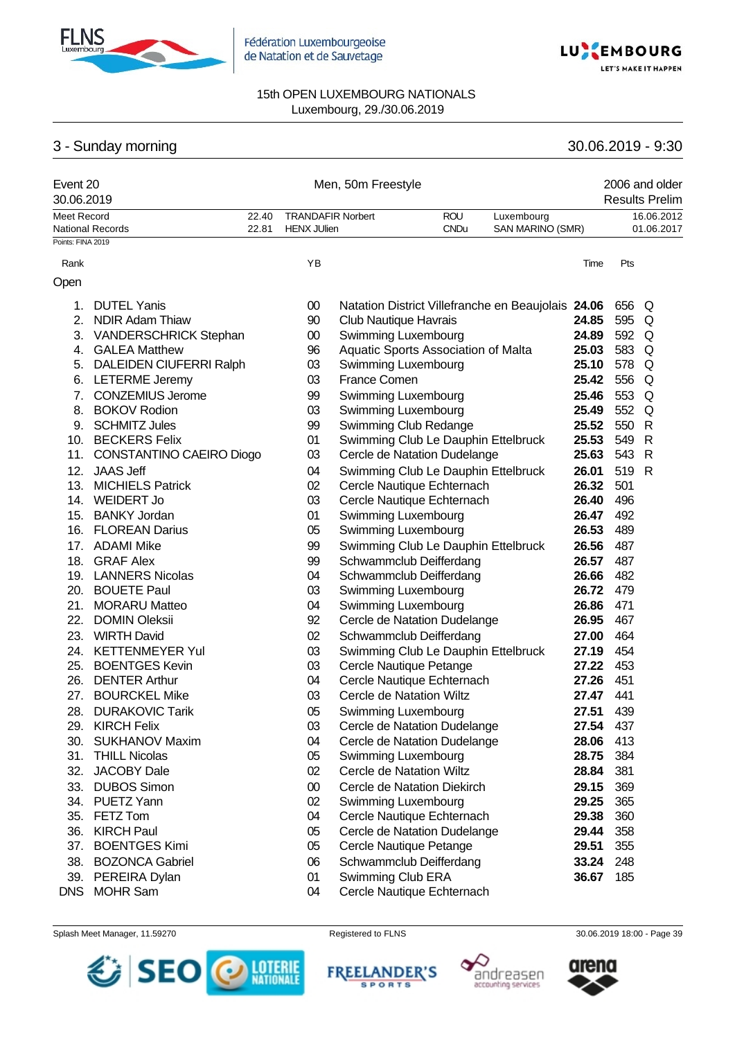15th OPEN LUXEMBOURG NATIONALS
Luxembourg, 29./30.06.2019

## 3 - Sunday morning

30.06.2019 - 9:30

Event 20 — Men, 50m Freestyle — 2006 and older
30.06.2019 — Results Prelim

| | | | | | |
|---|---|---|---|---|---|
| Meet Record | 22.40 | TRANDAFIR Norbert | ROU | Luxembourg | 16.06.2012 |
| National Records | 22.81 | HENX JUlien | CNDu | SAN MARINO (SMR) | 01.06.2017 |

Points: FINA 2019

**Open**

| Rank | Name | YB | Club | Time | Pts | |
|---|---|---|---|---|---|---|
| 1. | DUTEL Yanis | 00 | Natation District Villefranche en Beaujolais | **24.06** | 656 | Q |
| 2. | NDIR Adam Thiaw | 90 | Club Nautique Havrais | **24.85** | 595 | Q |
| 3. | VANDERSCHRICK Stephan | 00 | Swimming Luxembourg | **24.89** | 592 | Q |
| 4. | GALEA Matthew | 96 | Aquatic Sports Association of Malta | **25.03** | 583 | Q |
| 5. | DALEIDEN CIUFERRI Ralph | 03 | Swimming Luxembourg | **25.10** | 578 | Q |
| 6. | LETERME Jeremy | 03 | France Comen | **25.42** | 556 | Q |
| 7. | CONZEMIUS Jerome | 99 | Swimming Luxembourg | **25.46** | 553 | Q |
| 8. | BOKOV Rodion | 03 | Swimming Luxembourg | **25.49** | 552 | Q |
| 9. | SCHMITZ Jules | 99 | Swimming Club Redange | **25.52** | 550 | R |
| 10. | BECKERS Felix | 01 | Swimming Club Le Dauphin Ettelbruck | **25.53** | 549 | R |
| 11. | CONSTANTINO CAEIRO Diogo | 03 | Cercle de Natation Dudelange | **25.63** | 543 | R |
| 12. | JAAS Jeff | 04 | Swimming Club Le Dauphin Ettelbruck | **26.01** | 519 | R |
| 13. | MICHIELS Patrick | 02 | Cercle Nautique Echternach | **26.32** | 501 | |
| 14. | WEIDERT Jo | 03 | Cercle Nautique Echternach | **26.40** | 496 | |
| 15. | BANKY Jordan | 01 | Swimming Luxembourg | **26.47** | 492 | |
| 16. | FLOREAN Darius | 05 | Swimming Luxembourg | **26.53** | 489 | |
| 17. | ADAMI Mike | 99 | Swimming Club Le Dauphin Ettelbruck | **26.56** | 487 | |
| 18. | GRAF Alex | 99 | Schwammclub Deifferdang | **26.57** | 487 | |
| 19. | LANNERS Nicolas | 04 | Schwammclub Deifferdang | **26.66** | 482 | |
| 20. | BOUETE Paul | 03 | Swimming Luxembourg | **26.72** | 479 | |
| 21. | MORARU Matteo | 04 | Swimming Luxembourg | **26.86** | 471 | |
| 22. | DOMIN Oleksii | 92 | Cercle de Natation Dudelange | **26.95** | 467 | |
| 23. | WIRTH David | 02 | Schwammclub Deifferdang | **27.00** | 464 | |
| 24. | KETTENMEYER Yul | 03 | Swimming Club Le Dauphin Ettelbruck | **27.19** | 454 | |
| 25. | BOENTGES Kevin | 03 | Cercle Nautique Petange | **27.22** | 453 | |
| 26. | DENTER Arthur | 04 | Cercle Nautique Echternach | **27.26** | 451 | |
| 27. | BOURCKEL Mike | 03 | Cercle de Natation Wiltz | **27.47** | 441 | |
| 28. | DURAKOVIC Tarik | 05 | Swimming Luxembourg | **27.51** | 439 | |
| 29. | KIRCH Felix | 03 | Cercle de Natation Dudelange | **27.54** | 437 | |
| 30. | SUKHANOV Maxim | 04 | Cercle de Natation Dudelange | **28.06** | 413 | |
| 31. | THILL Nicolas | 05 | Swimming Luxembourg | **28.75** | 384 | |
| 32. | JACOBY Dale | 02 | Cercle de Natation Wiltz | **28.84** | 381 | |
| 33. | DUBOS Simon | 00 | Cercle de Natation Diekirch | **29.15** | 369 | |
| 34. | PUETZ Yann | 02 | Swimming Luxembourg | **29.25** | 365 | |
| 35. | FETZ Tom | 04 | Cercle Nautique Echternach | **29.38** | 360 | |
| 36. | KIRCH Paul | 05 | Cercle de Natation Dudelange | **29.44** | 358 | |
| 37. | BOENTGES Kimi | 05 | Cercle Nautique Petange | **29.51** | 355 | |
| 38. | BOZONCA Gabriel | 06 | Schwammclub Deifferdang | **33.24** | 248 | |
| 39. | PEREIRA Dylan | 01 | Swimming Club ERA | **36.67** | 185 | |
| DNS | MOHR Sam | 04 | Cercle Nautique Echternach | | | |

Splash Meet Manager, 11.59270 — Registered to FLNS — 30.06.2019 18:00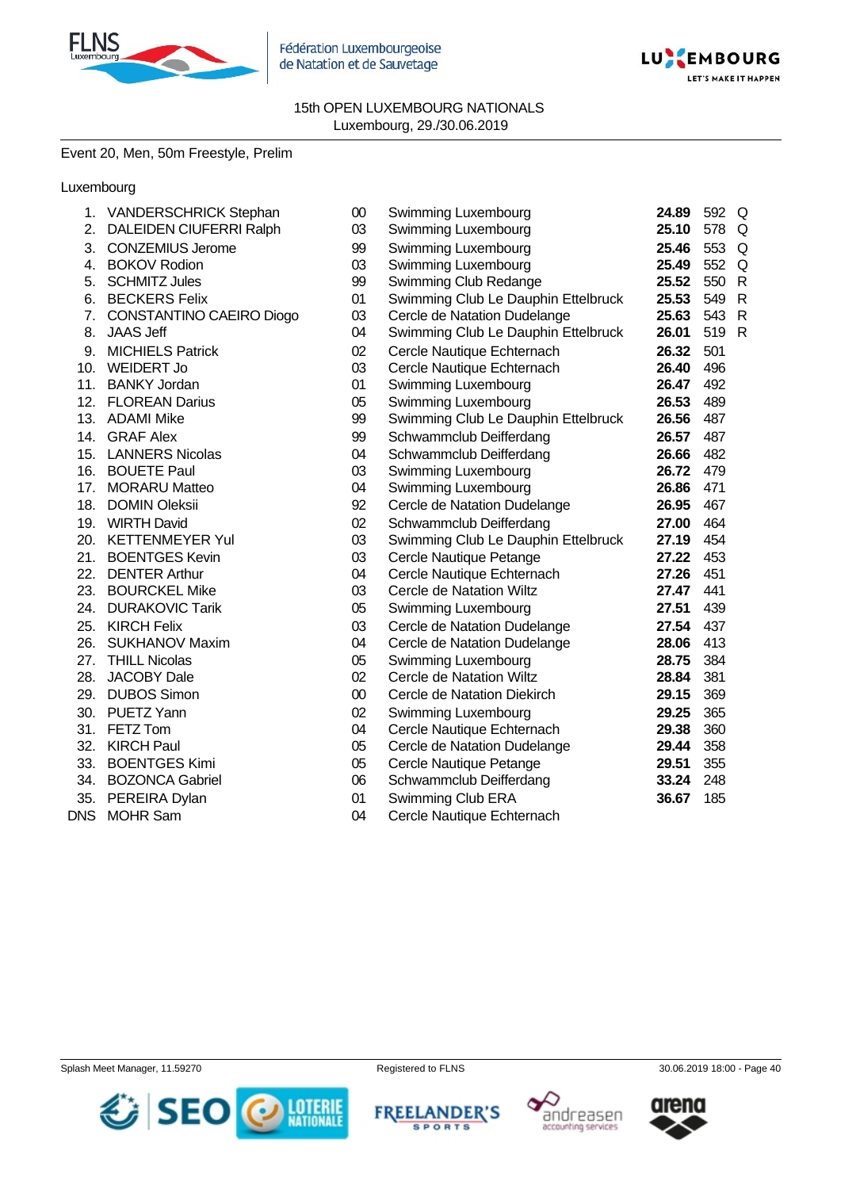15th OPEN LUXEMBOURG NATIONALS
Luxembourg, 29./30.06.2019

Event 20, Men, 50m Freestyle, Prelim

Luxembourg

| Place | Name | YoB | Club | Time | Points | |
|---|---|---|---|---|---|---|
| 1. | VANDERSCHRICK Stephan | 00 | Swimming Luxembourg | **24.89** | 592 | Q |
| 2. | DALEIDEN CIUFERRI Ralph | 03 | Swimming Luxembourg | **25.10** | 578 | Q |
| 3. | CONZEMIUS Jerome | 99 | Swimming Luxembourg | **25.46** | 553 | Q |
| 4. | BOKOV Rodion | 03 | Swimming Luxembourg | **25.49** | 552 | Q |
| 5. | SCHMITZ Jules | 99 | Swimming Club Redange | **25.52** | 550 | R |
| 6. | BECKERS Felix | 01 | Swimming Club Le Dauphin Ettelbruck | **25.53** | 549 | R |
| 7. | CONSTANTINO CAEIRO Diogo | 03 | Cercle de Natation Dudelange | **25.63** | 543 | R |
| 8. | JAAS Jeff | 04 | Swimming Club Le Dauphin Ettelbruck | **26.01** | 519 | R |
| 9. | MICHIELS Patrick | 02 | Cercle Nautique Echternach | **26.32** | 501 | |
| 10. | WEIDERT Jo | 03 | Cercle Nautique Echternach | **26.40** | 496 | |
| 11. | BANKY Jordan | 01 | Swimming Luxembourg | **26.47** | 492 | |
| 12. | FLOREAN Darius | 05 | Swimming Luxembourg | **26.53** | 489 | |
| 13. | ADAMI Mike | 99 | Swimming Club Le Dauphin Ettelbruck | **26.56** | 487 | |
| 14. | GRAF Alex | 99 | Schwammclub Deifferdang | **26.57** | 487 | |
| 15. | LANNERS Nicolas | 04 | Schwammclub Deifferdang | **26.66** | 482 | |
| 16. | BOUETE Paul | 03 | Swimming Luxembourg | **26.72** | 479 | |
| 17. | MORARU Matteo | 04 | Swimming Luxembourg | **26.86** | 471 | |
| 18. | DOMIN Oleksii | 92 | Cercle de Natation Dudelange | **26.95** | 467 | |
| 19. | WIRTH David | 02 | Schwammclub Deifferdang | **27.00** | 464 | |
| 20. | KETTENMEYER Yul | 03 | Swimming Club Le Dauphin Ettelbruck | **27.19** | 454 | |
| 21. | BOENTGES Kevin | 03 | Cercle Nautique Petange | **27.22** | 453 | |
| 22. | DENTER Arthur | 04 | Cercle Nautique Echternach | **27.26** | 451 | |
| 23. | BOURCKEL Mike | 03 | Cercle de Natation Wiltz | **27.47** | 441 | |
| 24. | DURAKOVIC Tarik | 05 | Swimming Luxembourg | **27.51** | 439 | |
| 25. | KIRCH Felix | 03 | Cercle de Natation Dudelange | **27.54** | 437 | |
| 26. | SUKHANOV Maxim | 04 | Cercle de Natation Dudelange | **28.06** | 413 | |
| 27. | THILL Nicolas | 05 | Swimming Luxembourg | **28.75** | 384 | |
| 28. | JACOBY Dale | 02 | Cercle de Natation Wiltz | **28.84** | 381 | |
| 29. | DUBOS Simon | 00 | Cercle de Natation Diekirch | **29.15** | 369 | |
| 30. | PUETZ Yann | 02 | Swimming Luxembourg | **29.25** | 365 | |
| 31. | FETZ Tom | 04 | Cercle Nautique Echternach | **29.38** | 360 | |
| 32. | KIRCH Paul | 05 | Cercle de Natation Dudelange | **29.44** | 358 | |
| 33. | BOENTGES Kimi | 05 | Cercle Nautique Petange | **29.51** | 355 | |
| 34. | BOZONCA Gabriel | 06 | Schwammclub Deifferdang | **33.24** | 248 | |
| 35. | PEREIRA Dylan | 01 | Swimming Club ERA | **36.67** | 185 | |
| DNS | MOHR Sam | 04 | Cercle Nautique Echternach | | | |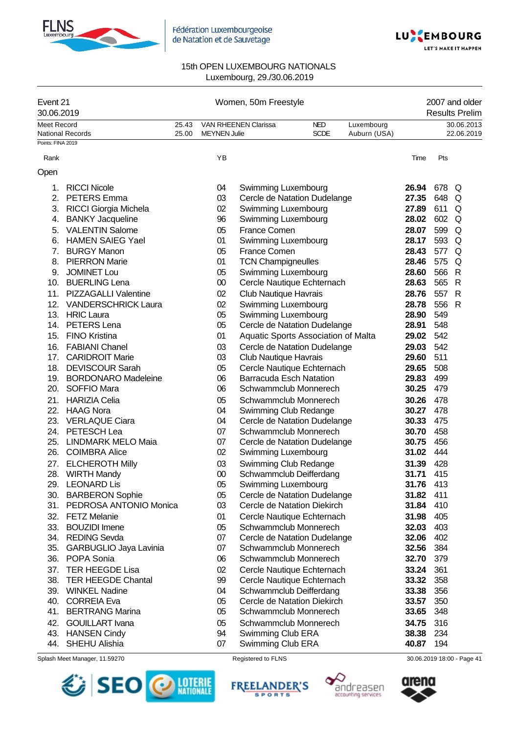15th OPEN LUXEMBOURG NATIONALS
Luxembourg, 29./30.06.2019

| Event 21 | Women, 50m Freestyle | 2007 and older |
|---|---|---|
| 30.06.2019 | | Results Prelim |

| | | | | | |
|---|---|---|---|---|---|
| Meet Record | 25.43 | VAN RHEENEN Clarissa | NED | Luxembourg | 30.06.2013 |
| National Records | 25.00 | MEYNEN Julie | SCDE | Auburn (USA) | 22.06.2019 |

Points: FINA 2019

## Open

| Rank | | YB | | Time | Pts | |
|---|---|---|---|---|---|---|
| 1. | RICCI Nicole | 04 | Swimming Luxembourg | **26.94** | 678 | Q |
| 2. | PETERS Emma | 03 | Cercle de Natation Dudelange | **27.35** | 648 | Q |
| 3. | RICCI Giorgia Michela | 02 | Swimming Luxembourg | **27.89** | 611 | Q |
| 4. | BANKY Jacqueline | 96 | Swimming Luxembourg | **28.02** | 602 | Q |
| 5. | VALENTIN Salome | 05 | France Comen | **28.07** | 599 | Q |
| 6. | HAMEN SAIEG Yael | 01 | Swimming Luxembourg | **28.17** | 593 | Q |
| 7. | BURGY Manon | 05 | France Comen | **28.43** | 577 | Q |
| 8. | PIERRON Marie | 01 | TCN Champigneulles | **28.46** | 575 | Q |
| 9. | JOMINET Lou | 05 | Swimming Luxembourg | **28.60** | 566 | R |
| 10. | BUERLING Lena | 00 | Cercle Nautique Echternach | **28.63** | 565 | R |
| 11. | PIZZAGALLI Valentine | 02 | Club Nautique Havrais | **28.76** | 557 | R |
| 12. | VANDERSCHRICK Laura | 02 | Swimming Luxembourg | **28.78** | 556 | R |
| 13. | HRIC Laura | 05 | Swimming Luxembourg | **28.90** | 549 | |
| 14. | PETERS Lena | 05 | Cercle de Natation Dudelange | **28.91** | 548 | |
| 15. | FINO Kristina | 01 | Aquatic Sports Association of Malta | **29.02** | 542 | |
| 16. | FABIANI Chanel | 03 | Cercle de Natation Dudelange | **29.03** | 542 | |
| 17. | CARIDROIT Marie | 03 | Club Nautique Havrais | **29.60** | 511 | |
| 18. | DEVISCOUR Sarah | 05 | Cercle Nautique Echternach | **29.65** | 508 | |
| 19. | BORDONARO Madeleine | 06 | Barracuda Esch Natation | **29.83** | 499 | |
| 20. | SOFFIO Mara | 06 | Schwammclub Monnerech | **30.25** | 479 | |
| 21. | HARIZIA Celia | 05 | Schwammclub Monnerech | **30.26** | 478 | |
| 22. | HAAG Nora | 04 | Swimming Club Redange | **30.27** | 478 | |
| 23. | VERLAQUE Ciara | 04 | Cercle de Natation Dudelange | **30.33** | 475 | |
| 24. | PETESCH Lea | 07 | Schwammclub Monnerech | **30.70** | 458 | |
| 25. | LINDMARK MELO Maia | 07 | Cercle de Natation Dudelange | **30.75** | 456 | |
| 26. | COIMBRA Alice | 02 | Swimming Luxembourg | **31.02** | 444 | |
| 27. | ELCHEROTH Milly | 03 | Swimming Club Redange | **31.39** | 428 | |
| 28. | WIRTH Mandy | 00 | Schwammclub Deifferdang | **31.71** | 415 | |
| 29. | LEONARD Lis | 05 | Swimming Luxembourg | **31.76** | 413 | |
| 30. | BARBERON Sophie | 05 | Cercle de Natation Dudelange | **31.82** | 411 | |
| 31. | PEDROSA ANTONIO Monica | 03 | Cercle de Natation Diekirch | **31.84** | 410 | |
| 32. | FETZ Melanie | 01 | Cercle Nautique Echternach | **31.98** | 405 | |
| 33. | BOUZIDI Imene | 05 | Schwammclub Monnerech | **32.03** | 403 | |
| 34. | REDING Sevda | 07 | Cercle de Natation Dudelange | **32.06** | 402 | |
| 35. | GARBUGLIO Jaya Lavinia | 07 | Schwammclub Monnerech | **32.56** | 384 | |
| 36. | POPA Sonia | 06 | Schwammclub Monnerech | **32.70** | 379 | |
| 37. | TER HEEGDE Lisa | 02 | Cercle Nautique Echternach | **33.24** | 361 | |
| 38. | TER HEEGDE Chantal | 99 | Cercle Nautique Echternach | **33.32** | 358 | |
| 39. | WINKEL Nadine | 04 | Schwammclub Deifferdang | **33.38** | 356 | |
| 40. | CORREIA Eva | 05 | Cercle de Natation Diekirch | **33.57** | 350 | |
| 41. | BERTRANG Marina | 05 | Schwammclub Monnerech | **33.65** | 348 | |
| 42. | GOUILLART Ivana | 05 | Schwammclub Monnerech | **34.75** | 316 | |
| 43. | HANSEN Cindy | 94 | Swimming Club ERA | **38.38** | 234 | |
| 44. | SHEHU Alishia | 07 | Swimming Club ERA | **40.87** | 194 | |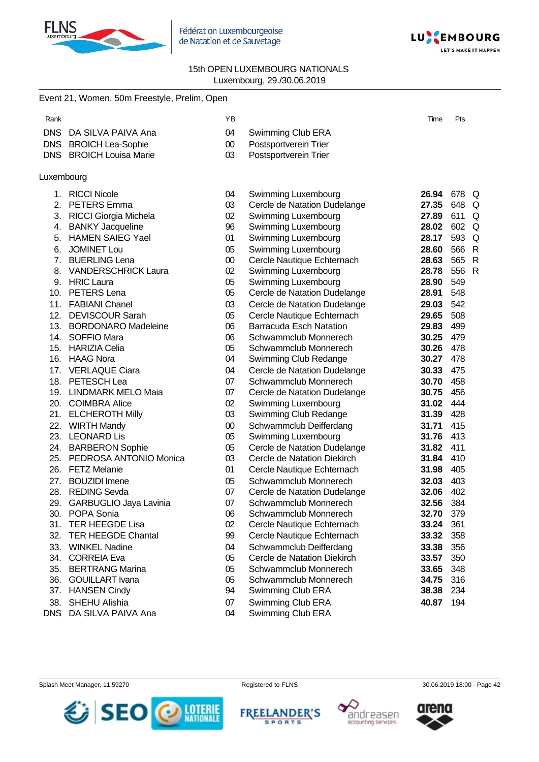15th OPEN LUXEMBOURG NATIONALS
Luxembourg, 29./30.06.2019

## Event 21, Women, 50m Freestyle, Prelim, Open

| Rank | | YB | | Time | Pts | |
|---|---|---|---|---|---|---|
| DNS | DA SILVA PAIVA Ana | 04 | Swimming Club ERA | | | |
| DNS | BROICH Lea-Sophie | 00 | Postsportverein Trier | | | |
| DNS | BROICH Louisa Marie | 03 | Postsportverein Trier | | | |

Luxembourg

| Rank | | YB | | Time | Pts | |
|---|---|---|---|---|---|---|
| 1. | RICCI Nicole | 04 | Swimming Luxembourg | **26.94** | 678 | Q |
| 2. | PETERS Emma | 03 | Cercle de Natation Dudelange | **27.35** | 648 | Q |
| 3. | RICCI Giorgia Michela | 02 | Swimming Luxembourg | **27.89** | 611 | Q |
| 4. | BANKY Jacqueline | 96 | Swimming Luxembourg | **28.02** | 602 | Q |
| 5. | HAMEN SAIEG Yael | 01 | Swimming Luxembourg | **28.17** | 593 | Q |
| 6. | JOMINET Lou | 05 | Swimming Luxembourg | **28.60** | 566 | R |
| 7. | BUERLING Lena | 00 | Cercle Nautique Echternach | **28.63** | 565 | R |
| 8. | VANDERSCHRICK Laura | 02 | Swimming Luxembourg | **28.78** | 556 | R |
| 9. | HRIC Laura | 05 | Swimming Luxembourg | **28.90** | 549 | |
| 10. | PETERS Lena | 05 | Cercle de Natation Dudelange | **28.91** | 548 | |
| 11. | FABIANI Chanel | 03 | Cercle de Natation Dudelange | **29.03** | 542 | |
| 12. | DEVISCOUR Sarah | 05 | Cercle Nautique Echternach | **29.65** | 508 | |
| 13. | BORDONARO Madeleine | 06 | Barracuda Esch Natation | **29.83** | 499 | |
| 14. | SOFFIO Mara | 06 | Schwammclub Monnerech | **30.25** | 479 | |
| 15. | HARIZIA Celia | 05 | Schwammclub Monnerech | **30.26** | 478 | |
| 16. | HAAG Nora | 04 | Swimming Club Redange | **30.27** | 478 | |
| 17. | VERLAQUE Ciara | 04 | Cercle de Natation Dudelange | **30.33** | 475 | |
| 18. | PETESCH Lea | 07 | Schwammclub Monnerech | **30.70** | 458 | |
| 19. | LINDMARK MELO Maia | 07 | Cercle de Natation Dudelange | **30.75** | 456 | |
| 20. | COIMBRA Alice | 02 | Swimming Luxembourg | **31.02** | 444 | |
| 21. | ELCHEROTH Milly | 03 | Swimming Club Redange | **31.39** | 428 | |
| 22. | WIRTH Mandy | 00 | Schwammclub Deifferdang | **31.71** | 415 | |
| 23. | LEONARD Lis | 05 | Swimming Luxembourg | **31.76** | 413 | |
| 24. | BARBERON Sophie | 05 | Cercle de Natation Dudelange | **31.82** | 411 | |
| 25. | PEDROSA ANTONIO Monica | 03 | Cercle de Natation Diekirch | **31.84** | 410 | |
| 26. | FETZ Melanie | 01 | Cercle Nautique Echternach | **31.98** | 405 | |
| 27. | BOUZIDI Imene | 05 | Schwammclub Monnerech | **32.03** | 403 | |
| 28. | REDING Sevda | 07 | Cercle de Natation Dudelange | **32.06** | 402 | |
| 29. | GARBUGLIO Jaya Lavinia | 07 | Schwammclub Monnerech | **32.56** | 384 | |
| 30. | POPA Sonia | 06 | Schwammclub Monnerech | **32.70** | 379 | |
| 31. | TER HEEGDE Lisa | 02 | Cercle Nautique Echternach | **33.24** | 361 | |
| 32. | TER HEEGDE Chantal | 99 | Cercle Nautique Echternach | **33.32** | 358 | |
| 33. | WINKEL Nadine | 04 | Schwammclub Deifferdang | **33.38** | 356 | |
| 34. | CORREIA Eva | 05 | Cercle de Natation Diekirch | **33.57** | 350 | |
| 35. | BERTRANG Marina | 05 | Schwammclub Monnerech | **33.65** | 348 | |
| 36. | GOUILLART Ivana | 05 | Schwammclub Monnerech | **34.75** | 316 | |
| 37. | HANSEN Cindy | 94 | Swimming Club ERA | **38.38** | 234 | |
| 38. | SHEHU Alishia | 07 | Swimming Club ERA | **40.87** | 194 | |
| DNS | DA SILVA PAIVA Ana | 04 | Swimming Club ERA | | | |

Splash Meet Manager, 11.59270 — Registered to FLNS — 30.06.2019 18:00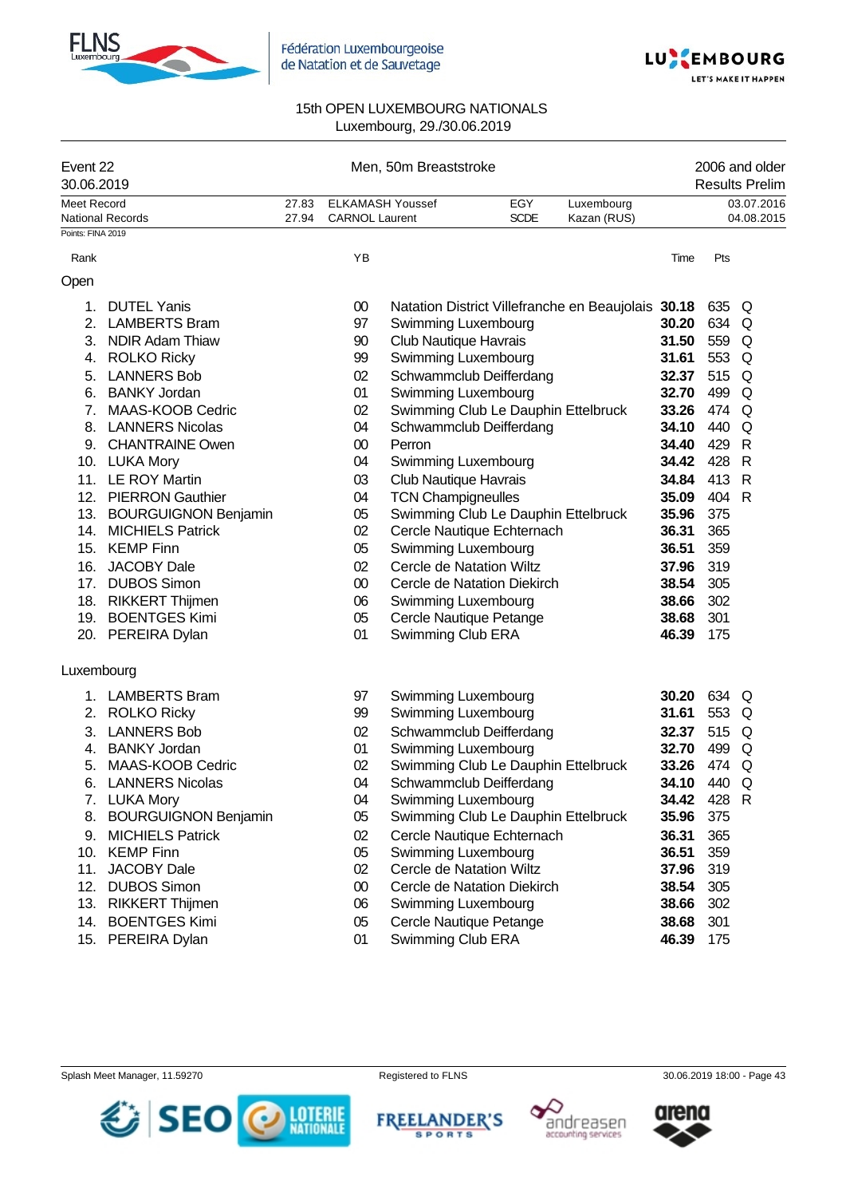15th OPEN LUXEMBOURG NATIONALS
Luxembourg, 29./30.06.2019

| Event 22 | Men, 50m Breaststroke | 2006 and older |
|---|---|---|
| 30.06.2019 | | Results Prelim |

| | | | | | |
|---|---|---|---|---|---|
| Meet Record | 27.83 | ELKAMASH Youssef | EGY | Luxembourg | 03.07.2016 |
| National Records | 27.94 | CARNOL Laurent | SCDE | Kazan (RUS) | 04.08.2015 |

Points: FINA 2019

## Open

| Rank | Name | YB | Club | Time | Pts | |
|---|---|---|---|---|---|---|
| 1. | DUTEL Yanis | 00 | Natation District Villefranche en Beaujolais | **30.18** | 635 | Q |
| 2. | LAMBERTS Bram | 97 | Swimming Luxembourg | **30.20** | 634 | Q |
| 3. | NDIR Adam Thiaw | 90 | Club Nautique Havrais | **31.50** | 559 | Q |
| 4. | ROLKO Ricky | 99 | Swimming Luxembourg | **31.61** | 553 | Q |
| 5. | LANNERS Bob | 02 | Schwammclub Deifferdang | **32.37** | 515 | Q |
| 6. | BANKY Jordan | 01 | Swimming Luxembourg | **32.70** | 499 | Q |
| 7. | MAAS-KOOB Cedric | 02 | Swimming Club Le Dauphin Ettelbruck | **33.26** | 474 | Q |
| 8. | LANNERS Nicolas | 04 | Schwammclub Deifferdang | **34.10** | 440 | Q |
| 9. | CHANTRAINE Owen | 00 | Perron | **34.40** | 429 | R |
| 10. | LUKA Mory | 04 | Swimming Luxembourg | **34.42** | 428 | R |
| 11. | LE ROY Martin | 03 | Club Nautique Havrais | **34.84** | 413 | R |
| 12. | PIERRON Gauthier | 04 | TCN Championeulles | **35.09** | 404 | R |
| 13. | BOURGUIGNON Benjamin | 05 | Swimming Club Le Dauphin Ettelbruck | **35.96** | 375 | |
| 14. | MICHIELS Patrick | 02 | Cercle Nautique Echternach | **36.31** | 365 | |
| 15. | KEMP Finn | 05 | Swimming Luxembourg | **36.51** | 359 | |
| 16. | JACOBY Dale | 02 | Cercle de Natation Wiltz | **37.96** | 319 | |
| 17. | DUBOS Simon | 00 | Cercle de Natation Diekirch | **38.54** | 305 | |
| 18. | RIKKERT Thijmen | 06 | Swimming Luxembourg | **38.66** | 302 | |
| 19. | BOENTGES Kimi | 05 | Cercle Nautique Petange | **38.68** | 301 | |
| 20. | PEREIRA Dylan | 01 | Swimming Club ERA | **46.39** | 175 | |

## Luxembourg

| Rank | Name | YB | Club | Time | Pts | |
|---|---|---|---|---|---|---|
| 1. | LAMBERTS Bram | 97 | Swimming Luxembourg | **30.20** | 634 | Q |
| 2. | ROLKO Ricky | 99 | Swimming Luxembourg | **31.61** | 553 | Q |
| 3. | LANNERS Bob | 02 | Schwammclub Deifferdang | **32.37** | 515 | Q |
| 4. | BANKY Jordan | 01 | Swimming Luxembourg | **32.70** | 499 | Q |
| 5. | MAAS-KOOB Cedric | 02 | Swimming Club Le Dauphin Ettelbruck | **33.26** | 474 | Q |
| 6. | LANNERS Nicolas | 04 | Schwammclub Deifferdang | **34.10** | 440 | Q |
| 7. | LUKA Mory | 04 | Swimming Luxembourg | **34.42** | 428 | R |
| 8. | BOURGUIGNON Benjamin | 05 | Swimming Club Le Dauphin Ettelbruck | **35.96** | 375 | |
| 9. | MICHIELS Patrick | 02 | Cercle Nautique Echternach | **36.31** | 365 | |
| 10. | KEMP Finn | 05 | Swimming Luxembourg | **36.51** | 359 | |
| 11. | JACOBY Dale | 02 | Cercle de Natation Wiltz | **37.96** | 319 | |
| 12. | DUBOS Simon | 00 | Cercle de Natation Diekirch | **38.54** | 305 | |
| 13. | RIKKERT Thijmen | 06 | Swimming Luxembourg | **38.66** | 302 | |
| 14. | BOENTGES Kimi | 05 | Cercle Nautique Petange | **38.68** | 301 | |
| 15. | PEREIRA Dylan | 01 | Swimming Club ERA | **46.39** | 175 | |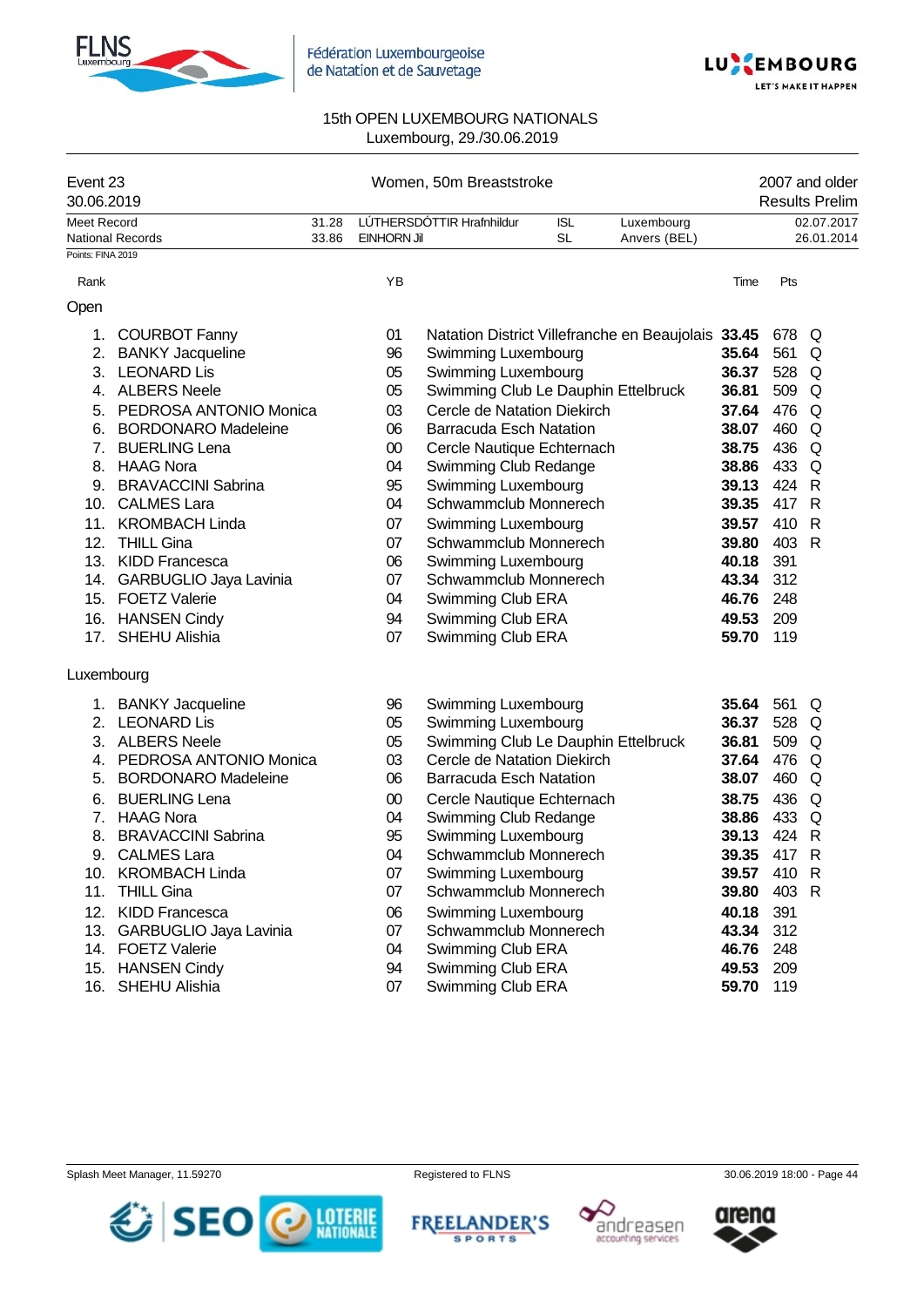# 15th OPEN LUXEMBOURG NATIONALS

Luxembourg, 29./30.06.2019

| Event 23 | Women, 50m Breaststroke | 2007 and older |
|---|---|---|
| 30.06.2019 | | Results Prelim |

| | | | | | | |
|---|---|---|---|---|---|---|
| Meet Record | 31.28 | LÚTHERSDÓTTIR Hrafnhildur | ISL | Luxembourg | | 02.07.2017 |
| National Records | 33.86 | EINHORN Jil | SL | Anvers (BEL) | | 26.01.2014 |

Points: FINA 2019

## Open

| Rank | | YB | | Time | Pts | |
|---|---|---|---|---|---|---|
| 1. | COURBOT Fanny | 01 | Natation District Villefranche en Beaujolais | **33.45** | 678 | Q |
| 2. | BANKY Jacqueline | 96 | Swimming Luxembourg | **35.64** | 561 | Q |
| 3. | LEONARD Lis | 05 | Swimming Luxembourg | **36.37** | 528 | Q |
| 4. | ALBERS Neele | 05 | Swimming Club Le Dauphin Ettelbruck | **36.81** | 509 | Q |
| 5. | PEDROSA ANTONIO Monica | 03 | Cercle de Natation Diekirch | **37.64** | 476 | Q |
| 6. | BORDONARO Madeleine | 06 | Barracuda Esch Natation | **38.07** | 460 | Q |
| 7. | BUERLING Lena | 00 | Cercle Nautique Echternach | **38.75** | 436 | Q |
| 8. | HAAG Nora | 04 | Swimming Club Redange | **38.86** | 433 | Q |
| 9. | BRAVACCINI Sabrina | 95 | Swimming Luxembourg | **39.13** | 424 | R |
| 10. | CALMES Lara | 04 | Schwammclub Monnerech | **39.35** | 417 | R |
| 11. | KROMBACH Linda | 07 | Swimming Luxembourg | **39.57** | 410 | R |
| 12. | THILL Gina | 07 | Schwammclub Monnerech | **39.80** | 403 | R |
| 13. | KIDD Francesca | 06 | Swimming Luxembourg | **40.18** | 391 | |
| 14. | GARBUGLIO Jaya Lavinia | 07 | Schwammclub Monnerech | **43.34** | 312 | |
| 15. | FOETZ Valerie | 04 | Swimming Club ERA | **46.76** | 248 | |
| 16. | HANSEN Cindy | 94 | Swimming Club ERA | **49.53** | 209 | |
| 17. | SHEHU Alishia | 07 | Swimming Club ERA | **59.70** | 119 | |

## Luxembourg

| Rank | | YB | | Time | Pts | |
|---|---|---|---|---|---|---|
| 1. | BANKY Jacqueline | 96 | Swimming Luxembourg | **35.64** | 561 | Q |
| 2. | LEONARD Lis | 05 | Swimming Luxembourg | **36.37** | 528 | Q |
| 3. | ALBERS Neele | 05 | Swimming Club Le Dauphin Ettelbruck | **36.81** | 509 | Q |
| 4. | PEDROSA ANTONIO Monica | 03 | Cercle de Natation Diekirch | **37.64** | 476 | Q |
| 5. | BORDONARO Madeleine | 06 | Barracuda Esch Natation | **38.07** | 460 | Q |
| 6. | BUERLING Lena | 00 | Cercle Nautique Echternach | **38.75** | 436 | Q |
| 7. | HAAG Nora | 04 | Swimming Club Redange | **38.86** | 433 | Q |
| 8. | BRAVACCINI Sabrina | 95 | Swimming Luxembourg | **39.13** | 424 | R |
| 9. | CALMES Lara | 04 | Schwammclub Monnerech | **39.35** | 417 | R |
| 10. | KROMBACH Linda | 07 | Swimming Luxembourg | **39.57** | 410 | R |
| 11. | THILL Gina | 07 | Schwammclub Monnerech | **39.80** | 403 | R |
| 12. | KIDD Francesca | 06 | Swimming Luxembourg | **40.18** | 391 | |
| 13. | GARBUGLIO Jaya Lavinia | 07 | Schwammclub Monnerech | **43.34** | 312 | |
| 14. | FOETZ Valerie | 04 | Swimming Club ERA | **46.76** | 248 | |
| 15. | HANSEN Cindy | 94 | Swimming Club ERA | **49.53** | 209 | |
| 16. | SHEHU Alishia | 07 | Swimming Club ERA | **59.70** | 119 | |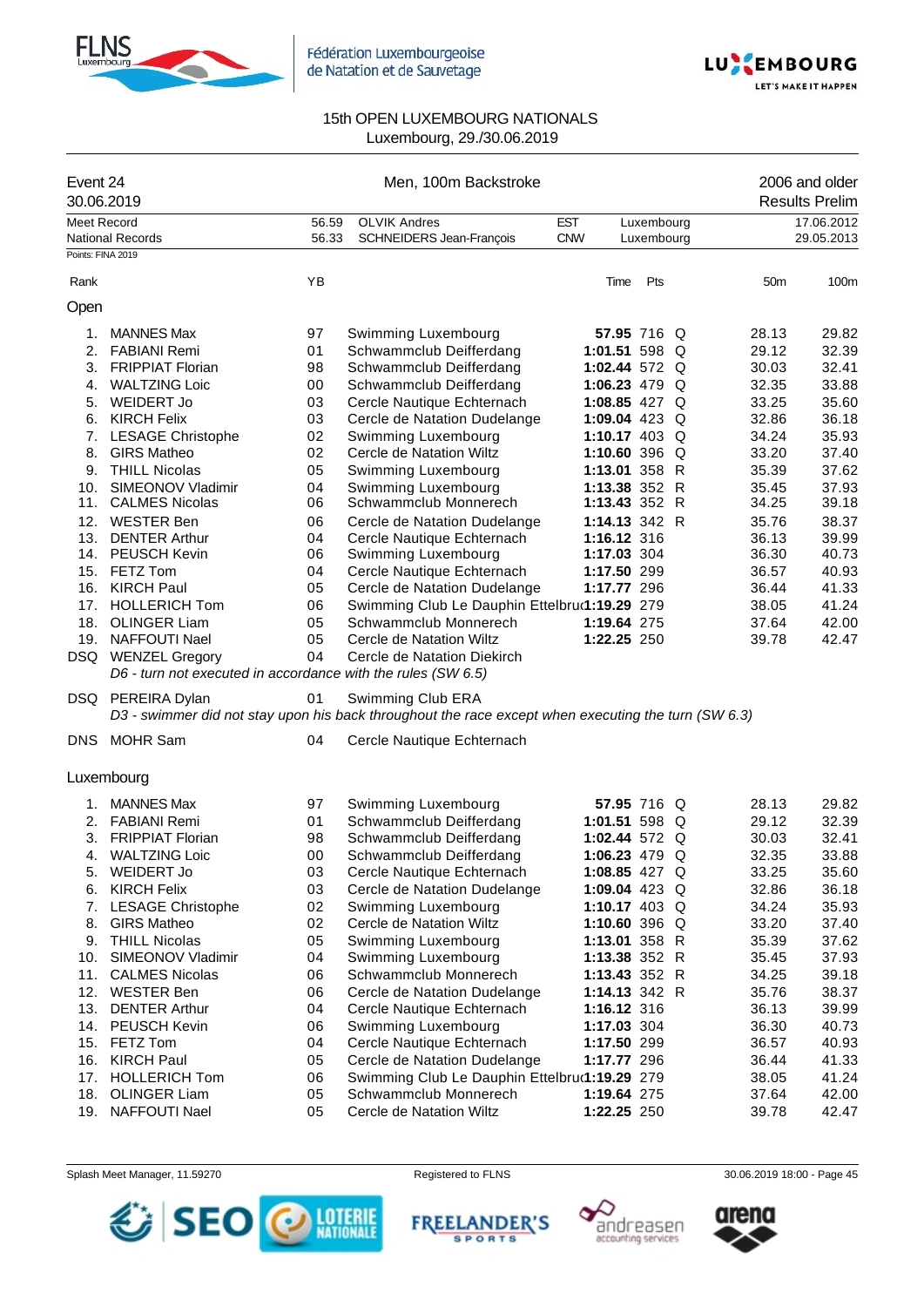Fédération Luxembourgeoise de Natation et de Sauvetage

# 15th OPEN LUXEMBOURG NATIONALS
Luxembourg, 29./30.06.2019

**Event 24** — Men, 100m Backstroke — 2006 and older
30.06.2019 — Results Prelim

| | | | | | |
|---|---|---|---|---|---|
| Meet Record | 56.59 | OLVIK Andres | EST | Luxembourg | 17.06.2012 |
| National Records | 56.33 | SCHNEIDERS Jean-François | CNW | Luxembourg | 29.05.2013 |

Points: FINA 2019

## Open

| Rank | | YB | | Time | Pts | | 50m | 100m |
|---|---|---|---|---|---|---|---|---|
| 1. | MANNES Max | 97 | Swimming Luxembourg | **57.95** | 716 | Q | 28.13 | 29.82 |
| 2. | FABIANI Remi | 01 | Schwammclub Deifferdang | **1:01.51** | 598 | Q | 29.12 | 32.39 |
| 3. | FRIPPIAT Florian | 98 | Schwammclub Deifferdang | **1:02.44** | 572 | Q | 30.03 | 32.41 |
| 4. | WALTZING Loic | 00 | Schwammclub Deifferdang | **1:06.23** | 479 | Q | 32.35 | 33.88 |
| 5. | WEIDERT Jo | 03 | Cercle Nautique Echternach | **1:08.85** | 427 | Q | 33.25 | 35.60 |
| 6. | KIRCH Felix | 03 | Cercle de Natation Dudelange | **1:09.04** | 423 | Q | 32.86 | 36.18 |
| 7. | LESAGE Christophe | 02 | Swimming Luxembourg | **1:10.17** | 403 | Q | 34.24 | 35.93 |
| 8. | GIRS Matheo | 02 | Cercle de Natation Wiltz | **1:10.60** | 396 | Q | 33.20 | 37.40 |
| 9. | THILL Nicolas | 05 | Swimming Luxembourg | **1:13.01** | 358 | R | 35.39 | 37.62 |
| 10. | SIMEONOV Vladimir | 04 | Swimming Luxembourg | **1:13.38** | 352 | R | 35.45 | 37.93 |
| 11. | CALMES Nicolas | 06 | Schwammclub Monnerech | **1:13.43** | 352 | R | 34.25 | 39.18 |
| 12. | WESTER Ben | 06 | Cercle de Natation Dudelange | **1:14.13** | 342 | R | 35.76 | 38.37 |
| 13. | DENTER Arthur | 04 | Cercle Nautique Echternach | **1:16.12** | 316 | | 36.13 | 39.99 |
| 14. | PEUSCH Kevin | 06 | Swimming Luxembourg | **1:17.03** | 304 | | 36.30 | 40.73 |
| 15. | FETZ Tom | 04 | Cercle Nautique Echternach | **1:17.50** | 299 | | 36.57 | 40.93 |
| 16. | KIRCH Paul | 05 | Cercle de Natation Dudelange | **1:17.77** | 296 | | 36.44 | 41.33 |
| 17. | HOLLERICH Tom | 06 | Swimming Club Le Dauphin Ettelbruck | **1:19.29** | 279 | | 38.05 | 41.24 |
| 18. | OLINGER Liam | 05 | Schwammclub Monnerech | **1:19.64** | 275 | | 37.64 | 42.00 |
| 19. | NAFFOUTI Nael | 05 | Cercle de Natation Wiltz | **1:22.25** | 250 | | 39.78 | 42.47 |
| DSQ | WENZEL Gregory | 04 | Cercle de Natation Diekirch | | | | | |
| | *D6 - turn not executed in accordance with the rules (SW 6.5)* | | | | | | | |
| DSQ | PEREIRA Dylan | 01 | Swimming Club ERA | | | | | |
| | *D3 - swimmer did not stay upon his back throughout the race except when executing the turn (SW 6.3)* | | | | | | | |
| DNS | MOHR Sam | 04 | Cercle Nautique Echternach | | | | | |

## Luxembourg

| Rank | | YB | | Time | Pts | | 50m | 100m |
|---|---|---|---|---|---|---|---|---|
| 1. | MANNES Max | 97 | Swimming Luxembourg | **57.95** | 716 | Q | 28.13 | 29.82 |
| 2. | FABIANI Remi | 01 | Schwammclub Deifferdang | **1:01.51** | 598 | Q | 29.12 | 32.39 |
| 3. | FRIPPIAT Florian | 98 | Schwammclub Deifferdang | **1:02.44** | 572 | Q | 30.03 | 32.41 |
| 4. | WALTZING Loic | 00 | Schwammclub Deifferdang | **1:06.23** | 479 | Q | 32.35 | 33.88 |
| 5. | WEIDERT Jo | 03 | Cercle Nautique Echternach | **1:08.85** | 427 | Q | 33.25 | 35.60 |
| 6. | KIRCH Felix | 03 | Cercle de Natation Dudelange | **1:09.04** | 423 | Q | 32.86 | 36.18 |
| 7. | LESAGE Christophe | 02 | Swimming Luxembourg | **1:10.17** | 403 | Q | 34.24 | 35.93 |
| 8. | GIRS Matheo | 02 | Cercle de Natation Wiltz | **1:10.60** | 396 | Q | 33.20 | 37.40 |
| 9. | THILL Nicolas | 05 | Swimming Luxembourg | **1:13.01** | 358 | R | 35.39 | 37.62 |
| 10. | SIMEONOV Vladimir | 04 | Swimming Luxembourg | **1:13.38** | 352 | R | 35.45 | 37.93 |
| 11. | CALMES Nicolas | 06 | Schwammclub Monnerech | **1:13.43** | 352 | R | 34.25 | 39.18 |
| 12. | WESTER Ben | 06 | Cercle de Natation Dudelange | **1:14.13** | 342 | R | 35.76 | 38.37 |
| 13. | DENTER Arthur | 04 | Cercle Nautique Echternach | **1:16.12** | 316 | | 36.13 | 39.99 |
| 14. | PEUSCH Kevin | 06 | Swimming Luxembourg | **1:17.03** | 304 | | 36.30 | 40.73 |
| 15. | FETZ Tom | 04 | Cercle Nautique Echternach | **1:17.50** | 299 | | 36.57 | 40.93 |
| 16. | KIRCH Paul | 05 | Cercle de Natation Dudelange | **1:17.77** | 296 | | 36.44 | 41.33 |
| 17. | HOLLERICH Tom | 06 | Swimming Club Le Dauphin Ettelbruck | **1:19.29** | 279 | | 38.05 | 41.24 |
| 18. | OLINGER Liam | 05 | Schwammclub Monnerech | **1:19.64** | 275 | | 37.64 | 42.00 |
| 19. | NAFFOUTI Nael | 05 | Cercle de Natation Wiltz | **1:22.25** | 250 | | 39.78 | 42.47 |

Splash Meet Manager, 11.59270 — Registered to FLNS — 30.06.2019 18:00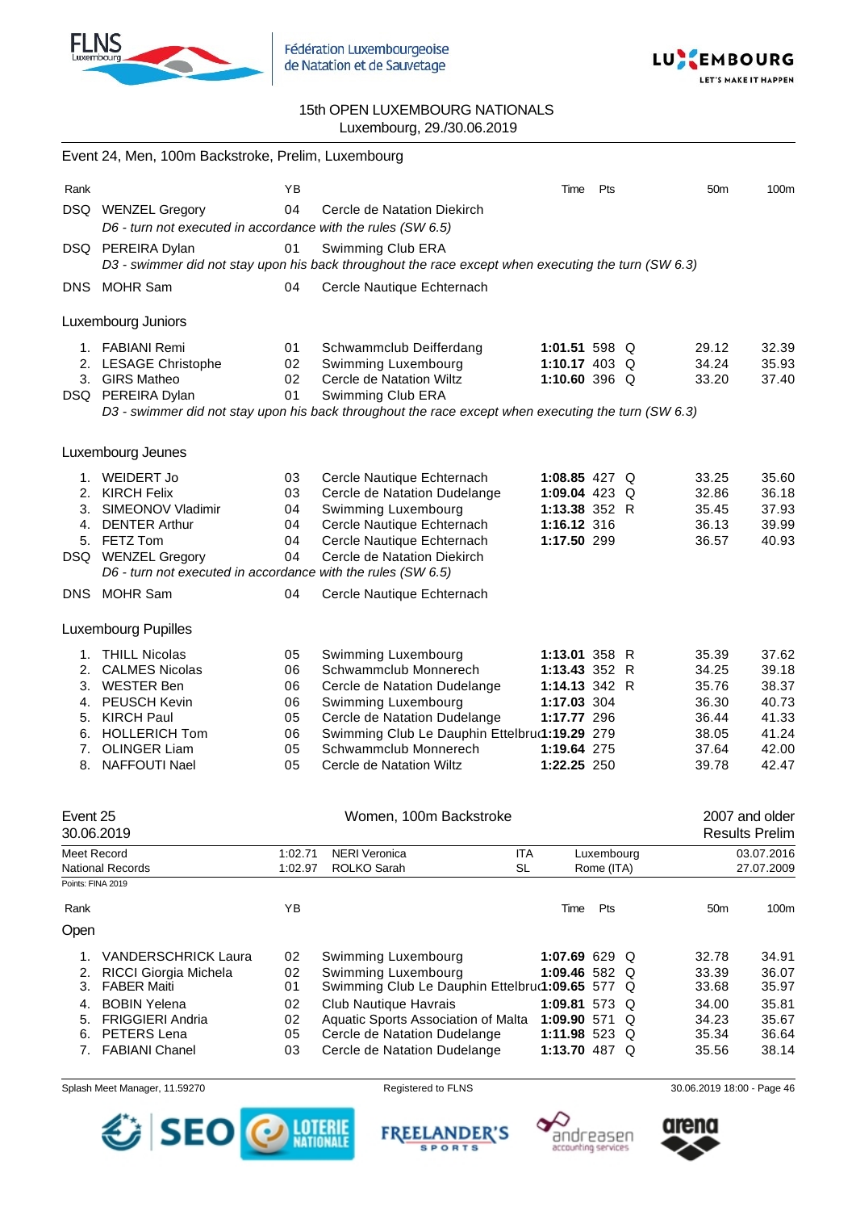15th OPEN LUXEMBOURG NATIONALS
Luxembourg, 29./30.06.2019

## Event 24, Men, 100m Backstroke, Prelim, Luxembourg

| Rank | | YB | | Time | Pts | | 50m | 100m |
|---|---|---|---|---|---|---|---|---|
| DSQ | WENZEL Gregory | 04 | Cercle de Natation Diekirch | | | | | |
| | *D6 - turn not executed in accordance with the rules (SW 6.5)* | | | | | | | |
| DSQ | PEREIRA Dylan | 01 | Swimming Club ERA | | | | | |
| | *D3 - swimmer did not stay upon his back throughout the race except when executing the turn (SW 6.3)* | | | | | | | |
| DNS | MOHR Sam | 04 | Cercle Nautique Echternach | | | | | |

### Luxembourg Juniors

| Rank | | YB | | Time | Pts | | 50m | 100m |
|---|---|---|---|---|---|---|---|---|
| 1. | FABIANI Remi | 01 | Schwammclub Deifferdang | **1:01.51** | 598 | Q | 29.12 | 32.39 |
| 2. | LESAGE Christophe | 02 | Swimming Luxembourg | **1:10.17** | 403 | Q | 34.24 | 35.93 |
| 3. | GIRS Matheo | 02 | Cercle de Natation Wiltz | **1:10.60** | 396 | Q | 33.20 | 37.40 |
| DSQ | PEREIRA Dylan | 01 | Swimming Club ERA | | | | | |
| | *D3 - swimmer did not stay upon his back throughout the race except when executing the turn (SW 6.3)* | | | | | | | |

### Luxembourg Jeunes

| Rank | | YB | | Time | Pts | | 50m | 100m |
|---|---|---|---|---|---|---|---|---|
| 1. | WEIDERT Jo | 03 | Cercle Nautique Echternach | **1:08.85** | 427 | Q | 33.25 | 35.60 |
| 2. | KIRCH Felix | 03 | Cercle de Natation Dudelange | **1:09.04** | 423 | Q | 32.86 | 36.18 |
| 3. | SIMEONOV Vladimir | 04 | Swimming Luxembourg | **1:13.38** | 352 | R | 35.45 | 37.93 |
| 4. | DENTER Arthur | 04 | Cercle Nautique Echternach | **1:16.12** | 316 | | 36.13 | 39.99 |
| 5. | FETZ Tom | 04 | Cercle Nautique Echternach | **1:17.50** | 299 | | 36.57 | 40.93 |
| DSQ | WENZEL Gregory | 04 | Cercle de Natation Diekirch | | | | | |
| | *D6 - turn not executed in accordance with the rules (SW 6.5)* | | | | | | | |
| DNS | MOHR Sam | 04 | Cercle Nautique Echternach | | | | | |

### Luxembourg Pupilles

| Rank | | YB | | Time | Pts | | 50m | 100m |
|---|---|---|---|---|---|---|---|---|
| 1. | THILL Nicolas | 05 | Swimming Luxembourg | **1:13.01** | 358 | R | 35.39 | 37.62 |
| 2. | CALMES Nicolas | 06 | Schwammclub Monnerech | **1:13.43** | 352 | R | 34.25 | 39.18 |
| 3. | WESTER Ben | 06 | Cercle de Natation Dudelange | **1:14.13** | 342 | R | 35.76 | 38.37 |
| 4. | PEUSCH Kevin | 06 | Swimming Luxembourg | **1:17.03** | 304 | | 36.30 | 40.73 |
| 5. | KIRCH Paul | 05 | Cercle de Natation Dudelange | **1:17.77** | 296 | | 36.44 | 41.33 |
| 6. | HOLLERICH Tom | 06 | Swimming Club Le Dauphin Ettelbruck | **1:19.29** | 279 | | 38.05 | 41.24 |
| 7. | OLINGER Liam | 05 | Schwammclub Monnerech | **1:19.64** | 275 | | 37.64 | 42.00 |
| 8. | NAFFOUTI Nael | 05 | Cercle de Natation Wiltz | **1:22.25** | 250 | | 39.78 | 42.47 |

## Event 25 — Women, 100m Backstroke — 2007 and older

30.06.2019 — Results Prelim

| | | | | | |
|---|---|---|---|---|---|
| Meet Record | 1:02.71 | NERI Veronica | ITA | Luxembourg | 03.07.2016 |
| National Records | 1:02.97 | ROLKO Sarah | SL | Rome (ITA) | 27.07.2009 |

Points: FINA 2019

### Open

| Rank | | YB | | Time | Pts | | 50m | 100m |
|---|---|---|---|---|---|---|---|---|
| 1. | VANDERSCHRICK Laura | 02 | Swimming Luxembourg | **1:07.69** | 629 | Q | 32.78 | 34.91 |
| 2. | RICCI Giorgia Michela | 02 | Swimming Luxembourg | **1:09.46** | 582 | Q | 33.39 | 36.07 |
| 3. | FABER Maiti | 01 | Swimming Club Le Dauphin Ettelbruck | **1:09.65** | 577 | Q | 33.68 | 35.97 |
| 4. | BOBIN Yelena | 02 | Club Nautique Havrais | **1:09.81** | 573 | Q | 34.00 | 35.81 |
| 5. | FRIGGIERI Andria | 02 | Aquatic Sports Association of Malta | **1:09.90** | 571 | Q | 34.23 | 35.67 |
| 6. | PETERS Lena | 05 | Cercle de Natation Dudelange | **1:11.98** | 523 | Q | 35.34 | 36.64 |
| 7. | FABIANI Chanel | 03 | Cercle de Natation Dudelange | **1:13.70** | 487 | Q | 35.56 | 38.14 |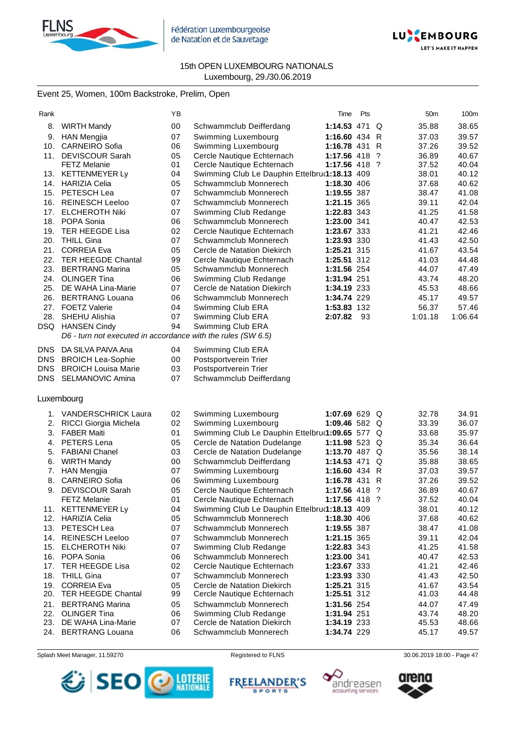15th OPEN LUXEMBOURG NATIONALS
Luxembourg, 29./30.06.2019

Event 25, Women, 100m Backstroke, Prelim, Open

| Rank | | YB | | Time | Pts | | 50m | 100m |
|---|---|---|---|---|---|---|---|---|
| 8. | WIRTH Mandy | 00 | Schwammclub Deifferdang | **1:14.53** | 471 | Q | 35.88 | 38.65 |
| 9. | HAN Mengjia | 07 | Swimming Luxembourg | **1:16.60** | 434 | R | 37.03 | 39.57 |
| 10. | CARNEIRO Sofia | 06 | Swimming Luxembourg | **1:16.78** | 431 | R | 37.26 | 39.52 |
| 11. | DEVISCOUR Sarah | 05 | Cercle Nautique Echternach | **1:17.56** | 418 | ? | 36.89 | 40.67 |
| | FETZ Melanie | 01 | Cercle Nautique Echternach | **1:17.56** | 418 | ? | 37.52 | 40.04 |
| 13. | KETTENMEYER Ly | 04 | Swimming Club Le Dauphin Ettelbruck | **1:18.13** | 409 | | 38.01 | 40.12 |
| 14. | HARIZIA Celia | 05 | Schwammclub Monnerech | **1:18.30** | 406 | | 37.68 | 40.62 |
| 15. | PETESCH Lea | 07 | Schwammclub Monnerech | **1:19.55** | 387 | | 38.47 | 41.08 |
| 16. | REINESCH Leeloo | 07 | Schwammclub Monnerech | **1:21.15** | 365 | | 39.11 | 42.04 |
| 17. | ELCHEROTH Niki | 07 | Swimming Club Redange | **1:22.83** | 343 | | 41.25 | 41.58 |
| 18. | POPA Sonia | 06 | Schwammclub Monnerech | **1:23.00** | 341 | | 40.47 | 42.53 |
| 19. | TER HEEGDE Lisa | 02 | Cercle Nautique Echternach | **1:23.67** | 333 | | 41.21 | 42.46 |
| 20. | THILL Gina | 07 | Schwammclub Monnerech | **1:23.93** | 330 | | 41.43 | 42.50 |
| 21. | CORREIA Eva | 05 | Cercle de Natation Diekirch | **1:25.21** | 315 | | 41.67 | 43.54 |
| 22. | TER HEEGDE Chantal | 99 | Cercle Nautique Echternach | **1:25.51** | 312 | | 41.03 | 44.48 |
| 23. | BERTRANG Marina | 05 | Schwammclub Monnerech | **1:31.56** | 254 | | 44.07 | 47.49 |
| 24. | OLINGER Tina | 06 | Swimming Club Redange | **1:31.94** | 251 | | 43.74 | 48.20 |
| 25. | DE WAHA Lina-Marie | 07 | Cercle de Natation Diekirch | **1:34.19** | 233 | | 45.53 | 48.66 |
| 26. | BERTRANG Louana | 06 | Schwammclub Monnerech | **1:34.74** | 229 | | 45.17 | 49.57 |
| 27. | FOETZ Valerie | 04 | Swimming Club ERA | **1:53.83** | 132 | | 56.37 | 57.46 |
| 28. | SHEHU Alishia | 07 | Swimming Club ERA | **2:07.82** | 93 | | 1:01.18 | 1:06.64 |
| DSQ | HANSEN Cindy | 94 | Swimming Club ERA | | | | | |
| | *D6 - turn not executed in accordance with the rules (SW 6.5)* | | | | | | | |
| DNS | DA SILVA PAIVA Ana | 04 | Swimming Club ERA | | | | | |
| DNS | BROICH Lea-Sophie | 00 | Postsportverein Trier | | | | | |
| DNS | BROICH Louisa Marie | 03 | Postsportverein Trier | | | | | |
| DNS | SELMANOVIC Amina | 07 | Schwammclub Deifferdang | | | | | |

Luxembourg

| Rank | | YB | | Time | Pts | | 50m | 100m |
|---|---|---|---|---|---|---|---|---|
| 1. | VANDERSCHRICK Laura | 02 | Swimming Luxembourg | **1:07.69** | 629 | Q | 32.78 | 34.91 |
| 2. | RICCI Giorgia Michela | 02 | Swimming Luxembourg | **1:09.46** | 582 | Q | 33.39 | 36.07 |
| 3. | FABER Maiti | 01 | Swimming Club Le Dauphin Ettelbruck | **1:09.65** | 577 | Q | 33.68 | 35.97 |
| 4. | PETERS Lena | 05 | Cercle de Natation Dudelange | **1:11.98** | 523 | Q | 35.34 | 36.64 |
| 5. | FABIANI Chanel | 03 | Cercle de Natation Dudelange | **1:13.70** | 487 | Q | 35.56 | 38.14 |
| 6. | WIRTH Mandy | 00 | Schwammclub Deifferdang | **1:14.53** | 471 | Q | 35.88 | 38.65 |
| 7. | HAN Mengjia | 07 | Swimming Luxembourg | **1:16.60** | 434 | R | 37.03 | 39.57 |
| 8. | CARNEIRO Sofia | 06 | Swimming Luxembourg | **1:16.78** | 431 | R | 37.26 | 39.52 |
| 9. | DEVISCOUR Sarah | 05 | Cercle Nautique Echternach | **1:17.56** | 418 | ? | 36.89 | 40.67 |
| | FETZ Melanie | 01 | Cercle Nautique Echternach | **1:17.56** | 418 | ? | 37.52 | 40.04 |
| 11. | KETTENMEYER Ly | 04 | Swimming Club Le Dauphin Ettelbruck | **1:18.13** | 409 | | 38.01 | 40.12 |
| 12. | HARIZIA Celia | 05 | Schwammclub Monnerech | **1:18.30** | 406 | | 37.68 | 40.62 |
| 13. | PETESCH Lea | 07 | Schwammclub Monnerech | **1:19.55** | 387 | | 38.47 | 41.08 |
| 14. | REINESCH Leeloo | 07 | Schwammclub Monnerech | **1:21.15** | 365 | | 39.11 | 42.04 |
| 15. | ELCHEROTH Niki | 07 | Swimming Club Redange | **1:22.83** | 343 | | 41.25 | 41.58 |
| 16. | POPA Sonia | 06 | Schwammclub Monnerech | **1:23.00** | 341 | | 40.47 | 42.53 |
| 17. | TER HEEGDE Lisa | 02 | Cercle Nautique Echternach | **1:23.67** | 333 | | 41.21 | 42.46 |
| 18. | THILL Gina | 07 | Schwammclub Monnerech | **1:23.93** | 330 | | 41.43 | 42.50 |
| 19. | CORREIA Eva | 05 | Cercle de Natation Diekirch | **1:25.21** | 315 | | 41.67 | 43.54 |
| 20. | TER HEEGDE Chantal | 99 | Cercle Nautique Echternach | **1:25.51** | 312 | | 41.03 | 44.48 |
| 21. | BERTRANG Marina | 05 | Schwammclub Monnerech | **1:31.56** | 254 | | 44.07 | 47.49 |
| 22. | OLINGER Tina | 06 | Swimming Club Redange | **1:31.94** | 251 | | 43.74 | 48.20 |
| 23. | DE WAHA Lina-Marie | 07 | Cercle de Natation Diekirch | **1:34.19** | 233 | | 45.53 | 48.66 |
| 24. | BERTRANG Louana | 06 | Schwammclub Monnerech | **1:34.74** | 229 | | 45.17 | 49.57 |

Splash Meet Manager, 11.59270 — Registered to FLNS — 30.06.2019 18:00 - Page 47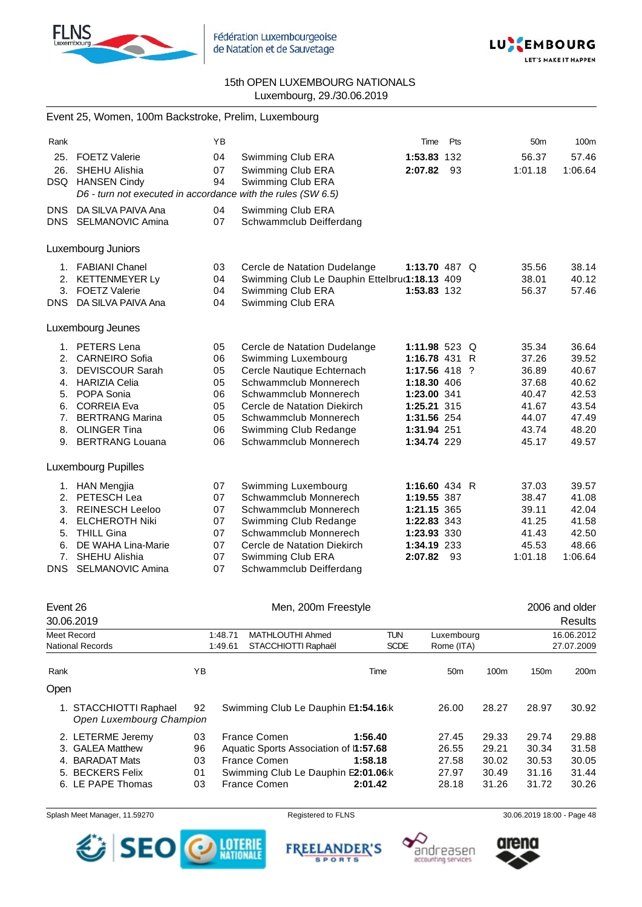15th OPEN LUXEMBOURG NATIONALS
Luxembourg, 29./30.06.2019

## Event 25, Women, 100m Backstroke, Prelim, Luxembourg

| Rank | | YB | | Time | Pts | | 50m | 100m |
|---|---|---|---|---|---|---|---|---|
| 25. | FOETZ Valerie | 04 | Swimming Club ERA | **1:53.83** | 132 | | 56.37 | 57.46 |
| 26. | SHEHU Alishia | 07 | Swimming Club ERA | **2:07.82** | 93 | | 1:01.18 | 1:06.64 |
| DSQ | HANSEN Cindy | 94 | Swimming Club ERA | | | | | |
| | *D6 - turn not executed in accordance with the rules (SW 6.5)* | | | | | | | |
| DNS | DA SILVA PAIVA Ana | 04 | Swimming Club ERA | | | | | |
| DNS | SELMANOVIC Amina | 07 | Schwammclub Deifferdang | | | | | |

### Luxembourg Juniors

| Rank | | YB | | Time | Pts | | 50m | 100m |
|---|---|---|---|---|---|---|---|---|
| 1. | FABIANI Chanel | 03 | Cercle de Natation Dudelange | **1:13.70** | 487 | Q | 35.56 | 38.14 |
| 2. | KETTENMEYER Ly | 04 | Swimming Club Le Dauphin Ettelbruc | **1:18.13** | 409 | | 38.01 | 40.12 |
| 3. | FOETZ Valerie | 04 | Swimming Club ERA | **1:53.83** | 132 | | 56.37 | 57.46 |
| DNS | DA SILVA PAIVA Ana | 04 | Swimming Club ERA | | | | | |

### Luxembourg Jeunes

| Rank | | YB | | Time | Pts | | 50m | 100m |
|---|---|---|---|---|---|---|---|---|
| 1. | PETERS Lena | 05 | Cercle de Natation Dudelange | **1:11.98** | 523 | Q | 35.34 | 36.64 |
| 2. | CARNEIRO Sofia | 06 | Swimming Luxembourg | **1:16.78** | 431 | R | 37.26 | 39.52 |
| 3. | DEVISCOUR Sarah | 05 | Cercle Nautique Echternach | **1:17.56** | 418 | ? | 36.89 | 40.67 |
| 4. | HARIZIA Celia | 05 | Schwammclub Monnerech | **1:18.30** | 406 | | 37.68 | 40.62 |
| 5. | POPA Sonia | 06 | Schwammclub Monnerech | **1:23.00** | 341 | | 40.47 | 42.53 |
| 6. | CORREIA Eva | 05 | Cercle de Natation Diekirch | **1:25.21** | 315 | | 41.67 | 43.54 |
| 7. | BERTRANG Marina | 05 | Schwammclub Monnerech | **1:31.56** | 254 | | 44.07 | 47.49 |
| 8. | OLINGER Tina | 06 | Swimming Club Redange | **1:31.94** | 251 | | 43.74 | 48.20 |
| 9. | BERTRANG Louana | 06 | Schwammclub Monnerech | **1:34.74** | 229 | | 45.17 | 49.57 |

### Luxembourg Pupilles

| Rank | | YB | | Time | Pts | | 50m | 100m |
|---|---|---|---|---|---|---|---|---|
| 1. | HAN Mengjia | 07 | Swimming Luxembourg | **1:16.60** | 434 | R | 37.03 | 39.57 |
| 2. | PETESCH Lea | 07 | Schwammclub Monnerech | **1:19.55** | 387 | | 38.47 | 41.08 |
| 3. | REINESCH Leeloo | 07 | Schwammclub Monnerech | **1:21.15** | 365 | | 39.11 | 42.04 |
| 4. | ELCHEROTH Niki | 07 | Swimming Club Redange | **1:22.83** | 343 | | 41.25 | 41.58 |
| 5. | THILL Gina | 07 | Schwammclub Monnerech | **1:23.93** | 330 | | 41.43 | 42.50 |
| 6. | DE WAHA Lina-Marie | 07 | Cercle de Natation Diekirch | **1:34.19** | 233 | | 45.53 | 48.66 |
| 7. | SHEHU Alishia | 07 | Swimming Club ERA | **2:07.82** | 93 | | 1:01.18 | 1:06.64 |
| DNS | SELMANOVIC Amina | 07 | Schwammclub Deifferdang | | | | | |

## Event 26 — Men, 200m Freestyle — 2006 and older

30.06.2019 — Results

| | | | | | |
|---|---|---|---|---|---|
| Meet Record | 1:48.71 | MATHLOUTHI Ahmed | TUN | Luxembourg | 16.06.2012 |
| National Records | 1:49.61 | STACCHIOTTI Raphaël | SCDE | Rome (ITA) | 27.07.2009 |

### Open

| Rank | | YB | | Time | 50m | 100m | 150m | 200m |
|---|---|---|---|---|---|---|---|---|
| 1. | STACCHIOTTI Raphael | 92 | Swimming Club Le Dauphin E | **1:54.16** k | 26.00 | 28.27 | 28.97 | 30.92 |
| | *Open Luxembourg Champion* | | | | | | | |
| 2. | LETERME Jeremy | 03 | France Comen | **1:56.40** | 27.45 | 29.33 | 29.74 | 29.88 |
| 3. | GALEA Matthew | 96 | Aquatic Sports Association of I | **1:57.68** | 26.55 | 29.21 | 30.34 | 31.58 |
| 4. | BARADAT Mats | 03 | France Comen | **1:58.18** | 27.58 | 30.02 | 30.53 | 30.05 |
| 5. | BECKERS Felix | 01 | Swimming Club Le Dauphin E | **2:01.06** k | 27.97 | 30.49 | 31.16 | 31.44 |
| 6. | LE PAPE Thomas | 03 | France Comen | **2:01.42** | 28.18 | 31.26 | 31.72 | 30.26 |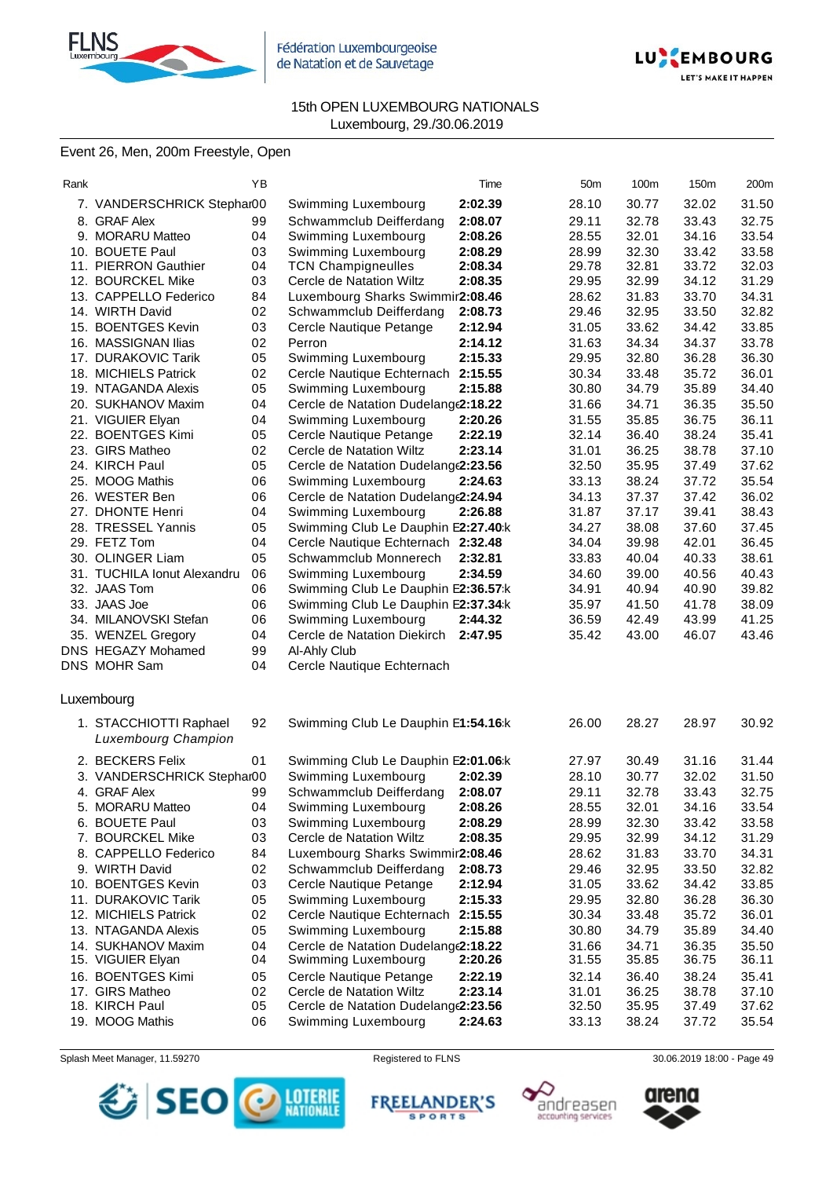15th OPEN LUXEMBOURG NATIONALS
Luxembourg, 29./30.06.2019

Event 26, Men, 200m Freestyle, Open

| Rank | | YB | | Time | 50m | 100m | 150m | 200m |
|---|---|---|---|---|---|---|---|---|
| 7. | VANDERSCHRICK Stephan | 00 | Swimming Luxembourg | **2:02.39** | 28.10 | 30.77 | 32.02 | 31.50 |
| 8. | GRAF Alex | 99 | Schwammclub Deifferdang | **2:08.07** | 29.11 | 32.78 | 33.43 | 32.75 |
| 9. | MORARU Matteo | 04 | Swimming Luxembourg | **2:08.26** | 28.55 | 32.01 | 34.16 | 33.54 |
| 10. | BOUETE Paul | 03 | Swimming Luxembourg | **2:08.29** | 28.99 | 32.30 | 33.42 | 33.58 |
| 11. | PIERRON Gauthier | 04 | TCN Champigneulles | **2:08.34** | 29.78 | 32.81 | 33.72 | 32.03 |
| 12. | BOURCKEL Mike | 03 | Cercle de Natation Wiltz | **2:08.35** | 29.95 | 32.99 | 34.12 | 31.29 |
| 13. | CAPPELLO Federico | 84 | Luxembourg Sharks Swimming | **2:08.46** | 28.62 | 31.83 | 33.70 | 34.31 |
| 14. | WIRTH David | 02 | Schwammclub Deifferdang | **2:08.73** | 29.46 | 32.95 | 33.50 | 32.82 |
| 15. | BOENTGES Kevin | 03 | Cercle Nautique Petange | **2:12.94** | 31.05 | 33.62 | 34.42 | 33.85 |
| 16. | MASSIGNAN Ilias | 02 | Perron | **2:14.12** | 31.63 | 34.34 | 34.37 | 33.78 |
| 17. | DURAKOVIC Tarik | 05 | Swimming Luxembourg | **2:15.33** | 29.95 | 32.80 | 36.28 | 36.30 |
| 18. | MICHIELS Patrick | 02 | Cercle Nautique Echternach | **2:15.55** | 30.34 | 33.48 | 35.72 | 36.01 |
| 19. | NTAGANDA Alexis | 05 | Swimming Luxembourg | **2:15.88** | 30.80 | 34.79 | 35.89 | 34.40 |
| 20. | SUKHANOV Maxim | 04 | Cercle de Natation Dudelange | **2:18.22** | 31.66 | 34.71 | 36.35 | 35.50 |
| 21. | VIGUIER Elyan | 04 | Swimming Luxembourg | **2:20.26** | 31.55 | 35.85 | 36.75 | 36.11 |
| 22. | BOENTGES Kimi | 05 | Cercle Nautique Petange | **2:22.19** | 32.14 | 36.40 | 38.24 | 35.41 |
| 23. | GIRS Matheo | 02 | Cercle de Natation Wiltz | **2:23.14** | 31.01 | 36.25 | 38.78 | 37.10 |
| 24. | KIRCH Paul | 05 | Cercle de Natation Dudelange | **2:23.56** | 32.50 | 35.95 | 37.49 | 37.62 |
| 25. | MOOG Mathis | 06 | Swimming Luxembourg | **2:24.63** | 33.13 | 38.24 | 37.72 | 35.54 |
| 26. | WESTER Ben | 06 | Cercle de Natation Dudelange | **2:24.94** | 34.13 | 37.37 | 37.42 | 36.02 |
| 27. | DHONTE Henri | 04 | Swimming Luxembourg | **2:26.88** | 31.87 | 37.17 | 39.41 | 38.43 |
| 28. | TRESSEL Yannis | 05 | Swimming Club Le Dauphin E | **2:27.40**k | 34.27 | 38.08 | 37.60 | 37.45 |
| 29. | FETZ Tom | 04 | Cercle Nautique Echternach | **2:32.48** | 34.04 | 39.98 | 42.01 | 36.45 |
| 30. | OLINGER Liam | 05 | Schwammclub Monnerech | **2:32.81** | 33.83 | 40.04 | 40.33 | 38.61 |
| 31. | TUCHILA Ionut Alexandru | 06 | Swimming Luxembourg | **2:34.59** | 34.60 | 39.00 | 40.56 | 40.43 |
| 32. | JAAS Tom | 06 | Swimming Club Le Dauphin E | **2:36.57**k | 34.91 | 40.94 | 40.90 | 39.82 |
| 33. | JAAS Joe | 06 | Swimming Club Le Dauphin E | **2:37.34**k | 35.97 | 41.50 | 41.78 | 38.09 |
| 34. | MILANOVSKI Stefan | 06 | Swimming Luxembourg | **2:44.32** | 36.59 | 42.49 | 43.99 | 41.25 |
| 35. | WENZEL Gregory | 04 | Cercle de Natation Diekirch | **2:47.95** | 35.42 | 43.00 | 46.07 | 43.46 |
| DNS | HEGAZY Mohamed | 99 | Al-Ahly Club | | | | | |
| DNS | MOHR Sam | 04 | Cercle Nautique Echternach | | | | | |

Luxembourg

| Rank | | YB | | Time | 50m | 100m | 150m | 200m |
|---|---|---|---|---|---|---|---|---|
| 1. | STACCHIOTTI Raphael *Luxembourg Champion* | 92 | Swimming Club Le Dauphin E | **1:54.16**k | 26.00 | 28.27 | 28.97 | 30.92 |
| 2. | BECKERS Felix | 01 | Swimming Club Le Dauphin E | **2:01.06**k | 27.97 | 30.49 | 31.16 | 31.44 |
| 3. | VANDERSCHRICK Stephan | 00 | Swimming Luxembourg | **2:02.39** | 28.10 | 30.77 | 32.02 | 31.50 |
| 4. | GRAF Alex | 99 | Schwammclub Deifferdang | **2:08.07** | 29.11 | 32.78 | 33.43 | 32.75 |
| 5. | MORARU Matteo | 04 | Swimming Luxembourg | **2:08.26** | 28.55 | 32.01 | 34.16 | 33.54 |
| 6. | BOUETE Paul | 03 | Swimming Luxembourg | **2:08.29** | 28.99 | 32.30 | 33.42 | 33.58 |
| 7. | BOURCKEL Mike | 03 | Cercle de Natation Wiltz | **2:08.35** | 29.95 | 32.99 | 34.12 | 31.29 |
| 8. | CAPPELLO Federico | 84 | Luxembourg Sharks Swimming | **2:08.46** | 28.62 | 31.83 | 33.70 | 34.31 |
| 9. | WIRTH David | 02 | Schwammclub Deifferdang | **2:08.73** | 29.46 | 32.95 | 33.50 | 32.82 |
| 10. | BOENTGES Kevin | 03 | Cercle Nautique Petange | **2:12.94** | 31.05 | 33.62 | 34.42 | 33.85 |
| 11. | DURAKOVIC Tarik | 05 | Swimming Luxembourg | **2:15.33** | 29.95 | 32.80 | 36.28 | 36.30 |
| 12. | MICHIELS Patrick | 02 | Cercle Nautique Echternach | **2:15.55** | 30.34 | 33.48 | 35.72 | 36.01 |
| 13. | NTAGANDA Alexis | 05 | Swimming Luxembourg | **2:15.88** | 30.80 | 34.79 | 35.89 | 34.40 |
| 14. | SUKHANOV Maxim | 04 | Cercle de Natation Dudelange | **2:18.22** | 31.66 | 34.71 | 36.35 | 35.50 |
| 15. | VIGUIER Elyan | 04 | Swimming Luxembourg | **2:20.26** | 31.55 | 35.85 | 36.75 | 36.11 |
| 16. | BOENTGES Kimi | 05 | Cercle Nautique Petange | **2:22.19** | 32.14 | 36.40 | 38.24 | 35.41 |
| 17. | GIRS Matheo | 02 | Cercle de Natation Wiltz | **2:23.14** | 31.01 | 36.25 | 38.78 | 37.10 |
| 18. | KIRCH Paul | 05 | Cercle de Natation Dudelange | **2:23.56** | 32.50 | 35.95 | 37.49 | 37.62 |
| 19. | MOOG Mathis | 06 | Swimming Luxembourg | **2:24.63** | 33.13 | 38.24 | 37.72 | 35.54 |

Splash Meet Manager, 11.59270 — Registered to FLNS — 30.06.2019 18:00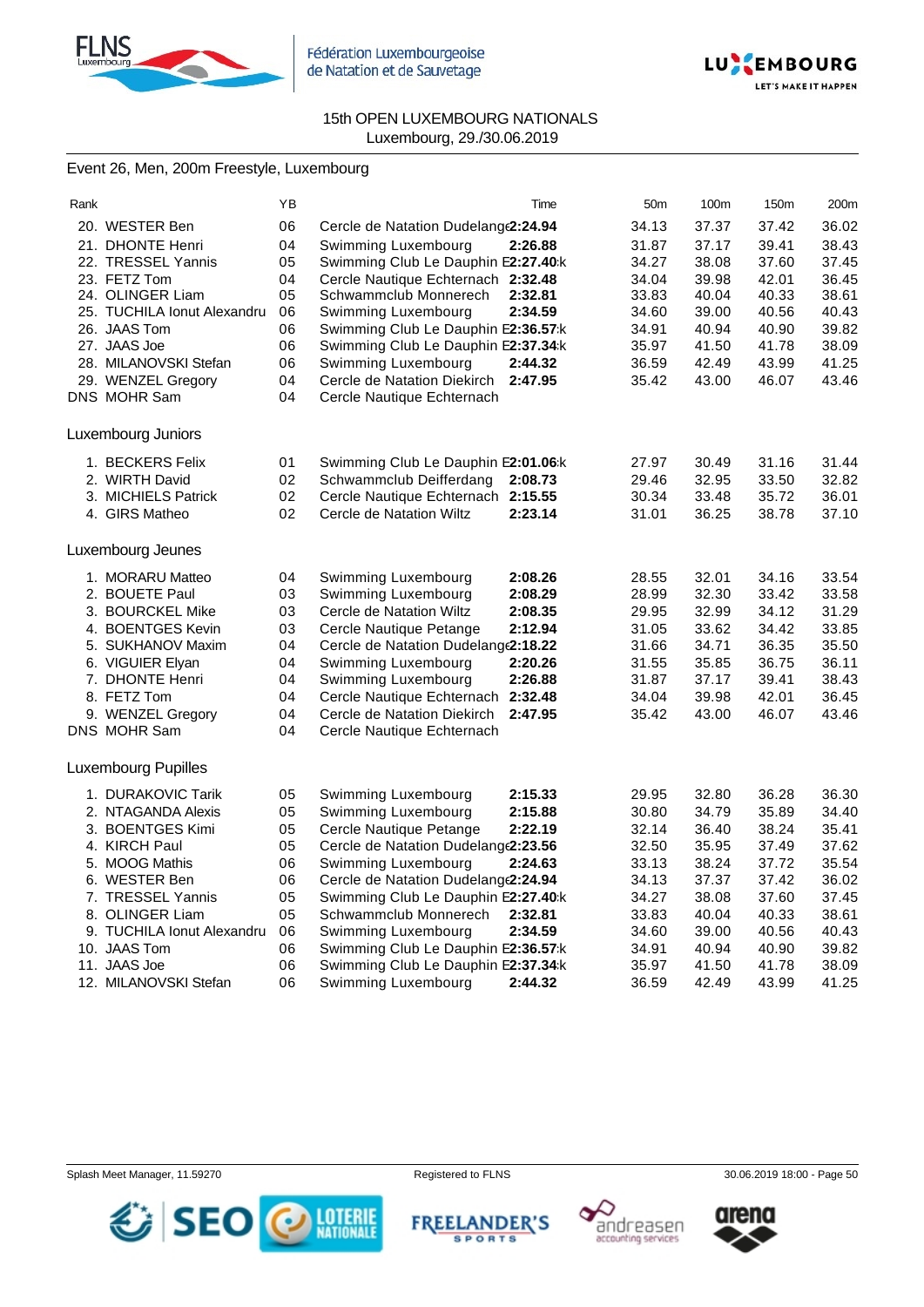15th OPEN LUXEMBOURG NATIONALS
Luxembourg, 29./30.06.2019

## Event 26, Men, 200m Freestyle, Luxembourg

| Rank | | YB | | Time | 50m | 100m | 150m | 200m |
|---|---|---|---|---|---|---|---|---|
| 20. | WESTER Ben | 06 | Cercle de Natation Dudelange | **2:24.94** | 34.13 | 37.37 | 37.42 | 36.02 |
| 21. | DHONTE Henri | 04 | Swimming Luxembourg | **2:26.88** | 31.87 | 37.17 | 39.41 | 38.43 |
| 22. | TRESSEL Yannis | 05 | Swimming Club Le Dauphin E | **2:27.40**k | 34.27 | 38.08 | 37.60 | 37.45 |
| 23. | FETZ Tom | 04 | Cercle Nautique Echternach | **2:32.48** | 34.04 | 39.98 | 42.01 | 36.45 |
| 24. | OLINGER Liam | 05 | Schwammclub Monnerech | **2:32.81** | 33.83 | 40.04 | 40.33 | 38.61 |
| 25. | TUCHILA Ionut Alexandru | 06 | Swimming Luxembourg | **2:34.59** | 34.60 | 39.00 | 40.56 | 40.43 |
| 26. | JAAS Tom | 06 | Swimming Club Le Dauphin E | **2:36.57**k | 34.91 | 40.94 | 40.90 | 39.82 |
| 27. | JAAS Joe | 06 | Swimming Club Le Dauphin E | **2:37.34**k | 35.97 | 41.50 | 41.78 | 38.09 |
| 28. | MILANOVSKI Stefan | 06 | Swimming Luxembourg | **2:44.32** | 36.59 | 42.49 | 43.99 | 41.25 |
| 29. | WENZEL Gregory | 04 | Cercle de Natation Diekirch | **2:47.95** | 35.42 | 43.00 | 46.07 | 43.46 |
| DNS | MOHR Sam | 04 | Cercle Nautique Echternach | | | | | |

### Luxembourg Juniors

| Rank | | YB | | Time | 50m | 100m | 150m | 200m |
|---|---|---|---|---|---|---|---|---|
| 1. | BECKERS Felix | 01 | Swimming Club Le Dauphin E | **2:01.06**k | 27.97 | 30.49 | 31.16 | 31.44 |
| 2. | WIRTH David | 02 | Schwammclub Deifferdang | **2:08.73** | 29.46 | 32.95 | 33.50 | 32.82 |
| 3. | MICHIELS Patrick | 02 | Cercle Nautique Echternach | **2:15.55** | 30.34 | 33.48 | 35.72 | 36.01 |
| 4. | GIRS Matheo | 02 | Cercle de Natation Wiltz | **2:23.14** | 31.01 | 36.25 | 38.78 | 37.10 |

### Luxembourg Jeunes

| Rank | | YB | | Time | 50m | 100m | 150m | 200m |
|---|---|---|---|---|---|---|---|---|
| 1. | MORARU Matteo | 04 | Swimming Luxembourg | **2:08.26** | 28.55 | 32.01 | 34.16 | 33.54 |
| 2. | BOUETE Paul | 03 | Swimming Luxembourg | **2:08.29** | 28.99 | 32.30 | 33.42 | 33.58 |
| 3. | BOURCKEL Mike | 03 | Cercle de Natation Wiltz | **2:08.35** | 29.95 | 32.99 | 34.12 | 31.29 |
| 4. | BOENTGES Kevin | 03 | Cercle Nautique Petange | **2:12.94** | 31.05 | 33.62 | 34.42 | 33.85 |
| 5. | SUKHANOV Maxim | 04 | Cercle de Natation Dudelange | **2:18.22** | 31.66 | 34.71 | 36.35 | 35.50 |
| 6. | VIGUIER Elyan | 04 | Swimming Luxembourg | **2:20.26** | 31.55 | 35.85 | 36.75 | 36.11 |
| 7. | DHONTE Henri | 04 | Swimming Luxembourg | **2:26.88** | 31.87 | 37.17 | 39.41 | 38.43 |
| 8. | FETZ Tom | 04 | Cercle Nautique Echternach | **2:32.48** | 34.04 | 39.98 | 42.01 | 36.45 |
| 9. | WENZEL Gregory | 04 | Cercle de Natation Diekirch | **2:47.95** | 35.42 | 43.00 | 46.07 | 43.46 |
| DNS | MOHR Sam | 04 | Cercle Nautique Echternach | | | | | |

### Luxembourg Pupilles

| Rank | | YB | | Time | 50m | 100m | 150m | 200m |
|---|---|---|---|---|---|---|---|---|
| 1. | DURAKOVIC Tarik | 05 | Swimming Luxembourg | **2:15.33** | 29.95 | 32.80 | 36.28 | 36.30 |
| 2. | NTAGANDA Alexis | 05 | Swimming Luxembourg | **2:15.88** | 30.80 | 34.79 | 35.89 | 34.40 |
| 3. | BOENTGES Kimi | 05 | Cercle Nautique Petange | **2:22.19** | 32.14 | 36.40 | 38.24 | 35.41 |
| 4. | KIRCH Paul | 05 | Cercle de Natation Dudelange | **2:23.56** | 32.50 | 35.95 | 37.49 | 37.62 |
| 5. | MOOG Mathis | 06 | Swimming Luxembourg | **2:24.63** | 33.13 | 38.24 | 37.72 | 35.54 |
| 6. | WESTER Ben | 06 | Cercle de Natation Dudelange | **2:24.94** | 34.13 | 37.37 | 37.42 | 36.02 |
| 7. | TRESSEL Yannis | 05 | Swimming Club Le Dauphin E | **2:27.40**k | 34.27 | 38.08 | 37.60 | 37.45 |
| 8. | OLINGER Liam | 05 | Schwammclub Monnerech | **2:32.81** | 33.83 | 40.04 | 40.33 | 38.61 |
| 9. | TUCHILA Ionut Alexandru | 06 | Swimming Luxembourg | **2:34.59** | 34.60 | 39.00 | 40.56 | 40.43 |
| 10. | JAAS Tom | 06 | Swimming Club Le Dauphin E | **2:36.57**k | 34.91 | 40.94 | 40.90 | 39.82 |
| 11. | JAAS Joe | 06 | Swimming Club Le Dauphin E | **2:37.34**k | 35.97 | 41.50 | 41.78 | 38.09 |
| 12. | MILANOVSKI Stefan | 06 | Swimming Luxembourg | **2:44.32** | 36.59 | 42.49 | 43.99 | 41.25 |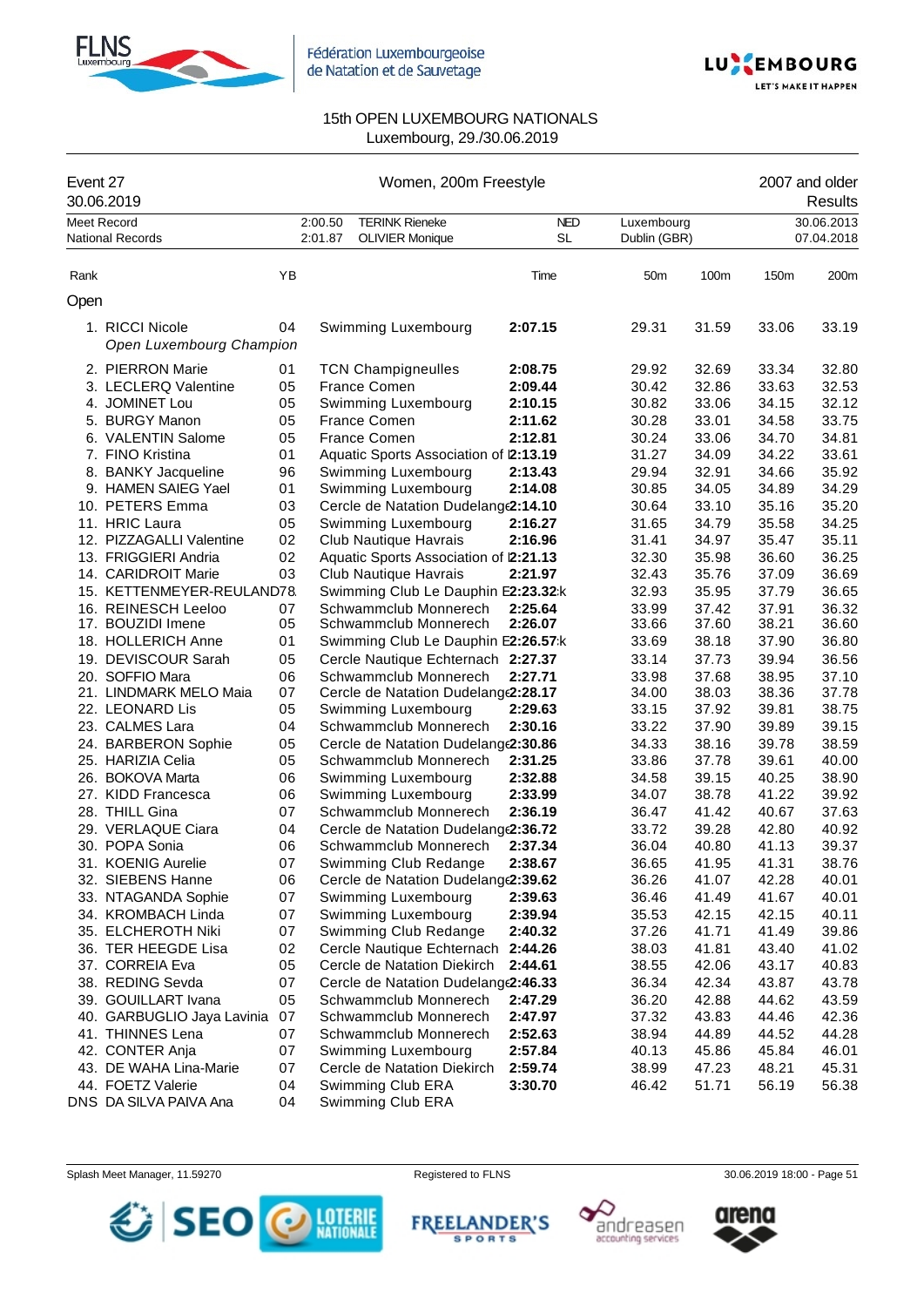Fédération Luxembourgeoise de Natation et de Sauvetage

15th OPEN LUXEMBOURG NATIONALS
Luxembourg, 29./30.06.2019

| Event 27 | Women, 200m Freestyle | 2007 and older |
|---|---|---|
| 30.06.2019 | | Results |

| | Time | Name | Nation | Place | Date |
|---|---|---|---|---|---|
| Meet Record | 2:00.50 | TERINK Rieneke | NED | Luxembourg | 30.06.2013 |
| National Records | 2:01.87 | OLIVIER Monique | SL | Dublin (GBR) | 07.04.2018 |

**Open**

| Rank | Name | YB | Club | Time | 50m | 100m | 150m | 200m |
|---|---|---|---|---|---|---|---|---|
| 1. | RICCI Nicole *Open Luxembourg Champion* | 04 | Swimming Luxembourg | **2:07.15** | 29.31 | 31.59 | 33.06 | 33.19 |
| 2. | PIERRON Marie | 01 | TCN Champigneulles | **2:08.75** | 29.92 | 32.69 | 33.34 | 32.80 |
| 3. | LECLERQ Valentine | 05 | France Comen | **2:09.44** | 30.42 | 32.86 | 33.63 | 32.53 |
| 4. | JOMINET Lou | 05 | Swimming Luxembourg | **2:10.15** | 30.82 | 33.06 | 34.15 | 32.12 |
| 5. | BURGY Manon | 05 | France Comen | **2:11.62** | 30.28 | 33.01 | 34.58 | 33.75 |
| 6. | VALENTIN Salome | 05 | France Comen | **2:12.81** | 30.24 | 33.06 | 34.70 | 34.81 |
| 7. | FINO Kristina | 01 | Aquatic Sports Association of L | **2:13.19** | 31.27 | 34.09 | 34.22 | 33.61 |
| 8. | BANKY Jacqueline | 96 | Swimming Luxembourg | **2:13.43** | 29.94 | 32.91 | 34.66 | 35.92 |
| 9. | HAMEN SAIEG Yael | 01 | Swimming Luxembourg | **2:14.08** | 30.85 | 34.05 | 34.89 | 34.29 |
| 10. | PETERS Emma | 03 | Cercle de Natation Dudelange | **2:14.10** | 30.64 | 33.10 | 35.16 | 35.20 |
| 11. | HRIC Laura | 05 | Swimming Luxembourg | **2:16.27** | 31.65 | 34.79 | 35.58 | 34.25 |
| 12. | PIZZAGALLI Valentine | 02 | Club Nautique Havrais | **2:16.96** | 31.41 | 34.97 | 35.47 | 35.11 |
| 13. | FRIGGIERI Andria | 02 | Aquatic Sports Association of L | **2:21.13** | 32.30 | 35.98 | 36.60 | 36.25 |
| 14. | CARIDROIT Marie | 03 | Club Nautique Havrais | **2:21.97** | 32.43 | 35.76 | 37.09 | 36.69 |
| 15. | KETTENMEYER-REULAND | 78 | Swimming Club Le Dauphin Ettelbruck | **2:23.32** | 32.93 | 35.95 | 37.79 | 36.65 |
| 16. | REINESCH Leeloo | 07 | Schwammclub Monnerech | **2:25.64** | 33.99 | 37.42 | 37.91 | 36.32 |
| 17. | BOUZIDI Imene | 05 | Schwammclub Monnerech | **2:26.07** | 33.66 | 37.60 | 38.21 | 36.60 |
| 18. | HOLLERICH Anne | 01 | Swimming Club Le Dauphin Ettelbruck | **2:26.57** | 33.69 | 38.18 | 37.90 | 36.80 |
| 19. | DEVISCOUR Sarah | 05 | Cercle Nautique Echternach | **2:27.37** | 33.14 | 37.73 | 39.94 | 36.56 |
| 20. | SOFFIO Mara | 06 | Schwammclub Monnerech | **2:27.71** | 33.98 | 37.68 | 38.95 | 37.10 |
| 21. | LINDMARK MELO Maia | 07 | Cercle de Natation Dudelange | **2:28.17** | 34.00 | 38.03 | 38.36 | 37.78 |
| 22. | LEONARD Lis | 05 | Swimming Luxembourg | **2:29.63** | 33.15 | 37.92 | 39.81 | 38.75 |
| 23. | CALMES Lara | 04 | Schwammclub Monnerech | **2:30.16** | 33.22 | 37.90 | 39.89 | 39.15 |
| 24. | BARBERON Sophie | 05 | Cercle de Natation Dudelange | **2:30.86** | 34.33 | 38.16 | 39.78 | 38.59 |
| 25. | HARIZIA Celia | 05 | Schwammclub Monnerech | **2:31.25** | 33.86 | 37.78 | 39.61 | 40.00 |
| 26. | BOKOVA Marta | 06 | Swimming Luxembourg | **2:32.88** | 34.58 | 39.15 | 40.25 | 38.90 |
| 27. | KIDD Francesca | 06 | Swimming Luxembourg | **2:33.99** | 34.07 | 38.78 | 41.22 | 39.92 |
| 28. | THILL Gina | 07 | Schwammclub Monnerech | **2:36.19** | 36.47 | 41.42 | 40.67 | 37.63 |
| 29. | VERLAQUE Ciara | 04 | Cercle de Natation Dudelange | **2:36.72** | 33.72 | 39.28 | 42.80 | 40.92 |
| 30. | POPA Sonia | 06 | Schwammclub Monnerech | **2:37.34** | 36.04 | 40.80 | 41.13 | 39.37 |
| 31. | KOENIG Aurelie | 07 | Swimming Club Redange | **2:38.67** | 36.65 | 41.95 | 41.31 | 38.76 |
| 32. | SIEBENS Hanne | 06 | Cercle de Natation Dudelange | **2:39.62** | 36.26 | 41.07 | 42.28 | 40.01 |
| 33. | NTAGANDA Sophie | 07 | Swimming Luxembourg | **2:39.63** | 36.46 | 41.49 | 41.67 | 40.01 |
| 34. | KROMBACH Linda | 07 | Swimming Luxembourg | **2:39.94** | 35.53 | 42.15 | 42.15 | 40.11 |
| 35. | ELCHEROTH Niki | 07 | Swimming Club Redange | **2:40.32** | 37.26 | 41.71 | 41.49 | 39.86 |
| 36. | TER HEEGDE Lisa | 02 | Cercle Nautique Echternach | **2:44.26** | 38.03 | 41.81 | 43.40 | 41.02 |
| 37. | CORREIA Eva | 05 | Cercle de Natation Diekirch | **2:44.61** | 38.55 | 42.06 | 43.17 | 40.83 |
| 38. | REDING Sevda | 07 | Cercle de Natation Dudelange | **2:46.33** | 36.34 | 42.34 | 43.87 | 43.78 |
| 39. | GOUILLART Ivana | 05 | Schwammclub Monnerech | **2:47.29** | 36.20 | 42.88 | 44.62 | 43.59 |
| 40. | GARBUGLIO Jaya Lavinia | 07 | Schwammclub Monnerech | **2:47.97** | 37.32 | 43.83 | 44.46 | 42.36 |
| 41. | THINNES Lena | 07 | Schwammclub Monnerech | **2:52.63** | 38.94 | 44.89 | 44.52 | 44.28 |
| 42. | CONTER Anja | 07 | Swimming Luxembourg | **2:57.84** | 40.13 | 45.86 | 45.84 | 46.01 |
| 43. | DE WAHA Lina-Marie | 07 | Cercle de Natation Diekirch | **2:59.74** | 38.99 | 47.23 | 48.21 | 45.31 |
| 44. | FOETZ Valerie | 04 | Swimming Club ERA | **3:30.70** | 46.42 | 51.71 | 56.19 | 56.38 |
| DNS | DA SILVA PAIVA Ana | 04 | Swimming Club ERA | | | | | |

Splash Meet Manager, 11.59270 — Registered to FLNS — 30.06.2019 18:00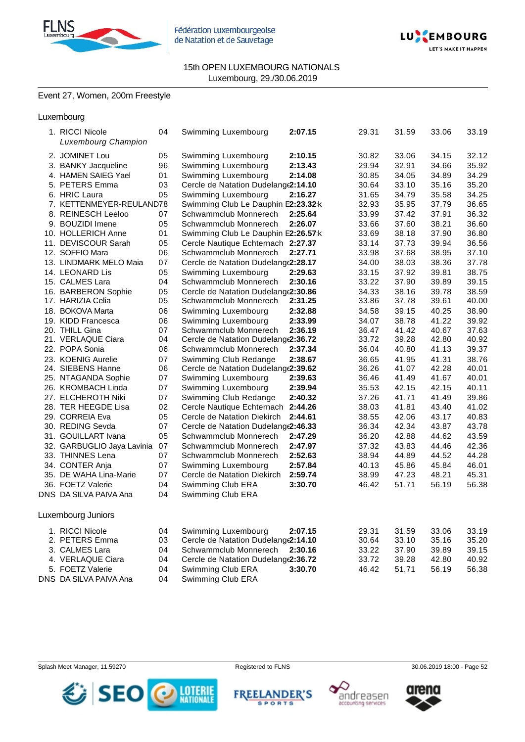15th OPEN LUXEMBOURG NATIONALS
Luxembourg, 29./30.06.2019

## Event 27, Women, 200m Freestyle

### Luxembourg

| Place | Name | YoB | Club | Time | 50m | 100m | 150m | 200m |
|---|---|---|---|---|---|---|---|---|
| 1. | RICCI Nicole *Luxembourg Champion* | 04 | Swimming Luxembourg | **2:07.15** | 29.31 | 31.59 | 33.06 | 33.19 |
| 2. | JOMINET Lou | 05 | Swimming Luxembourg | **2:10.15** | 30.82 | 33.06 | 34.15 | 32.12 |
| 3. | BANKY Jacqueline | 96 | Swimming Luxembourg | **2:13.43** | 29.94 | 32.91 | 34.66 | 35.92 |
| 4. | HAMEN SAIEG Yael | 01 | Swimming Luxembourg | **2:14.08** | 30.85 | 34.05 | 34.89 | 34.29 |
| 5. | PETERS Emma | 03 | Cercle de Natation Dudelange | **2:14.10** | 30.64 | 33.10 | 35.16 | 35.20 |
| 6. | HRIC Laura | 05 | Swimming Luxembourg | **2:16.27** | 31.65 | 34.79 | 35.58 | 34.25 |
| 7. | KETTENMEYER-REULAND | 78 | Swimming Club Le Dauphin E | **2:23.32** k | 32.93 | 35.95 | 37.79 | 36.65 |
| 8. | REINESCH Leeloo | 07 | Schwammclub Monnerech | **2:25.64** | 33.99 | 37.42 | 37.91 | 36.32 |
| 9. | BOUZIDI Imene | 05 | Schwammclub Monnerech | **2:26.07** | 33.66 | 37.60 | 38.21 | 36.60 |
| 10. | HOLLERICH Anne | 01 | Swimming Club Le Dauphin E | **2:26.57** k | 33.69 | 38.18 | 37.90 | 36.80 |
| 11. | DEVISCOUR Sarah | 05 | Cercle Nautique Echternach | **2:27.37** | 33.14 | 37.73 | 39.94 | 36.56 |
| 12. | SOFFIO Mara | 06 | Schwammclub Monnerech | **2:27.71** | 33.98 | 37.68 | 38.95 | 37.10 |
| 13. | LINDMARK MELO Maia | 07 | Cercle de Natation Dudelange | **2:28.17** | 34.00 | 38.03 | 38.36 | 37.78 |
| 14. | LEONARD Lis | 05 | Swimming Luxembourg | **2:29.63** | 33.15 | 37.92 | 39.81 | 38.75 |
| 15. | CALMES Lara | 04 | Schwammclub Monnerech | **2:30.16** | 33.22 | 37.90 | 39.89 | 39.15 |
| 16. | BARBERON Sophie | 05 | Cercle de Natation Dudelange | **2:30.86** | 34.33 | 38.16 | 39.78 | 38.59 |
| 17. | HARIZIA Celia | 05 | Schwammclub Monnerech | **2:31.25** | 33.86 | 37.78 | 39.61 | 40.00 |
| 18. | BOKOVA Marta | 06 | Swimming Luxembourg | **2:32.88** | 34.58 | 39.15 | 40.25 | 38.90 |
| 19. | KIDD Francesca | 06 | Swimming Luxembourg | **2:33.99** | 34.07 | 38.78 | 41.22 | 39.92 |
| 20. | THILL Gina | 07 | Schwammclub Monnerech | **2:36.19** | 36.47 | 41.42 | 40.67 | 37.63 |
| 21. | VERLAQUE Ciara | 04 | Cercle de Natation Dudelange | **2:36.72** | 33.72 | 39.28 | 42.80 | 40.92 |
| 22. | POPA Sonia | 06 | Schwammclub Monnerech | **2:37.34** | 36.04 | 40.80 | 41.13 | 39.37 |
| 23. | KOENIG Aurelie | 07 | Swimming Club Redange | **2:38.67** | 36.65 | 41.95 | 41.31 | 38.76 |
| 24. | SIEBENS Hanne | 06 | Cercle de Natation Dudelange | **2:39.62** | 36.26 | 41.07 | 42.28 | 40.01 |
| 25. | NTAGANDA Sophie | 07 | Swimming Luxembourg | **2:39.63** | 36.46 | 41.49 | 41.67 | 40.01 |
| 26. | KROMBACH Linda | 07 | Swimming Luxembourg | **2:39.94** | 35.53 | 42.15 | 42.15 | 40.11 |
| 27. | ELCHEROTH Niki | 07 | Swimming Club Redange | **2:40.32** | 37.26 | 41.71 | 41.49 | 39.86 |
| 28. | TER HEEGDE Lisa | 02 | Cercle Nautique Echternach | **2:44.26** | 38.03 | 41.81 | 43.40 | 41.02 |
| 29. | CORREIA Eva | 05 | Cercle de Natation Diekirch | **2:44.61** | 38.55 | 42.06 | 43.17 | 40.83 |
| 30. | REDING Sevda | 07 | Cercle de Natation Dudelange | **2:46.33** | 36.34 | 42.34 | 43.87 | 43.78 |
| 31. | GOUILLART Ivana | 05 | Schwammclub Monnerech | **2:47.29** | 36.20 | 42.88 | 44.62 | 43.59 |
| 32. | GARBUGLIO Jaya Lavinia | 07 | Schwammclub Monnerech | **2:47.97** | 37.32 | 43.83 | 44.46 | 42.36 |
| 33. | THINNES Lena | 07 | Schwammclub Monnerech | **2:52.63** | 38.94 | 44.89 | 44.52 | 44.28 |
| 34. | CONTER Anja | 07 | Swimming Luxembourg | **2:57.84** | 40.13 | 45.86 | 45.84 | 46.01 |
| 35. | DE WAHA Lina-Marie | 07 | Cercle de Natation Diekirch | **2:59.74** | 38.99 | 47.23 | 48.21 | 45.31 |
| 36. | FOETZ Valerie | 04 | Swimming Club ERA | **3:30.70** | 46.42 | 51.71 | 56.19 | 56.38 |
| DNS | DA SILVA PAIVA Ana | 04 | Swimming Club ERA | | | | | |

### Luxembourg Juniors

| Place | Name | YoB | Club | Time | 50m | 100m | 150m | 200m |
|---|---|---|---|---|---|---|---|---|
| 1. | RICCI Nicole | 04 | Swimming Luxembourg | **2:07.15** | 29.31 | 31.59 | 33.06 | 33.19 |
| 2. | PETERS Emma | 03 | Cercle de Natation Dudelange | **2:14.10** | 30.64 | 33.10 | 35.16 | 35.20 |
| 3. | CALMES Lara | 04 | Schwammclub Monnerech | **2:30.16** | 33.22 | 37.90 | 39.89 | 39.15 |
| 4. | VERLAQUE Ciara | 04 | Cercle de Natation Dudelange | **2:36.72** | 33.72 | 39.28 | 42.80 | 40.92 |
| 5. | FOETZ Valerie | 04 | Swimming Club ERA | **3:30.70** | 46.42 | 51.71 | 56.19 | 56.38 |
| DNS | DA SILVA PAIVA Ana | 04 | Swimming Club ERA | | | | | |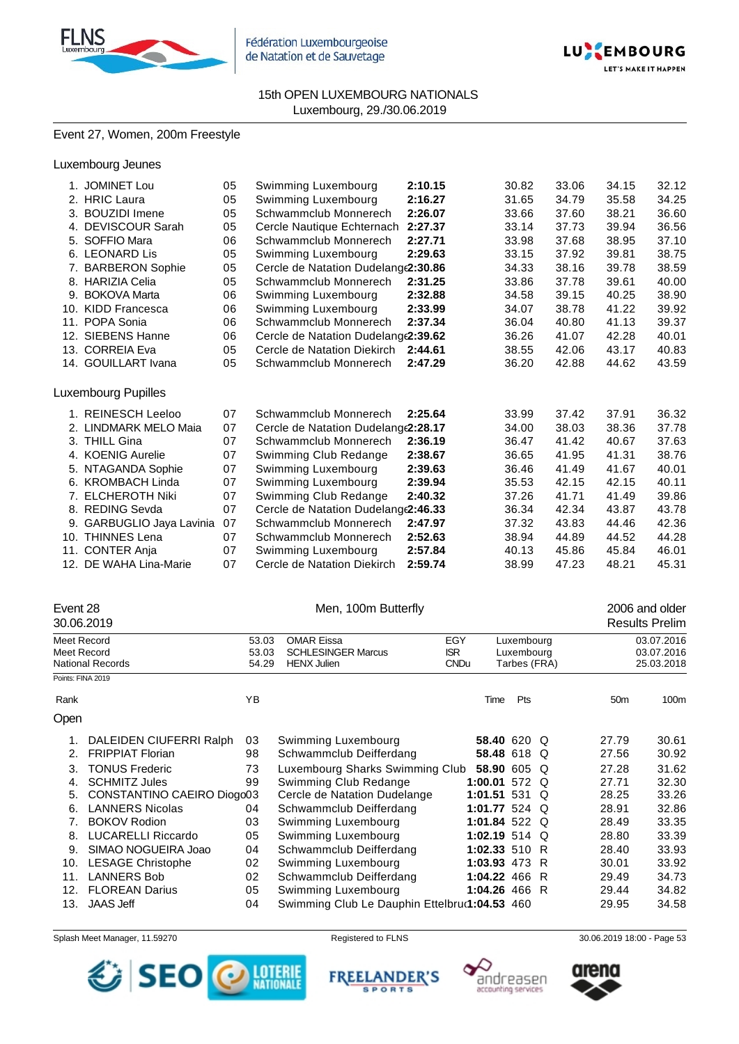15th OPEN LUXEMBOURG NATIONALS
Luxembourg, 29./30.06.2019

## Event 27, Women, 200m Freestyle

### Luxembourg Jeunes

| Rank | Name | YB | Club | Time | 50m | 100m | 150m | 200m |
|---|---|---|---|---|---|---|---|---|
| 1. | JOMINET Lou | 05 | Swimming Luxembourg | **2:10.15** | 30.82 | 33.06 | 34.15 | 32.12 |
| 2. | HRIC Laura | 05 | Swimming Luxembourg | **2:16.27** | 31.65 | 34.79 | 35.58 | 34.25 |
| 3. | BOUZIDI Imene | 05 | Schwammclub Monnerech | **2:26.07** | 33.66 | 37.60 | 38.21 | 36.60 |
| 4. | DEVISCOUR Sarah | 05 | Cercle Nautique Echternach | **2:27.37** | 33.14 | 37.73 | 39.94 | 36.56 |
| 5. | SOFFIO Mara | 06 | Schwammclub Monnerech | **2:27.71** | 33.98 | 37.68 | 38.95 | 37.10 |
| 6. | LEONARD Lis | 05 | Swimming Luxembourg | **2:29.63** | 33.15 | 37.92 | 39.81 | 38.75 |
| 7. | BARBERON Sophie | 05 | Cercle de Natation Dudelange | **2:30.86** | 34.33 | 38.16 | 39.78 | 38.59 |
| 8. | HARIZIA Celia | 05 | Schwammclub Monnerech | **2:31.25** | 33.86 | 37.78 | 39.61 | 40.00 |
| 9. | BOKOVA Marta | 06 | Swimming Luxembourg | **2:32.88** | 34.58 | 39.15 | 40.25 | 38.90 |
| 10. | KIDD Francesca | 06 | Swimming Luxembourg | **2:33.99** | 34.07 | 38.78 | 41.22 | 39.92 |
| 11. | POPA Sonia | 06 | Schwammclub Monnerech | **2:37.34** | 36.04 | 40.80 | 41.13 | 39.37 |
| 12. | SIEBENS Hanne | 06 | Cercle de Natation Dudelange | **2:39.62** | 36.26 | 41.07 | 42.28 | 40.01 |
| 13. | CORREIA Eva | 05 | Cercle de Natation Diekirch | **2:44.61** | 38.55 | 42.06 | 43.17 | 40.83 |
| 14. | GOUILLART Ivana | 05 | Schwammclub Monnerech | **2:47.29** | 36.20 | 42.88 | 44.62 | 43.59 |

### Luxembourg Pupilles

| Rank | Name | YB | Club | Time | 50m | 100m | 150m | 200m |
|---|---|---|---|---|---|---|---|---|
| 1. | REINESCH Leeloo | 07 | Schwammclub Monnerech | **2:25.64** | 33.99 | 37.42 | 37.91 | 36.32 |
| 2. | LINDMARK MELO Maia | 07 | Cercle de Natation Dudelange | **2:28.17** | 34.00 | 38.03 | 38.36 | 37.78 |
| 3. | THILL Gina | 07 | Schwammclub Monnerech | **2:36.19** | 36.47 | 41.42 | 40.67 | 37.63 |
| 4. | KOENIG Aurelie | 07 | Swimming Club Redange | **2:38.67** | 36.65 | 41.95 | 41.31 | 38.76 |
| 5. | NTAGANDA Sophie | 07 | Swimming Luxembourg | **2:39.63** | 36.46 | 41.49 | 41.67 | 40.01 |
| 6. | KROMBACH Linda | 07 | Swimming Luxembourg | **2:39.94** | 35.53 | 42.15 | 42.15 | 40.11 |
| 7. | ELCHEROTH Niki | 07 | Swimming Club Redange | **2:40.32** | 37.26 | 41.71 | 41.49 | 39.86 |
| 8. | REDING Sevda | 07 | Cercle de Natation Dudelange | **2:46.33** | 36.34 | 42.34 | 43.87 | 43.78 |
| 9. | GARBUGLIO Jaya Lavinia | 07 | Schwammclub Monnerech | **2:47.97** | 37.32 | 43.83 | 44.46 | 42.36 |
| 10. | THINNES Lena | 07 | Schwammclub Monnerech | **2:52.63** | 38.94 | 44.89 | 44.52 | 44.28 |
| 11. | CONTER Anja | 07 | Swimming Luxembourg | **2:57.84** | 40.13 | 45.86 | 45.84 | 46.01 |
| 12. | DE WAHA Lina-Marie | 07 | Cercle de Natation Diekirch | **2:59.74** | 38.99 | 47.23 | 48.21 | 45.31 |

## Event 28 — Men, 100m Butterfly — 2006 and older

30.06.2019 — Results Prelim

| | Time | Name | Nation | Place | Date |
|---|---|---|---|---|---|
| Meet Record | 53.03 | OMAR Eissa | EGY | Luxembourg | 03.07.2016 |
| Meet Record | 53.03 | SCHLESINGER Marcus | ISR | Luxembourg | 03.07.2016 |
| National Records | 54.29 | HENX Julien | CNDu | Tarbes (FRA) | 25.03.2018 |

Points: FINA 2019

### Open

| Rank | Name | YB | Club | Time | Pts | | 50m | 100m |
|---|---|---|---|---|---|---|---|---|
| 1. | DALEIDEN CIUFERRI Ralph | 03 | Swimming Luxembourg | **58.40** | 620 | Q | 27.79 | 30.61 |
| 2. | FRIPPIAT Florian | 98 | Schwammclub Deifferdang | **58.48** | 618 | Q | 27.56 | 30.92 |
| 3. | TONUS Frederic | 73 | Luxembourg Sharks Swimming Club | **58.90** | 605 | Q | 27.28 | 31.62 |
| 4. | SCHMITZ Jules | 99 | Swimming Club Redange | **1:00.01** | 572 | Q | 27.71 | 32.30 |
| 5. | CONSTANTINO CAEIRO Diogo | 03 | Cercle de Natation Dudelange | **1:01.51** | 531 | Q | 28.25 | 33.26 |
| 6. | LANNERS Nicolas | 04 | Schwammclub Deifferdang | **1:01.77** | 524 | Q | 28.91 | 32.86 |
| 7. | BOKOV Rodion | 03 | Swimming Luxembourg | **1:01.84** | 522 | Q | 28.49 | 33.35 |
| 8. | LUCARELLI Riccardo | 05 | Swimming Luxembourg | **1:02.19** | 514 | Q | 28.80 | 33.39 |
| 9. | SIMAO NOGUEIRA Joao | 04 | Schwammclub Deifferdang | **1:02.33** | 510 | R | 28.40 | 33.93 |
| 10. | LESAGE Christophe | 02 | Swimming Luxembourg | **1:03.93** | 473 | R | 30.01 | 33.92 |
| 11. | LANNERS Bob | 02 | Schwammclub Deifferdang | **1:04.22** | 466 | R | 29.49 | 34.73 |
| 12. | FLOREAN Darius | 05 | Swimming Luxembourg | **1:04.26** | 466 | R | 29.44 | 34.82 |
| 13. | JAAS Jeff | 04 | Swimming Club Le Dauphin Ettelbruck | **1:04.53** | 460 | | 29.95 | 34.58 |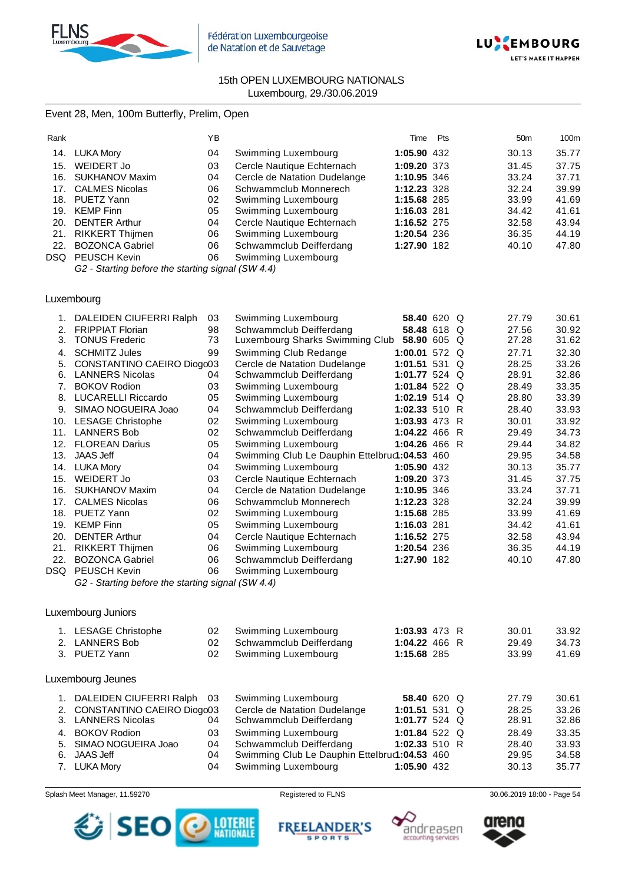15th OPEN LUXEMBOURG NATIONALS
Luxembourg, 29./30.06.2019

## Event 28, Men, 100m Butterfly, Prelim, Open

| Rank | | YB | | Time | Pts | | 50m | 100m |
|---|---|---|---|---|---|---|---|---|
| 14. | LUKA Mory | 04 | Swimming Luxembourg | **1:05.90** | 432 | | 30.13 | 35.77 |
| 15. | WEIDERT Jo | 03 | Cercle Nautique Echternach | **1:09.20** | 373 | | 31.45 | 37.75 |
| 16. | SUKHANOV Maxim | 04 | Cercle de Natation Dudelange | **1:10.95** | 346 | | 33.24 | 37.71 |
| 17. | CALMES Nicolas | 06 | Schwammclub Monnerech | **1:12.23** | 328 | | 32.24 | 39.99 |
| 18. | PUETZ Yann | 02 | Swimming Luxembourg | **1:15.68** | 285 | | 33.99 | 41.69 |
| 19. | KEMP Finn | 05 | Swimming Luxembourg | **1:16.03** | 281 | | 34.42 | 41.61 |
| 20. | DENTER Arthur | 04 | Cercle Nautique Echternach | **1:16.52** | 275 | | 32.58 | 43.94 |
| 21. | RIKKERT Thijmen | 06 | Swimming Luxembourg | **1:20.54** | 236 | | 36.35 | 44.19 |
| 22. | BOZONCA Gabriel | 06 | Schwammclub Deifferdang | **1:27.90** | 182 | | 40.10 | 47.80 |
| DSQ | PEUSCH Kevin | 06 | Swimming Luxembourg | | | | | |

*G2 - Starting before the starting signal (SW 4.4)*

### Luxembourg

| Rank | | YB | | Time | Pts | | 50m | 100m |
|---|---|---|---|---|---|---|---|---|
| 1. | DALEIDEN CIUFERRI Ralph | 03 | Swimming Luxembourg | **58.40** | 620 | Q | 27.79 | 30.61 |
| 2. | FRIPPIAT Florian | 98 | Schwammclub Deifferdang | **58.48** | 618 | Q | 27.56 | 30.92 |
| 3. | TONUS Frederic | 73 | Luxembourg Sharks Swimming Club | **58.90** | 605 | Q | 27.28 | 31.62 |
| 4. | SCHMITZ Jules | 99 | Swimming Club Redange | **1:00.01** | 572 | Q | 27.71 | 32.30 |
| 5. | CONSTANTINO CAEIRO Diogo | 03 | Cercle de Natation Dudelange | **1:01.51** | 531 | Q | 28.25 | 33.26 |
| 6. | LANNERS Nicolas | 04 | Schwammclub Deifferdang | **1:01.77** | 524 | Q | 28.91 | 32.86 |
| 7. | BOKOV Rodion | 03 | Swimming Luxembourg | **1:01.84** | 522 | Q | 28.49 | 33.35 |
| 8. | LUCARELLI Riccardo | 05 | Swimming Luxembourg | **1:02.19** | 514 | Q | 28.80 | 33.39 |
| 9. | SIMAO NOGUEIRA Joao | 04 | Schwammclub Deifferdang | **1:02.33** | 510 | R | 28.40 | 33.93 |
| 10. | LESAGE Christophe | 02 | Swimming Luxembourg | **1:03.93** | 473 | R | 30.01 | 33.92 |
| 11. | LANNERS Bob | 02 | Schwammclub Deifferdang | **1:04.22** | 466 | R | 29.49 | 34.73 |
| 12. | FLOREAN Darius | 05 | Swimming Luxembourg | **1:04.26** | 466 | R | 29.44 | 34.82 |
| 13. | JAAS Jeff | 04 | Swimming Club Le Dauphin Ettelbruck | **1:04.53** | 460 | | 29.95 | 34.58 |
| 14. | LUKA Mory | 04 | Swimming Luxembourg | **1:05.90** | 432 | | 30.13 | 35.77 |
| 15. | WEIDERT Jo | 03 | Cercle Nautique Echternach | **1:09.20** | 373 | | 31.45 | 37.75 |
| 16. | SUKHANOV Maxim | 04 | Cercle de Natation Dudelange | **1:10.95** | 346 | | 33.24 | 37.71 |
| 17. | CALMES Nicolas | 06 | Schwammclub Monnerech | **1:12.23** | 328 | | 32.24 | 39.99 |
| 18. | PUETZ Yann | 02 | Swimming Luxembourg | **1:15.68** | 285 | | 33.99 | 41.69 |
| 19. | KEMP Finn | 05 | Swimming Luxembourg | **1:16.03** | 281 | | 34.42 | 41.61 |
| 20. | DENTER Arthur | 04 | Cercle Nautique Echternach | **1:16.52** | 275 | | 32.58 | 43.94 |
| 21. | RIKKERT Thijmen | 06 | Swimming Luxembourg | **1:20.54** | 236 | | 36.35 | 44.19 |
| 22. | BOZONCA Gabriel | 06 | Schwammclub Deifferdang | **1:27.90** | 182 | | 40.10 | 47.80 |
| DSQ | PEUSCH Kevin | 06 | Swimming Luxembourg | | | | | |

*G2 - Starting before the starting signal (SW 4.4)*

### Luxembourg Juniors

| Rank | | YB | | Time | Pts | | 50m | 100m |
|---|---|---|---|---|---|---|---|---|
| 1. | LESAGE Christophe | 02 | Swimming Luxembourg | **1:03.93** | 473 | R | 30.01 | 33.92 |
| 2. | LANNERS Bob | 02 | Schwammclub Deifferdang | **1:04.22** | 466 | R | 29.49 | 34.73 |
| 3. | PUETZ Yann | 02 | Swimming Luxembourg | **1:15.68** | 285 | | 33.99 | 41.69 |

### Luxembourg Jeunes

| Rank | | YB | | Time | Pts | | 50m | 100m |
|---|---|---|---|---|---|---|---|---|
| 1. | DALEIDEN CIUFERRI Ralph | 03 | Swimming Luxembourg | **58.40** | 620 | Q | 27.79 | 30.61 |
| 2. | CONSTANTINO CAEIRO Diogo | 03 | Cercle de Natation Dudelange | **1:01.51** | 531 | Q | 28.25 | 33.26 |
| 3. | LANNERS Nicolas | 04 | Schwammclub Deifferdang | **1:01.77** | 524 | Q | 28.91 | 32.86 |
| 4. | BOKOV Rodion | 03 | Swimming Luxembourg | **1:01.84** | 522 | Q | 28.49 | 33.35 |
| 5. | SIMAO NOGUEIRA Joao | 04 | Schwammclub Deifferdang | **1:02.33** | 510 | R | 28.40 | 33.93 |
| 6. | JAAS Jeff | 04 | Swimming Club Le Dauphin Ettelbruck | **1:04.53** | 460 | | 29.95 | 34.58 |
| 7. | LUKA Mory | 04 | Swimming Luxembourg | **1:05.90** | 432 | | 30.13 | 35.77 |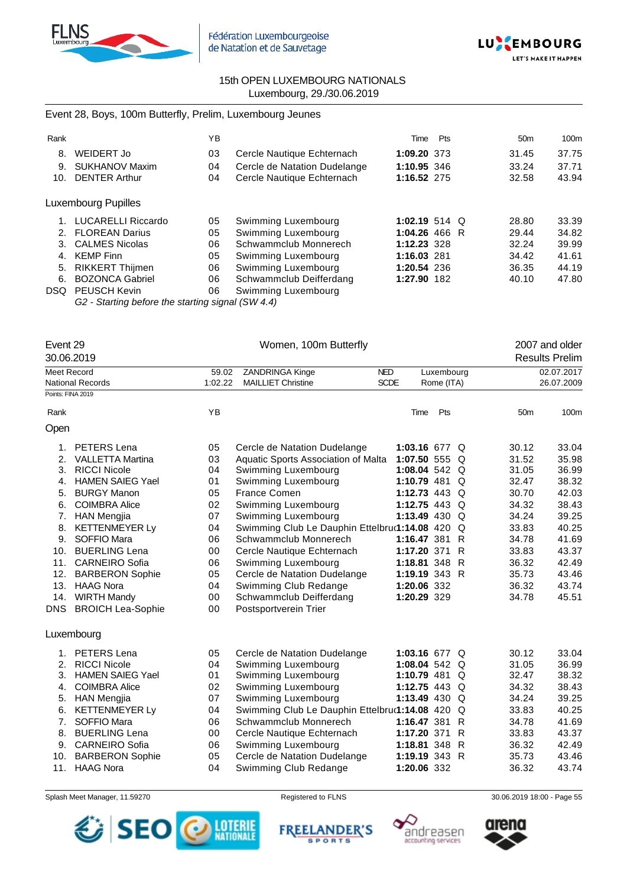15th OPEN LUXEMBOURG NATIONALS
Luxembourg, 29./30.06.2019

Event 28, Boys, 100m Butterfly, Prelim, Luxembourg Jeunes

| Rank | | YB | | Time | Pts | | 50m | 100m |
|---|---|---|---|---|---|---|---|---|
| 8. | WEIDERT Jo | 03 | Cercle Nautique Echternach | **1:09.20** | 373 | | 31.45 | 37.75 |
| 9. | SUKHANOV Maxim | 04 | Cercle de Natation Dudelange | **1:10.95** | 346 | | 33.24 | 37.71 |
| 10. | DENTER Arthur | 04 | Cercle Nautique Echternach | **1:16.52** | 275 | | 32.58 | 43.94 |

Luxembourg Pupilles

| Rank | | YB | | Time | Pts | | 50m | 100m |
|---|---|---|---|---|---|---|---|---|
| 1. | LUCARELLI Riccardo | 05 | Swimming Luxembourg | **1:02.19** | 514 | Q | 28.80 | 33.39 |
| 2. | FLOREAN Darius | 05 | Swimming Luxembourg | **1:04.26** | 466 | R | 29.44 | 34.82 |
| 3. | CALMES Nicolas | 06 | Schwammclub Monnerech | **1:12.23** | 328 | | 32.24 | 39.99 |
| 4. | KEMP Finn | 05 | Swimming Luxembourg | **1:16.03** | 281 | | 34.42 | 41.61 |
| 5. | RIKKERT Thijmen | 06 | Swimming Luxembourg | **1:20.54** | 236 | | 36.35 | 44.19 |
| 6. | BOZONCA Gabriel | 06 | Schwammclub Deifferdang | **1:27.90** | 182 | | 40.10 | 47.80 |
| DSQ | PEUSCH Kevin | 06 | Swimming Luxembourg | | | | | |

*G2 - Starting before the starting signal (SW 4.4)*

Event 29 — Women, 100m Butterfly — 2007 and older
30.06.2019 — Results Prelim

| | | | | | |
|---|---|---|---|---|---|
| Meet Record | 59.02 | ZANDRINGA Kinge | NED | Luxembourg | 02.07.2017 |
| National Records | 1:02.22 | MAILLIET Christine | SCDE | Rome (ITA) | 26.07.2009 |

Points: FINA 2019

Open

| Rank | | YB | | Time | Pts | | 50m | 100m |
|---|---|---|---|---|---|---|---|---|
| 1. | PETERS Lena | 05 | Cercle de Natation Dudelange | **1:03.16** | 677 | Q | 30.12 | 33.04 |
| 2. | VALLETTA Martina | 03 | Aquatic Sports Association of Malta | **1:07.50** | 555 | Q | 31.52 | 35.98 |
| 3. | RICCI Nicole | 04 | Swimming Luxembourg | **1:08.04** | 542 | Q | 31.05 | 36.99 |
| 4. | HAMEN SAIEG Yael | 01 | Swimming Luxembourg | **1:10.79** | 481 | Q | 32.47 | 38.32 |
| 5. | BURGY Manon | 05 | France Comen | **1:12.73** | 443 | Q | 30.70 | 42.03 |
| 6. | COIMBRA Alice | 02 | Swimming Luxembourg | **1:12.75** | 443 | Q | 34.32 | 38.43 |
| 7. | HAN Mengjia | 07 | Swimming Luxembourg | **1:13.49** | 430 | Q | 34.24 | 39.25 |
| 8. | KETTENMEYER Ly | 04 | Swimming Club Le Dauphin Ettelbruck | **1:14.08** | 420 | Q | 33.83 | 40.25 |
| 9. | SOFFIO Mara | 06 | Schwammclub Monnerech | **1:16.47** | 381 | R | 34.78 | 41.69 |
| 10. | BUERLING Lena | 00 | Cercle Nautique Echternach | **1:17.20** | 371 | R | 33.83 | 43.37 |
| 11. | CARNEIRO Sofia | 06 | Swimming Luxembourg | **1:18.81** | 348 | R | 36.32 | 42.49 |
| 12. | BARBERON Sophie | 05 | Cercle de Natation Dudelange | **1:19.19** | 343 | R | 35.73 | 43.46 |
| 13. | HAAG Nora | 04 | Swimming Club Redange | **1:20.06** | 332 | | 36.32 | 43.74 |
| 14. | WIRTH Mandy | 00 | Schwammclub Deifferdang | **1:20.29** | 329 | | 34.78 | 45.51 |
| DNS | BROICH Lea-Sophie | 00 | Postsportverein Trier | | | | | |

Luxembourg

| Rank | | YB | | Time | Pts | | 50m | 100m |
|---|---|---|---|---|---|---|---|---|
| 1. | PETERS Lena | 05 | Cercle de Natation Dudelange | **1:03.16** | 677 | Q | 30.12 | 33.04 |
| 2. | RICCI Nicole | 04 | Swimming Luxembourg | **1:08.04** | 542 | Q | 31.05 | 36.99 |
| 3. | HAMEN SAIEG Yael | 01 | Swimming Luxembourg | **1:10.79** | 481 | Q | 32.47 | 38.32 |
| 4. | COIMBRA Alice | 02 | Swimming Luxembourg | **1:12.75** | 443 | Q | 34.32 | 38.43 |
| 5. | HAN Mengjia | 07 | Swimming Luxembourg | **1:13.49** | 430 | Q | 34.24 | 39.25 |
| 6. | KETTENMEYER Ly | 04 | Swimming Club Le Dauphin Ettelbruck | **1:14.08** | 420 | Q | 33.83 | 40.25 |
| 7. | SOFFIO Mara | 06 | Schwammclub Monnerech | **1:16.47** | 381 | R | 34.78 | 41.69 |
| 8. | BUERLING Lena | 00 | Cercle Nautique Echternach | **1:17.20** | 371 | R | 33.83 | 43.37 |
| 9. | CARNEIRO Sofia | 06 | Swimming Luxembourg | **1:18.81** | 348 | R | 36.32 | 42.49 |
| 10. | BARBERON Sophie | 05 | Cercle de Natation Dudelange | **1:19.19** | 343 | R | 35.73 | 43.46 |
| 11. | HAAG Nora | 04 | Swimming Club Redange | **1:20.06** | 332 | | 36.32 | 43.74 |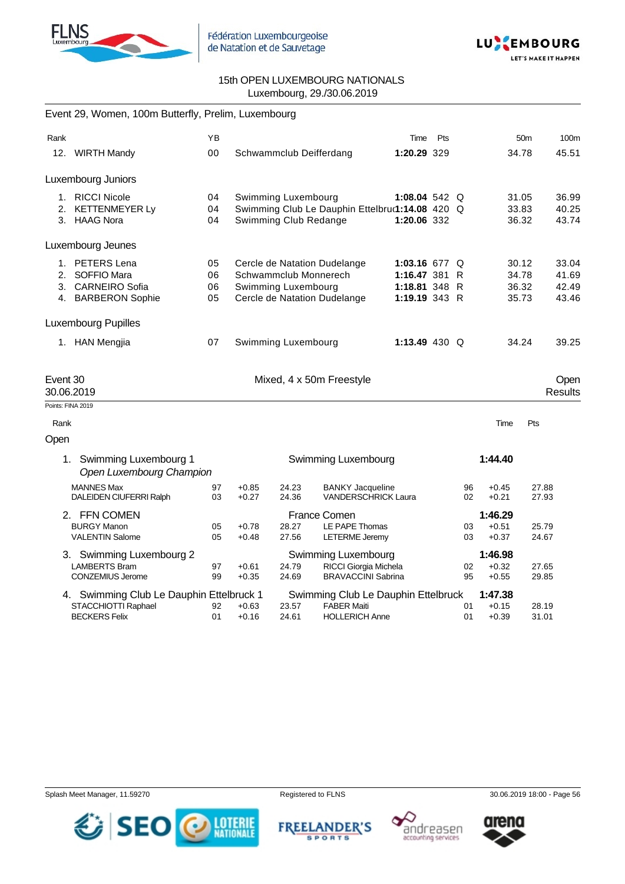15th OPEN LUXEMBOURG NATIONALS
Luxembourg, 29./30.06.2019

## Event 29, Women, 100m Butterfly, Prelim, Luxembourg

| Rank | | YB | | Time | Pts | | 50m | 100m |
|---|---|---|---|---|---|---|---|---|
| 12. | WIRTH Mandy | 00 | Schwammclub Deifferdang | **1:20.29** | 329 | | 34.78 | 45.51 |

**Luxembourg Juniors**

| Rank | | YB | | Time | Pts | | 50m | 100m |
|---|---|---|---|---|---|---|---|---|
| 1. | RICCI Nicole | 04 | Swimming Luxembourg | **1:08.04** | 542 | Q | 31.05 | 36.99 |
| 2. | KETTENMEYER Ly | 04 | Swimming Club Le Dauphin Ettelbruck | **1:14.08** | 420 | Q | 33.83 | 40.25 |
| 3. | HAAG Nora | 04 | Swimming Club Redange | **1:20.06** | 332 | | 36.32 | 43.74 |

**Luxembourg Jeunes**

| Rank | | YB | | Time | Pts | | 50m | 100m |
|---|---|---|---|---|---|---|---|---|
| 1. | PETERS Lena | 05 | Cercle de Natation Dudelange | **1:03.16** | 677 | Q | 30.12 | 33.04 |
| 2. | SOFFIO Mara | 06 | Schwammclub Monnerech | **1:16.47** | 381 | R | 34.78 | 41.69 |
| 3. | CARNEIRO Sofia | 06 | Swimming Luxembourg | **1:18.81** | 348 | R | 36.32 | 42.49 |
| 4. | BARBERON Sophie | 05 | Cercle de Natation Dudelange | **1:19.19** | 343 | R | 35.73 | 43.46 |

**Luxembourg Pupilles**

| Rank | | YB | | Time | Pts | | 50m | 100m |
|---|---|---|---|---|---|---|---|---|
| 1. | HAN Mengjia | 07 | Swimming Luxembourg | **1:13.49** | 430 | Q | 34.24 | 39.25 |

## Event 30 — Mixed, 4 x 50m Freestyle — Open

30.06.2019 — Results

Points: FINA 2019

**Open**

| Rank | Team | YB | RT | Split | Club / Swimmer | YB | RT | Split | Time |
|---|---|---|---|---|---|---|---|---|---|
| 1. | Swimming Luxembourg 1 (*Open Luxembourg Champion*) | | | | Swimming Luxembourg | | | | **1:44.40** |
| | MANNES Max | 97 | +0.85 | 24.23 | BANKY Jacqueline | 96 | +0.45 | 27.88 | |
| | DALEIDEN CIUFERRI Ralph | 03 | +0.27 | 24.36 | VANDERSCHRICK Laura | 02 | +0.21 | 27.93 | |
| 2. | FFN COMEN | | | | France Comen | | | | **1:46.29** |
| | BURGY Manon | 05 | +0.78 | 28.27 | LE PAPE Thomas | 03 | +0.51 | 25.79 | |
| | VALENTIN Salome | 05 | +0.48 | 27.56 | LETERME Jeremy | 03 | +0.37 | 24.67 | |
| 3. | Swimming Luxembourg 2 | | | | Swimming Luxembourg | | | | **1:46.98** |
| | LAMBERTS Bram | 97 | +0.61 | 24.79 | RICCI Giorgia Michela | 02 | +0.32 | 27.65 | |
| | CONZEMIUS Jerome | 99 | +0.35 | 24.69 | BRAVACCINI Sabrina | 95 | +0.55 | 29.85 | |
| 4. | Swimming Club Le Dauphin Ettelbruck 1 | | | | Swimming Club Le Dauphin Ettelbruck | | | | **1:47.38** |
| | STACCHIOTTI Raphael | 92 | +0.63 | 23.57 | FABER Maiti | 01 | +0.15 | 28.19 | |
| | BECKERS Felix | 01 | +0.16 | 24.61 | HOLLERICH Anne | 01 | +0.39 | 31.01 | |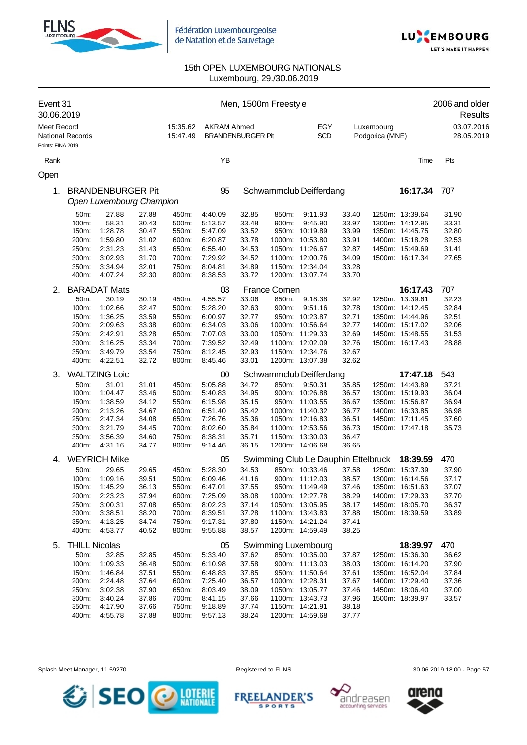Fédération Luxembourgeoise de Natation et de Sauvetage

15th OPEN LUXEMBOURG NATIONALS
Luxembourg, 29./30.06.2019

Event 31 — Men, 1500m Freestyle — 2006 and older
30.06.2019 — Results

| | | | | | |
|---|---|---|---|---|---|
| Meet Record | 15:35.62 | AKRAM Ahmed | EGY | Luxembourg | 03.07.2016 |
| National Records | 15:47.49 | BRANDENBURGER Pit | SCD | Podgorica (MNE) | 28.05.2019 |

Points: FINA 2019

Rank | YB | Time | Pts

Open

**1. BRANDENBURGER Pit** — 95 — Schwammclub Deifferdang — **16:17.34** — 707
*Open Luxembourg Champion*

| | | | | | | | | | | | |
|---|---|---|---|---|---|---|---|---|---|---|---|
| 50m: | 27.88 | 27.88 | 450m: | 4:40.09 | 32.85 | 850m: | 9:11.93 | 33.40 | 1250m: | 13:39.64 | 31.90 |
| 100m: | 58.31 | 30.43 | 500m: | 5:13.57 | 33.48 | 900m: | 9:45.90 | 33.97 | 1300m: | 14:12.95 | 33.31 |
| 150m: | 1:28.78 | 30.47 | 550m: | 5:47.09 | 33.52 | 950m: | 10:19.89 | 33.99 | 1350m: | 14:45.75 | 32.80 |
| 200m: | 1:59.80 | 31.02 | 600m: | 6:20.87 | 33.78 | 1000m: | 10:53.80 | 33.91 | 1400m: | 15:18.28 | 32.53 |
| 250m: | 2:31.23 | 31.43 | 650m: | 6:55.40 | 34.53 | 1050m: | 11:26.67 | 32.87 | 1450m: | 15:49.69 | 31.41 |
| 300m: | 3:02.93 | 31.70 | 700m: | 7:29.92 | 34.52 | 1100m: | 12:00.76 | 34.09 | 1500m: | 16:17.34 | 27.65 |
| 350m: | 3:34.94 | 32.01 | 750m: | 8:04.81 | 34.89 | 1150m: | 12:34.04 | 33.28 | | | |
| 400m: | 4:07.24 | 32.30 | 800m: | 8:38.53 | 33.72 | 1200m: | 13:07.74 | 33.70 | | | |

**2. BARADAT Mats** — 03 — France Comen — **16:17.43** — 707

| | | | | | | | | | | | |
|---|---|---|---|---|---|---|---|---|---|---|---|
| 50m: | 30.19 | 30.19 | 450m: | 4:55.57 | 33.06 | 850m: | 9:18.38 | 32.92 | 1250m: | 13:39.61 | 32.23 |
| 100m: | 1:02.66 | 32.47 | 500m: | 5:28.20 | 32.63 | 900m: | 9:51.16 | 32.78 | 1300m: | 14:12.45 | 32.84 |
| 150m: | 1:36.25 | 33.59 | 550m: | 6:00.97 | 32.77 | 950m: | 10:23.87 | 32.71 | 1350m: | 14:44.96 | 32.51 |
| 200m: | 2:09.63 | 33.38 | 600m: | 6:34.03 | 33.06 | 1000m: | 10:56.64 | 32.77 | 1400m: | 15:17.02 | 32.06 |
| 250m: | 2:42.91 | 33.28 | 650m: | 7:07.03 | 33.00 | 1050m: | 11:29.33 | 32.69 | 1450m: | 15:48.55 | 31.53 |
| 300m: | 3:16.25 | 33.34 | 700m: | 7:39.52 | 32.49 | 1100m: | 12:02.09 | 32.76 | 1500m: | 16:17.43 | 28.88 |
| 350m: | 3:49.79 | 33.54 | 750m: | 8:12.45 | 32.93 | 1150m: | 12:34.76 | 32.67 | | | |
| 400m: | 4:22.51 | 32.72 | 800m: | 8:45.46 | 33.01 | 1200m: | 13:07.38 | 32.62 | | | |

**3. WALTZING Loic** — 00 — Schwammclub Deifferdang — **17:47.18** — 543

| | | | | | | | | | | | |
|---|---|---|---|---|---|---|---|---|---|---|---|
| 50m: | 31.01 | 31.01 | 450m: | 5:05.88 | 34.72 | 850m: | 9:50.31 | 35.85 | 1250m: | 14:43.89 | 37.21 |
| 100m: | 1:04.47 | 33.46 | 500m: | 5:40.83 | 34.95 | 900m: | 10:26.88 | 36.57 | 1300m: | 15:19.93 | 36.04 |
| 150m: | 1:38.59 | 34.12 | 550m: | 6:15.98 | 35.15 | 950m: | 11:03.55 | 36.67 | 1350m: | 15:56.87 | 36.94 |
| 200m: | 2:13.26 | 34.67 | 600m: | 6:51.40 | 35.42 | 1000m: | 11:40.32 | 36.77 | 1400m: | 16:33.85 | 36.98 |
| 250m: | 2:47.34 | 34.08 | 650m: | 7:26.76 | 35.36 | 1050m: | 12:16.83 | 36.51 | 1450m: | 17:11.45 | 37.60 |
| 300m: | 3:21.79 | 34.45 | 700m: | 8:02.60 | 35.84 | 1100m: | 12:53.56 | 36.73 | 1500m: | 17:47.18 | 35.73 |
| 350m: | 3:56.39 | 34.60 | 750m: | 8:38.31 | 35.71 | 1150m: | 13:30.03 | 36.47 | | | |
| 400m: | 4:31.16 | 34.77 | 800m: | 9:14.46 | 36.15 | 1200m: | 14:06.68 | 36.65 | | | |

**4. WEYRICH Mike** — 05 — Swimming Club Le Dauphin Ettelbruck — **18:39.59** — 470

| | | | | | | | | | | | |
|---|---|---|---|---|---|---|---|---|---|---|---|
| 50m: | 29.65 | 29.65 | 450m: | 5:28.30 | 34.53 | 850m: | 10:33.46 | 37.58 | 1250m: | 15:37.39 | 37.90 |
| 100m: | 1:09.16 | 39.51 | 500m: | 6:09.46 | 41.16 | 900m: | 11:12.03 | 38.57 | 1300m: | 16:14.56 | 37.17 |
| 150m: | 1:45.29 | 36.13 | 550m: | 6:47.01 | 37.55 | 950m: | 11:49.49 | 37.46 | 1350m: | 16:51.63 | 37.07 |
| 200m: | 2:23.23 | 37.94 | 600m: | 7:25.09 | 38.08 | 1000m: | 12:27.78 | 38.29 | 1400m: | 17:29.33 | 37.70 |
| 250m: | 3:00.31 | 37.08 | 650m: | 8:02.23 | 37.14 | 1050m: | 13:05.95 | 38.17 | 1450m: | 18:05.70 | 36.37 |
| 300m: | 3:38.51 | 38.20 | 700m: | 8:39.51 | 37.28 | 1100m: | 13:43.83 | 37.88 | 1500m: | 18:39.59 | 33.89 |
| 350m: | 4:13.25 | 34.74 | 750m: | 9:17.31 | 37.80 | 1150m: | 14:21.24 | 37.41 | | | |
| 400m: | 4:53.77 | 40.52 | 800m: | 9:55.88 | 38.57 | 1200m: | 14:59.49 | 38.25 | | | |

**5. THILL Nicolas** — 05 — Swimming Luxembourg — **18:39.97** — 470

| | | | | | | | | | | | |
|---|---|---|---|---|---|---|---|---|---|---|---|
| 50m: | 32.85 | 32.85 | 450m: | 5:33.40 | 37.62 | 850m: | 10:35.00 | 37.87 | 1250m: | 15:36.30 | 36.62 |
| 100m: | 1:09.33 | 36.48 | 500m: | 6:10.98 | 37.58 | 900m: | 11:13.03 | 38.03 | 1300m: | 16:14.20 | 37.90 |
| 150m: | 1:46.84 | 37.51 | 550m: | 6:48.83 | 37.85 | 950m: | 11:50.64 | 37.61 | 1350m: | 16:52.04 | 37.84 |
| 200m: | 2:24.48 | 37.64 | 600m: | 7:25.40 | 36.57 | 1000m: | 12:28.31 | 37.67 | 1400m: | 17:29.40 | 37.36 |
| 250m: | 3:02.38 | 37.90 | 650m: | 8:03.49 | 38.09 | 1050m: | 13:05.77 | 37.46 | 1450m: | 18:06.40 | 37.00 |
| 300m: | 3:40.24 | 37.86 | 700m: | 8:41.15 | 37.66 | 1100m: | 13:43.73 | 37.96 | 1500m: | 18:39.97 | 33.57 |
| 350m: | 4:17.90 | 37.66 | 750m: | 9:18.89 | 37.74 | 1150m: | 14:21.91 | 38.18 | | | |
| 400m: | 4:55.78 | 37.88 | 800m: | 9:57.13 | 38.24 | 1200m: | 14:59.68 | 37.77 | | | |

Splash Meet Manager, 11.59270 — Registered to FLNS — 30.06.2019 18:00 - Page 57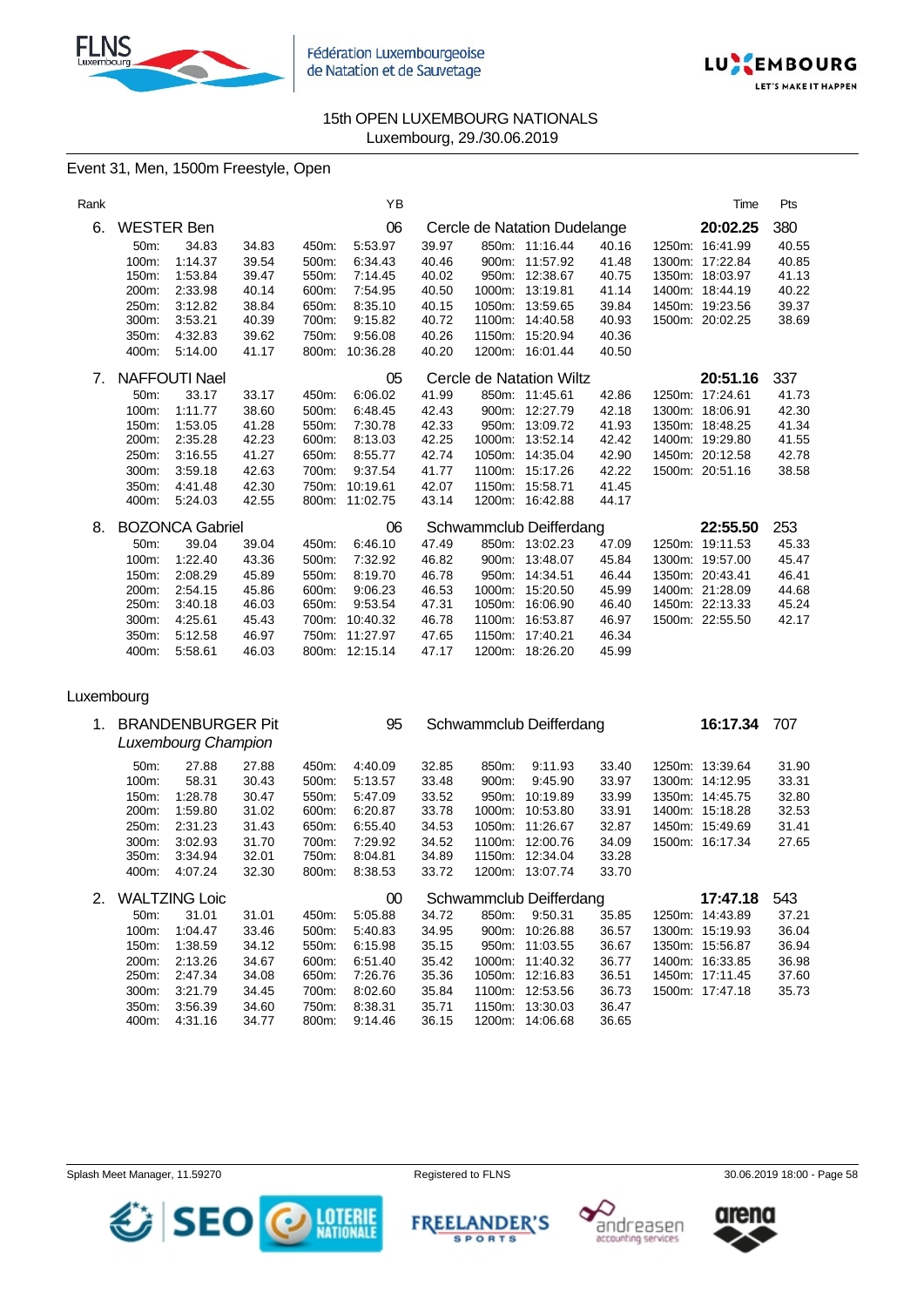15th OPEN LUXEMBOURG NATIONALS
Luxembourg, 29./30.06.2019

## Event 31, Men, 1500m Freestyle, Open

| Rank | | YB | | Time | Pts |
|---|---|---|---|---|---|
| 6. | WESTER Ben | 06 | Cercle de Natation Dudelange | 20:02.25 | 380 |

| | | | | | | | | | | | |
|---|---|---|---|---|---|---|---|---|---|---|---|
| 50m: | 34.83 | 34.83 | 450m: | 5:53.97 | 39.97 | 850m: | 11:16.44 | 40.16 | 1250m: | 16:41.99 | 40.55 |
| 100m: | 1:14.37 | 39.54 | 500m: | 6:34.43 | 40.46 | 900m: | 11:57.92 | 41.48 | 1300m: | 17:22.84 | 40.85 |
| 150m: | 1:53.84 | 39.47 | 550m: | 7:14.45 | 40.02 | 950m: | 12:38.67 | 40.75 | 1350m: | 18:03.97 | 41.13 |
| 200m: | 2:33.98 | 40.14 | 600m: | 7:54.95 | 40.50 | 1000m: | 13:19.81 | 41.14 | 1400m: | 18:44.19 | 40.22 |
| 250m: | 3:12.82 | 38.84 | 650m: | 8:35.10 | 40.15 | 1050m: | 13:59.65 | 39.84 | 1450m: | 19:23.56 | 39.37 |
| 300m: | 3:53.21 | 40.39 | 700m: | 9:15.82 | 40.72 | 1100m: | 14:40.58 | 40.93 | 1500m: | 20:02.25 | 38.69 |
| 350m: | 4:32.83 | 39.62 | 750m: | 9:56.08 | 40.26 | 1150m: | 15:20.94 | 40.36 | | | |
| 400m: | 5:14.00 | 41.17 | 800m: | 10:36.28 | 40.20 | 1200m: | 16:01.44 | 40.50 | | | |

| Rank | | YB | | Time | Pts |
|---|---|---|---|---|---|
| 7. | NAFFOUTI Nael | 05 | Cercle de Natation Wiltz | 20:51.16 | 337 |

| | | | | | | | | | | | |
|---|---|---|---|---|---|---|---|---|---|---|---|
| 50m: | 33.17 | 33.17 | 450m: | 6:06.02 | 41.99 | 850m: | 11:45.61 | 42.86 | 1250m: | 17:24.61 | 41.73 |
| 100m: | 1:11.77 | 38.60 | 500m: | 6:48.45 | 42.43 | 900m: | 12:27.79 | 42.18 | 1300m: | 18:06.91 | 42.30 |
| 150m: | 1:53.05 | 41.28 | 550m: | 7:30.78 | 42.33 | 950m: | 13:09.72 | 41.93 | 1350m: | 18:48.25 | 41.34 |
| 200m: | 2:35.28 | 42.23 | 600m: | 8:13.03 | 42.25 | 1000m: | 13:52.14 | 42.42 | 1400m: | 19:29.80 | 41.55 |
| 250m: | 3:16.55 | 41.27 | 650m: | 8:55.77 | 42.74 | 1050m: | 14:35.04 | 42.90 | 1450m: | 20:12.58 | 42.78 |
| 300m: | 3:59.18 | 42.63 | 700m: | 9:37.54 | 41.77 | 1100m: | 15:17.26 | 42.22 | 1500m: | 20:51.16 | 38.58 |
| 350m: | 4:41.48 | 42.30 | 750m: | 10:19.61 | 42.07 | 1150m: | 15:58.71 | 41.45 | | | |
| 400m: | 5:24.03 | 42.55 | 800m: | 11:02.75 | 43.14 | 1200m: | 16:42.88 | 44.17 | | | |

| Rank | | YB | | Time | Pts |
|---|---|---|---|---|---|
| 8. | BOZONCA Gabriel | 06 | Schwammclub Deifferdang | 22:55.50 | 253 |

| | | | | | | | | | | | |
|---|---|---|---|---|---|---|---|---|---|---|---|
| 50m: | 39.04 | 39.04 | 450m: | 6:46.10 | 47.49 | 850m: | 13:02.23 | 47.09 | 1250m: | 19:11.53 | 45.33 |
| 100m: | 1:22.40 | 43.36 | 500m: | 7:32.92 | 46.82 | 900m: | 13:48.07 | 45.84 | 1300m: | 19:57.00 | 45.47 |
| 150m: | 2:08.29 | 45.89 | 550m: | 8:19.70 | 46.78 | 950m: | 14:34.51 | 46.44 | 1350m: | 20:43.41 | 46.41 |
| 200m: | 2:54.15 | 45.86 | 600m: | 9:06.23 | 46.53 | 1000m: | 15:20.50 | 45.99 | 1400m: | 21:28.09 | 44.68 |
| 250m: | 3:40.18 | 46.03 | 650m: | 9:53.54 | 47.31 | 1050m: | 16:06.90 | 46.40 | 1450m: | 22:13.33 | 45.24 |
| 300m: | 4:25.61 | 45.43 | 700m: | 10:40.32 | 46.78 | 1100m: | 16:53.87 | 46.97 | 1500m: | 22:55.50 | 42.17 |
| 350m: | 5:12.58 | 46.97 | 750m: | 11:27.97 | 47.65 | 1150m: | 17:40.21 | 46.34 | | | |
| 400m: | 5:58.61 | 46.03 | 800m: | 12:15.14 | 47.17 | 1200m: | 18:26.20 | 45.99 | | | |

### Luxembourg

| Rank | | YB | | Time | Pts |
|---|---|---|---|---|---|
| 1. | BRANDENBURGER Pit *Luxembourg Champion* | 95 | Schwammclub Deifferdang | 16:17.34 | 707 |

| | | | | | | | | | | | |
|---|---|---|---|---|---|---|---|---|---|---|---|
| 50m: | 27.88 | 27.88 | 450m: | 4:40.09 | 32.85 | 850m: | 9:11.93 | 33.40 | 1250m: | 13:39.64 | 31.90 |
| 100m: | 58.31 | 30.43 | 500m: | 5:13.57 | 33.48 | 900m: | 9:45.90 | 33.97 | 1300m: | 14:12.95 | 33.31 |
| 150m: | 1:28.78 | 30.47 | 550m: | 5:47.09 | 33.52 | 950m: | 10:19.89 | 33.99 | 1350m: | 14:45.75 | 32.80 |
| 200m: | 1:59.80 | 31.02 | 600m: | 6:20.87 | 33.78 | 1000m: | 10:53.80 | 33.91 | 1400m: | 15:18.28 | 32.53 |
| 250m: | 2:31.23 | 31.43 | 650m: | 6:55.40 | 34.53 | 1050m: | 11:26.67 | 32.87 | 1450m: | 15:49.69 | 31.41 |
| 300m: | 3:02.93 | 31.70 | 700m: | 7:29.92 | 34.52 | 1100m: | 12:00.76 | 34.09 | 1500m: | 16:17.34 | 27.65 |
| 350m: | 3:34.94 | 32.01 | 750m: | 8:04.81 | 34.89 | 1150m: | 12:34.04 | 33.28 | | | |
| 400m: | 4:07.24 | 32.30 | 800m: | 8:38.53 | 33.72 | 1200m: | 13:07.74 | 33.70 | | | |

| Rank | | YB | | Time | Pts |
|---|---|---|---|---|---|
| 2. | WALTZING Loic | 00 | Schwammclub Deifferdang | 17:47.18 | 543 |

| | | | | | | | | | | | |
|---|---|---|---|---|---|---|---|---|---|---|---|
| 50m: | 31.01 | 31.01 | 450m: | 5:05.88 | 34.72 | 850m: | 9:50.31 | 35.85 | 1250m: | 14:43.89 | 37.21 |
| 100m: | 1:04.47 | 33.46 | 500m: | 5:40.83 | 34.95 | 900m: | 10:26.88 | 36.57 | 1300m: | 15:19.93 | 36.04 |
| 150m: | 1:38.59 | 34.12 | 550m: | 6:15.98 | 35.15 | 950m: | 11:03.55 | 36.67 | 1350m: | 15:56.87 | 36.94 |
| 200m: | 2:13.26 | 34.67 | 600m: | 6:51.40 | 35.42 | 1000m: | 11:40.32 | 36.77 | 1400m: | 16:33.85 | 36.98 |
| 250m: | 2:47.34 | 34.08 | 650m: | 7:26.76 | 35.36 | 1050m: | 12:16.83 | 36.51 | 1450m: | 17:11.45 | 37.60 |
| 300m: | 3:21.79 | 34.45 | 700m: | 8:02.60 | 35.84 | 1100m: | 12:53.56 | 36.73 | 1500m: | 17:47.18 | 35.73 |
| 350m: | 3:56.39 | 34.60 | 750m: | 8:38.31 | 35.71 | 1150m: | 13:30.03 | 36.47 | | | |
| 400m: | 4:31.16 | 34.77 | 800m: | 9:14.46 | 36.15 | 1200m: | 14:06.68 | 36.65 | | | |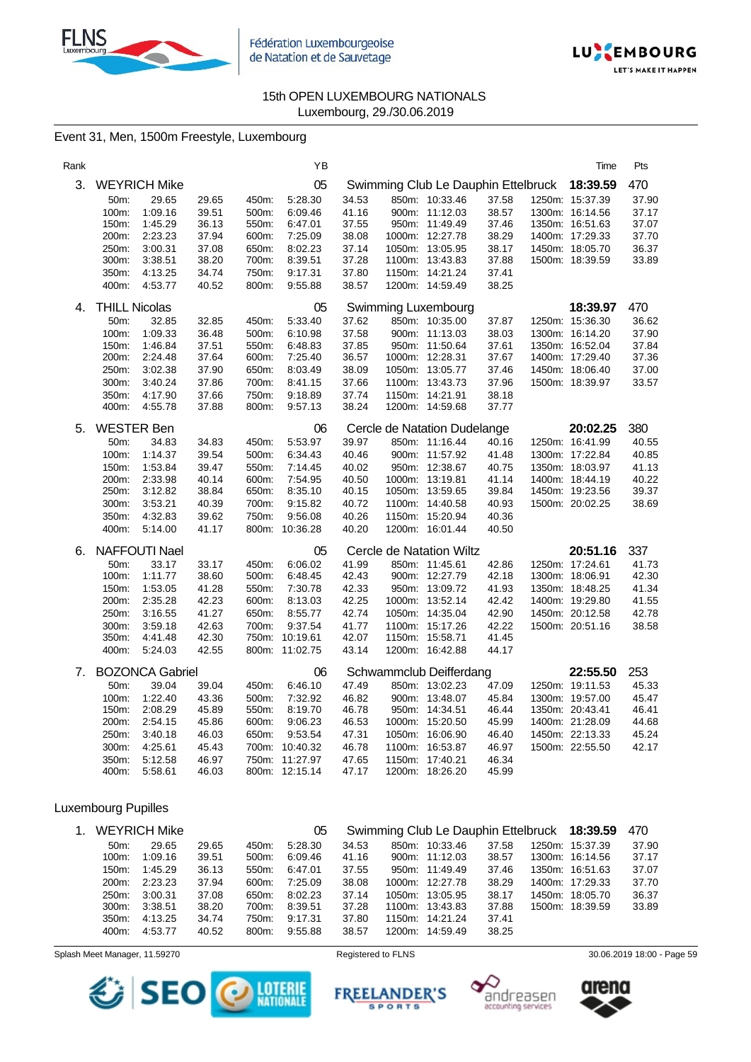15th OPEN LUXEMBOURG NATIONALS
Luxembourg, 29./30.06.2019

## Event 31, Men, 1500m Freestyle, Luxembourg

| Rank | Name | YB | Club | Time | Pts |
|---|---|---|---|---|---|
| 3. | WEYRICH Mike | 05 | Swimming Club Le Dauphin Ettelbruck | 18:39.59 | 470 |

| | | | | | | | | | | | |
|---|---|---|---|---|---|---|---|---|---|---|---|
| 50m: | 29.65 | 29.65 | 450m: | 5:28.30 | 34.53 | 850m: | 10:33.46 | 37.58 | 1250m: | 15:37.39 | 37.90 |
| 100m: | 1:09.16 | 39.51 | 500m: | 6:09.46 | 41.16 | 900m: | 11:12.03 | 38.57 | 1300m: | 16:14.56 | 37.17 |
| 150m: | 1:45.29 | 36.13 | 550m: | 6:47.01 | 37.55 | 950m: | 11:49.49 | 37.46 | 1350m: | 16:51.63 | 37.07 |
| 200m: | 2:23.23 | 37.94 | 600m: | 7:25.09 | 38.08 | 1000m: | 12:27.78 | 38.29 | 1400m: | 17:29.33 | 37.70 |
| 250m: | 3:00.31 | 37.08 | 650m: | 8:02.23 | 37.14 | 1050m: | 13:05.95 | 38.17 | 1450m: | 18:05.70 | 36.37 |
| 300m: | 3:38.51 | 38.20 | 700m: | 8:39.51 | 37.28 | 1100m: | 13:43.83 | 37.88 | 1500m: | 18:39.59 | 33.89 |
| 350m: | 4:13.25 | 34.74 | 750m: | 9:17.31 | 37.80 | 1150m: | 14:21.24 | 37.41 | | | |
| 400m: | 4:53.77 | 40.52 | 800m: | 9:55.88 | 38.57 | 1200m: | 14:59.49 | 38.25 | | | |

| Rank | Name | YB | Club | Time | Pts |
|---|---|---|---|---|---|
| 4. | THILL Nicolas | 05 | Swimming Luxembourg | 18:39.97 | 470 |

| | | | | | | | | | | | |
|---|---|---|---|---|---|---|---|---|---|---|---|
| 50m: | 32.85 | 32.85 | 450m: | 5:33.40 | 37.62 | 850m: | 10:35.00 | 37.87 | 1250m: | 15:36.30 | 36.62 |
| 100m: | 1:09.33 | 36.48 | 500m: | 6:10.98 | 37.58 | 900m: | 11:13.03 | 38.03 | 1300m: | 16:14.20 | 37.90 |
| 150m: | 1:46.84 | 37.51 | 550m: | 6:48.83 | 37.85 | 950m: | 11:50.64 | 37.61 | 1350m: | 16:52.04 | 37.84 |
| 200m: | 2:24.48 | 37.64 | 600m: | 7:25.40 | 36.57 | 1000m: | 12:28.31 | 37.67 | 1400m: | 17:29.40 | 37.36 |
| 250m: | 3:02.38 | 37.90 | 650m: | 8:03.49 | 38.09 | 1050m: | 13:05.77 | 37.46 | 1450m: | 18:06.40 | 37.00 |
| 300m: | 3:40.24 | 37.86 | 700m: | 8:41.15 | 37.66 | 1100m: | 13:43.73 | 37.96 | 1500m: | 18:39.97 | 33.57 |
| 350m: | 4:17.90 | 37.66 | 750m: | 9:18.89 | 37.74 | 1150m: | 14:21.91 | 38.18 | | | |
| 400m: | 4:55.78 | 37.88 | 800m: | 9:57.13 | 38.24 | 1200m: | 14:59.68 | 37.77 | | | |

| Rank | Name | YB | Club | Time | Pts |
|---|---|---|---|---|---|
| 5. | WESTER Ben | 06 | Cercle de Natation Dudelange | 20:02.25 | 380 |

| | | | | | | | | | | | |
|---|---|---|---|---|---|---|---|---|---|---|---|
| 50m: | 34.83 | 34.83 | 450m: | 5:53.97 | 39.97 | 850m: | 11:16.44 | 40.16 | 1250m: | 16:41.99 | 40.55 |
| 100m: | 1:14.37 | 39.54 | 500m: | 6:34.43 | 40.46 | 900m: | 11:57.92 | 41.48 | 1300m: | 17:22.84 | 40.85 |
| 150m: | 1:53.84 | 39.47 | 550m: | 7:14.45 | 40.02 | 950m: | 12:38.67 | 40.75 | 1350m: | 18:03.97 | 41.13 |
| 200m: | 2:33.98 | 40.14 | 600m: | 7:54.95 | 40.50 | 1000m: | 13:19.81 | 41.14 | 1400m: | 18:44.19 | 40.22 |
| 250m: | 3:12.82 | 38.84 | 650m: | 8:35.10 | 40.15 | 1050m: | 13:59.65 | 39.84 | 1450m: | 19:23.56 | 39.37 |
| 300m: | 3:53.21 | 40.39 | 700m: | 9:15.82 | 40.72 | 1100m: | 14:40.58 | 40.93 | 1500m: | 20:02.25 | 38.69 |
| 350m: | 4:32.83 | 39.62 | 750m: | 9:56.08 | 40.26 | 1150m: | 15:20.94 | 40.36 | | | |
| 400m: | 5:14.00 | 41.17 | 800m: | 10:36.28 | 40.20 | 1200m: | 16:01.44 | 40.50 | | | |

| Rank | Name | YB | Club | Time | Pts |
|---|---|---|---|---|---|
| 6. | NAFFOUTI Nael | 05 | Cercle de Natation Wiltz | 20:51.16 | 337 |

| | | | | | | | | | | | |
|---|---|---|---|---|---|---|---|---|---|---|---|
| 50m: | 33.17 | 33.17 | 450m: | 6:06.02 | 41.99 | 850m: | 11:45.61 | 42.86 | 1250m: | 17:24.61 | 41.73 |
| 100m: | 1:11.77 | 38.60 | 500m: | 6:48.45 | 42.43 | 900m: | 12:27.79 | 42.18 | 1300m: | 18:06.91 | 42.30 |
| 150m: | 1:53.05 | 41.28 | 550m: | 7:30.78 | 42.33 | 950m: | 13:09.72 | 41.93 | 1350m: | 18:48.25 | 41.34 |
| 200m: | 2:35.28 | 42.23 | 600m: | 8:13.03 | 42.25 | 1000m: | 13:52.14 | 42.42 | 1400m: | 19:29.80 | 41.55 |
| 250m: | 3:16.55 | 41.27 | 650m: | 8:55.77 | 42.74 | 1050m: | 14:35.04 | 42.90 | 1450m: | 20:12.58 | 42.78 |
| 300m: | 3:59.18 | 42.63 | 700m: | 9:37.54 | 41.77 | 1100m: | 15:17.26 | 42.22 | 1500m: | 20:51.16 | 38.58 |
| 350m: | 4:41.48 | 42.30 | 750m: | 10:19.61 | 42.07 | 1150m: | 15:58.71 | 41.45 | | | |
| 400m: | 5:24.03 | 42.55 | 800m: | 11:02.75 | 43.14 | 1200m: | 16:42.88 | 44.17 | | | |

| Rank | Name | YB | Club | Time | Pts |
|---|---|---|---|---|---|
| 7. | BOZONCA Gabriel | 06 | Schwammclub Deifferdang | 22:55.50 | 253 |

| | | | | | | | | | | | |
|---|---|---|---|---|---|---|---|---|---|---|---|
| 50m: | 39.04 | 39.04 | 450m: | 6:46.10 | 47.49 | 850m: | 13:02.23 | 47.09 | 1250m: | 19:11.53 | 45.33 |
| 100m: | 1:22.40 | 43.36 | 500m: | 7:32.92 | 46.82 | 900m: | 13:48.07 | 45.84 | 1300m: | 19:57.00 | 45.47 |
| 150m: | 2:08.29 | 45.89 | 550m: | 8:19.70 | 46.78 | 950m: | 14:34.51 | 46.44 | 1350m: | 20:43.41 | 46.41 |
| 200m: | 2:54.15 | 45.86 | 600m: | 9:06.23 | 46.53 | 1000m: | 15:20.50 | 45.99 | 1400m: | 21:28.09 | 44.68 |
| 250m: | 3:40.18 | 46.03 | 650m: | 9:53.54 | 47.31 | 1050m: | 16:06.90 | 46.40 | 1450m: | 22:13.33 | 45.24 |
| 300m: | 4:25.61 | 45.43 | 700m: | 10:40.32 | 46.78 | 1100m: | 16:53.87 | 46.97 | 1500m: | 22:55.50 | 42.17 |
| 350m: | 5:12.58 | 46.97 | 750m: | 11:27.97 | 47.65 | 1150m: | 17:40.21 | 46.34 | | | |
| 400m: | 5:58.61 | 46.03 | 800m: | 12:15.14 | 47.17 | 1200m: | 18:26.20 | 45.99 | | | |

## Luxembourg Pupilles

| Rank | Name | YB | Club | Time | Pts |
|---|---|---|---|---|---|
| 1. | WEYRICH Mike | 05 | Swimming Club Le Dauphin Ettelbruck | 18:39.59 | 470 |

| | | | | | | | | | | | |
|---|---|---|---|---|---|---|---|---|---|---|---|
| 50m: | 29.65 | 29.65 | 450m: | 5:28.30 | 34.53 | 850m: | 10:33.46 | 37.58 | 1250m: | 15:37.39 | 37.90 |
| 100m: | 1:09.16 | 39.51 | 500m: | 6:09.46 | 41.16 | 900m: | 11:12.03 | 38.57 | 1300m: | 16:14.56 | 37.17 |
| 150m: | 1:45.29 | 36.13 | 550m: | 6:47.01 | 37.55 | 950m: | 11:49.49 | 37.46 | 1350m: | 16:51.63 | 37.07 |
| 200m: | 2:23.23 | 37.94 | 600m: | 7:25.09 | 38.08 | 1000m: | 12:27.78 | 38.29 | 1400m: | 17:29.33 | 37.70 |
| 250m: | 3:00.31 | 37.08 | 650m: | 8:02.23 | 37.14 | 1050m: | 13:05.95 | 38.17 | 1450m: | 18:05.70 | 36.37 |
| 300m: | 3:38.51 | 38.20 | 700m: | 8:39.51 | 37.28 | 1100m: | 13:43.83 | 37.88 | 1500m: | 18:39.59 | 33.89 |
| 350m: | 4:13.25 | 34.74 | 750m: | 9:17.31 | 37.80 | 1150m: | 14:21.24 | 37.41 | | | |
| 400m: | 4:53.77 | 40.52 | 800m: | 9:55.88 | 38.57 | 1200m: | 14:59.49 | 38.25 | | | |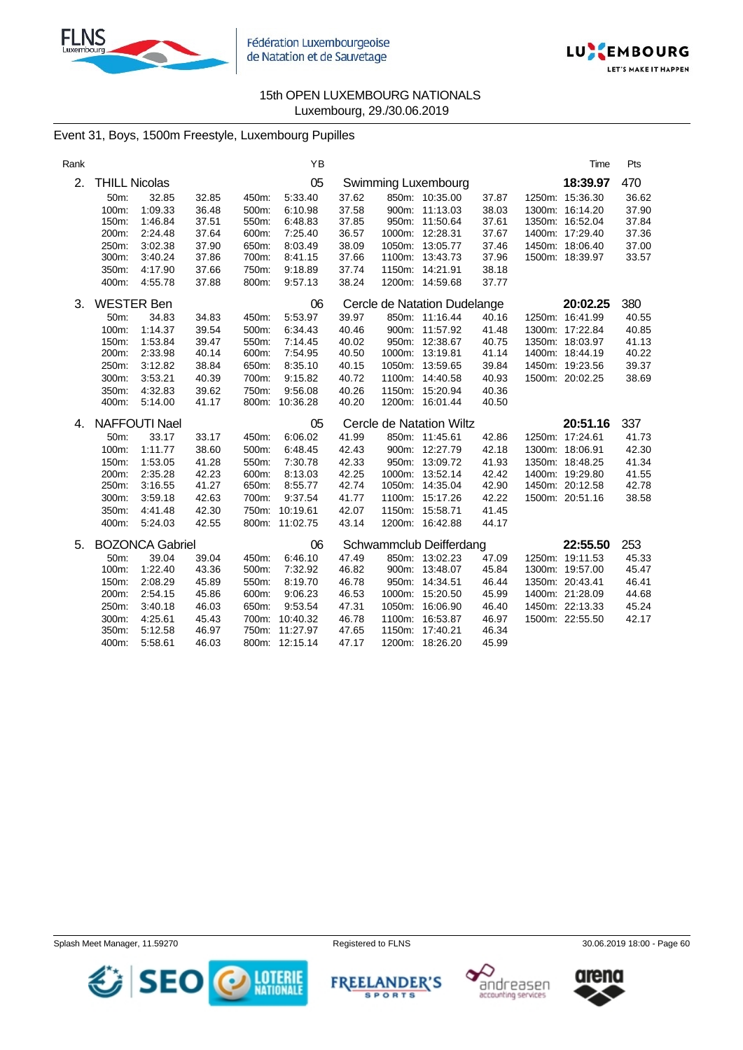15th OPEN LUXEMBOURG NATIONALS
Luxembourg, 29./30.06.2019

## Event 31, Boys, 1500m Freestyle, Luxembourg Pupilles

| Rank | | YB | | Time | Pts |
|---|---|---|---|---|---|
| 2. | THILL Nicolas | 05 | Swimming Luxembourg | 18:39.97 | 470 |

| 50m: | 32.85 | 32.85 | 450m: | 5:33.40 | 37.62 | 850m: | 10:35.00 | 37.87 | 1250m: | 15:36.30 | 36.62 |
|---|---|---|---|---|---|---|---|---|---|---|---|
| 100m: | 1:09.33 | 36.48 | 500m: | 6:10.98 | 37.58 | 900m: | 11:13.03 | 38.03 | 1300m: | 16:14.20 | 37.90 |
| 150m: | 1:46.84 | 37.51 | 550m: | 6:48.83 | 37.85 | 950m: | 11:50.64 | 37.61 | 1350m: | 16:52.04 | 37.84 |
| 200m: | 2:24.48 | 37.64 | 600m: | 7:25.40 | 36.57 | 1000m: | 12:28.31 | 37.67 | 1400m: | 17:29.40 | 37.36 |
| 250m: | 3:02.38 | 37.90 | 650m: | 8:03.49 | 38.09 | 1050m: | 13:05.77 | 37.46 | 1450m: | 18:06.40 | 37.00 |
| 300m: | 3:40.24 | 37.86 | 700m: | 8:41.15 | 37.66 | 1100m: | 13:43.73 | 37.96 | 1500m: | 18:39.97 | 33.57 |
| 350m: | 4:17.90 | 37.66 | 750m: | 9:18.89 | 37.74 | 1150m: | 14:21.91 | 38.18 | | | |
| 400m: | 4:55.78 | 37.88 | 800m: | 9:57.13 | 38.24 | 1200m: | 14:59.68 | 37.77 | | | |

| Rank | | YB | | Time | Pts |
|---|---|---|---|---|---|
| 3. | WESTER Ben | 06 | Cercle de Natation Dudelange | 20:02.25 | 380 |

| 50m: | 34.83 | 34.83 | 450m: | 5:53.97 | 39.97 | 850m: | 11:16.44 | 40.16 | 1250m: | 16:41.99 | 40.55 |
|---|---|---|---|---|---|---|---|---|---|---|---|
| 100m: | 1:14.37 | 39.54 | 500m: | 6:34.43 | 40.46 | 900m: | 11:57.92 | 41.48 | 1300m: | 17:22.84 | 40.85 |
| 150m: | 1:53.84 | 39.47 | 550m: | 7:14.45 | 40.02 | 950m: | 12:38.67 | 40.75 | 1350m: | 18:03.97 | 41.13 |
| 200m: | 2:33.98 | 40.14 | 600m: | 7:54.95 | 40.50 | 1000m: | 13:19.81 | 41.14 | 1400m: | 18:44.19 | 40.22 |
| 250m: | 3:12.82 | 38.84 | 650m: | 8:35.10 | 40.15 | 1050m: | 13:59.65 | 39.84 | 1450m: | 19:23.56 | 39.37 |
| 300m: | 3:53.21 | 40.39 | 700m: | 9:15.82 | 40.72 | 1100m: | 14:40.58 | 40.93 | 1500m: | 20:02.25 | 38.69 |
| 350m: | 4:32.83 | 39.62 | 750m: | 9:56.08 | 40.26 | 1150m: | 15:20.94 | 40.36 | | | |
| 400m: | 5:14.00 | 41.17 | 800m: | 10:36.28 | 40.20 | 1200m: | 16:01.44 | 40.50 | | | |

| Rank | | YB | | Time | Pts |
|---|---|---|---|---|---|
| 4. | NAFFOUTI Nael | 05 | Cercle de Natation Wiltz | 20:51.16 | 337 |

| 50m: | 33.17 | 33.17 | 450m: | 6:06.02 | 41.99 | 850m: | 11:45.61 | 42.86 | 1250m: | 17:24.61 | 41.73 |
|---|---|---|---|---|---|---|---|---|---|---|---|
| 100m: | 1:11.77 | 38.60 | 500m: | 6:48.45 | 42.43 | 900m: | 12:27.79 | 42.18 | 1300m: | 18:06.91 | 42.30 |
| 150m: | 1:53.05 | 41.28 | 550m: | 7:30.78 | 42.33 | 950m: | 13:09.72 | 41.93 | 1350m: | 18:48.25 | 41.34 |
| 200m: | 2:35.28 | 42.23 | 600m: | 8:13.03 | 42.25 | 1000m: | 13:52.14 | 42.42 | 1400m: | 19:29.80 | 41.55 |
| 250m: | 3:16.55 | 41.27 | 650m: | 8:55.77 | 42.74 | 1050m: | 14:35.04 | 42.90 | 1450m: | 20:12.58 | 42.78 |
| 300m: | 3:59.18 | 42.63 | 700m: | 9:37.54 | 41.77 | 1100m: | 15:17.26 | 42.22 | 1500m: | 20:51.16 | 38.58 |
| 350m: | 4:41.48 | 42.30 | 750m: | 10:19.61 | 42.07 | 1150m: | 15:58.71 | 41.45 | | | |
| 400m: | 5:24.03 | 42.55 | 800m: | 11:02.75 | 43.14 | 1200m: | 16:42.88 | 44.17 | | | |

| Rank | | YB | | Time | Pts |
|---|---|---|---|---|---|
| 5. | BOZONCA Gabriel | 06 | Schwammclub Deifferdang | 22:55.50 | 253 |

| 50m: | 39.04 | 39.04 | 450m: | 6:46.10 | 47.49 | 850m: | 13:02.23 | 47.09 | 1250m: | 19:11.53 | 45.33 |
|---|---|---|---|---|---|---|---|---|---|---|---|
| 100m: | 1:22.40 | 43.36 | 500m: | 7:32.92 | 46.82 | 900m: | 13:48.07 | 45.84 | 1300m: | 19:57.00 | 45.47 |
| 150m: | 2:08.29 | 45.89 | 550m: | 8:19.70 | 46.78 | 950m: | 14:34.51 | 46.44 | 1350m: | 20:43.41 | 46.41 |
| 200m: | 2:54.15 | 45.86 | 600m: | 9:06.23 | 46.53 | 1000m: | 15:20.50 | 45.99 | 1400m: | 21:28.09 | 44.68 |
| 250m: | 3:40.18 | 46.03 | 650m: | 9:53.54 | 47.31 | 1050m: | 16:06.90 | 46.40 | 1450m: | 22:13.33 | 45.24 |
| 300m: | 4:25.61 | 45.43 | 700m: | 10:40.32 | 46.78 | 1100m: | 16:53.87 | 46.97 | 1500m: | 22:55.50 | 42.17 |
| 350m: | 5:12.58 | 46.97 | 750m: | 11:27.97 | 47.65 | 1150m: | 17:40.21 | 46.34 | | | |
| 400m: | 5:58.61 | 46.03 | 800m: | 12:15.14 | 47.17 | 1200m: | 18:26.20 | 45.99 | | | |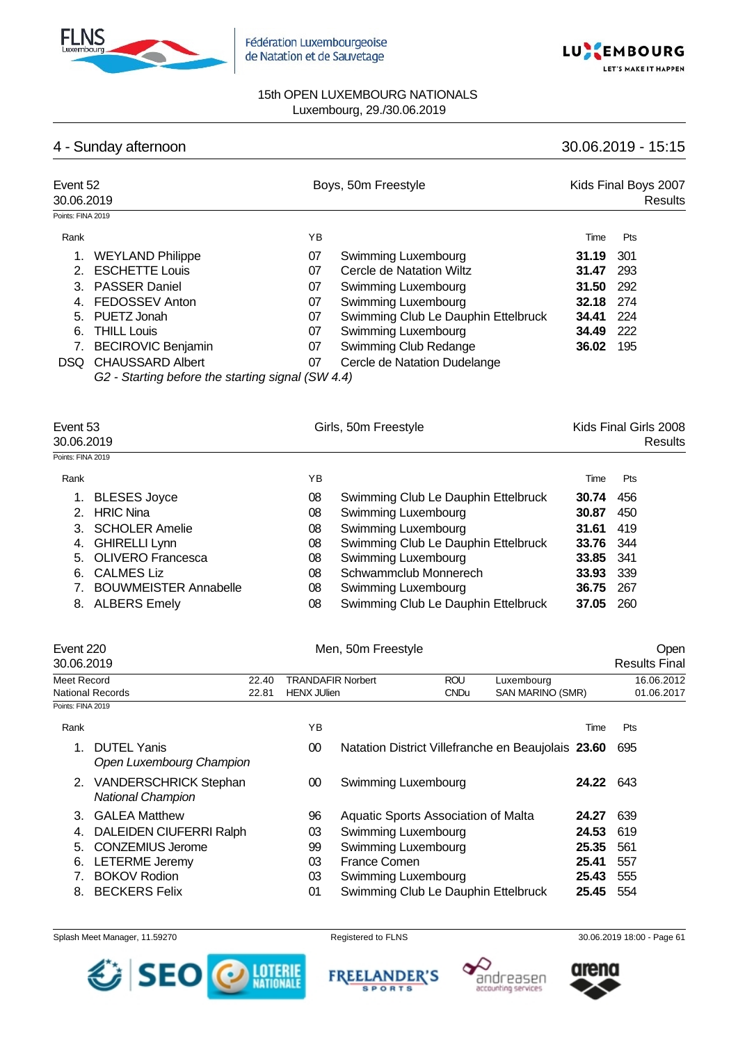Fédération Luxembourgeoise de Natation et de Sauvetage

15th OPEN LUXEMBOURG NATIONALS
Luxembourg, 29./30.06.2019

## 4 - Sunday afternoon — 30.06.2019 - 15:15

### Event 52 — Boys, 50m Freestyle — Kids Final Boys 2007

30.06.2019 — Results

Points: FINA 2019

| Rank | Name | YB | Club | Time | Pts |
|---|---|---|---|---|---|
| 1. | WEYLAND Philippe | 07 | Swimming Luxembourg | **31.19** | 301 |
| 2. | ESCHETTE Louis | 07 | Cercle de Natation Wiltz | **31.47** | 293 |
| 3. | PASSER Daniel | 07 | Swimming Luxembourg | **31.50** | 292 |
| 4. | FEDOSSEV Anton | 07 | Swimming Luxembourg | **32.18** | 274 |
| 5. | PUETZ Jonah | 07 | Swimming Club Le Dauphin Ettelbruck | **34.41** | 224 |
| 6. | THILL Louis | 07 | Swimming Luxembourg | **34.49** | 222 |
| 7. | BECIROVIC Benjamin | 07 | Swimming Club Redange | **36.02** | 195 |
| DSQ | CHAUSSARD Albert<br>*G2 - Starting before the starting signal (SW 4.4)* | 07 | Cercle de Natation Dudelange | | |

### Event 53 — Girls, 50m Freestyle — Kids Final Girls 2008

30.06.2019 — Results

Points: FINA 2019

| Rank | Name | YB | Club | Time | Pts |
|---|---|---|---|---|---|
| 1. | BLESES Joyce | 08 | Swimming Club Le Dauphin Ettelbruck | **30.74** | 456 |
| 2. | HRIC Nina | 08 | Swimming Luxembourg | **30.87** | 450 |
| 3. | SCHOLER Amelie | 08 | Swimming Luxembourg | **31.61** | 419 |
| 4. | GHIRELLI Lynn | 08 | Swimming Club Le Dauphin Ettelbruck | **33.76** | 344 |
| 5. | OLIVERO Francesca | 08 | Swimming Luxembourg | **33.85** | 341 |
| 6. | CALMES Liz | 08 | Schwammclub Monnerech | **33.93** | 339 |
| 7. | BOUWMEISTER Annabelle | 08 | Swimming Luxembourg | **36.75** | 267 |
| 8. | ALBERS Emely | 08 | Swimming Club Le Dauphin Ettelbruck | **37.05** | 260 |

### Event 220 — Men, 50m Freestyle — Open

30.06.2019 — Results Final

| | Time | Name | Nation | Place | Date |
|---|---|---|---|---|---|
| Meet Record | 22.40 | TRANDAFIR Norbert | ROU | Luxembourg | 16.06.2012 |
| National Records | 22.81 | HENX JUlien | CNDu | SAN MARINO (SMR) | 01.06.2017 |

Points: FINA 2019

| Rank | Name | YB | Club | Time | Pts |
|---|---|---|---|---|---|
| 1. | DUTEL Yanis<br>*Open Luxembourg Champion* | 00 | Natation District Villefranche en Beaujolais | **23.60** | 695 |
| 2. | VANDERSCHRICK Stephan<br>*National Champion* | 00 | Swimming Luxembourg | **24.22** | 643 |
| 3. | GALEA Matthew | 96 | Aquatic Sports Association of Malta | **24.27** | 639 |
| 4. | DALEIDEN CIUFERRI Ralph | 03 | Swimming Luxembourg | **24.53** | 619 |
| 5. | CONZEMIUS Jerome | 99 | Swimming Luxembourg | **25.35** | 561 |
| 6. | LETERME Jeremy | 03 | France Comen | **25.41** | 557 |
| 7. | BOKOV Rodion | 03 | Swimming Luxembourg | **25.43** | 555 |
| 8. | BECKERS Felix | 01 | Swimming Club Le Dauphin Ettelbruck | **25.45** | 554 |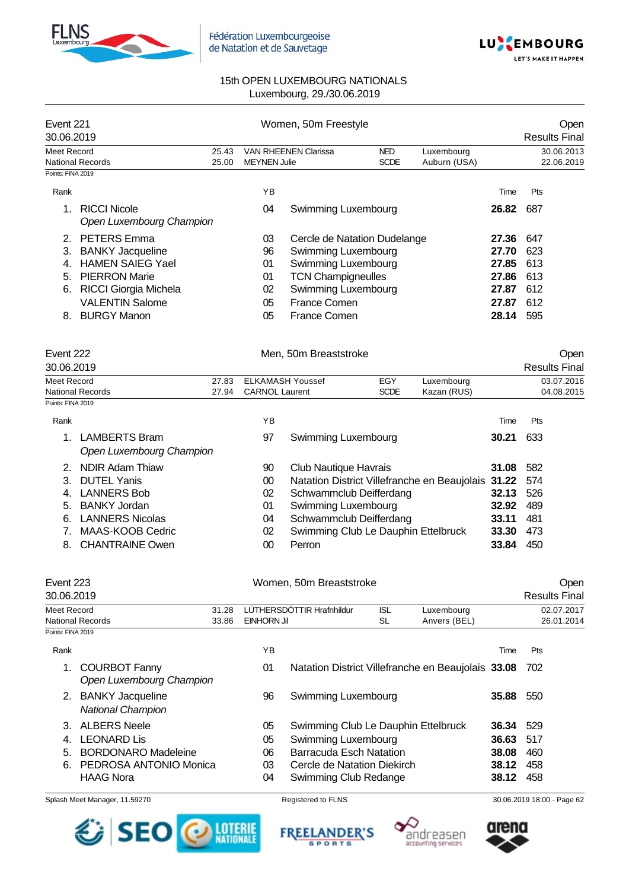15th OPEN LUXEMBOURG NATIONALS
Luxembourg, 29./30.06.2019

## Event 221 — Women, 50m Freestyle — Open

30.06.2019 — Results Final

| | Time | Name | Nat | Place | Date |
|---|---|---|---|---|---|
| Meet Record | 25.43 | VAN RHEENEN Clarissa | NED | Luxembourg | 30.06.2013 |
| National Records | 25.00 | MEYNEN Julie | SCDE | Auburn (USA) | 22.06.2019 |

Points: FINA 2019

| Rank | Name | YB | Club | Time | Pts |
|---|---|---|---|---|---|
| 1. | RICCI Nicole *Open Luxembourg Champion* | 04 | Swimming Luxembourg | **26.82** | 687 |
| 2. | PETERS Emma | 03 | Cercle de Natation Dudelange | **27.36** | 647 |
| 3. | BANKY Jacqueline | 96 | Swimming Luxembourg | **27.70** | 623 |
| 4. | HAMEN SAIEG Yael | 01 | Swimming Luxembourg | **27.85** | 613 |
| 5. | PIERRON Marie | 01 | TCN Champigneulles | **27.86** | 613 |
| 6. | RICCI Giorgia Michela | 02 | Swimming Luxembourg | **27.87** | 612 |
| | VALENTIN Salome | 05 | France Comen | **27.87** | 612 |
| 8. | BURGY Manon | 05 | France Comen | **28.14** | 595 |

## Event 222 — Men, 50m Breaststroke — Open

30.06.2019 — Results Final

| | Time | Name | Nat | Place | Date |
|---|---|---|---|---|---|
| Meet Record | 27.83 | ELKAMASH Youssef | EGY | Luxembourg | 03.07.2016 |
| National Records | 27.94 | CARNOL Laurent | SCDE | Kazan (RUS) | 04.08.2015 |

Points: FINA 2019

| Rank | Name | YB | Club | Time | Pts |
|---|---|---|---|---|---|
| 1. | LAMBERTS Bram *Open Luxembourg Champion* | 97 | Swimming Luxembourg | **30.21** | 633 |
| 2. | NDIR Adam Thiaw | 90 | Club Nautique Havrais | **31.08** | 582 |
| 3. | DUTEL Yanis | 00 | Natation District Villefranche en Beaujolais | **31.22** | 574 |
| 4. | LANNERS Bob | 02 | Schwammclub Deifferdang | **32.13** | 526 |
| 5. | BANKY Jordan | 01 | Swimming Luxembourg | **32.92** | 489 |
| 6. | LANNERS Nicolas | 04 | Schwammclub Deifferdang | **33.11** | 481 |
| 7. | MAAS-KOOB Cedric | 02 | Swimming Club Le Dauphin Ettelbruck | **33.30** | 473 |
| 8. | CHANTRAINE Owen | 00 | Perron | **33.84** | 450 |

## Event 223 — Women, 50m Breaststroke — Open

30.06.2019 — Results Final

| | Time | Name | Nat | Place | Date |
|---|---|---|---|---|---|
| Meet Record | 31.28 | LÚTHERSDÓTTIR Hrafnhildur | ISL | Luxembourg | 02.07.2017 |
| National Records | 33.86 | EINHORN Jil | SL | Anvers (BEL) | 26.01.2014 |

Points: FINA 2019

| Rank | Name | YB | Club | Time | Pts |
|---|---|---|---|---|---|
| 1. | COURBOT Fanny *Open Luxembourg Champion* | 01 | Natation District Villefranche en Beaujolais | **33.08** | 702 |
| 2. | BANKY Jacqueline *National Champion* | 96 | Swimming Luxembourg | **35.88** | 550 |
| 3. | ALBERS Neele | 05 | Swimming Club Le Dauphin Ettelbruck | **36.34** | 529 |
| 4. | LEONARD Lis | 05 | Swimming Luxembourg | **36.63** | 517 |
| 5. | BORDONARO Madeleine | 06 | Barracuda Esch Natation | **38.08** | 460 |
| 6. | PEDROSA ANTONIO Monica | 03 | Cercle de Natation Diekirch | **38.12** | 458 |
| | HAAG Nora | 04 | Swimming Club Redange | **38.12** | 458 |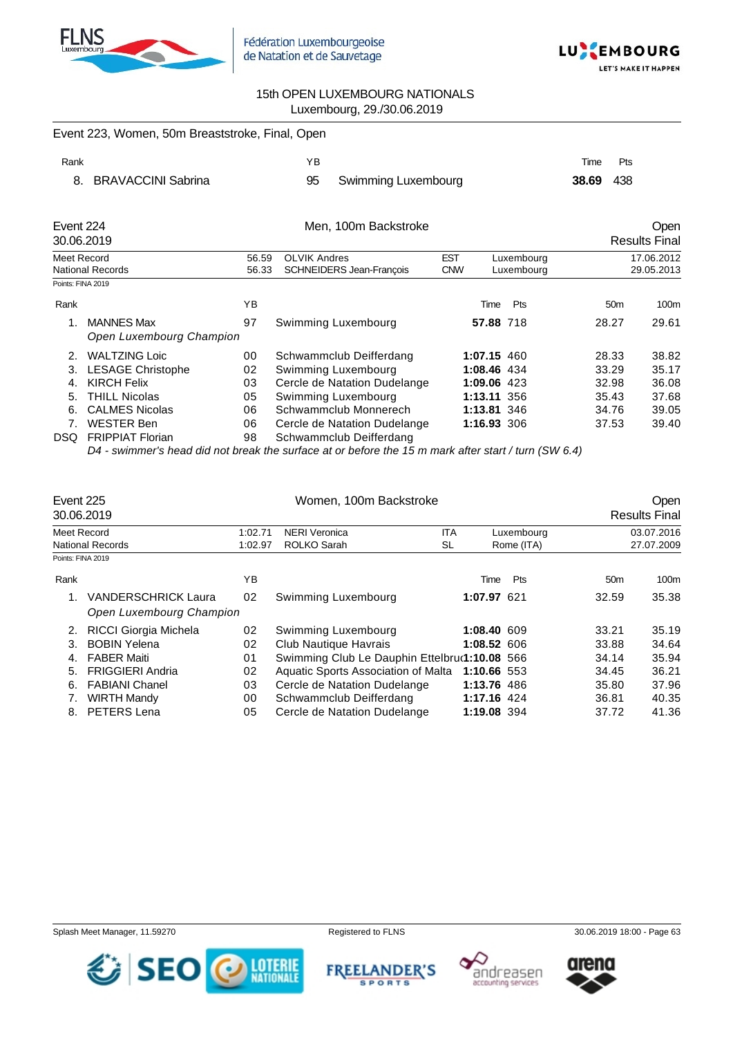15th OPEN LUXEMBOURG NATIONALS
Luxembourg, 29./30.06.2019

Event 223, Women, 50m Breaststroke, Final, Open

| Rank | | YB | | Time | Pts |
|---|---|---|---|---|---|
| 8. | BRAVACCINI Sabrina | 95 | Swimming Luxembourg | **38.69** | 438 |

## Event 224 — Men, 100m Backstroke — Open

30.06.2019 — Results Final

| | | | | | |
|---|---|---|---|---|---|
| Meet Record | 56.59 | OLVIK Andres | EST | Luxembourg | 17.06.2012 |
| National Records | 56.33 | SCHNEIDERS Jean-François | CNW | Luxembourg | 29.05.2013 |

Points: FINA 2019

| Rank | | YB | | Time | Pts | 50m | 100m |
|---|---|---|---|---|---|---|---|
| 1. | MANNES Max<br>*Open Luxembourg Champion* | 97 | Swimming Luxembourg | **57.88** | 718 | 28.27 | 29.61 |
| 2. | WALTZING Loic | 00 | Schwammclub Deifferdang | **1:07.15** | 460 | 28.33 | 38.82 |
| 3. | LESAGE Christophe | 02 | Swimming Luxembourg | **1:08.46** | 434 | 33.29 | 35.17 |
| 4. | KIRCH Felix | 03 | Cercle de Natation Dudelange | **1:09.06** | 423 | 32.98 | 36.08 |
| 5. | THILL Nicolas | 05 | Swimming Luxembourg | **1:13.11** | 356 | 35.43 | 37.68 |
| 6. | CALMES Nicolas | 06 | Schwammclub Monnerech | **1:13.81** | 346 | 34.76 | 39.05 |
| 7. | WESTER Ben | 06 | Cercle de Natation Dudelange | **1:16.93** | 306 | 37.53 | 39.40 |
| DSQ | FRIPPIAT Florian | 98 | Schwammclub Deifferdang | | | | |

*D4 - swimmer's head did not break the surface at or before the 15 m mark after start / turn (SW 6.4)*

## Event 225 — Women, 100m Backstroke — Open

30.06.2019 — Results Final

| | | | | | |
|---|---|---|---|---|---|
| Meet Record | 1:02.71 | NERI Veronica | ITA | Luxembourg | 03.07.2016 |
| National Records | 1:02.97 | ROLKO Sarah | SL | Rome (ITA) | 27.07.2009 |

Points: FINA 2019

| Rank | | YB | | Time | Pts | 50m | 100m |
|---|---|---|---|---|---|---|---|
| 1. | VANDERSCHRICK Laura<br>*Open Luxembourg Champion* | 02 | Swimming Luxembourg | **1:07.97** | 621 | 32.59 | 35.38 |
| 2. | RICCI Giorgia Michela | 02 | Swimming Luxembourg | **1:08.40** | 609 | 33.21 | 35.19 |
| 3. | BOBIN Yelena | 02 | Club Nautique Havrais | **1:08.52** | 606 | 33.88 | 34.64 |
| 4. | FABER Maiti | 01 | Swimming Club Le Dauphin Ettelbru | **1:10.08** | 566 | 34.14 | 35.94 |
| 5. | FRIGGIERI Andria | 02 | Aquatic Sports Association of Malta | **1:10.66** | 553 | 34.45 | 36.21 |
| 6. | FABIANI Chanel | 03 | Cercle de Natation Dudelange | **1:13.76** | 486 | 35.80 | 37.96 |
| 7. | WIRTH Mandy | 00 | Schwammclub Deifferdang | **1:17.16** | 424 | 36.81 | 40.35 |
| 8. | PETERS Lena | 05 | Cercle de Natation Dudelange | **1:19.08** | 394 | 37.72 | 41.36 |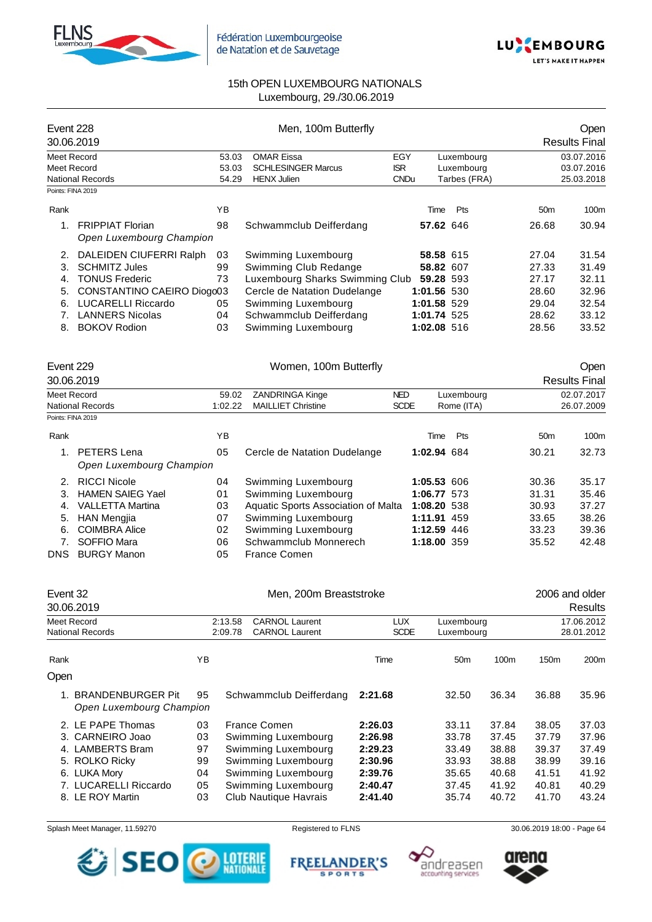15th OPEN LUXEMBOURG NATIONALS

Luxembourg, 29./30.06.2019

## Event 228 — Men, 100m Butterfly — Open

30.06.2019 — Results Final

| | | | | | |
|---|---|---|---|---|---|
| Meet Record | 53.03 | OMAR Eissa | EGY | Luxembourg | 03.07.2016 |
| Meet Record | 53.03 | SCHLESINGER Marcus | ISR | Luxembourg | 03.07.2016 |
| National Records | 54.29 | HENX Julien | CNDu | Tarbes (FRA) | 25.03.2018 |

Points: FINA 2019

| Rank | Name | YB | Club | Time | Pts | 50m | 100m |
|---|---|---|---|---|---|---|---|
| 1. | FRIPPIAT Florian *Open Luxembourg Champion* | 98 | Schwammclub Deifferdang | **57.62** | 646 | 26.68 | 30.94 |
| 2. | DALEIDEN CIUFERRI Ralph | 03 | Swimming Luxembourg | **58.58** | 615 | 27.04 | 31.54 |
| 3. | SCHMITZ Jules | 99 | Swimming Club Redange | **58.82** | 607 | 27.33 | 31.49 |
| 4. | TONUS Frederic | 73 | Luxembourg Sharks Swimming Club | **59.28** | 593 | 27.17 | 32.11 |
| 5. | CONSTANTINO CAEIRO Diogo | 03 | Cercle de Natation Dudelange | **1:01.56** | 530 | 28.60 | 32.96 |
| 6. | LUCARELLI Riccardo | 05 | Swimming Luxembourg | **1:01.58** | 529 | 29.04 | 32.54 |
| 7. | LANNERS Nicolas | 04 | Schwammclub Deifferdang | **1:01.74** | 525 | 28.62 | 33.12 |
| 8. | BOKOV Rodion | 03 | Swimming Luxembourg | **1:02.08** | 516 | 28.56 | 33.52 |

## Event 229 — Women, 100m Butterfly — Open

30.06.2019 — Results Final

| | | | | | |
|---|---|---|---|---|---|
| Meet Record | 59.02 | ZANDRINGA Kinge | NED | Luxembourg | 02.07.2017 |
| National Records | 1:02.22 | MAILLIET Christine | SCDE | Rome (ITA) | 26.07.2009 |

Points: FINA 2019

| Rank | Name | YB | Club | Time | Pts | 50m | 100m |
|---|---|---|---|---|---|---|---|
| 1. | PETERS Lena *Open Luxembourg Champion* | 05 | Cercle de Natation Dudelange | **1:02.94** | 684 | 30.21 | 32.73 |
| 2. | RICCI Nicole | 04 | Swimming Luxembourg | **1:05.53** | 606 | 30.36 | 35.17 |
| 3. | HAMEN SAIEG Yael | 01 | Swimming Luxembourg | **1:06.77** | 573 | 31.31 | 35.46 |
| 4. | VALLETTA Martina | 03 | Aquatic Sports Association of Malta | **1:08.20** | 538 | 30.93 | 37.27 |
| 5. | HAN Mengjia | 07 | Swimming Luxembourg | **1:11.91** | 459 | 33.65 | 38.26 |
| 6. | COIMBRA Alice | 02 | Swimming Luxembourg | **1:12.59** | 446 | 33.23 | 39.36 |
| 7. | SOFFIO Mara | 06 | Schwammclub Monnerech | **1:18.00** | 359 | 35.52 | 42.48 |
| DNS | BURGY Manon | 05 | France Comen | | | | |

## Event 32 — Men, 200m Breaststroke — 2006 and older

30.06.2019 — Results

| | | | | | |
|---|---|---|---|---|---|
| Meet Record | 2:13.58 | CARNOL Laurent | LUX | Luxembourg | 17.06.2012 |
| National Records | 2:09.78 | CARNOL Laurent | SCDE | Luxembourg | 28.01.2012 |

**Open**

| Rank | Name | YB | Club | Time | 50m | 100m | 150m | 200m |
|---|---|---|---|---|---|---|---|---|
| 1. | BRANDENBURGER Pit *Open Luxembourg Champion* | 95 | Schwammclub Deifferdang | **2:21.68** | 32.50 | 36.34 | 36.88 | 35.96 |
| 2. | LE PAPE Thomas | 03 | France Comen | **2:26.03** | 33.11 | 37.84 | 38.05 | 37.03 |
| 3. | CARNEIRO Joao | 03 | Swimming Luxembourg | **2:26.98** | 33.78 | 37.45 | 37.79 | 37.96 |
| 4. | LAMBERTS Bram | 97 | Swimming Luxembourg | **2:29.23** | 33.49 | 38.88 | 39.37 | 37.49 |
| 5. | ROLKO Ricky | 99 | Swimming Luxembourg | **2:30.96** | 33.93 | 38.88 | 38.99 | 39.16 |
| 6. | LUKA Mory | 04 | Swimming Luxembourg | **2:39.76** | 35.65 | 40.68 | 41.51 | 41.92 |
| 7. | LUCARELLI Riccardo | 05 | Swimming Luxembourg | **2:40.47** | 37.45 | 41.92 | 40.81 | 40.29 |
| 8. | LE ROY Martin | 03 | Club Nautique Havrais | **2:41.40** | 35.74 | 40.72 | 41.70 | 43.24 |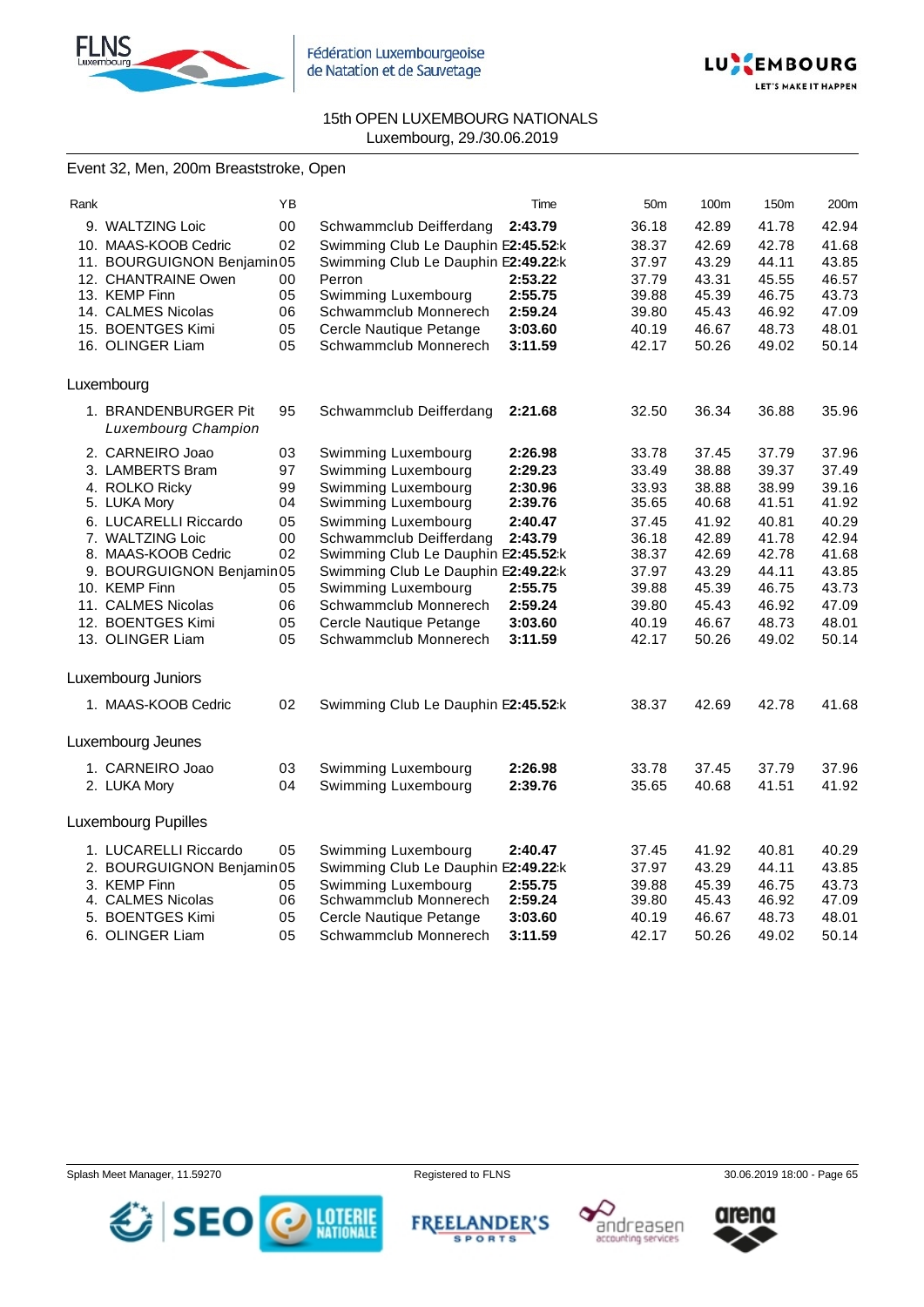15th OPEN LUXEMBOURG NATIONALS
Luxembourg, 29./30.06.2019

## Event 32, Men, 200m Breaststroke, Open

| Rank | | YB | | Time | 50m | 100m | 150m | 200m |
|---|---|---|---|---|---|---|---|---|
| 9. | WALTZING Loic | 00 | Schwammclub Deifferdang | **2:43.79** | 36.18 | 42.89 | 41.78 | 42.94 |
| 10. | MAAS-KOOB Cedric | 02 | Swimming Club Le Dauphin E | **2:45.52** k | 38.37 | 42.69 | 42.78 | 41.68 |
| 11. | BOURGUIGNON Benjamin | 05 | Swimming Club Le Dauphin E | **2:49.22** k | 37.97 | 43.29 | 44.11 | 43.85 |
| 12. | CHANTRAINE Owen | 00 | Perron | **2:53.22** | 37.79 | 43.31 | 45.55 | 46.57 |
| 13. | KEMP Finn | 05 | Swimming Luxembourg | **2:55.75** | 39.88 | 45.39 | 46.75 | 43.73 |
| 14. | CALMES Nicolas | 06 | Schwammclub Monnerech | **2:59.24** | 39.80 | 45.43 | 46.92 | 47.09 |
| 15. | BOENTGES Kimi | 05 | Cercle Nautique Petange | **3:03.60** | 40.19 | 46.67 | 48.73 | 48.01 |
| 16. | OLINGER Liam | 05 | Schwammclub Monnerech | **3:11.59** | 42.17 | 50.26 | 49.02 | 50.14 |

### Luxembourg

| Rank | | YB | | Time | 50m | 100m | 150m | 200m |
|---|---|---|---|---|---|---|---|---|
| 1. | BRANDENBURGER Pit *Luxembourg Champion* | 95 | Schwammclub Deifferdang | **2:21.68** | 32.50 | 36.34 | 36.88 | 35.96 |
| 2. | CARNEIRO Joao | 03 | Swimming Luxembourg | **2:26.98** | 33.78 | 37.45 | 37.79 | 37.96 |
| 3. | LAMBERTS Bram | 97 | Swimming Luxembourg | **2:29.23** | 33.49 | 38.88 | 39.37 | 37.49 |
| 4. | ROLKO Ricky | 99 | Swimming Luxembourg | **2:30.96** | 33.93 | 38.88 | 38.99 | 39.16 |
| 5. | LUKA Mory | 04 | Swimming Luxembourg | **2:39.76** | 35.65 | 40.68 | 41.51 | 41.92 |
| 6. | LUCARELLI Riccardo | 05 | Swimming Luxembourg | **2:40.47** | 37.45 | 41.92 | 40.81 | 40.29 |
| 7. | WALTZING Loic | 00 | Schwammclub Deifferdang | **2:43.79** | 36.18 | 42.89 | 41.78 | 42.94 |
| 8. | MAAS-KOOB Cedric | 02 | Swimming Club Le Dauphin E | **2:45.52** k | 38.37 | 42.69 | 42.78 | 41.68 |
| 9. | BOURGUIGNON Benjamin | 05 | Swimming Club Le Dauphin E | **2:49.22** k | 37.97 | 43.29 | 44.11 | 43.85 |
| 10. | KEMP Finn | 05 | Swimming Luxembourg | **2:55.75** | 39.88 | 45.39 | 46.75 | 43.73 |
| 11. | CALMES Nicolas | 06 | Schwammclub Monnerech | **2:59.24** | 39.80 | 45.43 | 46.92 | 47.09 |
| 12. | BOENTGES Kimi | 05 | Cercle Nautique Petange | **3:03.60** | 40.19 | 46.67 | 48.73 | 48.01 |
| 13. | OLINGER Liam | 05 | Schwammclub Monnerech | **3:11.59** | 42.17 | 50.26 | 49.02 | 50.14 |

### Luxembourg Juniors

| Rank | | YB | | Time | 50m | 100m | 150m | 200m |
|---|---|---|---|---|---|---|---|---|
| 1. | MAAS-KOOB Cedric | 02 | Swimming Club Le Dauphin E | **2:45.52** k | 38.37 | 42.69 | 42.78 | 41.68 |

### Luxembourg Jeunes

| Rank | | YB | | Time | 50m | 100m | 150m | 200m |
|---|---|---|---|---|---|---|---|---|
| 1. | CARNEIRO Joao | 03 | Swimming Luxembourg | **2:26.98** | 33.78 | 37.45 | 37.79 | 37.96 |
| 2. | LUKA Mory | 04 | Swimming Luxembourg | **2:39.76** | 35.65 | 40.68 | 41.51 | 41.92 |

### Luxembourg Pupilles

| Rank | | YB | | Time | 50m | 100m | 150m | 200m |
|---|---|---|---|---|---|---|---|---|
| 1. | LUCARELLI Riccardo | 05 | Swimming Luxembourg | **2:40.47** | 37.45 | 41.92 | 40.81 | 40.29 |
| 2. | BOURGUIGNON Benjamin | 05 | Swimming Club Le Dauphin E | **2:49.22** k | 37.97 | 43.29 | 44.11 | 43.85 |
| 3. | KEMP Finn | 05 | Swimming Luxembourg | **2:55.75** | 39.88 | 45.39 | 46.75 | 43.73 |
| 4. | CALMES Nicolas | 06 | Schwammclub Monnerech | **2:59.24** | 39.80 | 45.43 | 46.92 | 47.09 |
| 5. | BOENTGES Kimi | 05 | Cercle Nautique Petange | **3:03.60** | 40.19 | 46.67 | 48.73 | 48.01 |
| 6. | OLINGER Liam | 05 | Schwammclub Monnerech | **3:11.59** | 42.17 | 50.26 | 49.02 | 50.14 |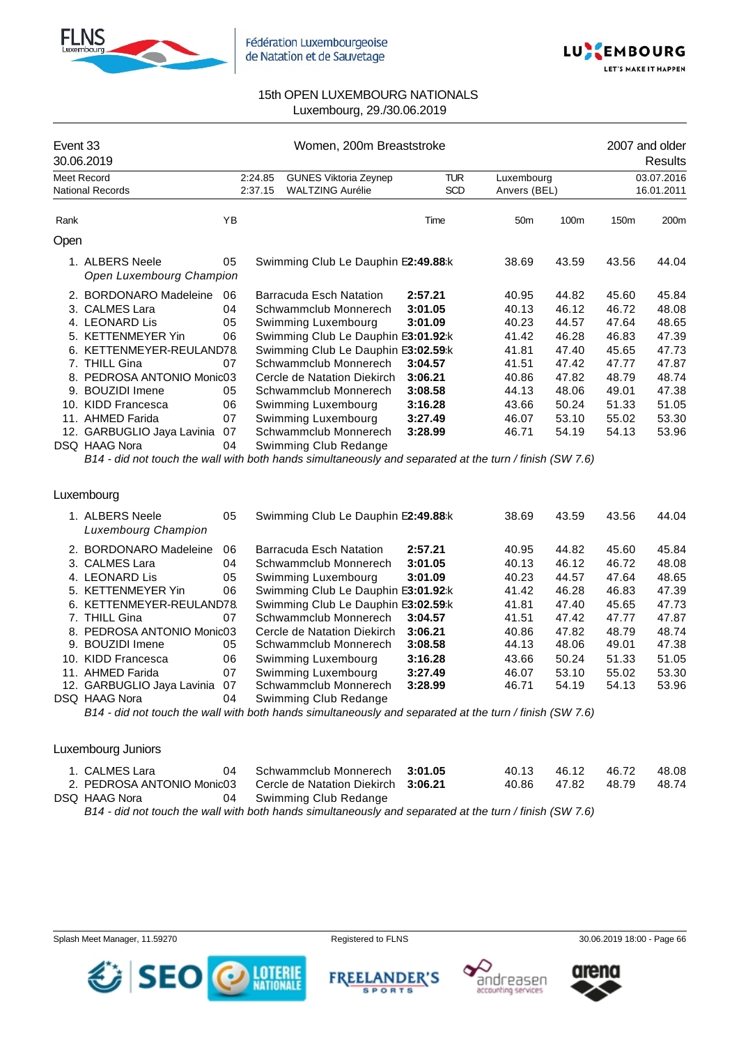15th OPEN LUXEMBOURG NATIONALS
Luxembourg, 29./30.06.2019

## Event 33 — Women, 200m Breaststroke — 2007 and older

30.06.2019 — Results

| | | | | | |
|---|---|---|---|---|---|
| Meet Record | 2:24.85 | GUNES Viktoria Zeynep | TUR | Luxembourg | 03.07.2016 |
| National Records | 2:37.15 | WALTZING Aurélie | SCD | Anvers (BEL) | 16.01.2011 |

### Open

| Rank | | YB | | Time | 50m | 100m | 150m | 200m |
|---|---|---|---|---|---|---|---|---|
| 1. | ALBERS Neele *Open Luxembourg Champion* | 05 | Swimming Club Le Dauphin E | **2:49.88** k | 38.69 | 43.59 | 43.56 | 44.04 |
| 2. | BORDONARO Madeleine | 06 | Barracuda Esch Natation | **2:57.21** | 40.95 | 44.82 | 45.60 | 45.84 |
| 3. | CALMES Lara | 04 | Schwammclub Monnerech | **3:01.05** | 40.13 | 46.12 | 46.72 | 48.08 |
| 4. | LEONARD Lis | 05 | Swimming Luxembourg | **3:01.09** | 40.23 | 44.57 | 47.64 | 48.65 |
| 5. | KETTENMEYER Yin | 06 | Swimming Club Le Dauphin E | **3:01.92** k | 41.42 | 46.28 | 46.83 | 47.39 |
| 6. | KETTENMEYER-REULAND | 78 | Swimming Club Le Dauphin E | **3:02.59** k | 41.81 | 47.40 | 45.65 | 47.73 |
| 7. | THILL Gina | 07 | Schwammclub Monnerech | **3:04.57** | 41.51 | 47.42 | 47.77 | 47.87 |
| 8. | PEDROSA ANTONIO Monic | 03 | Cercle de Natation Diekirch | **3:06.21** | 40.86 | 47.82 | 48.79 | 48.74 |
| 9. | BOUZIDI Imene | 05 | Schwammclub Monnerech | **3:08.58** | 44.13 | 48.06 | 49.01 | 47.38 |
| 10. | KIDD Francesca | 06 | Swimming Luxembourg | **3:16.28** | 43.66 | 50.24 | 51.33 | 51.05 |
| 11. | AHMED Farida | 07 | Swimming Luxembourg | **3:27.49** | 46.07 | 53.10 | 55.02 | 53.30 |
| 12. | GARBUGLIO Jaya Lavinia | 07 | Schwammclub Monnerech | **3:28.99** | 46.71 | 54.19 | 54.13 | 53.96 |
| DSQ | HAAG Nora | 04 | Swimming Club Redange | | | | | |

*B14 - did not touch the wall with both hands simultaneously and separated at the turn / finish (SW 7.6)*

### Luxembourg

| Rank | | YB | | Time | 50m | 100m | 150m | 200m |
|---|---|---|---|---|---|---|---|---|
| 1. | ALBERS Neele *Luxembourg Champion* | 05 | Swimming Club Le Dauphin E | **2:49.88** k | 38.69 | 43.59 | 43.56 | 44.04 |
| 2. | BORDONARO Madeleine | 06 | Barracuda Esch Natation | **2:57.21** | 40.95 | 44.82 | 45.60 | 45.84 |
| 3. | CALMES Lara | 04 | Schwammclub Monnerech | **3:01.05** | 40.13 | 46.12 | 46.72 | 48.08 |
| 4. | LEONARD Lis | 05 | Swimming Luxembourg | **3:01.09** | 40.23 | 44.57 | 47.64 | 48.65 |
| 5. | KETTENMEYER Yin | 06 | Swimming Club Le Dauphin E | **3:01.92** k | 41.42 | 46.28 | 46.83 | 47.39 |
| 6. | KETTENMEYER-REULAND | 78 | Swimming Club Le Dauphin E | **3:02.59** k | 41.81 | 47.40 | 45.65 | 47.73 |
| 7. | THILL Gina | 07 | Schwammclub Monnerech | **3:04.57** | 41.51 | 47.42 | 47.77 | 47.87 |
| 8. | PEDROSA ANTONIO Monic | 03 | Cercle de Natation Diekirch | **3:06.21** | 40.86 | 47.82 | 48.79 | 48.74 |
| 9. | BOUZIDI Imene | 05 | Schwammclub Monnerech | **3:08.58** | 44.13 | 48.06 | 49.01 | 47.38 |
| 10. | KIDD Francesca | 06 | Swimming Luxembourg | **3:16.28** | 43.66 | 50.24 | 51.33 | 51.05 |
| 11. | AHMED Farida | 07 | Swimming Luxembourg | **3:27.49** | 46.07 | 53.10 | 55.02 | 53.30 |
| 12. | GARBUGLIO Jaya Lavinia | 07 | Schwammclub Monnerech | **3:28.99** | 46.71 | 54.19 | 54.13 | 53.96 |
| DSQ | HAAG Nora | 04 | Swimming Club Redange | | | | | |

*B14 - did not touch the wall with both hands simultaneously and separated at the turn / finish (SW 7.6)*

### Luxembourg Juniors

| Rank | | YB | | Time | 50m | 100m | 150m | 200m |
|---|---|---|---|---|---|---|---|---|
| 1. | CALMES Lara | 04 | Schwammclub Monnerech | **3:01.05** | 40.13 | 46.12 | 46.72 | 48.08 |
| 2. | PEDROSA ANTONIO Monic | 03 | Cercle de Natation Diekirch | **3:06.21** | 40.86 | 47.82 | 48.79 | 48.74 |
| DSQ | HAAG Nora | 04 | Swimming Club Redange | | | | | |

*B14 - did not touch the wall with both hands simultaneously and separated at the turn / finish (SW 7.6)*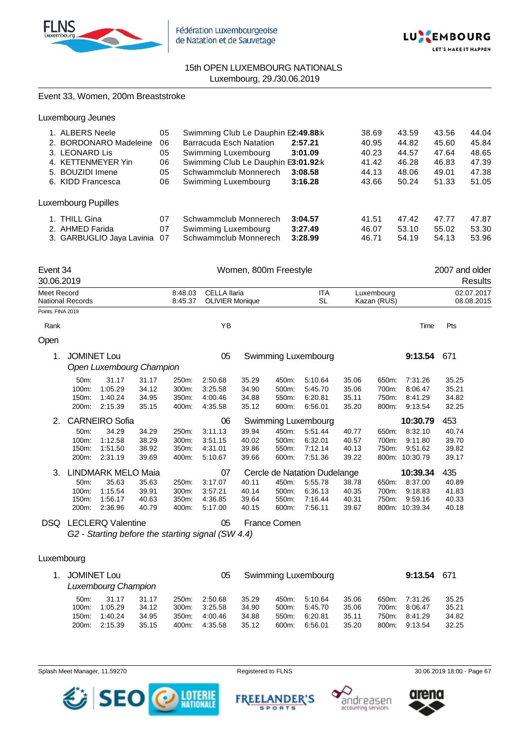15th OPEN LUXEMBOURG NATIONALS
Luxembourg, 29./30.06.2019

Event 33, Women, 200m Breaststroke

Luxembourg Jeunes

| Rank | Name | YB | Club | Time | 50m | 100m | 150m | 200m |
|---|---|---|---|---|---|---|---|---|
| 1. | ALBERS Neele | 05 | Swimming Club Le Dauphin E | **2:49.88** k | 38.69 | 43.59 | 43.56 | 44.04 |
| 2. | BORDONARO Madeleine | 06 | Barracuda Esch Natation | **2:57.21** | 40.95 | 44.82 | 45.60 | 45.84 |
| 3. | LEONARD Lis | 05 | Swimming Luxembourg | **3:01.09** | 40.23 | 44.57 | 47.64 | 48.65 |
| 4. | KETTENMEYER Yin | 06 | Swimming Club Le Dauphin E | **3:01.92** k | 41.42 | 46.28 | 46.83 | 47.39 |
| 5. | BOUZIDI Imene | 05 | Schwammclub Monnerech | **3:08.58** | 44.13 | 48.06 | 49.01 | 47.38 |
| 6. | KIDD Francesca | 06 | Swimming Luxembourg | **3:16.28** | 43.66 | 50.24 | 51.33 | 51.05 |

Luxembourg Pupilles

| Rank | Name | YB | Club | Time | 50m | 100m | 150m | 200m |
|---|---|---|---|---|---|---|---|---|
| 1. | THILL Gina | 07 | Schwammclub Monnerech | **3:04.57** | 41.51 | 47.42 | 47.77 | 47.87 |
| 2. | AHMED Farida | 07 | Swimming Luxembourg | **3:27.49** | 46.07 | 53.10 | 55.02 | 53.30 |
| 3. | GARBUGLIO Jaya Lavinia | 07 | Schwammclub Monnerech | **3:28.99** | 46.71 | 54.19 | 54.13 | 53.96 |

Event 34 — Women, 800m Freestyle — 2007 and older
30.06.2019 — Results

| | Time | Name | Nation | Place | Date |
|---|---|---|---|---|---|
| Meet Record | 8:48.03 | CELLA Ilaria | ITA | Luxembourg | 02.07.2017 |
| National Records | 8:45.37 | OLIVIER Monique | SL | Kazan (RUS) | 08.08.2015 |

Points: FINA 2019

Rank — YB — Time — Pts

Open

1. JOMINET Lou — 05 — Swimming Luxembourg — **9:13.54** — 671
*Open Luxembourg Champion*

| Dist | Time | Split | Dist | Time | Split | Dist | Time | Split | Dist | Time | Split |
|---|---|---|---|---|---|---|---|---|---|---|---|
| 50m: | 31.17 | 31.17 | 250m: | 2:50.68 | 35.29 | 450m: | 5:10.64 | 35.06 | 650m: | 7:31.26 | 35.25 |
| 100m: | 1:05.29 | 34.12 | 300m: | 3:25.58 | 34.90 | 500m: | 5:45.70 | 35.06 | 700m: | 8:06.47 | 35.21 |
| 150m: | 1:40.24 | 34.95 | 350m: | 4:00.46 | 34.88 | 550m: | 6:20.81 | 35.11 | 750m: | 8:41.29 | 34.82 |
| 200m: | 2:15.39 | 35.15 | 400m: | 4:35.58 | 35.12 | 600m: | 6:56.01 | 35.20 | 800m: | 9:13.54 | 32.25 |

2. CARNEIRO Sofia — 06 — Swimming Luxembourg — **10:30.79** — 453

| Dist | Time | Split | Dist | Time | Split | Dist | Time | Split | Dist | Time | Split |
|---|---|---|---|---|---|---|---|---|---|---|---|
| 50m: | 34.29 | 34.29 | 250m: | 3:11.13 | 39.94 | 450m: | 5:51.44 | 40.77 | 650m: | 8:32.10 | 40.74 |
| 100m: | 1:12.58 | 38.29 | 300m: | 3:51.15 | 40.02 | 500m: | 6:32.01 | 40.57 | 700m: | 9:11.80 | 39.70 |
| 150m: | 1:51.50 | 38.92 | 350m: | 4:31.01 | 39.86 | 550m: | 7:12.14 | 40.13 | 750m: | 9:51.62 | 39.82 |
| 200m: | 2:31.19 | 39.69 | 400m: | 5:10.67 | 39.66 | 600m: | 7:51.36 | 39.22 | 800m: | 10:30.79 | 39.17 |

3. LINDMARK MELO Maia — 07 — Cercle de Natation Dudelange — **10:39.34** — 435

| Dist | Time | Split | Dist | Time | Split | Dist | Time | Split | Dist | Time | Split |
|---|---|---|---|---|---|---|---|---|---|---|---|
| 50m: | 35.63 | 35.63 | 250m: | 3:17.07 | 40.11 | 450m: | 5:55.78 | 38.78 | 650m: | 8:37.00 | 40.89 |
| 100m: | 1:15.54 | 39.91 | 300m: | 3:57.21 | 40.14 | 500m: | 6:36.13 | 40.35 | 700m: | 9:18.83 | 41.83 |
| 150m: | 1:56.17 | 40.63 | 350m: | 4:36.85 | 39.64 | 550m: | 7:16.44 | 40.31 | 750m: | 9:59.16 | 40.33 |
| 200m: | 2:36.96 | 40.79 | 400m: | 5:17.00 | 40.15 | 600m: | 7:56.11 | 39.67 | 800m: | 10:39.34 | 40.18 |

DSQ LECLERQ Valentine — 05 — France Comen
*G2 - Starting before the starting signal (SW 4.4)*

Luxembourg

1. JOMINET Lou — 05 — Swimming Luxembourg — **9:13.54** — 671
*Luxembourg Champion*

| Dist | Time | Split | Dist | Time | Split | Dist | Time | Split | Dist | Time | Split |
|---|---|---|---|---|---|---|---|---|---|---|---|
| 50m: | 31.17 | 31.17 | 250m: | 2:50.68 | 35.29 | 450m: | 5:10.64 | 35.06 | 650m: | 7:31.26 | 35.25 |
| 100m: | 1:05.29 | 34.12 | 300m: | 3:25.58 | 34.90 | 500m: | 5:45.70 | 35.06 | 700m: | 8:06.47 | 35.21 |
| 150m: | 1:40.24 | 34.95 | 350m: | 4:00.46 | 34.88 | 550m: | 6:20.81 | 35.11 | 750m: | 8:41.29 | 34.82 |
| 200m: | 2:15.39 | 35.15 | 400m: | 4:35.58 | 35.12 | 600m: | 6:56.01 | 35.20 | 800m: | 9:13.54 | 32.25 |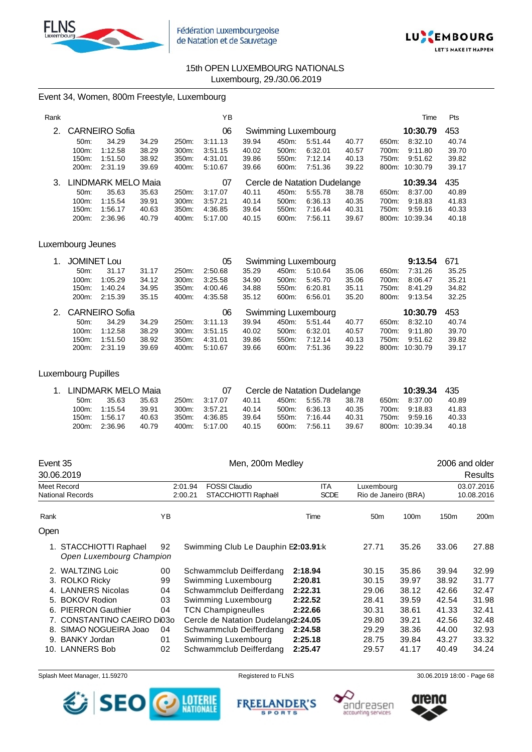15th OPEN LUXEMBOURG NATIONALS
Luxembourg, 29./30.06.2019

## Event 34, Women, 800m Freestyle, Luxembourg

| Rank | Name | YB | Club | Time | Pts |
|---|---|---|---|---|---|
| 2. | CARNEIRO Sofia | 06 | Swimming Luxembourg | **10:30.79** | 453 |

| | | | | | | | | | | | |
|---|---|---|---|---|---|---|---|---|---|---|---|
| 50m: | 34.29 | 34.29 | 250m: | 3:11.13 | 39.94 | 450m: | 5:51.44 | 40.77 | 650m: | 8:32.10 | 40.74 |
| 100m: | 1:12.58 | 38.29 | 300m: | 3:51.15 | 40.02 | 500m: | 6:32.01 | 40.57 | 700m: | 9:11.80 | 39.70 |
| 150m: | 1:51.50 | 38.92 | 350m: | 4:31.01 | 39.86 | 550m: | 7:12.14 | 40.13 | 750m: | 9:51.62 | 39.82 |
| 200m: | 2:31.19 | 39.69 | 400m: | 5:10.67 | 39.66 | 600m: | 7:51.36 | 39.22 | 800m: | 10:30.79 | 39.17 |

| Rank | Name | YB | Club | Time | Pts |
|---|---|---|---|---|---|
| 3. | LINDMARK MELO Maia | 07 | Cercle de Natation Dudelange | **10:39.34** | 435 |

| | | | | | | | | | | | |
|---|---|---|---|---|---|---|---|---|---|---|---|
| 50m: | 35.63 | 35.63 | 250m: | 3:17.07 | 40.11 | 450m: | 5:55.78 | 38.78 | 650m: | 8:37.00 | 40.89 |
| 100m: | 1:15.54 | 39.91 | 300m: | 3:57.21 | 40.14 | 500m: | 6:36.13 | 40.35 | 700m: | 9:18.83 | 41.83 |
| 150m: | 1:56.17 | 40.63 | 350m: | 4:36.85 | 39.64 | 550m: | 7:16.44 | 40.31 | 750m: | 9:59.16 | 40.33 |
| 200m: | 2:36.96 | 40.79 | 400m: | 5:17.00 | 40.15 | 600m: | 7:56.11 | 39.67 | 800m: | 10:39.34 | 40.18 |

### Luxembourg Jeunes

| Rank | Name | YB | Club | Time | Pts |
|---|---|---|---|---|---|
| 1. | JOMINET Lou | 05 | Swimming Luxembourg | **9:13.54** | 671 |

| | | | | | | | | | | | |
|---|---|---|---|---|---|---|---|---|---|---|---|
| 50m: | 31.17 | 31.17 | 250m: | 2:50.68 | 35.29 | 450m: | 5:10.64 | 35.06 | 650m: | 7:31.26 | 35.25 |
| 100m: | 1:05.29 | 34.12 | 300m: | 3:25.58 | 34.90 | 500m: | 5:45.70 | 35.06 | 700m: | 8:06.47 | 35.21 |
| 150m: | 1:40.24 | 34.95 | 350m: | 4:00.46 | 34.88 | 550m: | 6:20.81 | 35.11 | 750m: | 8:41.29 | 34.82 |
| 200m: | 2:15.39 | 35.15 | 400m: | 4:35.58 | 35.12 | 600m: | 6:56.01 | 35.20 | 800m: | 9:13.54 | 32.25 |

| Rank | Name | YB | Club | Time | Pts |
|---|---|---|---|---|---|
| 2. | CARNEIRO Sofia | 06 | Swimming Luxembourg | **10:30.79** | 453 |

| | | | | | | | | | | | |
|---|---|---|---|---|---|---|---|---|---|---|---|
| 50m: | 34.29 | 34.29 | 250m: | 3:11.13 | 39.94 | 450m: | 5:51.44 | 40.77 | 650m: | 8:32.10 | 40.74 |
| 100m: | 1:12.58 | 38.29 | 300m: | 3:51.15 | 40.02 | 500m: | 6:32.01 | 40.57 | 700m: | 9:11.80 | 39.70 |
| 150m: | 1:51.50 | 38.92 | 350m: | 4:31.01 | 39.86 | 550m: | 7:12.14 | 40.13 | 750m: | 9:51.62 | 39.82 |
| 200m: | 2:31.19 | 39.69 | 400m: | 5:10.67 | 39.66 | 600m: | 7:51.36 | 39.22 | 800m: | 10:30.79 | 39.17 |

### Luxembourg Pupilles

| Rank | Name | YB | Club | Time | Pts |
|---|---|---|---|---|---|
| 1. | LINDMARK MELO Maia | 07 | Cercle de Natation Dudelange | **10:39.34** | 435 |

| | | | | | | | | | | | |
|---|---|---|---|---|---|---|---|---|---|---|---|
| 50m: | 35.63 | 35.63 | 250m: | 3:17.07 | 40.11 | 450m: | 5:55.78 | 38.78 | 650m: | 8:37.00 | 40.89 |
| 100m: | 1:15.54 | 39.91 | 300m: | 3:57.21 | 40.14 | 500m: | 6:36.13 | 40.35 | 700m: | 9:18.83 | 41.83 |
| 150m: | 1:56.17 | 40.63 | 350m: | 4:36.85 | 39.64 | 550m: | 7:16.44 | 40.31 | 750m: | 9:59.16 | 40.33 |
| 200m: | 2:36.96 | 40.79 | 400m: | 5:17.00 | 40.15 | 600m: | 7:56.11 | 39.67 | 800m: | 10:39.34 | 40.18 |

## Event 35 — Men, 200m Medley — 2006 and older

30.06.2019 — Results

| | | | | | |
|---|---|---|---|---|---|
| Meet Record | 2:01.94 | FOSSI Claudio | ITA | Luxembourg | 03.07.2016 |
| National Records | 2:00.21 | STACCHIOTTI Raphaël | SCDE | Rio de Janeiro (BRA) | 10.08.2016 |

### Open

| Rank | Name | YB | Club | Time | 50m | 100m | 150m | 200m |
|---|---|---|---|---|---|---|---|---|
| 1. | STACCHIOTTI Raphael<br>*Open Luxembourg Champion* | 92 | Swimming Club Le Dauphin E | **2:03.91** k | 27.71 | 35.26 | 33.06 | 27.88 |
| 2. | WALTZING Loic | 00 | Schwammclub Deifferdang | **2:18.94** | 30.15 | 35.86 | 39.94 | 32.99 |
| 3. | ROLKO Ricky | 99 | Swimming Luxembourg | **2:20.81** | 30.15 | 39.97 | 38.92 | 31.77 |
| 4. | LANNERS Nicolas | 04 | Schwammclub Deifferdang | **2:22.31** | 29.06 | 38.12 | 42.66 | 32.47 |
| 5. | BOKOV Rodion | 03 | Swimming Luxembourg | **2:22.52** | 28.41 | 39.59 | 42.54 | 31.98 |
| 6. | PIERRON Gauthier | 04 | TCN Champigneulles | **2:22.66** | 30.31 | 38.61 | 41.33 | 32.41 |
| 7. | CONSTANTINO CAEIRO Di03o | | Cercle de Natation Dudelange | **2:24.05** | 29.80 | 39.21 | 42.56 | 32.48 |
| 8. | SIMAO NOGUEIRA Joao | 04 | Schwammclub Deifferdang | **2:24.58** | 29.29 | 38.36 | 44.00 | 32.93 |
| 9. | BANKY Jordan | 01 | Swimming Luxembourg | **2:25.18** | 28.75 | 39.84 | 43.27 | 33.32 |
| 10. | LANNERS Bob | 02 | Schwammclub Deifferdang | **2:25.47** | 29.57 | 41.17 | 40.49 | 34.24 |

Splash Meet Manager, 11.59270 — Registered to FLNS — 30.06.2019 18:00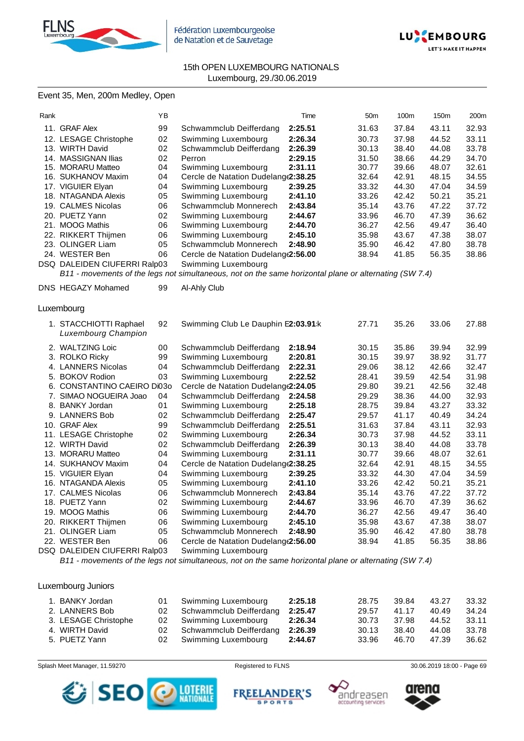15th OPEN LUXEMBOURG NATIONALS
Luxembourg, 29./30.06.2019

## Event 35, Men, 200m Medley, Open

| Rank | | YB | | Time | 50m | 100m | 150m | 200m |
|---|---|---|---|---|---|---|---|---|
| 11. | GRAF Alex | 99 | Schwammclub Deifferdang | **2:25.51** | 31.63 | 37.84 | 43.11 | 32.93 |
| 12. | LESAGE Christophe | 02 | Swimming Luxembourg | **2:26.34** | 30.73 | 37.98 | 44.52 | 33.11 |
| 13. | WIRTH David | 02 | Schwammclub Deifferdang | **2:26.39** | 30.13 | 38.40 | 44.08 | 33.78 |
| 14. | MASSIGNAN Ilias | 02 | Perron | **2:29.15** | 31.50 | 38.66 | 44.29 | 34.70 |
| 15. | MORARU Matteo | 04 | Swimming Luxembourg | **2:31.11** | 30.77 | 39.66 | 48.07 | 32.61 |
| 16. | SUKHANOV Maxim | 04 | Cercle de Natation Dudelange | **2:38.25** | 32.64 | 42.91 | 48.15 | 34.55 |
| 17. | VIGUIER Elyan | 04 | Swimming Luxembourg | **2:39.25** | 33.32 | 44.30 | 47.04 | 34.59 |
| 18. | NTAGANDA Alexis | 05 | Swimming Luxembourg | **2:41.10** | 33.26 | 42.42 | 50.21 | 35.21 |
| 19. | CALMES Nicolas | 06 | Schwammclub Monnerech | **2:43.84** | 35.14 | 43.76 | 47.22 | 37.72 |
| 20. | PUETZ Yann | 02 | Swimming Luxembourg | **2:44.67** | 33.96 | 46.70 | 47.39 | 36.62 |
| 21. | MOOG Mathis | 06 | Swimming Luxembourg | **2:44.70** | 36.27 | 42.56 | 49.47 | 36.40 |
| 22. | RIKKERT Thijmen | 06 | Swimming Luxembourg | **2:45.10** | 35.98 | 43.67 | 47.38 | 38.07 |
| 23. | OLINGER Liam | 05 | Schwammclub Monnerech | **2:48.90** | 35.90 | 46.42 | 47.80 | 38.78 |
| 24. | WESTER Ben | 06 | Cercle de Natation Dudelange | **2:56.00** | 38.94 | 41.85 | 56.35 | 38.86 |
| DSQ | DALEIDEN CIUFERRI Ralph | 03 | Swimming Luxembourg | | | | | |
| | *B11 - movements of the legs not simultaneous, not on the same horizontal plane or alternating (SW 7.4)* | | | | | | | |
| DNS | HEGAZY Mohamed | 99 | Al-Ahly Club | | | | | |

### Luxembourg

| Rank | | YB | | Time | 50m | 100m | 150m | 200m |
|---|---|---|---|---|---|---|---|---|
| 1. | STACCHIOTTI Raphael *Luxembourg Champion* | 92 | Swimming Club Le Dauphin E | **2:03.91** k | 27.71 | 35.26 | 33.06 | 27.88 |
| 2. | WALTZING Loic | 00 | Schwammclub Deifferdang | **2:18.94** | 30.15 | 35.86 | 39.94 | 32.99 |
| 3. | ROLKO Ricky | 99 | Swimming Luxembourg | **2:20.81** | 30.15 | 39.97 | 38.92 | 31.77 |
| 4. | LANNERS Nicolas | 04 | Schwammclub Deifferdang | **2:22.31** | 29.06 | 38.12 | 42.66 | 32.47 |
| 5. | BOKOV Rodion | 03 | Swimming Luxembourg | **2:22.52** | 28.41 | 39.59 | 42.54 | 31.98 |
| 6. | CONSTANTINO CAEIRO Dio | 03 | Cercle de Natation Dudelange | **2:24.05** | 29.80 | 39.21 | 42.56 | 32.48 |
| 7. | SIMAO NOGUEIRA Joao | 04 | Schwammclub Deifferdang | **2:24.58** | 29.29 | 38.36 | 44.00 | 32.93 |
| 8. | BANKY Jordan | 01 | Swimming Luxembourg | **2:25.18** | 28.75 | 39.84 | 43.27 | 33.32 |
| 9. | LANNERS Bob | 02 | Schwammclub Deifferdang | **2:25.47** | 29.57 | 41.17 | 40.49 | 34.24 |
| 10. | GRAF Alex | 99 | Schwammclub Deifferdang | **2:25.51** | 31.63 | 37.84 | 43.11 | 32.93 |
| 11. | LESAGE Christophe | 02 | Swimming Luxembourg | **2:26.34** | 30.73 | 37.98 | 44.52 | 33.11 |
| 12. | WIRTH David | 02 | Schwammclub Deifferdang | **2:26.39** | 30.13 | 38.40 | 44.08 | 33.78 |
| 13. | MORARU Matteo | 04 | Swimming Luxembourg | **2:31.11** | 30.77 | 39.66 | 48.07 | 32.61 |
| 14. | SUKHANOV Maxim | 04 | Cercle de Natation Dudelange | **2:38.25** | 32.64 | 42.91 | 48.15 | 34.55 |
| 15. | VIGUIER Elyan | 04 | Swimming Luxembourg | **2:39.25** | 33.32 | 44.30 | 47.04 | 34.59 |
| 16. | NTAGANDA Alexis | 05 | Swimming Luxembourg | **2:41.10** | 33.26 | 42.42 | 50.21 | 35.21 |
| 17. | CALMES Nicolas | 06 | Schwammclub Monnerech | **2:43.84** | 35.14 | 43.76 | 47.22 | 37.72 |
| 18. | PUETZ Yann | 02 | Swimming Luxembourg | **2:44.67** | 33.96 | 46.70 | 47.39 | 36.62 |
| 19. | MOOG Mathis | 06 | Swimming Luxembourg | **2:44.70** | 36.27 | 42.56 | 49.47 | 36.40 |
| 20. | RIKKERT Thijmen | 06 | Swimming Luxembourg | **2:45.10** | 35.98 | 43.67 | 47.38 | 38.07 |
| 21. | OLINGER Liam | 05 | Schwammclub Monnerech | **2:48.90** | 35.90 | 46.42 | 47.80 | 38.78 |
| 22. | WESTER Ben | 06 | Cercle de Natation Dudelange | **2:56.00** | 38.94 | 41.85 | 56.35 | 38.86 |
| DSQ | DALEIDEN CIUFERRI Ralph | 03 | Swimming Luxembourg | | | | | |
| | *B11 - movements of the legs not simultaneous, not on the same horizontal plane or alternating (SW 7.4)* | | | | | | | |

### Luxembourg Juniors

| Rank | | YB | | Time | 50m | 100m | 150m | 200m |
|---|---|---|---|---|---|---|---|---|
| 1. | BANKY Jordan | 01 | Swimming Luxembourg | **2:25.18** | 28.75 | 39.84 | 43.27 | 33.32 |
| 2. | LANNERS Bob | 02 | Schwammclub Deifferdang | **2:25.47** | 29.57 | 41.17 | 40.49 | 34.24 |
| 3. | LESAGE Christophe | 02 | Swimming Luxembourg | **2:26.34** | 30.73 | 37.98 | 44.52 | 33.11 |
| 4. | WIRTH David | 02 | Schwammclub Deifferdang | **2:26.39** | 30.13 | 38.40 | 44.08 | 33.78 |
| 5. | PUETZ Yann | 02 | Swimming Luxembourg | **2:44.67** | 33.96 | 46.70 | 47.39 | 36.62 |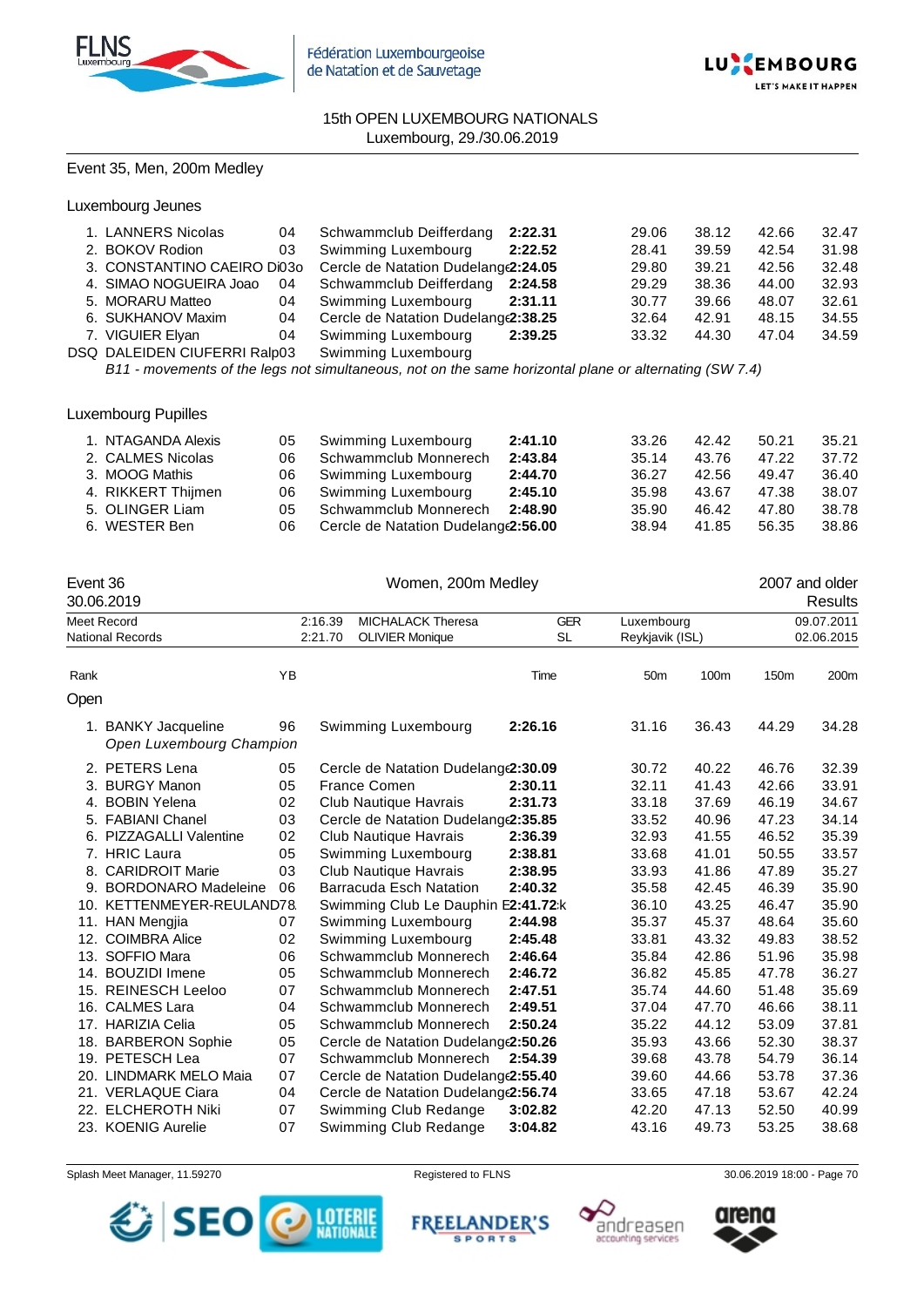15th OPEN LUXEMBOURG NATIONALS
Luxembourg, 29./30.06.2019

## Event 35, Men, 200m Medley

### Luxembourg Jeunes

| Rank | Name | YB | Club | Time | 50m | 100m | 150m | 200m |
|---|---|---|---|---|---|---|---|---|
| 1. | LANNERS Nicolas | 04 | Schwammclub Deifferdang | **2:22.31** | 29.06 | 38.12 | 42.66 | 32.47 |
| 2. | BOKOV Rodion | 03 | Swimming Luxembourg | **2:22.52** | 28.41 | 39.59 | 42.54 | 31.98 |
| 3. | CONSTANTINO CAEIRO Dio | 03 | Cercle de Natation Dudelange | **2:24.05** | 29.80 | 39.21 | 42.56 | 32.48 |
| 4. | SIMAO NOGUEIRA Joao | 04 | Schwammclub Deifferdang | **2:24.58** | 29.29 | 38.36 | 44.00 | 32.93 |
| 5. | MORARU Matteo | 04 | Swimming Luxembourg | **2:31.11** | 30.77 | 39.66 | 48.07 | 32.61 |
| 6. | SUKHANOV Maxim | 04 | Cercle de Natation Dudelange | **2:38.25** | 32.64 | 42.91 | 48.15 | 34.55 |
| 7. | VIGUIER Elyan | 04 | Swimming Luxembourg | **2:39.25** | 33.32 | 44.30 | 47.04 | 34.59 |
| DSQ | DALEIDEN CIUFERRI Ralph | 03 | Swimming Luxembourg | | | | | |

*B11 - movements of the legs not simultaneous, not on the same horizontal plane or alternating (SW 7.4)*

### Luxembourg Pupilles

| Rank | Name | YB | Club | Time | 50m | 100m | 150m | 200m |
|---|---|---|---|---|---|---|---|---|
| 1. | NTAGANDA Alexis | 05 | Swimming Luxembourg | **2:41.10** | 33.26 | 42.42 | 50.21 | 35.21 |
| 2. | CALMES Nicolas | 06 | Schwammclub Monnerech | **2:43.84** | 35.14 | 43.76 | 47.22 | 37.72 |
| 3. | MOOG Mathis | 06 | Swimming Luxembourg | **2:44.70** | 36.27 | 42.56 | 49.47 | 36.40 |
| 4. | RIKKERT Thijmen | 06 | Swimming Luxembourg | **2:45.10** | 35.98 | 43.67 | 47.38 | 38.07 |
| 5. | OLINGER Liam | 05 | Schwammclub Monnerech | **2:48.90** | 35.90 | 46.42 | 47.80 | 38.78 |
| 6. | WESTER Ben | 06 | Cercle de Natation Dudelange | **2:56.00** | 38.94 | 41.85 | 56.35 | 38.86 |

## Event 36 — Women, 200m Medley — 2007 and older

30.06.2019 — Results

| | Time | Name | Nation | Place | Date |
|---|---|---|---|---|---|
| Meet Record | 2:16.39 | MICHALACK Theresa | GER | Luxembourg | 09.07.2011 |
| National Records | 2:21.70 | OLIVIER Monique | SL | Reykjavik (ISL) | 02.06.2015 |

### Open

| Rank | Name | YB | Club | Time | 50m | 100m | 150m | 200m |
|---|---|---|---|---|---|---|---|---|
| 1. | BANKY Jacqueline *Open Luxembourg Champion* | 96 | Swimming Luxembourg | **2:26.16** | 31.16 | 36.43 | 44.29 | 34.28 |
| 2. | PETERS Lena | 05 | Cercle de Natation Dudelange | **2:30.09** | 30.72 | 40.22 | 46.76 | 32.39 |
| 3. | BURGY Manon | 05 | France Comen | **2:30.11** | 32.11 | 41.43 | 42.66 | 33.91 |
| 4. | BOBIN Yelena | 02 | Club Nautique Havrais | **2:31.73** | 33.18 | 37.69 | 46.19 | 34.67 |
| 5. | FABIANI Chanel | 03 | Cercle de Natation Dudelange | **2:35.85** | 33.52 | 40.96 | 47.23 | 34.14 |
| 6. | PIZZAGALLI Valentine | 02 | Club Nautique Havrais | **2:36.39** | 32.93 | 41.55 | 46.52 | 35.39 |
| 7. | HRIC Laura | 05 | Swimming Luxembourg | **2:38.81** | 33.68 | 41.01 | 50.55 | 33.57 |
| 8. | CARIDROIT Marie | 03 | Club Nautique Havrais | **2:38.95** | 33.93 | 41.86 | 47.89 | 35.27 |
| 9. | BORDONARO Madeleine | 06 | Barracuda Esch Natation | **2:40.32** | 35.58 | 42.45 | 46.39 | 35.90 |
| 10. | KETTENMEYER-REULAND | 78 | Swimming Club Le Dauphin Ettelbruck | **2:41.72** | 36.10 | 43.25 | 46.47 | 35.90 |
| 11. | HAN Mengjia | 07 | Swimming Luxembourg | **2:44.98** | 35.37 | 45.37 | 48.64 | 35.60 |
| 12. | COIMBRA Alice | 02 | Swimming Luxembourg | **2:45.48** | 33.81 | 43.32 | 49.83 | 38.52 |
| 13. | SOFFIO Mara | 06 | Schwammclub Monnerech | **2:46.64** | 35.84 | 42.86 | 51.96 | 35.98 |
| 14. | BOUZIDI Imene | 05 | Schwammclub Monnerech | **2:46.72** | 36.82 | 45.85 | 47.78 | 36.27 |
| 15. | REINESCH Leeloo | 07 | Schwammclub Monnerech | **2:47.51** | 35.74 | 44.60 | 51.48 | 35.69 |
| 16. | CALMES Lara | 04 | Schwammclub Monnerech | **2:49.51** | 37.04 | 47.70 | 46.66 | 38.11 |
| 17. | HARIZIA Celia | 05 | Schwammclub Monnerech | **2:50.24** | 35.22 | 44.12 | 53.09 | 37.81 |
| 18. | BARBERON Sophie | 05 | Cercle de Natation Dudelange | **2:50.26** | 35.93 | 43.66 | 52.30 | 38.37 |
| 19. | PETESCH Lea | 07 | Schwammclub Monnerech | **2:54.39** | 39.68 | 43.78 | 54.79 | 36.14 |
| 20. | LINDMARK MELO Maia | 07 | Cercle de Natation Dudelange | **2:55.40** | 39.60 | 44.66 | 53.78 | 37.36 |
| 21. | VERLAQUE Ciara | 04 | Cercle de Natation Dudelange | **2:56.74** | 33.65 | 47.18 | 53.67 | 42.24 |
| 22. | ELCHEROTH Niki | 07 | Swimming Club Redange | **3:02.82** | 42.20 | 47.13 | 52.50 | 40.99 |
| 23. | KOENIG Aurelie | 07 | Swimming Club Redange | **3:04.82** | 43.16 | 49.73 | 53.25 | 38.68 |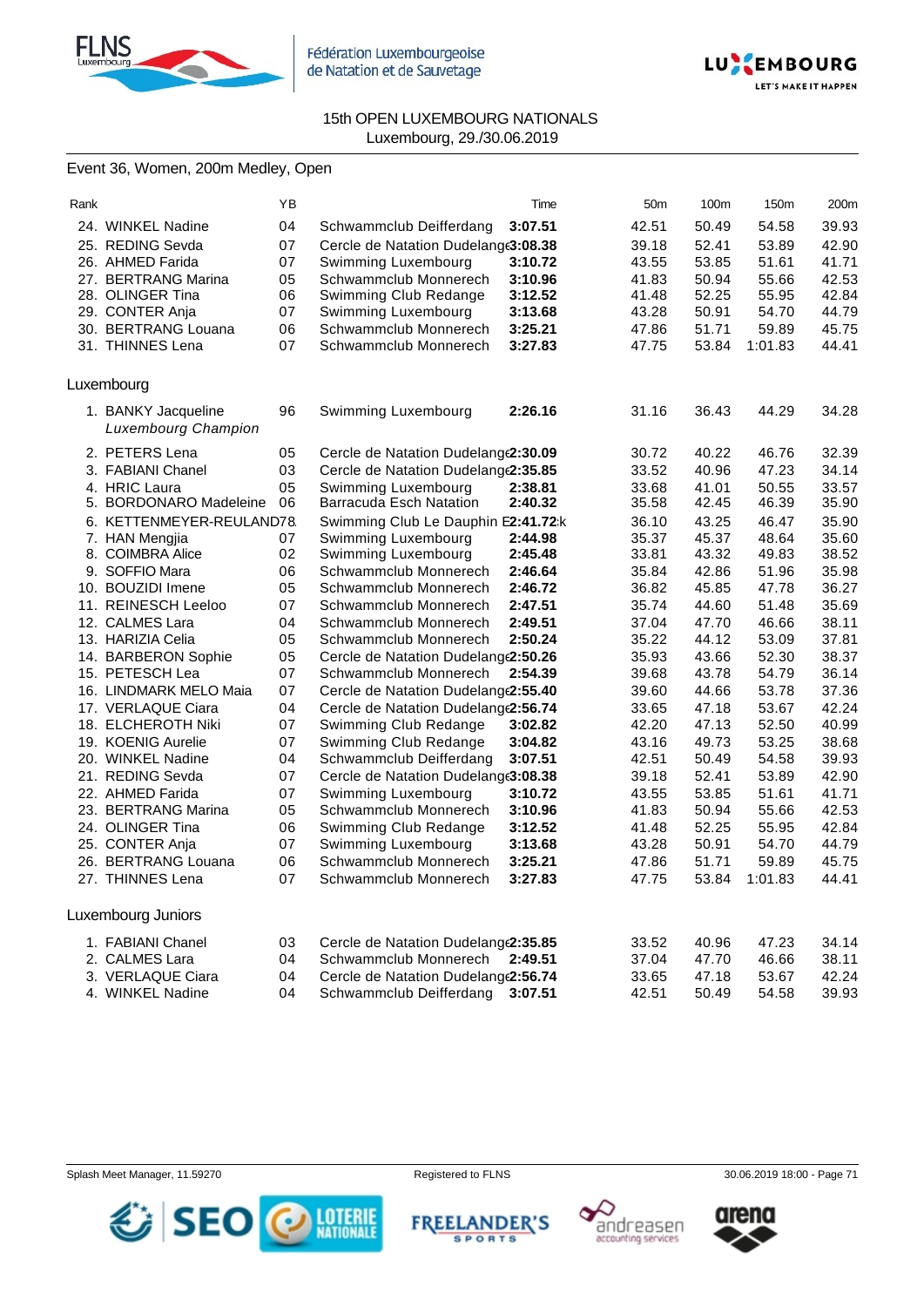15th OPEN LUXEMBOURG NATIONALS
Luxembourg, 29./30.06.2019

## Event 36, Women, 200m Medley, Open

| Rank | | YB | | Time | 50m | 100m | 150m | 200m |
|---|---|---|---|---|---|---|---|---|
| 24. | WINKEL Nadine | 04 | Schwammclub Deifferdang | **3:07.51** | 42.51 | 50.49 | 54.58 | 39.93 |
| 25. | REDING Sevda | 07 | Cercle de Natation Dudelange | **3:08.38** | 39.18 | 52.41 | 53.89 | 42.90 |
| 26. | AHMED Farida | 07 | Swimming Luxembourg | **3:10.72** | 43.55 | 53.85 | 51.61 | 41.71 |
| 27. | BERTRANG Marina | 05 | Schwammclub Monnerech | **3:10.96** | 41.83 | 50.94 | 55.66 | 42.53 |
| 28. | OLINGER Tina | 06 | Swimming Club Redange | **3:12.52** | 41.48 | 52.25 | 55.95 | 42.84 |
| 29. | CONTER Anja | 07 | Swimming Luxembourg | **3:13.68** | 43.28 | 50.91 | 54.70 | 44.79 |
| 30. | BERTRANG Louana | 06 | Schwammclub Monnerech | **3:25.21** | 47.86 | 51.71 | 59.89 | 45.75 |
| 31. | THINNES Lena | 07 | Schwammclub Monnerech | **3:27.83** | 47.75 | 53.84 | 1:01.83 | 44.41 |

### Luxembourg

| Rank | | YB | | Time | 50m | 100m | 150m | 200m |
|---|---|---|---|---|---|---|---|---|
| 1. | BANKY Jacqueline *Luxembourg Champion* | 96 | Swimming Luxembourg | **2:26.16** | 31.16 | 36.43 | 44.29 | 34.28 |
| 2. | PETERS Lena | 05 | Cercle de Natation Dudelange | **2:30.09** | 30.72 | 40.22 | 46.76 | 32.39 |
| 3. | FABIANI Chanel | 03 | Cercle de Natation Dudelange | **2:35.85** | 33.52 | 40.96 | 47.23 | 34.14 |
| 4. | HRIC Laura | 05 | Swimming Luxembourg | **2:38.81** | 33.68 | 41.01 | 50.55 | 33.57 |
| 5. | BORDONARO Madeleine | 06 | Barracuda Esch Natation | **2:40.32** | 35.58 | 42.45 | 46.39 | 35.90 |
| 6. | KETTENMEYER-REULAND | 78 | Swimming Club Le Dauphin Ettelbruck | **2:41.72** | 36.10 | 43.25 | 46.47 | 35.90 |
| 7. | HAN Mengjia | 07 | Swimming Luxembourg | **2:44.98** | 35.37 | 45.37 | 48.64 | 35.60 |
| 8. | COIMBRA Alice | 02 | Swimming Luxembourg | **2:45.48** | 33.81 | 43.32 | 49.83 | 38.52 |
| 9. | SOFFIO Mara | 06 | Schwammclub Monnerech | **2:46.64** | 35.84 | 42.86 | 51.96 | 35.98 |
| 10. | BOUZIDI Imene | 05 | Schwammclub Monnerech | **2:46.72** | 36.82 | 45.85 | 47.78 | 36.27 |
| 11. | REINESCH Leeloo | 07 | Schwammclub Monnerech | **2:47.51** | 35.74 | 44.60 | 51.48 | 35.69 |
| 12. | CALMES Lara | 04 | Schwammclub Monnerech | **2:49.51** | 37.04 | 47.70 | 46.66 | 38.11 |
| 13. | HARIZIA Celia | 05 | Schwammclub Monnerech | **2:50.24** | 35.22 | 44.12 | 53.09 | 37.81 |
| 14. | BARBERON Sophie | 05 | Cercle de Natation Dudelange | **2:50.26** | 35.93 | 43.66 | 52.30 | 38.37 |
| 15. | PETESCH Lea | 07 | Schwammclub Monnerech | **2:54.39** | 39.68 | 43.78 | 54.79 | 36.14 |
| 16. | LINDMARK MELO Maia | 07 | Cercle de Natation Dudelange | **2:55.40** | 39.60 | 44.66 | 53.78 | 37.36 |
| 17. | VERLAQUE Ciara | 04 | Cercle de Natation Dudelange | **2:56.74** | 33.65 | 47.18 | 53.67 | 42.24 |
| 18. | ELCHEROTH Niki | 07 | Swimming Club Redange | **3:02.82** | 42.20 | 47.13 | 52.50 | 40.99 |
| 19. | KOENIG Aurelie | 07 | Swimming Club Redange | **3:04.82** | 43.16 | 49.73 | 53.25 | 38.68 |
| 20. | WINKEL Nadine | 04 | Schwammclub Deifferdang | **3:07.51** | 42.51 | 50.49 | 54.58 | 39.93 |
| 21. | REDING Sevda | 07 | Cercle de Natation Dudelange | **3:08.38** | 39.18 | 52.41 | 53.89 | 42.90 |
| 22. | AHMED Farida | 07 | Swimming Luxembourg | **3:10.72** | 43.55 | 53.85 | 51.61 | 41.71 |
| 23. | BERTRANG Marina | 05 | Schwammclub Monnerech | **3:10.96** | 41.83 | 50.94 | 55.66 | 42.53 |
| 24. | OLINGER Tina | 06 | Swimming Club Redange | **3:12.52** | 41.48 | 52.25 | 55.95 | 42.84 |
| 25. | CONTER Anja | 07 | Swimming Luxembourg | **3:13.68** | 43.28 | 50.91 | 54.70 | 44.79 |
| 26. | BERTRANG Louana | 06 | Schwammclub Monnerech | **3:25.21** | 47.86 | 51.71 | 59.89 | 45.75 |
| 27. | THINNES Lena | 07 | Schwammclub Monnerech | **3:27.83** | 47.75 | 53.84 | 1:01.83 | 44.41 |

### Luxembourg Juniors

| Rank | | YB | | Time | 50m | 100m | 150m | 200m |
|---|---|---|---|---|---|---|---|---|
| 1. | FABIANI Chanel | 03 | Cercle de Natation Dudelange | **2:35.85** | 33.52 | 40.96 | 47.23 | 34.14 |
| 2. | CALMES Lara | 04 | Schwammclub Monnerech | **2:49.51** | 37.04 | 47.70 | 46.66 | 38.11 |
| 3. | VERLAQUE Ciara | 04 | Cercle de Natation Dudelange | **2:56.74** | 33.65 | 47.18 | 53.67 | 42.24 |
| 4. | WINKEL Nadine | 04 | Schwammclub Deifferdang | **3:07.51** | 42.51 | 50.49 | 54.58 | 39.93 |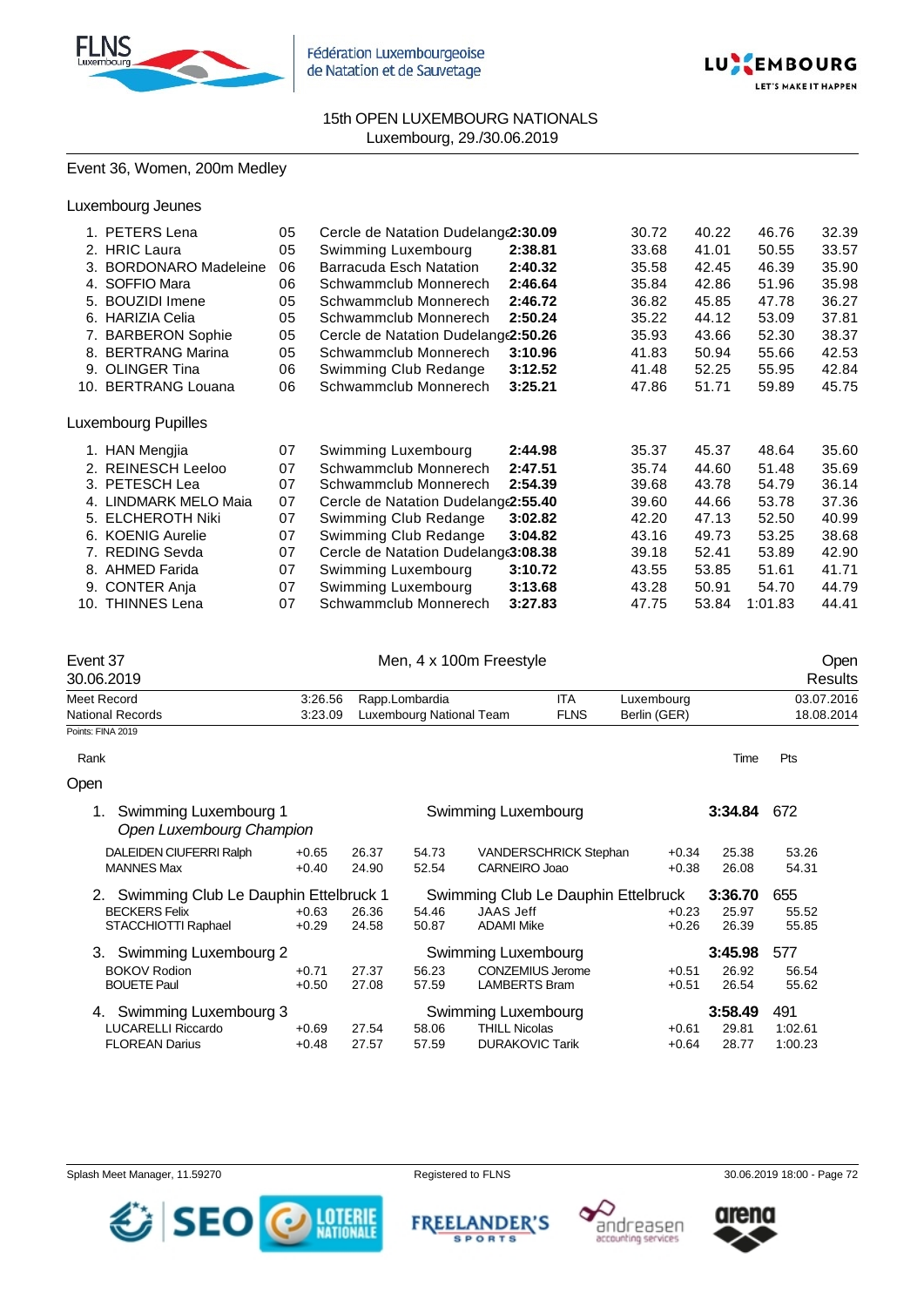15th OPEN LUXEMBOURG NATIONALS
Luxembourg, 29./30.06.2019

## Event 36, Women, 200m Medley

### Luxembourg Jeunes

| Rank | Name | YoB | Club | Time | 50m | 100m | 150m | 200m |
|---|---|---|---|---|---|---|---|---|
| 1. | PETERS Lena | 05 | Cercle de Natation Dudelange | **2:30.09** | 30.72 | 40.22 | 46.76 | 32.39 |
| 2. | HRIC Laura | 05 | Swimming Luxembourg | **2:38.81** | 33.68 | 41.01 | 50.55 | 33.57 |
| 3. | BORDONARO Madeleine | 06 | Barracuda Esch Natation | **2:40.32** | 35.58 | 42.45 | 46.39 | 35.90 |
| 4. | SOFFIO Mara | 06 | Schwammclub Monnerech | **2:46.64** | 35.84 | 42.86 | 51.96 | 35.98 |
| 5. | BOUZIDI Imene | 05 | Schwammclub Monnerech | **2:46.72** | 36.82 | 45.85 | 47.78 | 36.27 |
| 6. | HARIZIA Celia | 05 | Schwammclub Monnerech | **2:50.24** | 35.22 | 44.12 | 53.09 | 37.81 |
| 7. | BARBERON Sophie | 05 | Cercle de Natation Dudelange | **2:50.26** | 35.93 | 43.66 | 52.30 | 38.37 |
| 8. | BERTRANG Marina | 05 | Schwammclub Monnerech | **3:10.96** | 41.83 | 50.94 | 55.66 | 42.53 |
| 9. | OLINGER Tina | 06 | Swimming Club Redange | **3:12.52** | 41.48 | 52.25 | 55.95 | 42.84 |
| 10. | BERTRANG Louana | 06 | Schwammclub Monnerech | **3:25.21** | 47.86 | 51.71 | 59.89 | 45.75 |

### Luxembourg Pupilles

| Rank | Name | YoB | Club | Time | 50m | 100m | 150m | 200m |
|---|---|---|---|---|---|---|---|---|
| 1. | HAN Mengjia | 07 | Swimming Luxembourg | **2:44.98** | 35.37 | 45.37 | 48.64 | 35.60 |
| 2. | REINESCH Leeloo | 07 | Schwammclub Monnerech | **2:47.51** | 35.74 | 44.60 | 51.48 | 35.69 |
| 3. | PETESCH Lea | 07 | Schwammclub Monnerech | **2:54.39** | 39.68 | 43.78 | 54.79 | 36.14 |
| 4. | LINDMARK MELO Maia | 07 | Cercle de Natation Dudelange | **2:55.40** | 39.60 | 44.66 | 53.78 | 37.36 |
| 5. | ELCHEROTH Niki | 07 | Swimming Club Redange | **3:02.82** | 42.20 | 47.13 | 52.50 | 40.99 |
| 6. | KOENIG Aurelie | 07 | Swimming Club Redange | **3:04.82** | 43.16 | 49.73 | 53.25 | 38.68 |
| 7. | REDING Sevda | 07 | Cercle de Natation Dudelange | **3:08.38** | 39.18 | 52.41 | 53.89 | 42.90 |
| 8. | AHMED Farida | 07 | Swimming Luxembourg | **3:10.72** | 43.55 | 53.85 | 51.61 | 41.71 |
| 9. | CONTER Anja | 07 | Swimming Luxembourg | **3:13.68** | 43.28 | 50.91 | 54.70 | 44.79 |
| 10. | THINNES Lena | 07 | Schwammclub Monnerech | **3:27.83** | 47.75 | 53.84 | 1:01.83 | 44.41 |

## Event 37 — Men, 4 x 100m Freestyle — Open

30.06.2019 — Results

| | Time | Name | Nation | Place | Date |
|---|---|---|---|---|---|
| Meet Record | 3:26.56 | Rapp.Lombardia | ITA | Luxembourg | 03.07.2016 |
| National Records | 3:23.09 | Luxembourg National Team | FLNS | Berlin (GER) | 18.08.2014 |

Points: FINA 2019

### Open

| Rank | Team | Club | Time | Pts |
|---|---|---|---|---|
| 1. | Swimming Luxembourg 1 (*Open Luxembourg Champion*) | Swimming Luxembourg | **3:34.84** | 672 |
| 2. | Swimming Club Le Dauphin Ettelbruck 1 | Swimming Club Le Dauphin Ettelbruck | **3:36.70** | 655 |
| 3. | Swimming Luxembourg 2 | Swimming Luxembourg | **3:45.98** | 577 |
| 4. | Swimming Luxembourg 3 | Swimming Luxembourg | **3:58.49** | 491 |

| Rank | Swimmer | Reaction | 50m | 100m | Swimmer | Reaction | 50m | 100m |
|---|---|---|---|---|---|---|---|---|
| 1. | DALEIDEN CIUFERRI Ralph | +0.65 | 26.37 | 54.73 | VANDERSCHRICK Stephan | +0.34 | 25.38 | 53.26 |
| | MANNES Max | +0.40 | 24.90 | 52.54 | CARNEIRO Joao | +0.38 | 26.08 | 54.31 |
| 2. | BECKERS Felix | +0.63 | 26.36 | 54.46 | JAAS Jeff | +0.23 | 25.97 | 55.52 |
| | STACCHIOTTI Raphael | +0.29 | 24.58 | 50.87 | ADAMI Mike | +0.26 | 26.39 | 55.85 |
| 3. | BOKOV Rodion | +0.71 | 27.37 | 56.23 | CONZEMIUS Jerome | +0.51 | 26.92 | 56.54 |
| | BOUETE Paul | +0.50 | 27.08 | 57.59 | LAMBERTS Bram | +0.51 | 26.54 | 55.62 |
| 4. | LUCARELLI Riccardo | +0.69 | 27.54 | 58.06 | THILL Nicolas | +0.61 | 29.81 | 1:02.61 |
| | FLOREAN Darius | +0.48 | 27.57 | 57.59 | DURAKOVIC Tarik | +0.64 | 28.77 | 1:00.23 |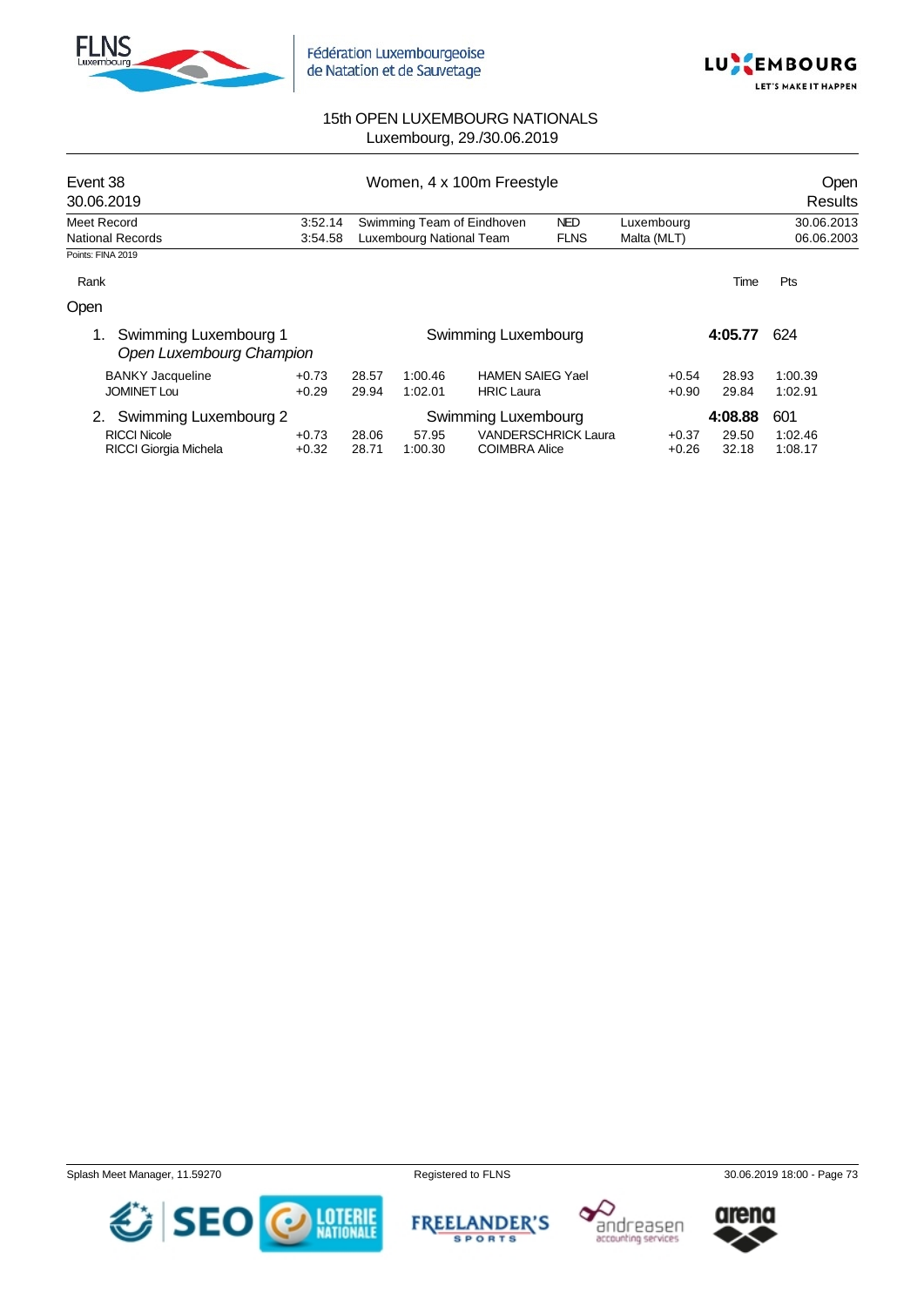Fédération Luxembourgeoise de Natation et de Sauvetage

15th OPEN LUXEMBOURG NATIONALS
Luxembourg, 29./30.06.2019

| Event 38 | Women, 4 x 100m Freestyle | Open |
|---|---|---|
| 30.06.2019 | | Results |

| | | | | | |
|---|---|---|---|---|---|
| Meet Record | 3:52.14 | Swimming Team of Eindhoven | NED | Luxembourg | 30.06.2013 |
| National Records | 3:54.58 | Luxembourg National Team | FLNS | Malta (MLT) | 06.06.2003 |

Points: FINA 2019

Rank — Time — Pts

## Open

| | | | | | | | | Time | Pts |
|---|---|---|---|---|---|---|---|---|---|
| 1. Swimming Luxembourg 1 *Open Luxembourg Champion* | | | | Swimming Luxembourg | | | | **4:05.77** | 624 |
| BANKY Jacqueline | +0.73 | 28.57 | 1:00.46 | HAMEN SAIEG Yael | | +0.54 | | 28.93 | 1:00.39 |
| JOMINET Lou | +0.29 | 29.94 | 1:02.01 | HRIC Laura | | +0.90 | | 29.84 | 1:02.91 |
| 2. Swimming Luxembourg 2 | | | | Swimming Luxembourg | | | | **4:08.88** | 601 |
| RICCI Nicole | +0.73 | 28.06 | 57.95 | VANDERSCHRICK Laura | | +0.37 | | 29.50 | 1:02.46 |
| RICCI Giorgia Michela | +0.32 | 28.71 | 1:00.30 | COIMBRA Alice | | +0.26 | | 32.18 | 1:08.17 |

Splash Meet Manager, 11.59270 — Registered to FLNS — 30.06.2019 18:00